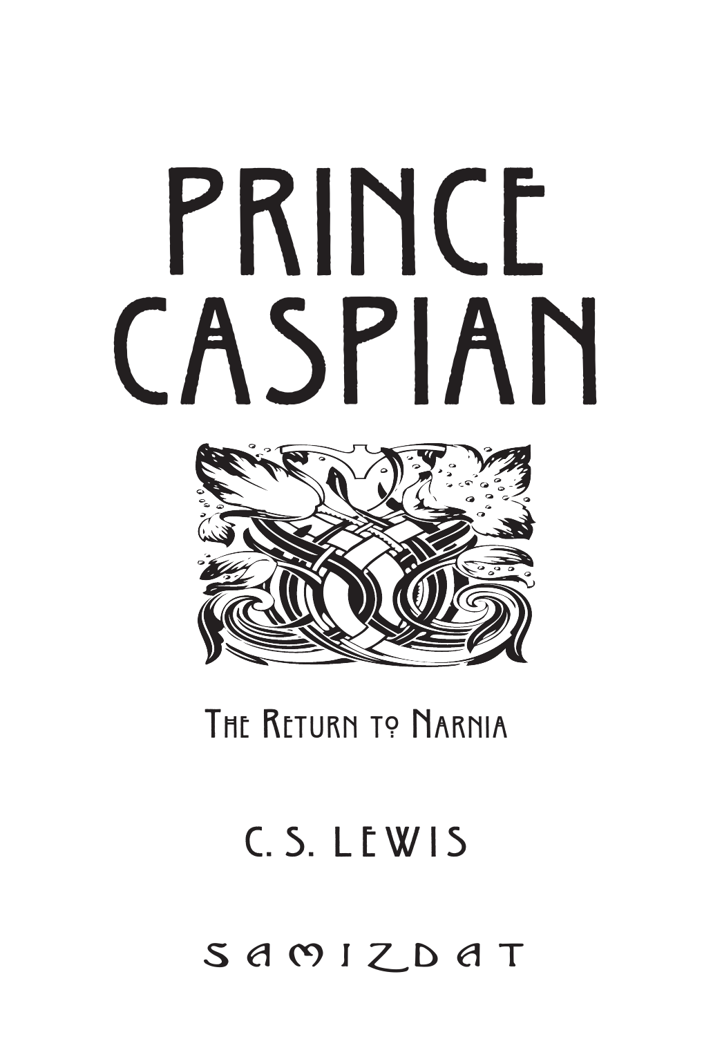# PRINCE CASPIAN

The Return to Narnia

C. S. LEWIS

SAMIZDAT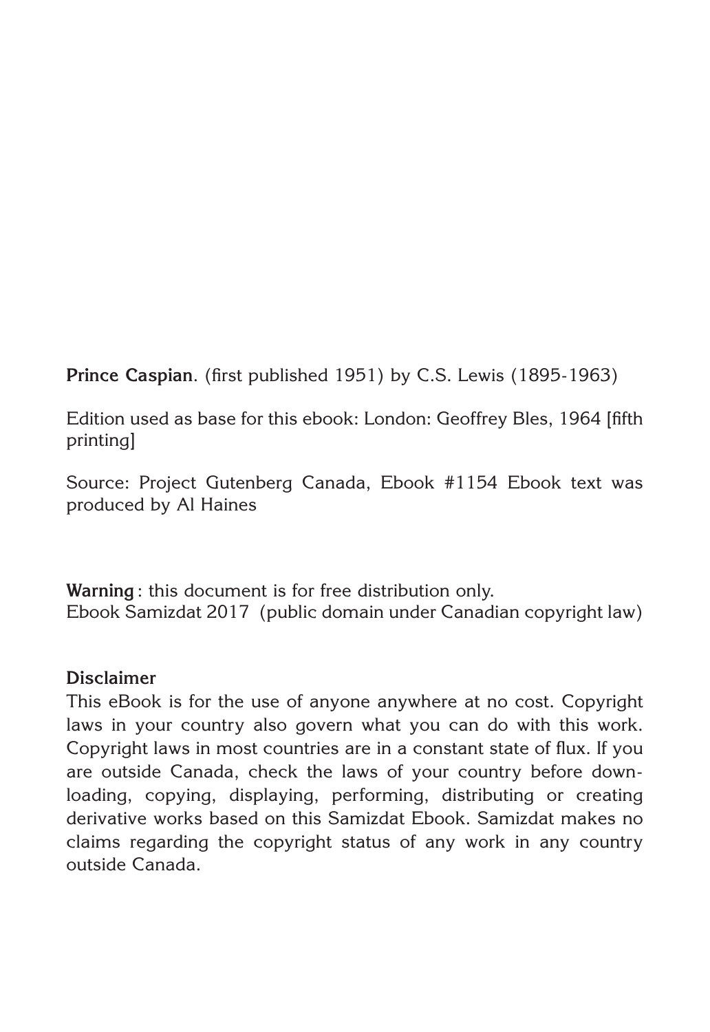**Prince Caspian**. (first published 1951) by C.S. Lewis (1895-1963)

Edition used as base for this ebook: London: Geoffrey Bles, 1964 [fifth printing]

Source: Project Gutenberg Canada, Ebook #1154 Ebook text was produced by Al Haines

**Warning** : this document is for free distribution only.
Ebook Samizdat 2017 (public domain under Canadian copyright law)

**Disclaimer**
This eBook is for the use of anyone anywhere at no cost. Copyright laws in your country also govern what you can do with this work. Copyright laws in most countries are in a constant state of flux. If you are outside Canada, check the laws of your country before downloading, copying, displaying, performing, distributing or creating derivative works based on this Samizdat Ebook. Samizdat makes no claims regarding the copyright status of any work in any country outside Canada.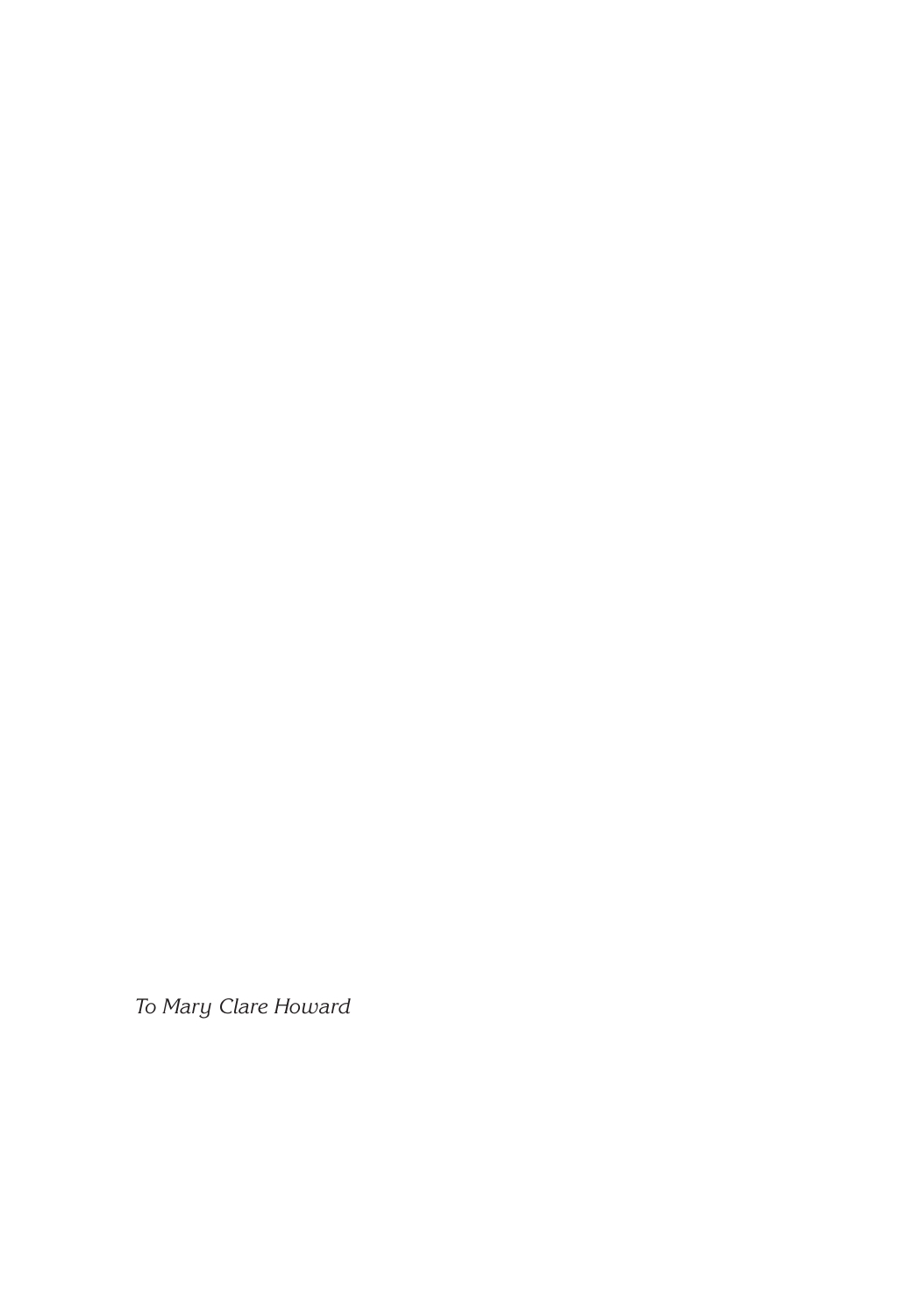*To Mary Clare Howard*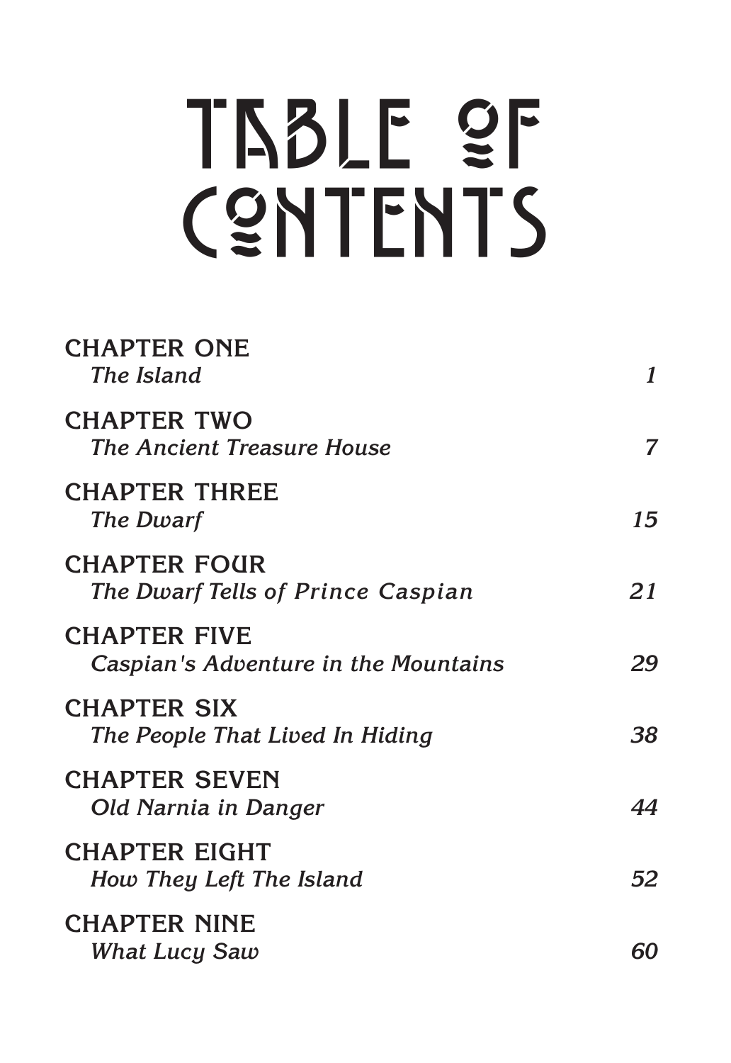# TABLE OF CONTENTS

CHAPTER ONE
*The Island* — *1*

CHAPTER TWO
*The Ancient Treasure House* — *7*

CHAPTER THREE
*The Dwarf* — *15*

CHAPTER FOUR
*The Dwarf Tells of Prince Caspian* — *21*

CHAPTER FIVE
*Caspian's Adventure in the Mountains* — *29*

CHAPTER SIX
*The People That Lived In Hiding* — *38*

CHAPTER SEVEN
*Old Narnia in Danger* — *44*

CHAPTER EIGHT
*How They Left The Island* — *52*

CHAPTER NINE
*What Lucy Saw* — *60*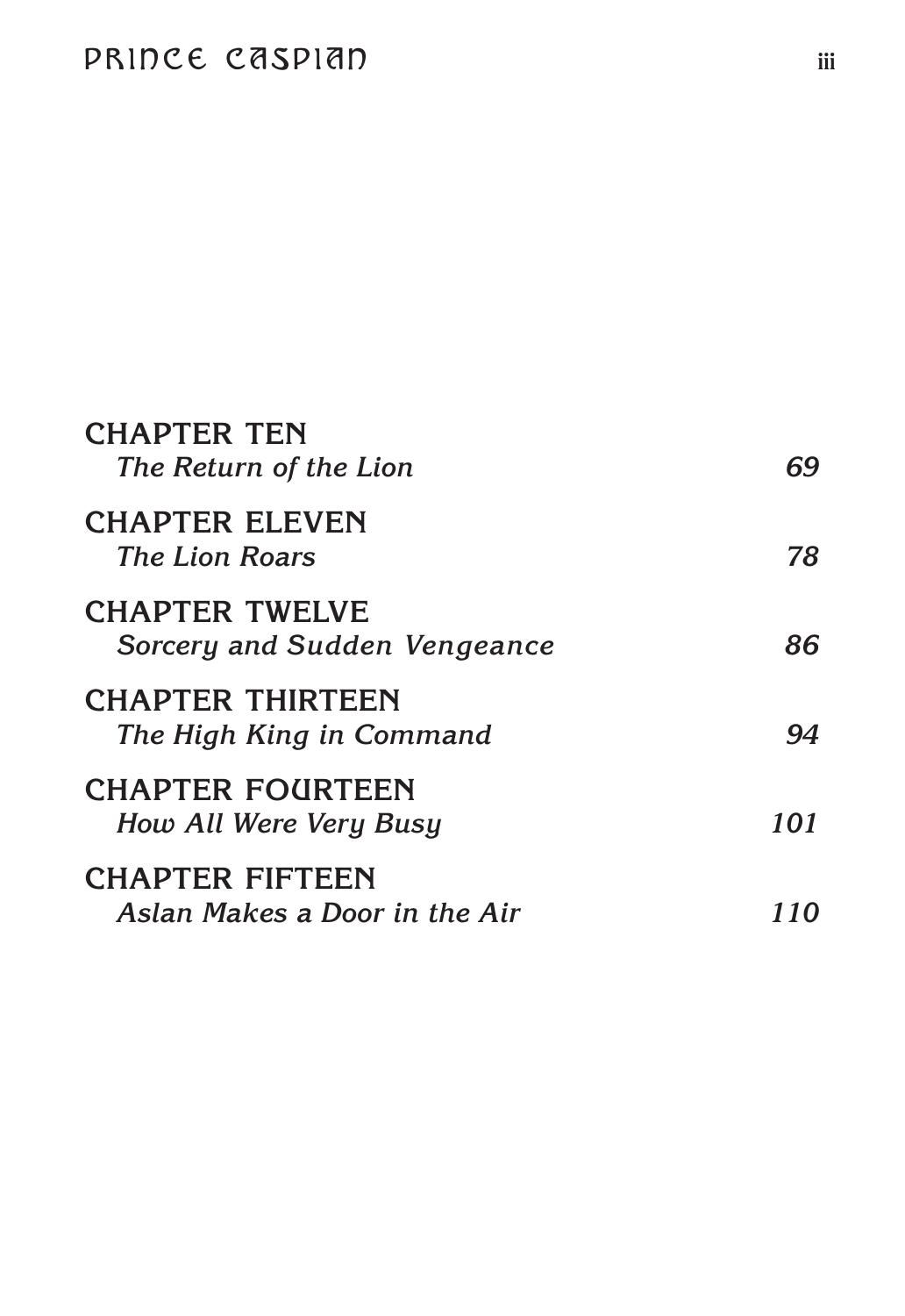| | |
|---|---|
| CHAPTER TEN<br>*The Return of the Lion* | *69* |
| CHAPTER ELEVEN<br>*The Lion Roars* | *78* |
| CHAPTER TWELVE<br>*Sorcery and Sudden Vengeance* | *86* |
| CHAPTER THIRTEEN<br>*The High King in Command* | *94* |
| CHAPTER FOURTEEN<br>*How All Were Very Busy* | *101* |
| CHAPTER FIFTEEN<br>*Aslan Makes a Door in the Air* | *110* |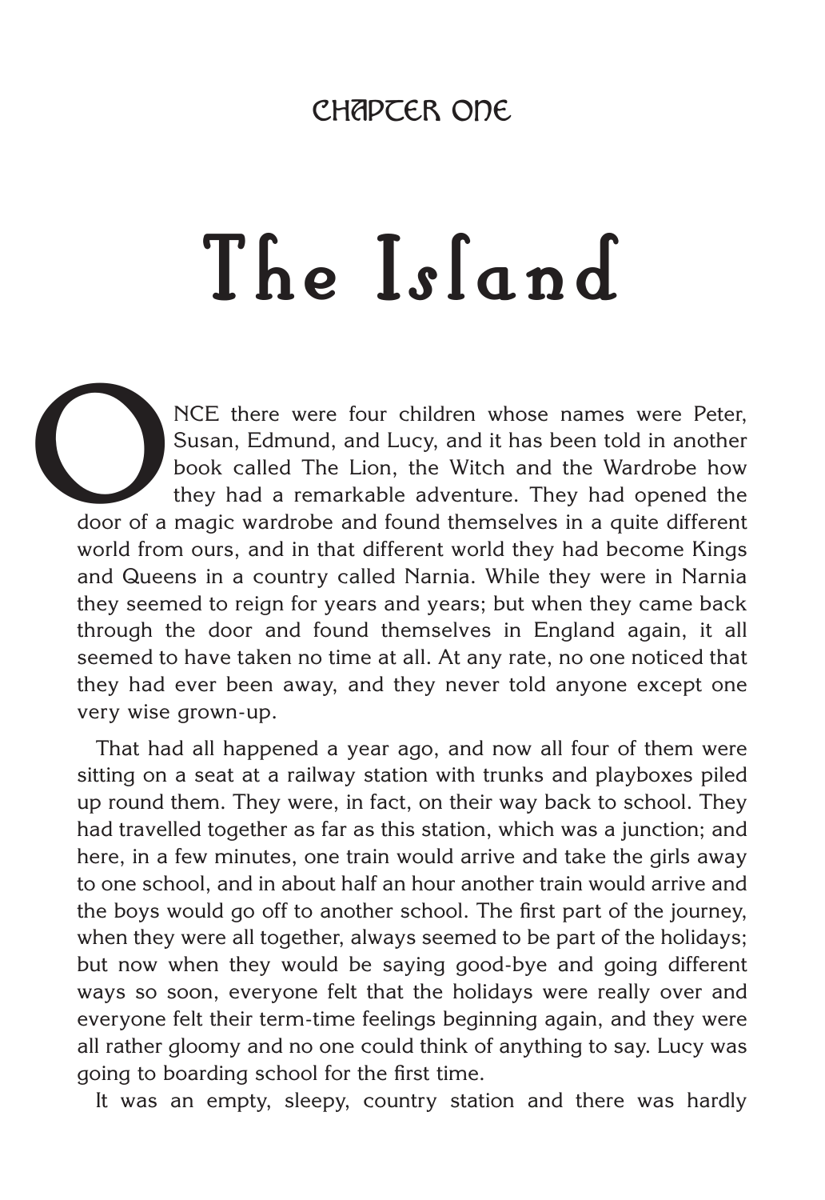## CHAPTER ONE

# The Island

ONCE there were four children whose names were Peter, Susan, Edmund, and Lucy, and it has been told in another book called The Lion, the Witch and the Wardrobe how they had a remarkable adventure. They had opened the door of a magic wardrobe and found themselves in a quite different world from ours, and in that different world they had become Kings and Queens in a country called Narnia. While they were in Narnia they seemed to reign for years and years; but when they came back through the door and found themselves in England again, it all seemed to have taken no time at all. At any rate, no one noticed that they had ever been away, and they never told anyone except one very wise grown-up.

That had all happened a year ago, and now all four of them were sitting on a seat at a railway station with trunks and playboxes piled up round them. They were, in fact, on their way back to school. They had travelled together as far as this station, which was a junction; and here, in a few minutes, one train would arrive and take the girls away to one school, and in about half an hour another train would arrive and the boys would go off to another school. The first part of the journey, when they were all together, always seemed to be part of the holidays; but now when they would be saying good-bye and going different ways so soon, everyone felt that the holidays were really over and everyone felt their term-time feelings beginning again, and they were all rather gloomy and no one could think of anything to say. Lucy was going to boarding school for the first time.

It was an empty, sleepy, country station and there was hardly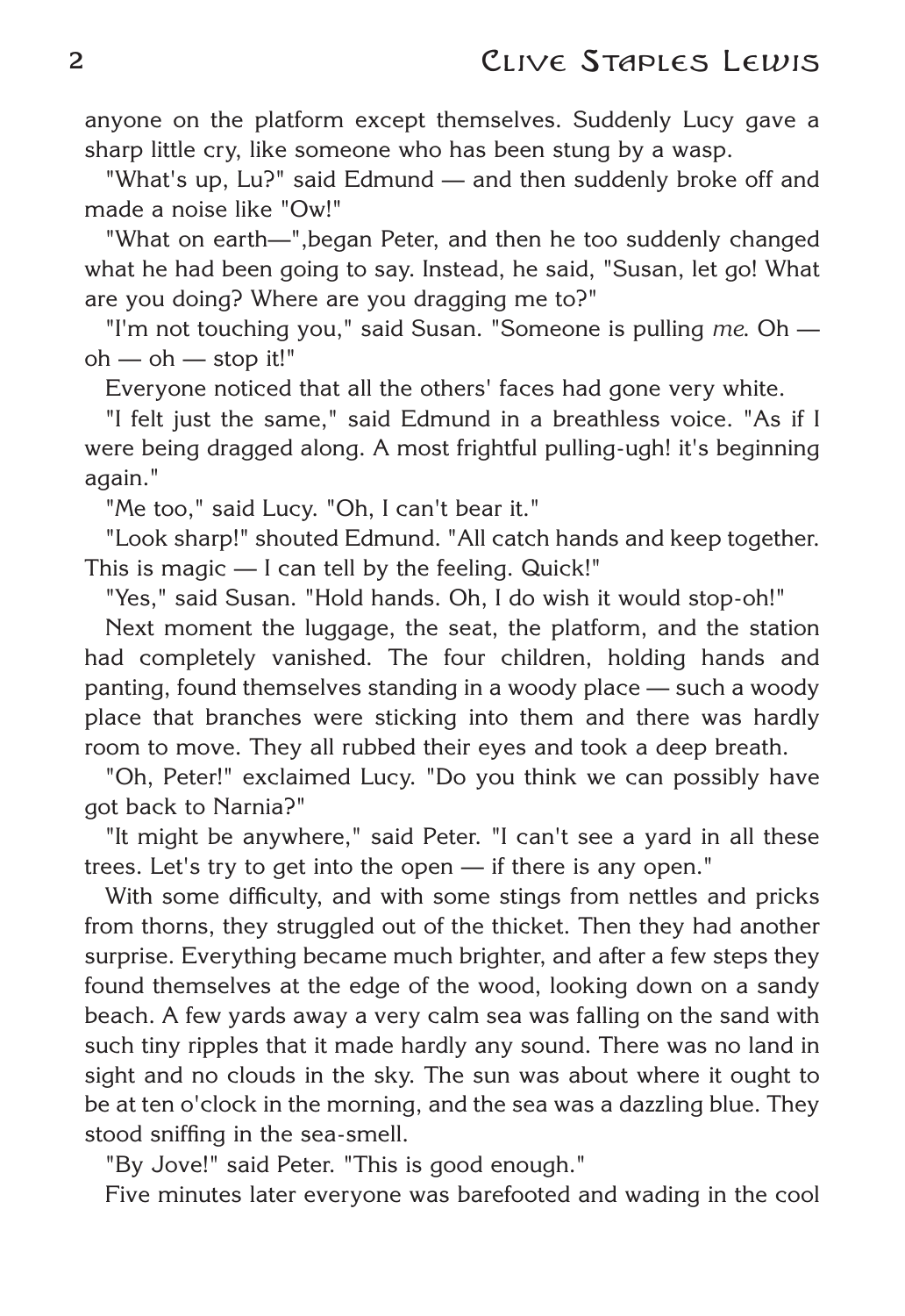anyone on the platform except themselves. Suddenly Lucy gave a sharp little cry, like someone who has been stung by a wasp.

"What's up, Lu?" said Edmund — and then suddenly broke off and made a noise like "Ow!"

"What on earth—",began Peter, and then he too suddenly changed what he had been going to say. Instead, he said, "Susan, let go! What are you doing? Where are you dragging me to?"

"I'm not touching you," said Susan. "Someone is pulling *me*. Oh — oh — oh — stop it!"

Everyone noticed that all the others' faces had gone very white.

"I felt just the same," said Edmund in a breathless voice. "As if I were being dragged along. A most frightful pulling-ugh! it's beginning again."

"Me too," said Lucy. "Oh, I can't bear it."

"Look sharp!" shouted Edmund. "All catch hands and keep together. This is magic — I can tell by the feeling. Quick!"

"Yes," said Susan. "Hold hands. Oh, I do wish it would stop-oh!"

Next moment the luggage, the seat, the platform, and the station had completely vanished. The four children, holding hands and panting, found themselves standing in a woody place — such a woody place that branches were sticking into them and there was hardly room to move. They all rubbed their eyes and took a deep breath.

"Oh, Peter!" exclaimed Lucy. "Do you think we can possibly have got back to Narnia?"

"It might be anywhere," said Peter. "I can't see a yard in all these trees. Let's try to get into the open — if there is any open."

With some difficulty, and with some stings from nettles and pricks from thorns, they struggled out of the thicket. Then they had another surprise. Everything became much brighter, and after a few steps they found themselves at the edge of the wood, looking down on a sandy beach. A few yards away a very calm sea was falling on the sand with such tiny ripples that it made hardly any sound. There was no land in sight and no clouds in the sky. The sun was about where it ought to be at ten o'clock in the morning, and the sea was a dazzling blue. They stood sniffing in the sea-smell.

"By Jove!" said Peter. "This is good enough."

Five minutes later everyone was barefooted and wading in the cool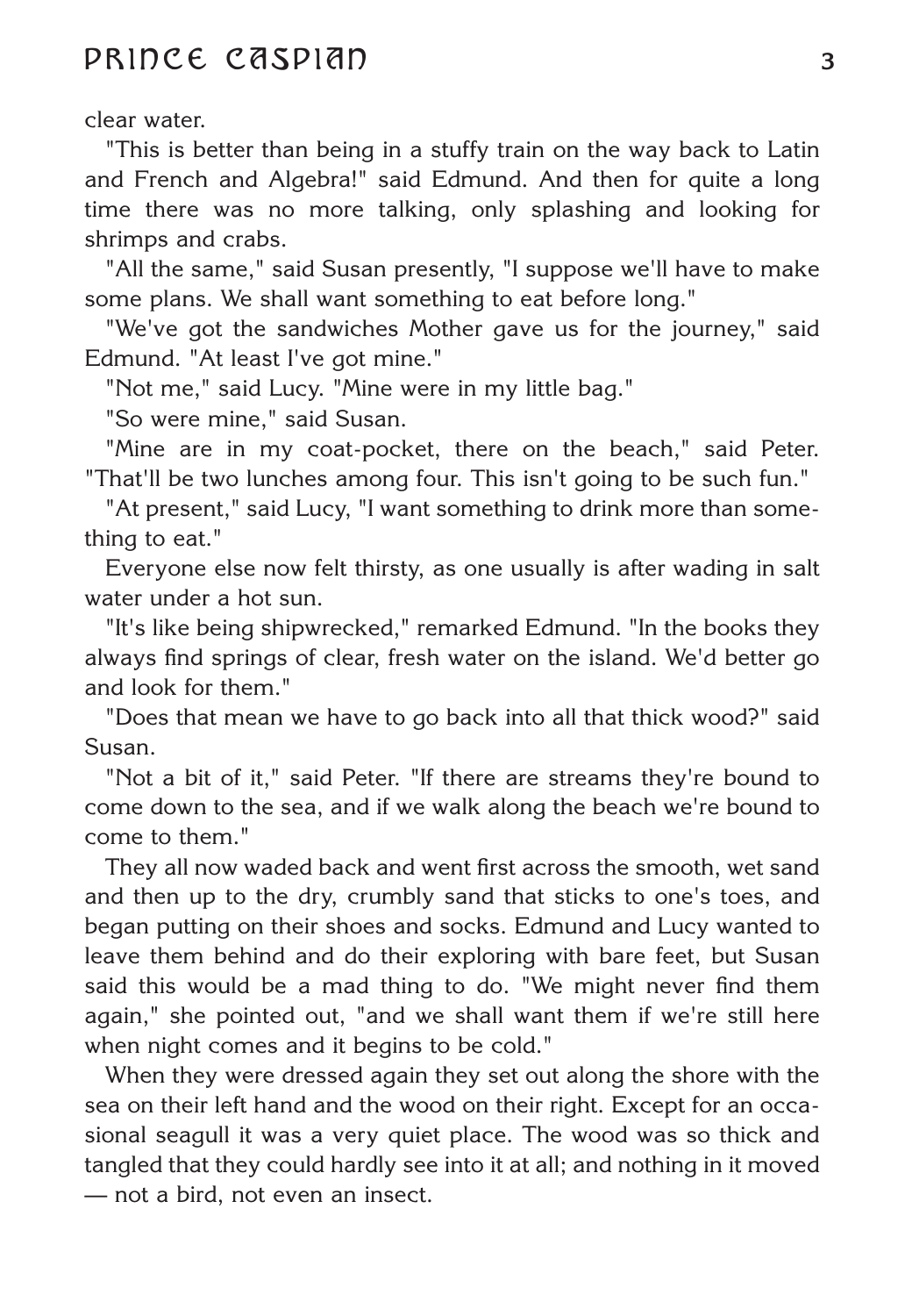clear water.

"This is better than being in a stuffy train on the way back to Latin and French and Algebra!" said Edmund. And then for quite a long time there was no more talking, only splashing and looking for shrimps and crabs.

"All the same," said Susan presently, "I suppose we'll have to make some plans. We shall want something to eat before long."

"We've got the sandwiches Mother gave us for the journey," said Edmund. "At least I've got mine."

"Not me," said Lucy. "Mine were in my little bag."

"So were mine," said Susan.

"Mine are in my coat-pocket, there on the beach," said Peter. "That'll be two lunches among four. This isn't going to be such fun."

"At present," said Lucy, "I want something to drink more than something to eat."

Everyone else now felt thirsty, as one usually is after wading in salt water under a hot sun.

"It's like being shipwrecked," remarked Edmund. "In the books they always find springs of clear, fresh water on the island. We'd better go and look for them."

"Does that mean we have to go back into all that thick wood?" said Susan.

"Not a bit of it," said Peter. "If there are streams they're bound to come down to the sea, and if we walk along the beach we're bound to come to them."

They all now waded back and went first across the smooth, wet sand and then up to the dry, crumbly sand that sticks to one's toes, and began putting on their shoes and socks. Edmund and Lucy wanted to leave them behind and do their exploring with bare feet, but Susan said this would be a mad thing to do. "We might never find them again," she pointed out, "and we shall want them if we're still here when night comes and it begins to be cold."

When they were dressed again they set out along the shore with the sea on their left hand and the wood on their right. Except for an occasional seagull it was a very quiet place. The wood was so thick and tangled that they could hardly see into it at all; and nothing in it moved — not a bird, not even an insect.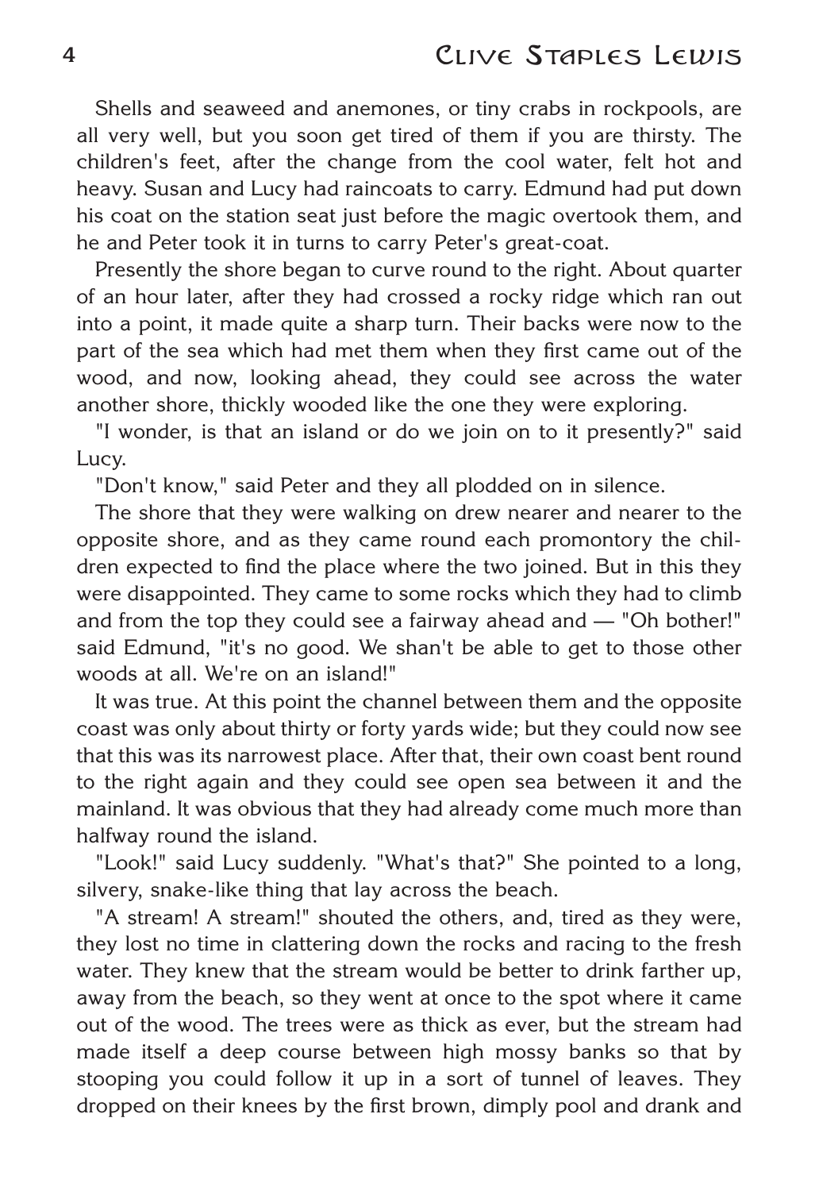Shells and seaweed and anemones, or tiny crabs in rockpools, are all very well, but you soon get tired of them if you are thirsty. The children's feet, after the change from the cool water, felt hot and heavy. Susan and Lucy had raincoats to carry. Edmund had put down his coat on the station seat just before the magic overtook them, and he and Peter took it in turns to carry Peter's great-coat.

Presently the shore began to curve round to the right. About quarter of an hour later, after they had crossed a rocky ridge which ran out into a point, it made quite a sharp turn. Their backs were now to the part of the sea which had met them when they first came out of the wood, and now, looking ahead, they could see across the water another shore, thickly wooded like the one they were exploring.

"I wonder, is that an island or do we join on to it presently?" said Lucy.

"Don't know," said Peter and they all plodded on in silence.

The shore that they were walking on drew nearer and nearer to the opposite shore, and as they came round each promontory the children expected to find the place where the two joined. But in this they were disappointed. They came to some rocks which they had to climb and from the top they could see a fairway ahead and — "Oh bother!" said Edmund, "it's no good. We shan't be able to get to those other woods at all. We're on an island!"

It was true. At this point the channel between them and the opposite coast was only about thirty or forty yards wide; but they could now see that this was its narrowest place. After that, their own coast bent round to the right again and they could see open sea between it and the mainland. It was obvious that they had already come much more than halfway round the island.

"Look!" said Lucy suddenly. "What's that?" She pointed to a long, silvery, snake-like thing that lay across the beach.

"A stream! A stream!" shouted the others, and, tired as they were, they lost no time in clattering down the rocks and racing to the fresh water. They knew that the stream would be better to drink farther up, away from the beach, so they went at once to the spot where it came out of the wood. The trees were as thick as ever, but the stream had made itself a deep course between high mossy banks so that by stooping you could follow it up in a sort of tunnel of leaves. They dropped on their knees by the first brown, dimply pool and drank and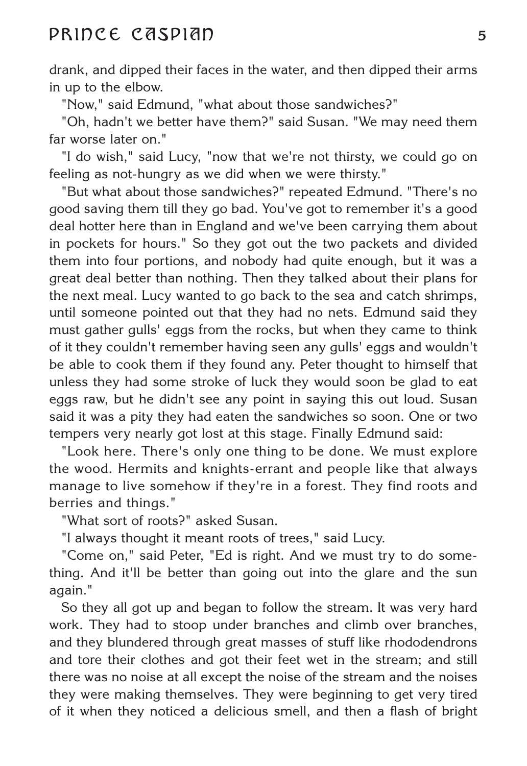drank, and dipped their faces in the water, and then dipped their arms in up to the elbow.

"Now," said Edmund, "what about those sandwiches?"

"Oh, hadn't we better have them?" said Susan. "We may need them far worse later on."

"I do wish," said Lucy, "now that we're not thirsty, we could go on feeling as not-hungry as we did when we were thirsty."

"But what about those sandwiches?" repeated Edmund. "There's no good saving them till they go bad. You've got to remember it's a good deal hotter here than in England and we've been carrying them about in pockets for hours." So they got out the two packets and divided them into four portions, and nobody had quite enough, but it was a great deal better than nothing. Then they talked about their plans for the next meal. Lucy wanted to go back to the sea and catch shrimps, until someone pointed out that they had no nets. Edmund said they must gather gulls' eggs from the rocks, but when they came to think of it they couldn't remember having seen any gulls' eggs and wouldn't be able to cook them if they found any. Peter thought to himself that unless they had some stroke of luck they would soon be glad to eat eggs raw, but he didn't see any point in saying this out loud. Susan said it was a pity they had eaten the sandwiches so soon. One or two tempers very nearly got lost at this stage. Finally Edmund said:

"Look here. There's only one thing to be done. We must explore the wood. Hermits and knights-errant and people like that always manage to live somehow if they're in a forest. They find roots and berries and things."

"What sort of roots?" asked Susan.

"I always thought it meant roots of trees," said Lucy.

"Come on," said Peter, "Ed is right. And we must try to do something. And it'll be better than going out into the glare and the sun again."

So they all got up and began to follow the stream. It was very hard work. They had to stoop under branches and climb over branches, and they blundered through great masses of stuff like rhododendrons and tore their clothes and got their feet wet in the stream; and still there was no noise at all except the noise of the stream and the noises they were making themselves. They were beginning to get very tired of it when they noticed a delicious smell, and then a flash of bright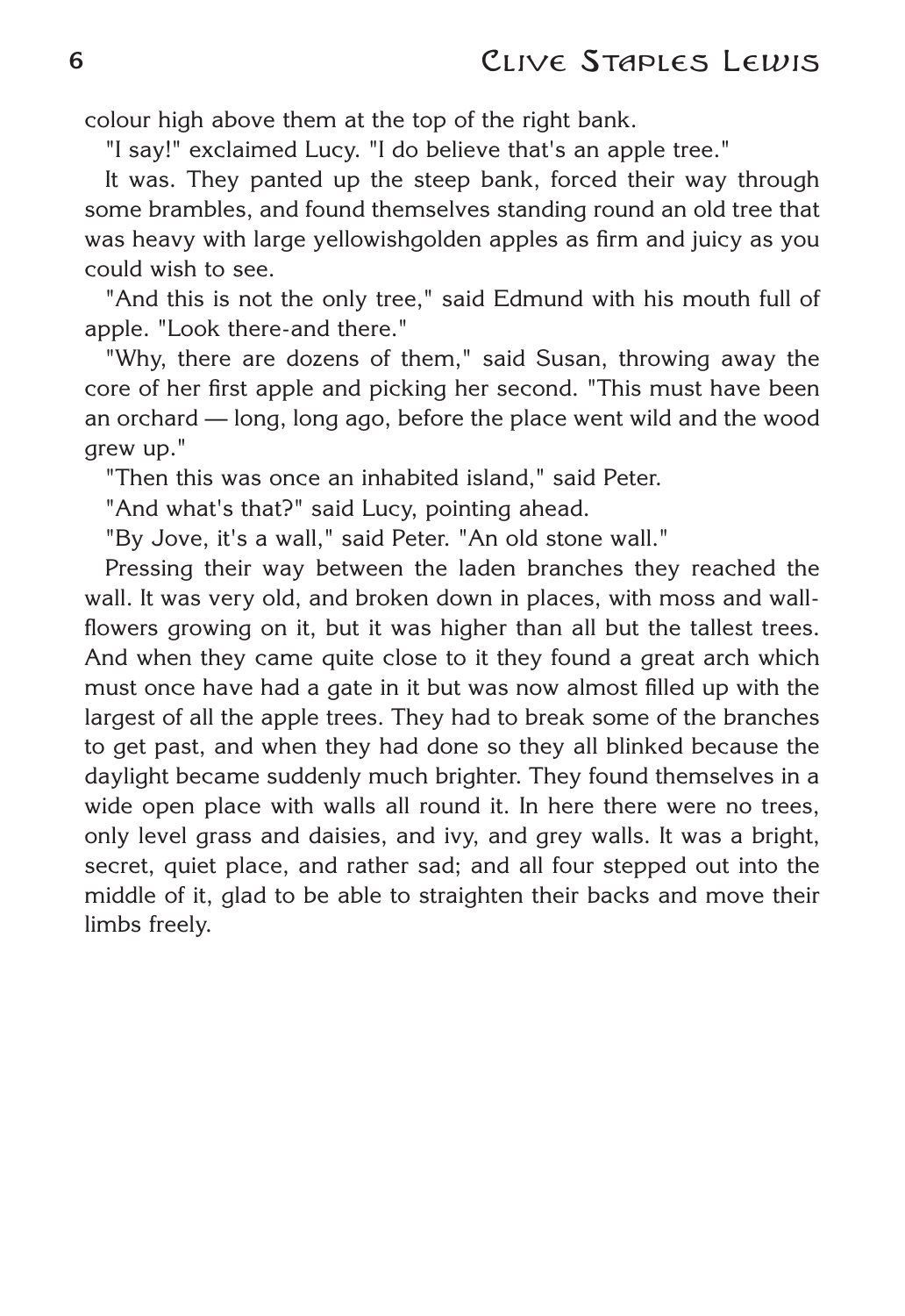colour high above them at the top of the right bank.

"I say!" exclaimed Lucy. "I do believe that's an apple tree."

It was. They panted up the steep bank, forced their way through some brambles, and found themselves standing round an old tree that was heavy with large yellowishgolden apples as firm and juicy as you could wish to see.

"And this is not the only tree," said Edmund with his mouth full of apple. "Look there-and there."

"Why, there are dozens of them," said Susan, throwing away the core of her first apple and picking her second. "This must have been an orchard — long, long ago, before the place went wild and the wood grew up."

"Then this was once an inhabited island," said Peter.

"And what's that?" said Lucy, pointing ahead.

"By Jove, it's a wall," said Peter. "An old stone wall."

Pressing their way between the laden branches they reached the wall. It was very old, and broken down in places, with moss and wall-flowers growing on it, but it was higher than all but the tallest trees. And when they came quite close to it they found a great arch which must once have had a gate in it but was now almost filled up with the largest of all the apple trees. They had to break some of the branches to get past, and when they had done so they all blinked because the daylight became suddenly much brighter. They found themselves in a wide open place with walls all round it. In here there were no trees, only level grass and daisies, and ivy, and grey walls. It was a bright, secret, quiet place, and rather sad; and all four stepped out into the middle of it, glad to be able to straighten their backs and move their limbs freely.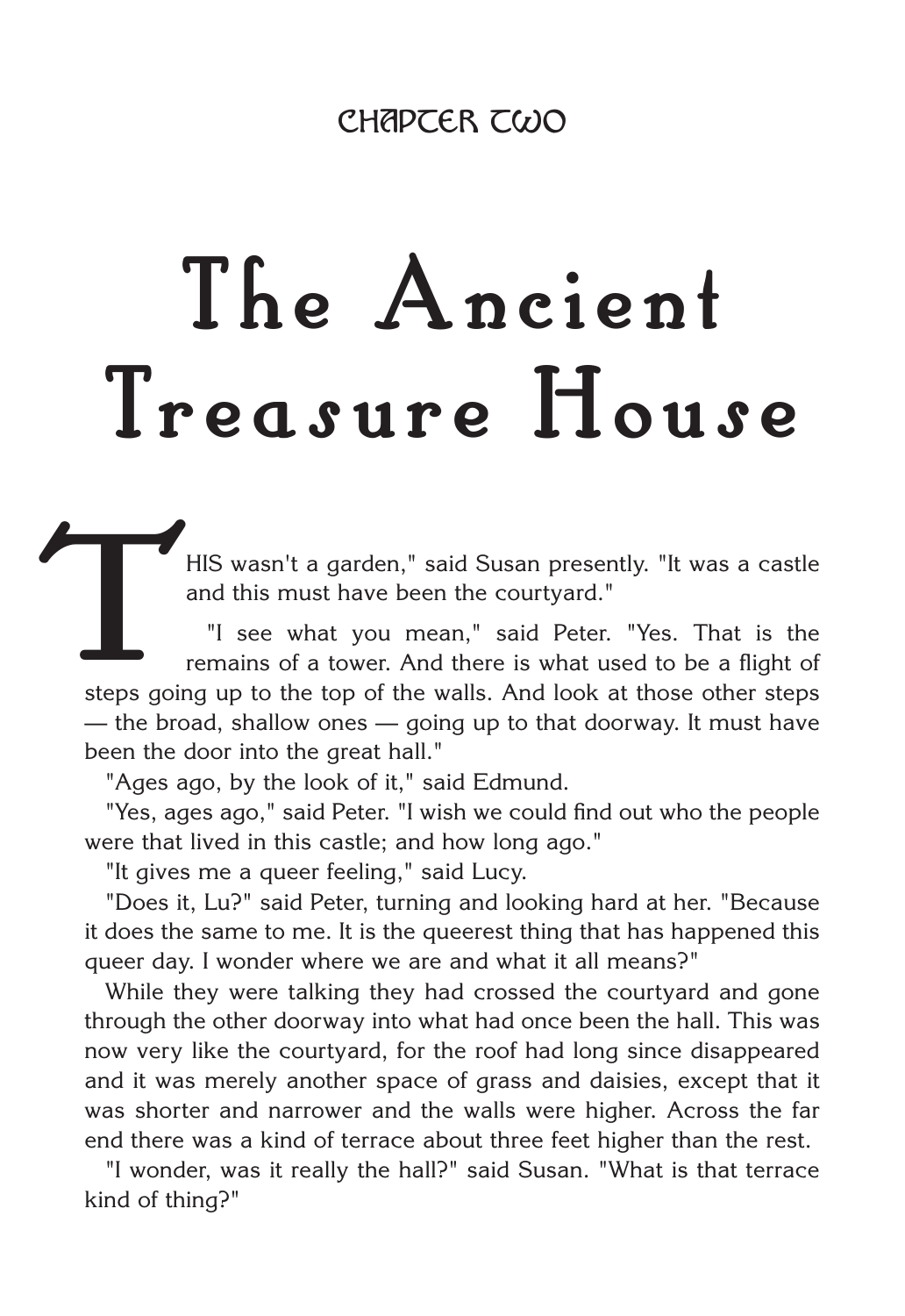CHAPTER TWO

# The Ancient Treasure House

"THIS wasn't a garden," said Susan presently. "It was a castle and this must have been the courtyard."

"I see what you mean," said Peter. "Yes. That is the remains of a tower. And there is what used to be a flight of steps going up to the top of the walls. And look at those other steps — the broad, shallow ones — going up to that doorway. It must have been the door into the great hall."

"Ages ago, by the look of it," said Edmund.

"Yes, ages ago," said Peter. "I wish we could find out who the people were that lived in this castle; and how long ago."

"It gives me a queer feeling," said Lucy.

"Does it, Lu?" said Peter, turning and looking hard at her. "Because it does the same to me. It is the queerest thing that has happened this queer day. I wonder where we are and what it all means?"

While they were talking they had crossed the courtyard and gone through the other doorway into what had once been the hall. This was now very like the courtyard, for the roof had long since disappeared and it was merely another space of grass and daisies, except that it was shorter and narrower and the walls were higher. Across the far end there was a kind of terrace about three feet higher than the rest.

"I wonder, was it really the hall?" said Susan. "What is that terrace kind of thing?"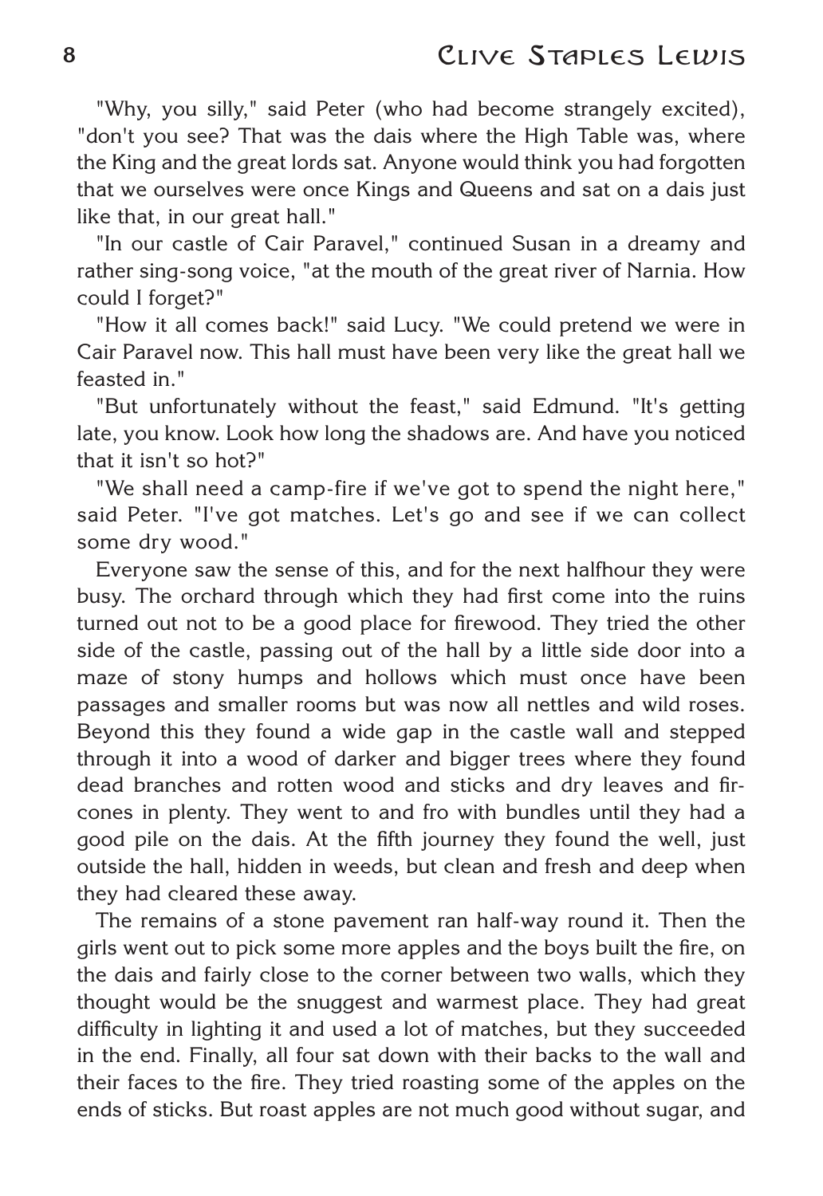"Why, you silly," said Peter (who had become strangely excited), "don't you see? That was the dais where the High Table was, where the King and the great lords sat. Anyone would think you had forgotten that we ourselves were once Kings and Queens and sat on a dais just like that, in our great hall."

"In our castle of Cair Paravel," continued Susan in a dreamy and rather sing-song voice, "at the mouth of the great river of Narnia. How could I forget?"

"How it all comes back!" said Lucy. "We could pretend we were in Cair Paravel now. This hall must have been very like the great hall we feasted in."

"But unfortunately without the feast," said Edmund. "It's getting late, you know. Look how long the shadows are. And have you noticed that it isn't so hot?"

"We shall need a camp-fire if we've got to spend the night here," said Peter. "I've got matches. Let's go and see if we can collect some dry wood."

Everyone saw the sense of this, and for the next halfhour they were busy. The orchard through which they had first come into the ruins turned out not to be a good place for firewood. They tried the other side of the castle, passing out of the hall by a little side door into a maze of stony humps and hollows which must once have been passages and smaller rooms but was now all nettles and wild roses. Beyond this they found a wide gap in the castle wall and stepped through it into a wood of darker and bigger trees where they found dead branches and rotten wood and sticks and dry leaves and fir-cones in plenty. They went to and fro with bundles until they had a good pile on the dais. At the fifth journey they found the well, just outside the hall, hidden in weeds, but clean and fresh and deep when they had cleared these away.

The remains of a stone pavement ran half-way round it. Then the girls went out to pick some more apples and the boys built the fire, on the dais and fairly close to the corner between two walls, which they thought would be the snuggest and warmest place. They had great difficulty in lighting it and used a lot of matches, but they succeeded in the end. Finally, all four sat down with their backs to the wall and their faces to the fire. They tried roasting some of the apples on the ends of sticks. But roast apples are not much good without sugar, and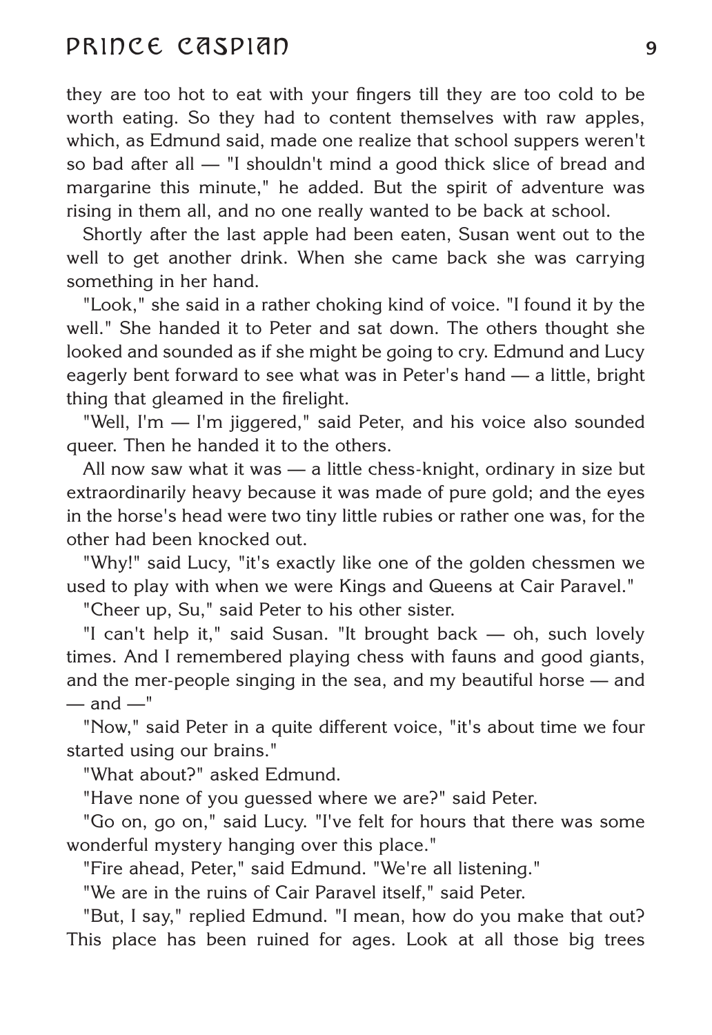they are too hot to eat with your fingers till they are too cold to be worth eating. So they had to content themselves with raw apples, which, as Edmund said, made one realize that school suppers weren't so bad after all — "I shouldn't mind a good thick slice of bread and margarine this minute," he added. But the spirit of adventure was rising in them all, and no one really wanted to be back at school.

Shortly after the last apple had been eaten, Susan went out to the well to get another drink. When she came back she was carrying something in her hand.

"Look," she said in a rather choking kind of voice. "I found it by the well." She handed it to Peter and sat down. The others thought she looked and sounded as if she might be going to cry. Edmund and Lucy eagerly bent forward to see what was in Peter's hand — a little, bright thing that gleamed in the firelight.

"Well, I'm — I'm jiggered," said Peter, and his voice also sounded queer. Then he handed it to the others.

All now saw what it was — a little chess-knight, ordinary in size but extraordinarily heavy because it was made of pure gold; and the eyes in the horse's head were two tiny little rubies or rather one was, for the other had been knocked out.

"Why!" said Lucy, "it's exactly like one of the golden chessmen we used to play with when we were Kings and Queens at Cair Paravel."

"Cheer up, Su," said Peter to his other sister.

"I can't help it," said Susan. "It brought back — oh, such lovely times. And I remembered playing chess with fauns and good giants, and the mer-people singing in the sea, and my beautiful horse — and — and —"

"Now," said Peter in a quite different voice, "it's about time we four started using our brains."

"What about?" asked Edmund.

"Have none of you guessed where we are?" said Peter.

"Go on, go on," said Lucy. "I've felt for hours that there was some wonderful mystery hanging over this place."

"Fire ahead, Peter," said Edmund. "We're all listening."

"We are in the ruins of Cair Paravel itself," said Peter.

"But, I say," replied Edmund. "I mean, how do you make that out? This place has been ruined for ages. Look at all those big trees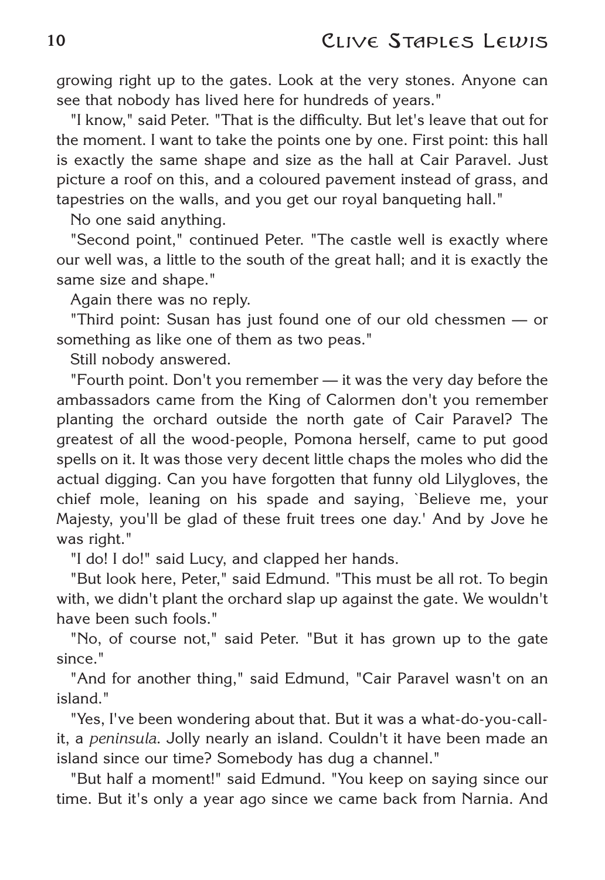growing right up to the gates. Look at the very stones. Anyone can see that nobody has lived here for hundreds of years."

"I know," said Peter. "That is the difficulty. But let's leave that out for the moment. I want to take the points one by one. First point: this hall is exactly the same shape and size as the hall at Cair Paravel. Just picture a roof on this, and a coloured pavement instead of grass, and tapestries on the walls, and you get our royal banqueting hall."

No one said anything.

"Second point," continued Peter. "The castle well is exactly where our well was, a little to the south of the great hall; and it is exactly the same size and shape."

Again there was no reply.

"Third point: Susan has just found one of our old chessmen — or something as like one of them as two peas."

Still nobody answered.

"Fourth point. Don't you remember — it was the very day before the ambassadors came from the King of Calormen don't you remember planting the orchard outside the north gate of Cair Paravel? The greatest of all the wood-people, Pomona herself, came to put good spells on it. It was those very decent little chaps the moles who did the actual digging. Can you have forgotten that funny old Lilygloves, the chief mole, leaning on his spade and saying, `Believe me, your Majesty, you'll be glad of these fruit trees one day.' And by Jove he was right."

"I do! I do!" said Lucy, and clapped her hands.

"But look here, Peter," said Edmund. "This must be all rot. To begin with, we didn't plant the orchard slap up against the gate. We wouldn't have been such fools."

"No, of course not," said Peter. "But it has grown up to the gate since."

"And for another thing," said Edmund, "Cair Paravel wasn't on an island."

"Yes, I've been wondering about that. But it was a what-do-you-call-it, a *peninsula*. Jolly nearly an island. Couldn't it have been made an island since our time? Somebody has dug a channel."

"But half a moment!" said Edmund. "You keep on saying since our time. But it's only a year ago since we came back from Narnia. And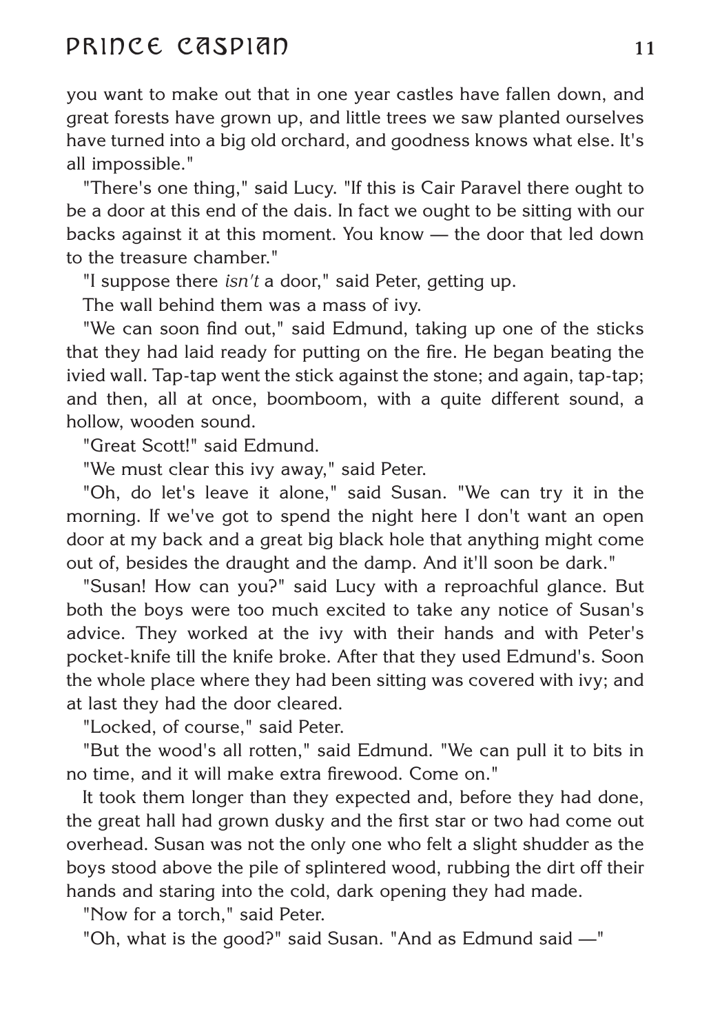you want to make out that in one year castles have fallen down, and great forests have grown up, and little trees we saw planted ourselves have turned into a big old orchard, and goodness knows what else. It's all impossible."

"There's one thing," said Lucy. "If this is Cair Paravel there ought to be a door at this end of the dais. In fact we ought to be sitting with our backs against it at this moment. You know — the door that led down to the treasure chamber."

"I suppose there *isn't* a door," said Peter, getting up.

The wall behind them was a mass of ivy.

"We can soon find out," said Edmund, taking up one of the sticks that they had laid ready for putting on the fire. He began beating the ivied wall. Tap-tap went the stick against the stone; and again, tap-tap; and then, all at once, boomboom, with a quite different sound, a hollow, wooden sound.

"Great Scott!" said Edmund.

"We must clear this ivy away," said Peter.

"Oh, do let's leave it alone," said Susan. "We can try it in the morning. If we've got to spend the night here I don't want an open door at my back and a great big black hole that anything might come out of, besides the draught and the damp. And it'll soon be dark."

"Susan! How can you?" said Lucy with a reproachful glance. But both the boys were too much excited to take any notice of Susan's advice. They worked at the ivy with their hands and with Peter's pocket-knife till the knife broke. After that they used Edmund's. Soon the whole place where they had been sitting was covered with ivy; and at last they had the door cleared.

"Locked, of course," said Peter.

"But the wood's all rotten," said Edmund. "We can pull it to bits in no time, and it will make extra firewood. Come on."

It took them longer than they expected and, before they had done, the great hall had grown dusky and the first star or two had come out overhead. Susan was not the only one who felt a slight shudder as the boys stood above the pile of splintered wood, rubbing the dirt off their hands and staring into the cold, dark opening they had made.

"Now for a torch," said Peter.

"Oh, what is the good?" said Susan. "And as Edmund said —"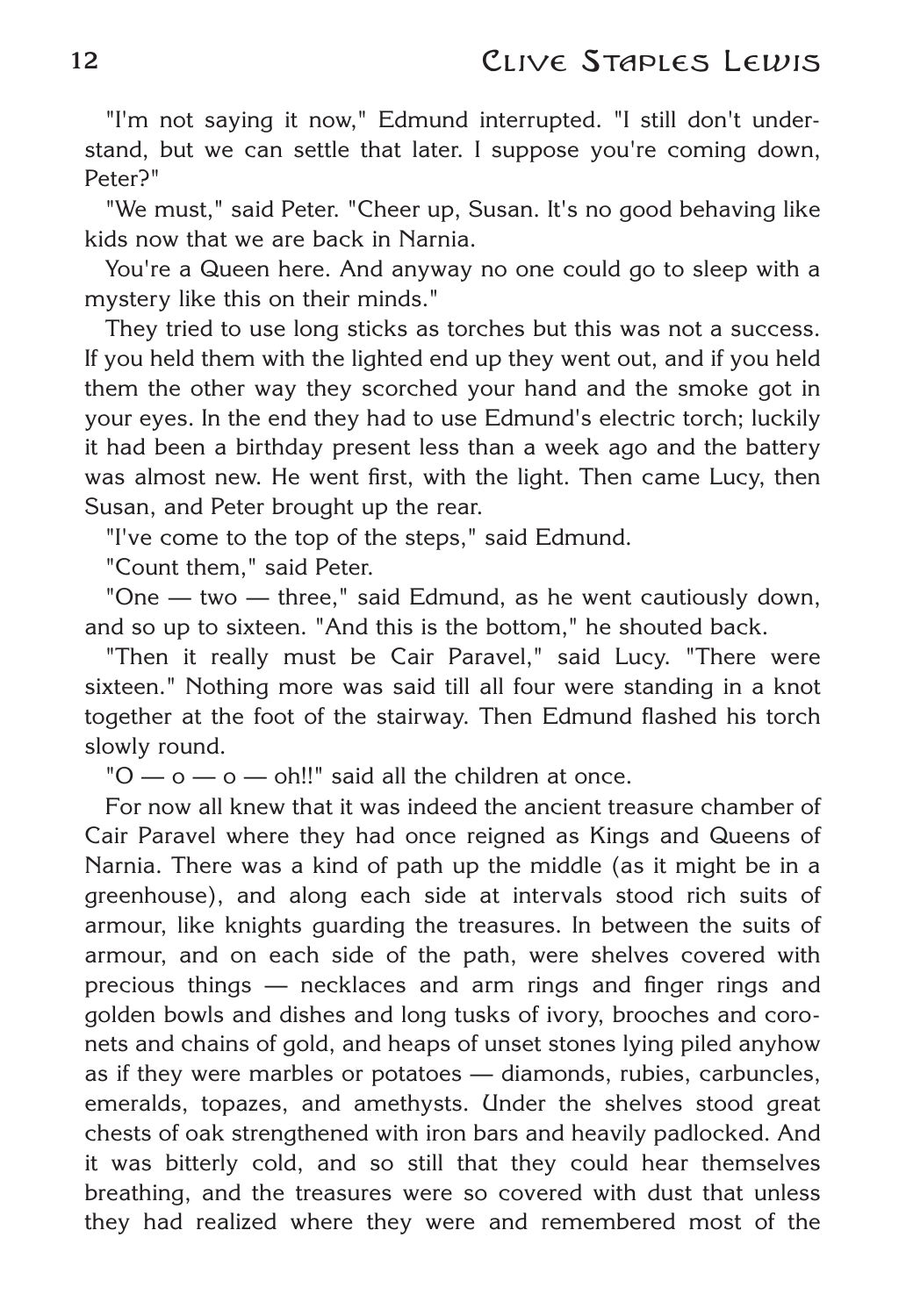"I'm not saying it now," Edmund interrupted. "I still don't understand, but we can settle that later. I suppose you're coming down, Peter?"

"We must," said Peter. "Cheer up, Susan. It's no good behaving like kids now that we are back in Narnia.

You're a Queen here. And anyway no one could go to sleep with a mystery like this on their minds."

They tried to use long sticks as torches but this was not a success. If you held them with the lighted end up they went out, and if you held them the other way they scorched your hand and the smoke got in your eyes. In the end they had to use Edmund's electric torch; luckily it had been a birthday present less than a week ago and the battery was almost new. He went first, with the light. Then came Lucy, then Susan, and Peter brought up the rear.

"I've come to the top of the steps," said Edmund.

"Count them," said Peter.

"One — two — three," said Edmund, as he went cautiously down, and so up to sixteen. "And this is the bottom," he shouted back.

"Then it really must be Cair Paravel," said Lucy. "There were sixteen." Nothing more was said till all four were standing in a knot together at the foot of the stairway. Then Edmund flashed his torch slowly round.

"O — o — o — oh!!" said all the children at once.

For now all knew that it was indeed the ancient treasure chamber of Cair Paravel where they had once reigned as Kings and Queens of Narnia. There was a kind of path up the middle (as it might be in a greenhouse), and along each side at intervals stood rich suits of armour, like knights guarding the treasures. In between the suits of armour, and on each side of the path, were shelves covered with precious things — necklaces and arm rings and finger rings and golden bowls and dishes and long tusks of ivory, brooches and coronets and chains of gold, and heaps of unset stones lying piled anyhow as if they were marbles or potatoes — diamonds, rubies, carbuncles, emeralds, topazes, and amethysts. Under the shelves stood great chests of oak strengthened with iron bars and heavily padlocked. And it was bitterly cold, and so still that they could hear themselves breathing, and the treasures were so covered with dust that unless they had realized where they were and remembered most of the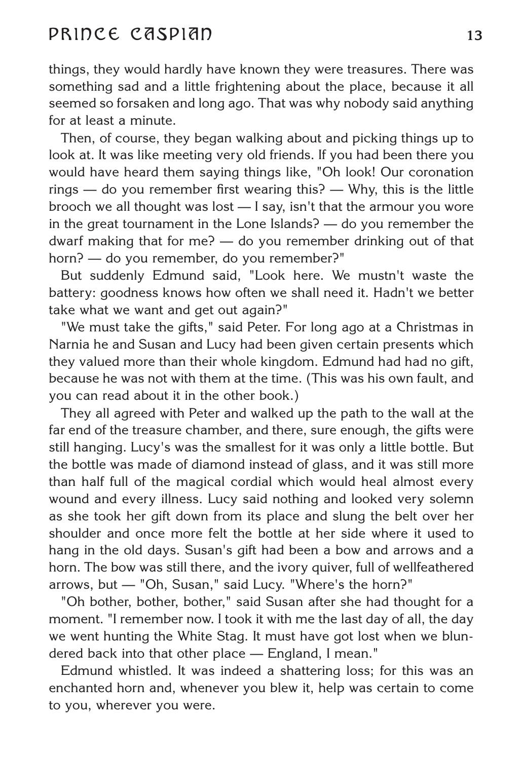things, they would hardly have known they were treasures. There was something sad and a little frightening about the place, because it all seemed so forsaken and long ago. That was why nobody said anything for at least a minute.

Then, of course, they began walking about and picking things up to look at. It was like meeting very old friends. If you had been there you would have heard them saying things like, "Oh look! Our coronation rings — do you remember first wearing this? — Why, this is the little brooch we all thought was lost — I say, isn't that the armour you wore in the great tournament in the Lone Islands? — do you remember the dwarf making that for me? — do you remember drinking out of that horn? — do you remember, do you remember?"

But suddenly Edmund said, "Look here. We mustn't waste the battery: goodness knows how often we shall need it. Hadn't we better take what we want and get out again?"

"We must take the gifts," said Peter. For long ago at a Christmas in Narnia he and Susan and Lucy had been given certain presents which they valued more than their whole kingdom. Edmund had had no gift, because he was not with them at the time. (This was his own fault, and you can read about it in the other book.)

They all agreed with Peter and walked up the path to the wall at the far end of the treasure chamber, and there, sure enough, the gifts were still hanging. Lucy's was the smallest for it was only a little bottle. But the bottle was made of diamond instead of glass, and it was still more than half full of the magical cordial which would heal almost every wound and every illness. Lucy said nothing and looked very solemn as she took her gift down from its place and slung the belt over her shoulder and once more felt the bottle at her side where it used to hang in the old days. Susan's gift had been a bow and arrows and a horn. The bow was still there, and the ivory quiver, full of wellfeathered arrows, but — "Oh, Susan," said Lucy. "Where's the horn?"

"Oh bother, bother, bother," said Susan after she had thought for a moment. "I remember now. I took it with me the last day of all, the day we went hunting the White Stag. It must have got lost when we blundered back into that other place — England, I mean."

Edmund whistled. It was indeed a shattering loss; for this was an enchanted horn and, whenever you blew it, help was certain to come to you, wherever you were.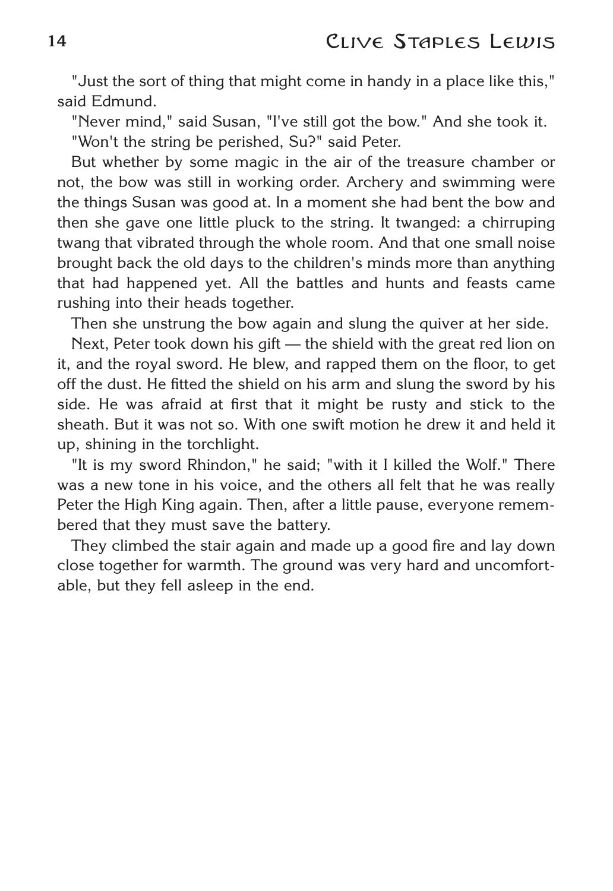"Just the sort of thing that might come in handy in a place like this," said Edmund.

"Never mind," said Susan, "I've still got the bow." And she took it.

"Won't the string be perished, Su?" said Peter.

But whether by some magic in the air of the treasure chamber or not, the bow was still in working order. Archery and swimming were the things Susan was good at. In a moment she had bent the bow and then she gave one little pluck to the string. It twanged: a chirruping twang that vibrated through the whole room. And that one small noise brought back the old days to the children's minds more than anything that had happened yet. All the battles and hunts and feasts came rushing into their heads together.

Then she unstrung the bow again and slung the quiver at her side.

Next, Peter took down his gift — the shield with the great red lion on it, and the royal sword. He blew, and rapped them on the floor, to get off the dust. He fitted the shield on his arm and slung the sword by his side. He was afraid at first that it might be rusty and stick to the sheath. But it was not so. With one swift motion he drew it and held it up, shining in the torchlight.

"It is my sword Rhindon," he said; "with it I killed the Wolf." There was a new tone in his voice, and the others all felt that he was really Peter the High King again. Then, after a little pause, everyone remembered that they must save the battery.

They climbed the stair again and made up a good fire and lay down close together for warmth. The ground was very hard and uncomfortable, but they fell asleep in the end.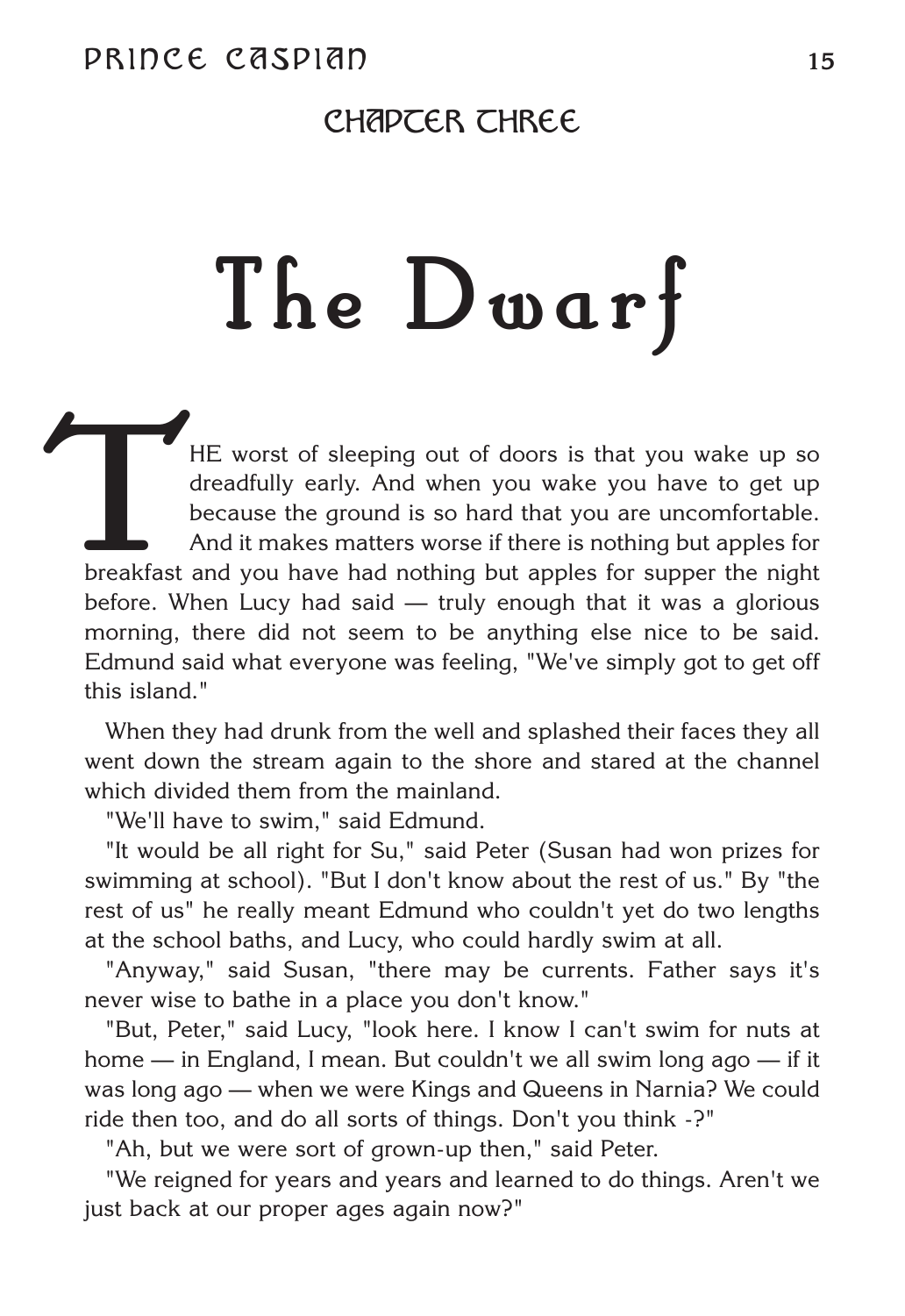## CHAPTER THREE

# The Dwarf

THE worst of sleeping out of doors is that you wake up so dreadfully early. And when you wake you have to get up because the ground is so hard that you are uncomfortable. And it makes matters worse if there is nothing but apples for breakfast and you have had nothing but apples for supper the night before. When Lucy had said — truly enough that it was a glorious morning, there did not seem to be anything else nice to be said. Edmund said what everyone was feeling, "We've simply got to get off this island."

When they had drunk from the well and splashed their faces they all went down the stream again to the shore and stared at the channel which divided them from the mainland.

"We'll have to swim," said Edmund.

"It would be all right for Su," said Peter (Susan had won prizes for swimming at school). "But I don't know about the rest of us." By "the rest of us" he really meant Edmund who couldn't yet do two lengths at the school baths, and Lucy, who could hardly swim at all.

"Anyway," said Susan, "there may be currents. Father says it's never wise to bathe in a place you don't know."

"But, Peter," said Lucy, "look here. I know I can't swim for nuts at home — in England, I mean. But couldn't we all swim long ago — if it was long ago — when we were Kings and Queens in Narnia? We could ride then too, and do all sorts of things. Don't you think -?"

"Ah, but we were sort of grown-up then," said Peter.

"We reigned for years and years and learned to do things. Aren't we just back at our proper ages again now?"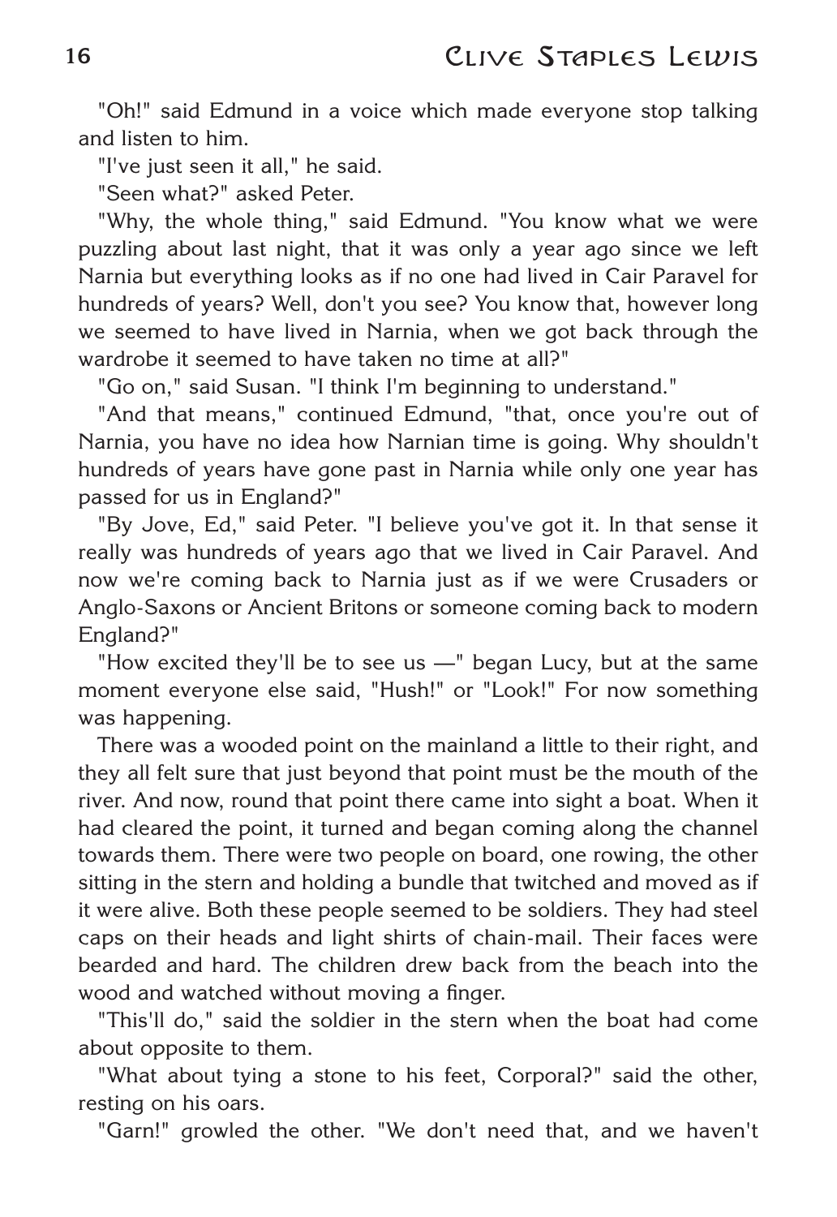"Oh!" said Edmund in a voice which made everyone stop talking and listen to him.

"I've just seen it all," he said.

"Seen what?" asked Peter.

"Why, the whole thing," said Edmund. "You know what we were puzzling about last night, that it was only a year ago since we left Narnia but everything looks as if no one had lived in Cair Paravel for hundreds of years? Well, don't you see? You know that, however long we seemed to have lived in Narnia, when we got back through the wardrobe it seemed to have taken no time at all?"

"Go on," said Susan. "I think I'm beginning to understand."

"And that means," continued Edmund, "that, once you're out of Narnia, you have no idea how Narnian time is going. Why shouldn't hundreds of years have gone past in Narnia while only one year has passed for us in England?"

"By Jove, Ed," said Peter. "I believe you've got it. In that sense it really was hundreds of years ago that we lived in Cair Paravel. And now we're coming back to Narnia just as if we were Crusaders or Anglo-Saxons or Ancient Britons or someone coming back to modern England?"

"How excited they'll be to see us —" began Lucy, but at the same moment everyone else said, "Hush!" or "Look!" For now something was happening.

There was a wooded point on the mainland a little to their right, and they all felt sure that just beyond that point must be the mouth of the river. And now, round that point there came into sight a boat. When it had cleared the point, it turned and began coming along the channel towards them. There were two people on board, one rowing, the other sitting in the stern and holding a bundle that twitched and moved as if it were alive. Both these people seemed to be soldiers. They had steel caps on their heads and light shirts of chain-mail. Their faces were bearded and hard. The children drew back from the beach into the wood and watched without moving a finger.

"This'll do," said the soldier in the stern when the boat had come about opposite to them.

"What about tying a stone to his feet, Corporal?" said the other, resting on his oars.

"Garn!" growled the other. "We don't need that, and we haven't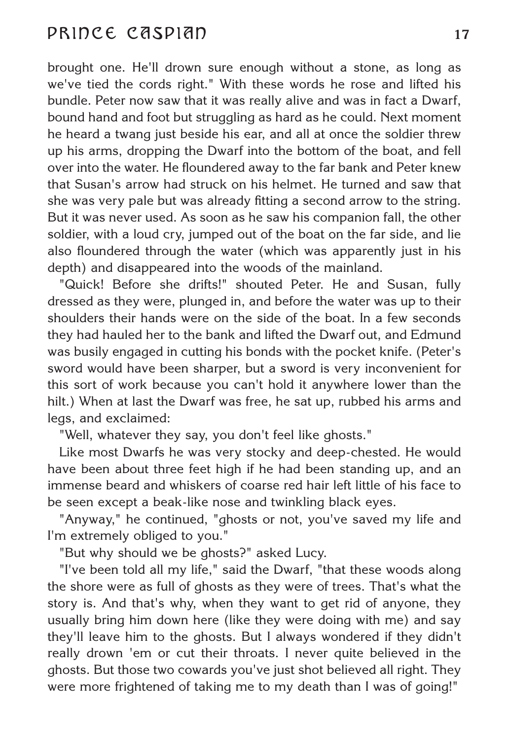brought one. He'll drown sure enough without a stone, as long as we've tied the cords right." With these words he rose and lifted his bundle. Peter now saw that it was really alive and was in fact a Dwarf, bound hand and foot but struggling as hard as he could. Next moment he heard a twang just beside his ear, and all at once the soldier threw up his arms, dropping the Dwarf into the bottom of the boat, and fell over into the water. He floundered away to the far bank and Peter knew that Susan's arrow had struck on his helmet. He turned and saw that she was very pale but was already fitting a second arrow to the string. But it was never used. As soon as he saw his companion fall, the other soldier, with a loud cry, jumped out of the boat on the far side, and lie also floundered through the water (which was apparently just in his depth) and disappeared into the woods of the mainland.

"Quick! Before she drifts!" shouted Peter. He and Susan, fully dressed as they were, plunged in, and before the water was up to their shoulders their hands were on the side of the boat. In a few seconds they had hauled her to the bank and lifted the Dwarf out, and Edmund was busily engaged in cutting his bonds with the pocket knife. (Peter's sword would have been sharper, but a sword is very inconvenient for this sort of work because you can't hold it anywhere lower than the hilt.) When at last the Dwarf was free, he sat up, rubbed his arms and legs, and exclaimed:

"Well, whatever they say, you don't feel like ghosts."

Like most Dwarfs he was very stocky and deep-chested. He would have been about three feet high if he had been standing up, and an immense beard and whiskers of coarse red hair left little of his face to be seen except a beak-like nose and twinkling black eyes.

"Anyway," he continued, "ghosts or not, you've saved my life and I'm extremely obliged to you."

"But why should we be ghosts?" asked Lucy.

"I've been told all my life," said the Dwarf, "that these woods along the shore were as full of ghosts as they were of trees. That's what the story is. And that's why, when they want to get rid of anyone, they usually bring him down here (like they were doing with me) and say they'll leave him to the ghosts. But I always wondered if they didn't really drown 'em or cut their throats. I never quite believed in the ghosts. But those two cowards you've just shot believed all right. They were more frightened of taking me to my death than I was of going!"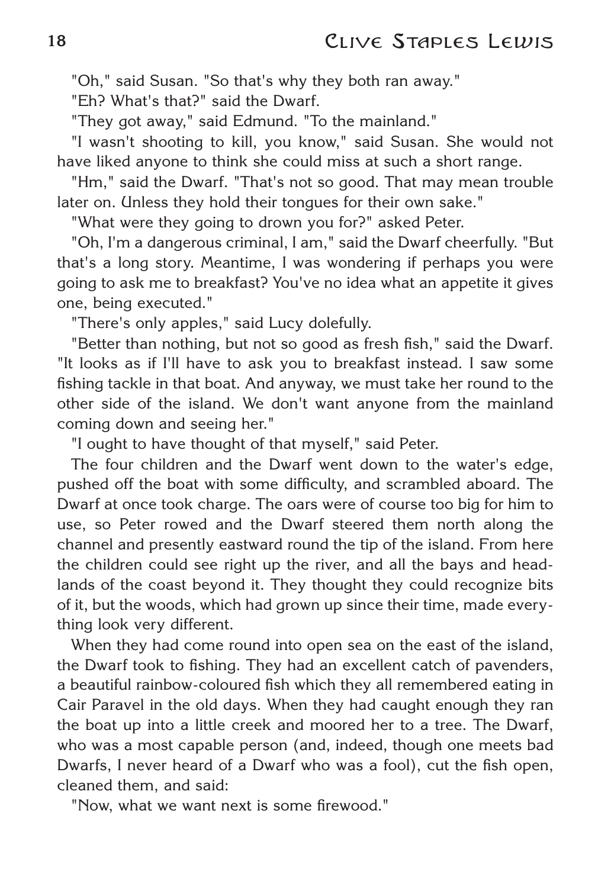"Oh," said Susan. "So that's why they both ran away."

"Eh? What's that?" said the Dwarf.

"They got away," said Edmund. "To the mainland."

"I wasn't shooting to kill, you know," said Susan. She would not have liked anyone to think she could miss at such a short range.

"Hm," said the Dwarf. "That's not so good. That may mean trouble later on. Unless they hold their tongues for their own sake."

"What were they going to drown you for?" asked Peter.

"Oh, I'm a dangerous criminal, I am," said the Dwarf cheerfully. "But that's a long story. Meantime, I was wondering if perhaps you were going to ask me to breakfast? You've no idea what an appetite it gives one, being executed."

"There's only apples," said Lucy dolefully.

"Better than nothing, but not so good as fresh fish," said the Dwarf. "It looks as if I'll have to ask you to breakfast instead. I saw some fishing tackle in that boat. And anyway, we must take her round to the other side of the island. We don't want anyone from the mainland coming down and seeing her."

"I ought to have thought of that myself," said Peter.

The four children and the Dwarf went down to the water's edge, pushed off the boat with some difficulty, and scrambled aboard. The Dwarf at once took charge. The oars were of course too big for him to use, so Peter rowed and the Dwarf steered them north along the channel and presently eastward round the tip of the island. From here the children could see right up the river, and all the bays and headlands of the coast beyond it. They thought they could recognize bits of it, but the woods, which had grown up since their time, made everything look very different.

When they had come round into open sea on the east of the island, the Dwarf took to fishing. They had an excellent catch of pavenders, a beautiful rainbow-coloured fish which they all remembered eating in Cair Paravel in the old days. When they had caught enough they ran the boat up into a little creek and moored her to a tree. The Dwarf, who was a most capable person (and, indeed, though one meets bad Dwarfs, I never heard of a Dwarf who was a fool), cut the fish open, cleaned them, and said:

"Now, what we want next is some firewood."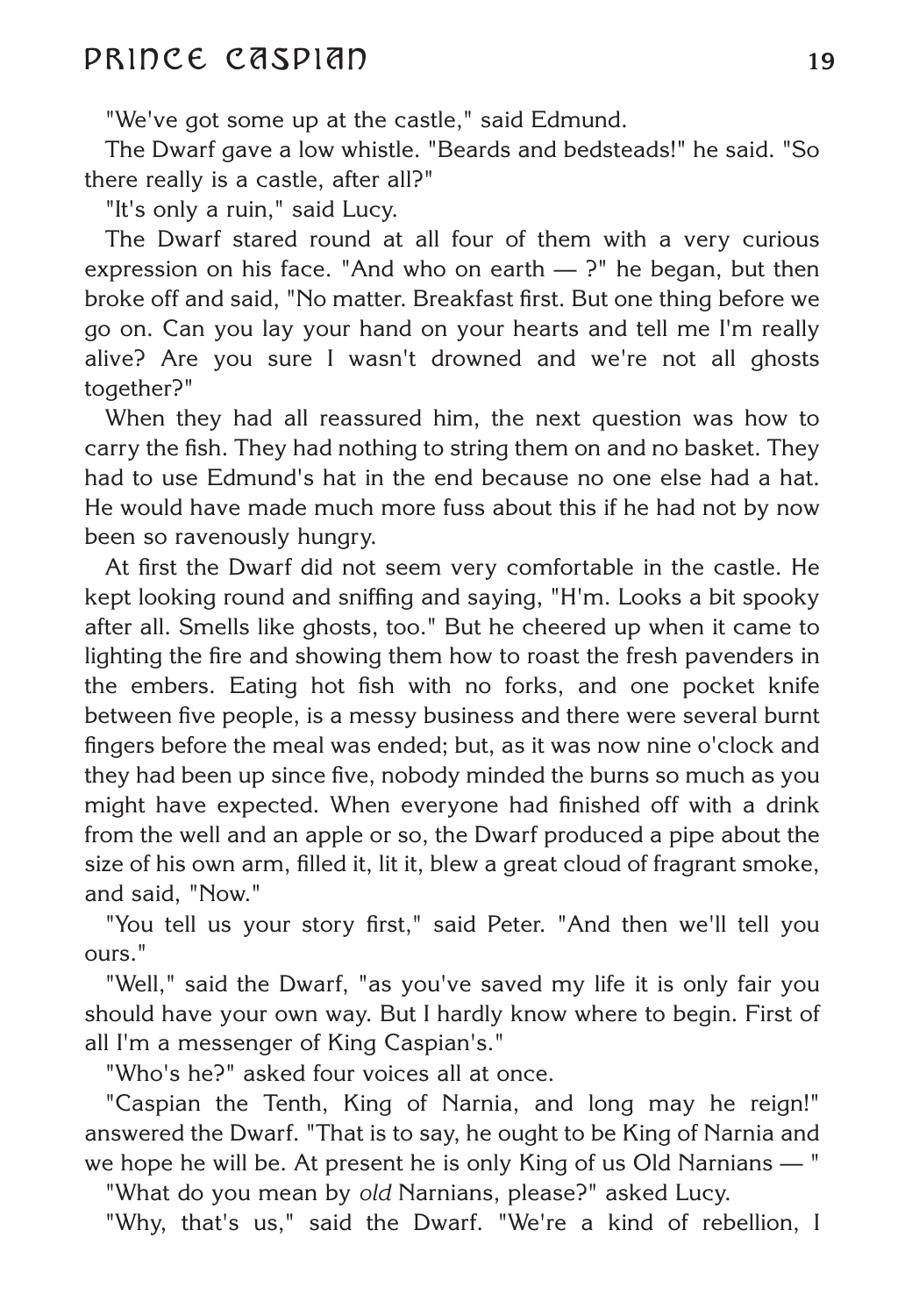"We've got some up at the castle," said Edmund.

The Dwarf gave a low whistle. "Beards and bedsteads!" he said. "So there really is a castle, after all?"

"It's only a ruin," said Lucy.

The Dwarf stared round at all four of them with a very curious expression on his face. "And who on earth — ?" he began, but then broke off and said, "No matter. Breakfast first. But one thing before we go on. Can you lay your hand on your hearts and tell me I'm really alive? Are you sure I wasn't drowned and we're not all ghosts together?"

When they had all reassured him, the next question was how to carry the fish. They had nothing to string them on and no basket. They had to use Edmund's hat in the end because no one else had a hat. He would have made much more fuss about this if he had not by now been so ravenously hungry.

At first the Dwarf did not seem very comfortable in the castle. He kept looking round and sniffing and saying, "H'm. Looks a bit spooky after all. Smells like ghosts, too." But he cheered up when it came to lighting the fire and showing them how to roast the fresh pavenders in the embers. Eating hot fish with no forks, and one pocket knife between five people, is a messy business and there were several burnt fingers before the meal was ended; but, as it was now nine o'clock and they had been up since five, nobody minded the burns so much as you might have expected. When everyone had finished off with a drink from the well and an apple or so, the Dwarf produced a pipe about the size of his own arm, filled it, lit it, blew a great cloud of fragrant smoke, and said, "Now."

"You tell us your story first," said Peter. "And then we'll tell you ours."

"Well," said the Dwarf, "as you've saved my life it is only fair you should have your own way. But I hardly know where to begin. First of all I'm a messenger of King Caspian's."

"Who's he?" asked four voices all at once.

"Caspian the Tenth, King of Narnia, and long may he reign!" answered the Dwarf. "That is to say, he ought to be King of Narnia and we hope he will be. At present he is only King of us Old Narnians — "

"What do you mean by *old* Narnians, please?" asked Lucy.

"Why, that's us," said the Dwarf. "We're a kind of rebellion, I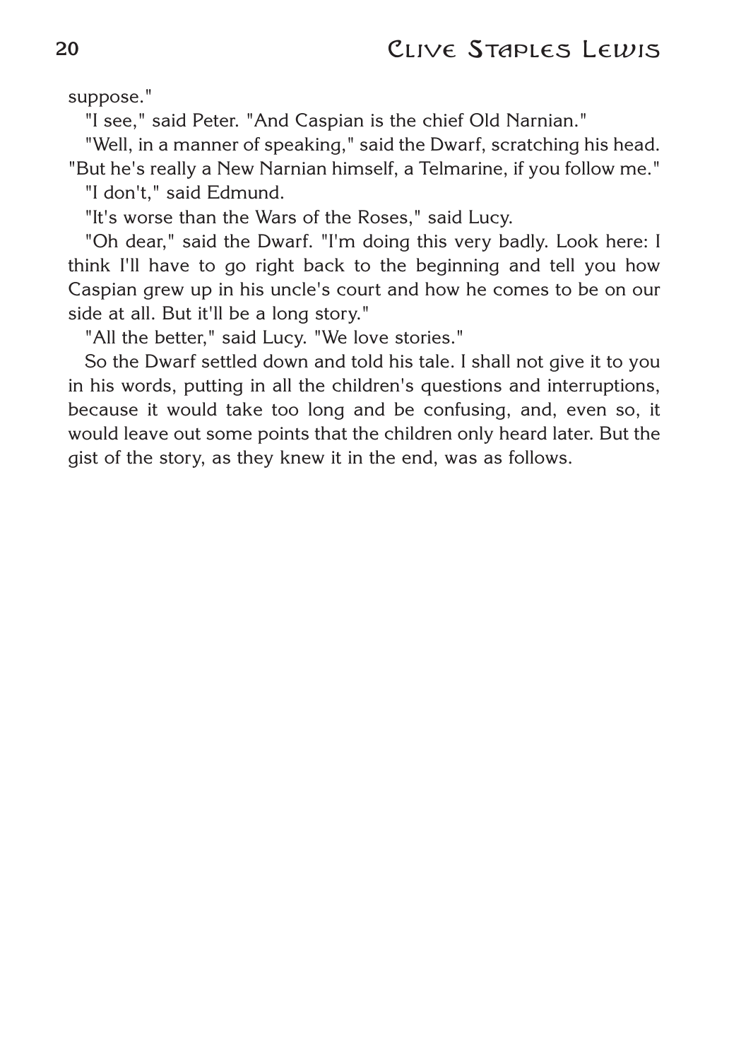suppose."

"I see," said Peter. "And Caspian is the chief Old Narnian."

"Well, in a manner of speaking," said the Dwarf, scratching his head. "But he's really a New Narnian himself, a Telmarine, if you follow me."

"I don't," said Edmund.

"It's worse than the Wars of the Roses," said Lucy.

"Oh dear," said the Dwarf. "I'm doing this very badly. Look here: I think I'll have to go right back to the beginning and tell you how Caspian grew up in his uncle's court and how he comes to be on our side at all. But it'll be a long story."

"All the better," said Lucy. "We love stories."

So the Dwarf settled down and told his tale. I shall not give it to you in his words, putting in all the children's questions and interruptions, because it would take too long and be confusing, and, even so, it would leave out some points that the children only heard later. But the gist of the story, as they knew it in the end, was as follows.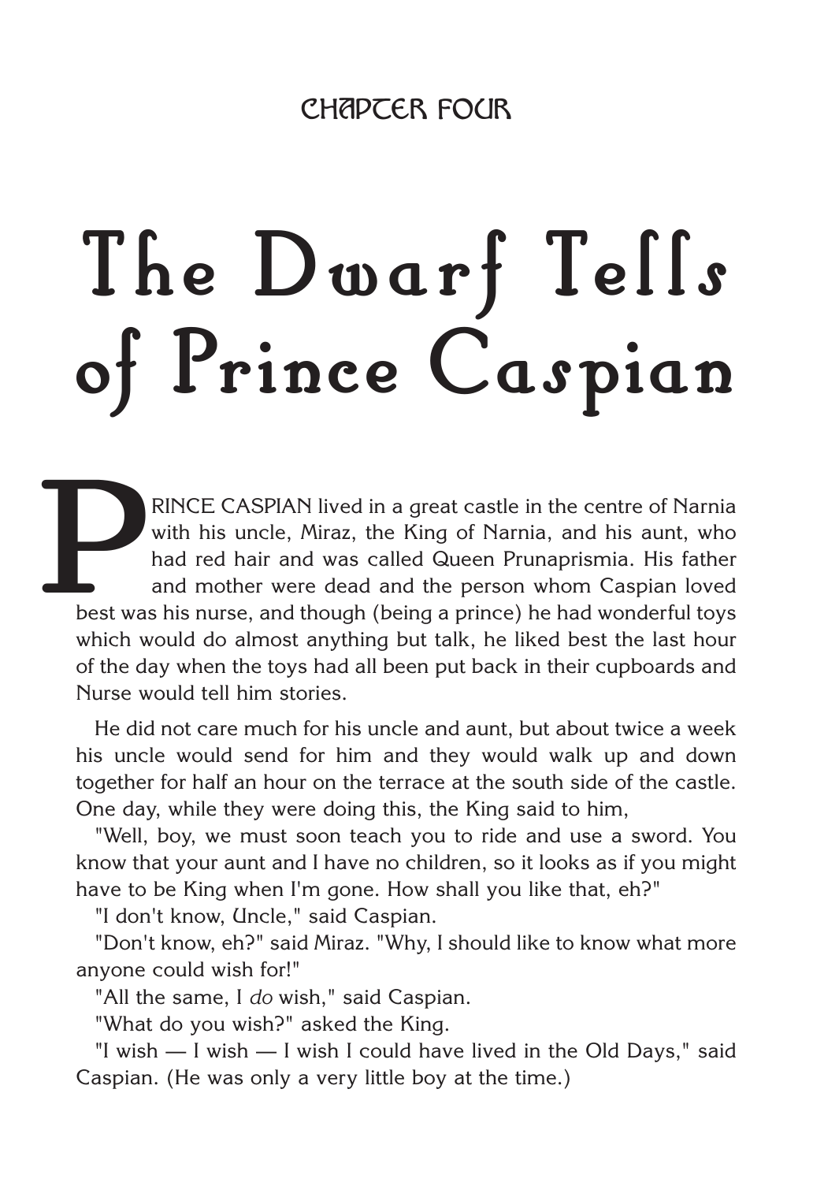## CHAPTER FOUR

# The Dwarf Tells of Prince Caspian

PRINCE CASPIAN lived in a great castle in the centre of Narnia with his uncle, Miraz, the King of Narnia, and his aunt, who had red hair and was called Queen Prunaprismia. His father and mother were dead and the person whom Caspian loved best was his nurse, and though (being a prince) he had wonderful toys which would do almost anything but talk, he liked best the last hour of the day when the toys had all been put back in their cupboards and Nurse would tell him stories.

He did not care much for his uncle and aunt, but about twice a week his uncle would send for him and they would walk up and down together for half an hour on the terrace at the south side of the castle. One day, while they were doing this, the King said to him,

"Well, boy, we must soon teach you to ride and use a sword. You know that your aunt and I have no children, so it looks as if you might have to be King when I'm gone. How shall you like that, eh?"

"I don't know, Uncle," said Caspian.

"Don't know, eh?" said Miraz. "Why, I should like to know what more anyone could wish for!"

"All the same, I *do* wish," said Caspian.

"What do you wish?" asked the King.

"I wish — I wish — I wish I could have lived in the Old Days," said Caspian. (He was only a very little boy at the time.)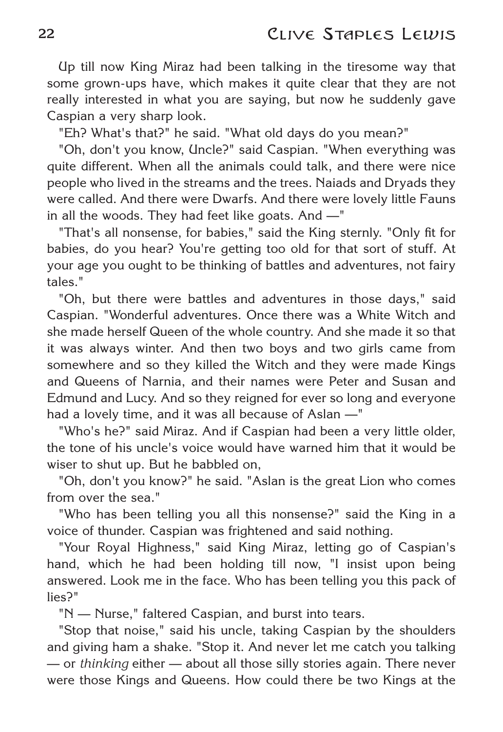Up till now King Miraz had been talking in the tiresome way that some grown-ups have, which makes it quite clear that they are not really interested in what you are saying, but now he suddenly gave Caspian a very sharp look.

"Eh? What's that?" he said. "What old days do you mean?"

"Oh, don't you know, Uncle?" said Caspian. "When everything was quite different. When all the animals could talk, and there were nice people who lived in the streams and the trees. Naiads and Dryads they were called. And there were Dwarfs. And there were lovely little Fauns in all the woods. They had feet like goats. And —"

"That's all nonsense, for babies," said the King sternly. "Only fit for babies, do you hear? You're getting too old for that sort of stuff. At your age you ought to be thinking of battles and adventures, not fairy tales."

"Oh, but there were battles and adventures in those days," said Caspian. "Wonderful adventures. Once there was a White Witch and she made herself Queen of the whole country. And she made it so that it was always winter. And then two boys and two girls came from somewhere and so they killed the Witch and they were made Kings and Queens of Narnia, and their names were Peter and Susan and Edmund and Lucy. And so they reigned for ever so long and everyone had a lovely time, and it was all because of Aslan —"

"Who's he?" said Miraz. And if Caspian had been a very little older, the tone of his uncle's voice would have warned him that it would be wiser to shut up. But he babbled on,

"Oh, don't you know?" he said. "Aslan is the great Lion who comes from over the sea."

"Who has been telling you all this nonsense?" said the King in a voice of thunder. Caspian was frightened and said nothing.

"Your Royal Highness," said King Miraz, letting go of Caspian's hand, which he had been holding till now, "I insist upon being answered. Look me in the face. Who has been telling you this pack of lies?"

"N — Nurse," faltered Caspian, and burst into tears.

"Stop that noise," said his uncle, taking Caspian by the shoulders and giving ham a shake. "Stop it. And never let me catch you talking — or *thinking* either — about all those silly stories again. There never were those Kings and Queens. How could there be two Kings at the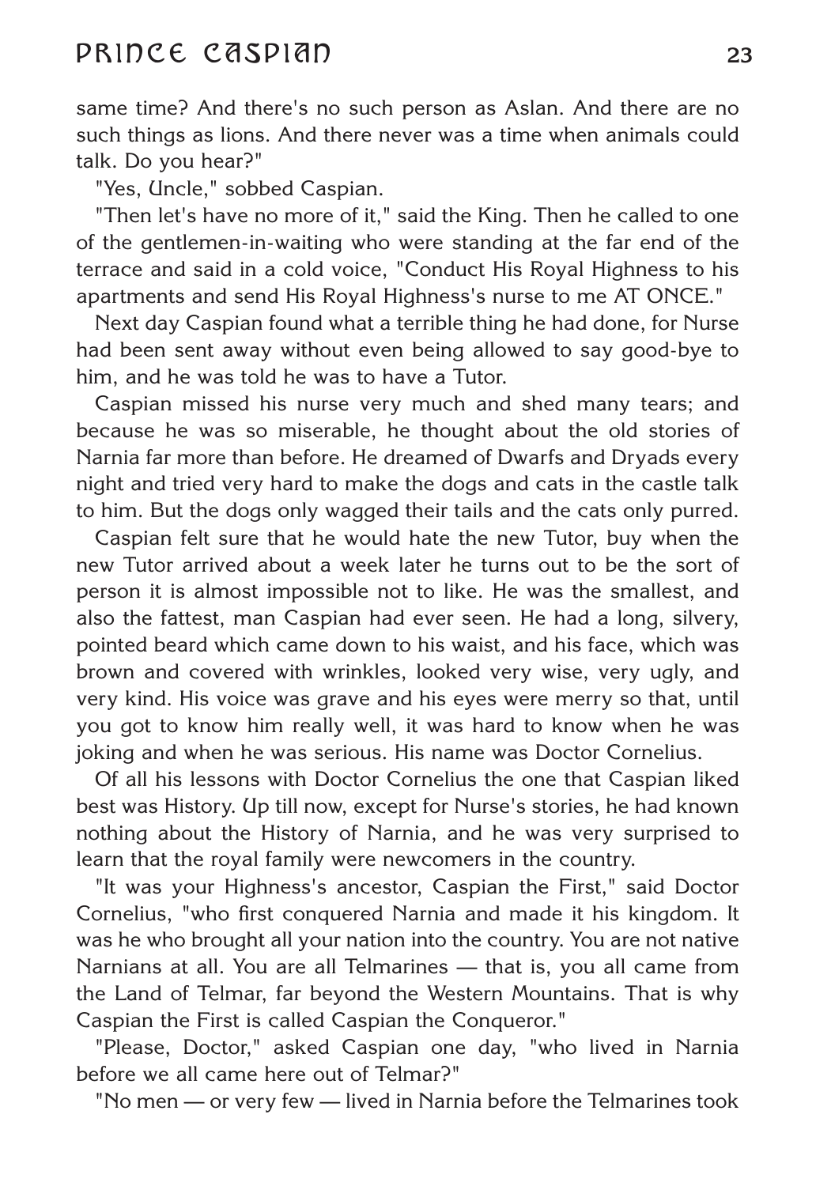same time? And there's no such person as Aslan. And there are no such things as lions. And there never was a time when animals could talk. Do you hear?"

"Yes, Uncle," sobbed Caspian.

"Then let's have no more of it," said the King. Then he called to one of the gentlemen-in-waiting who were standing at the far end of the terrace and said in a cold voice, "Conduct His Royal Highness to his apartments and send His Royal Highness's nurse to me AT ONCE."

Next day Caspian found what a terrible thing he had done, for Nurse had been sent away without even being allowed to say good-bye to him, and he was told he was to have a Tutor.

Caspian missed his nurse very much and shed many tears; and because he was so miserable, he thought about the old stories of Narnia far more than before. He dreamed of Dwarfs and Dryads every night and tried very hard to make the dogs and cats in the castle talk to him. But the dogs only wagged their tails and the cats only purred.

Caspian felt sure that he would hate the new Tutor, buy when the new Tutor arrived about a week later he turns out to be the sort of person it is almost impossible not to like. He was the smallest, and also the fattest, man Caspian had ever seen. He had a long, silvery, pointed beard which came down to his waist, and his face, which was brown and covered with wrinkles, looked very wise, very ugly, and very kind. His voice was grave and his eyes were merry so that, until you got to know him really well, it was hard to know when he was joking and when he was serious. His name was Doctor Cornelius.

Of all his lessons with Doctor Cornelius the one that Caspian liked best was History. Up till now, except for Nurse's stories, he had known nothing about the History of Narnia, and he was very surprised to learn that the royal family were newcomers in the country.

"It was your Highness's ancestor, Caspian the First," said Doctor Cornelius, "who first conquered Narnia and made it his kingdom. It was he who brought all your nation into the country. You are not native Narnians at all. You are all Telmarines — that is, you all came from the Land of Telmar, far beyond the Western Mountains. That is why Caspian the First is called Caspian the Conqueror."

"Please, Doctor," asked Caspian one day, "who lived in Narnia before we all came here out of Telmar?"

"No men — or very few — lived in Narnia before the Telmarines took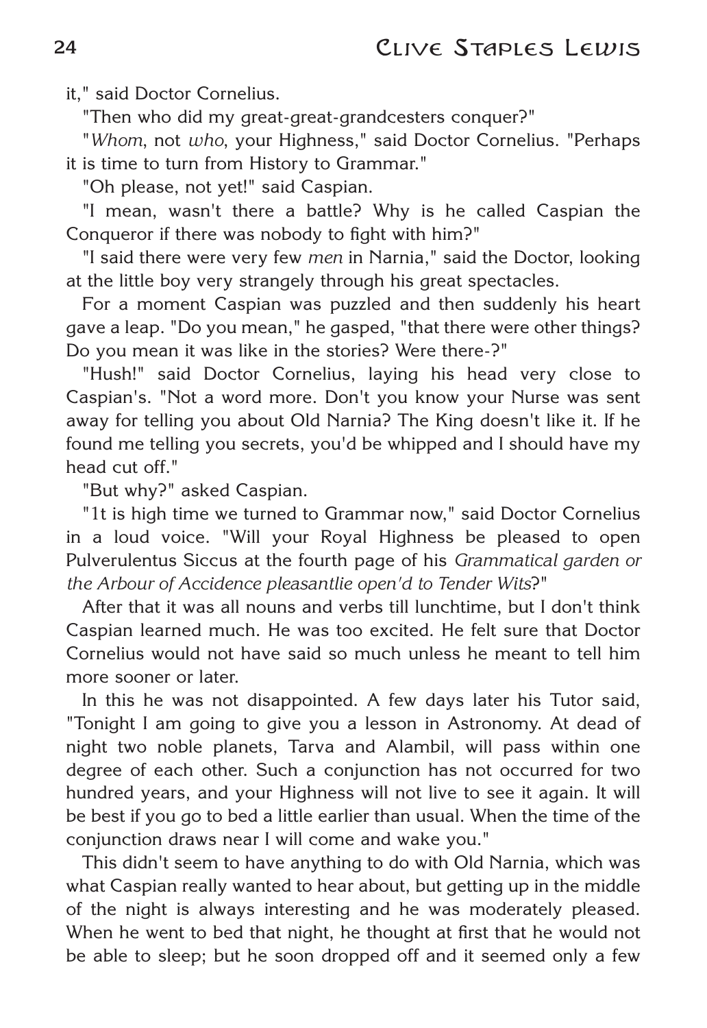it," said Doctor Cornelius.

"Then who did my great-great-grandcesters conquer?"

"*Whom*, not *who*, your Highness," said Doctor Cornelius. "Perhaps it is time to turn from History to Grammar."

"Oh please, not yet!" said Caspian.

"I mean, wasn't there a battle? Why is he called Caspian the Conqueror if there was nobody to fight with him?"

"I said there were very few *men* in Narnia," said the Doctor, looking at the little boy very strangely through his great spectacles.

For a moment Caspian was puzzled and then suddenly his heart gave a leap. "Do you mean," he gasped, "that there were other things? Do you mean it was like in the stories? Were there-?"

"Hush!" said Doctor Cornelius, laying his head very close to Caspian's. "Not a word more. Don't you know your Nurse was sent away for telling you about Old Narnia? The King doesn't like it. If he found me telling you secrets, you'd be whipped and I should have my head cut off."

"But why?" asked Caspian.

"1t is high time we turned to Grammar now," said Doctor Cornelius in a loud voice. "Will your Royal Highness be pleased to open Pulverulentus Siccus at the fourth page of his *Grammatical garden or the Arbour of Accidence pleasantlie open'd to Tender Wits*?"

After that it was all nouns and verbs till lunchtime, but I don't think Caspian learned much. He was too excited. He felt sure that Doctor Cornelius would not have said so much unless he meant to tell him more sooner or later.

In this he was not disappointed. A few days later his Tutor said, "Tonight I am going to give you a lesson in Astronomy. At dead of night two noble planets, Tarva and Alambil, will pass within one degree of each other. Such a conjunction has not occurred for two hundred years, and your Highness will not live to see it again. It will be best if you go to bed a little earlier than usual. When the time of the conjunction draws near I will come and wake you."

This didn't seem to have anything to do with Old Narnia, which was what Caspian really wanted to hear about, but getting up in the middle of the night is always interesting and he was moderately pleased. When he went to bed that night, he thought at first that he would not be able to sleep; but he soon dropped off and it seemed only a few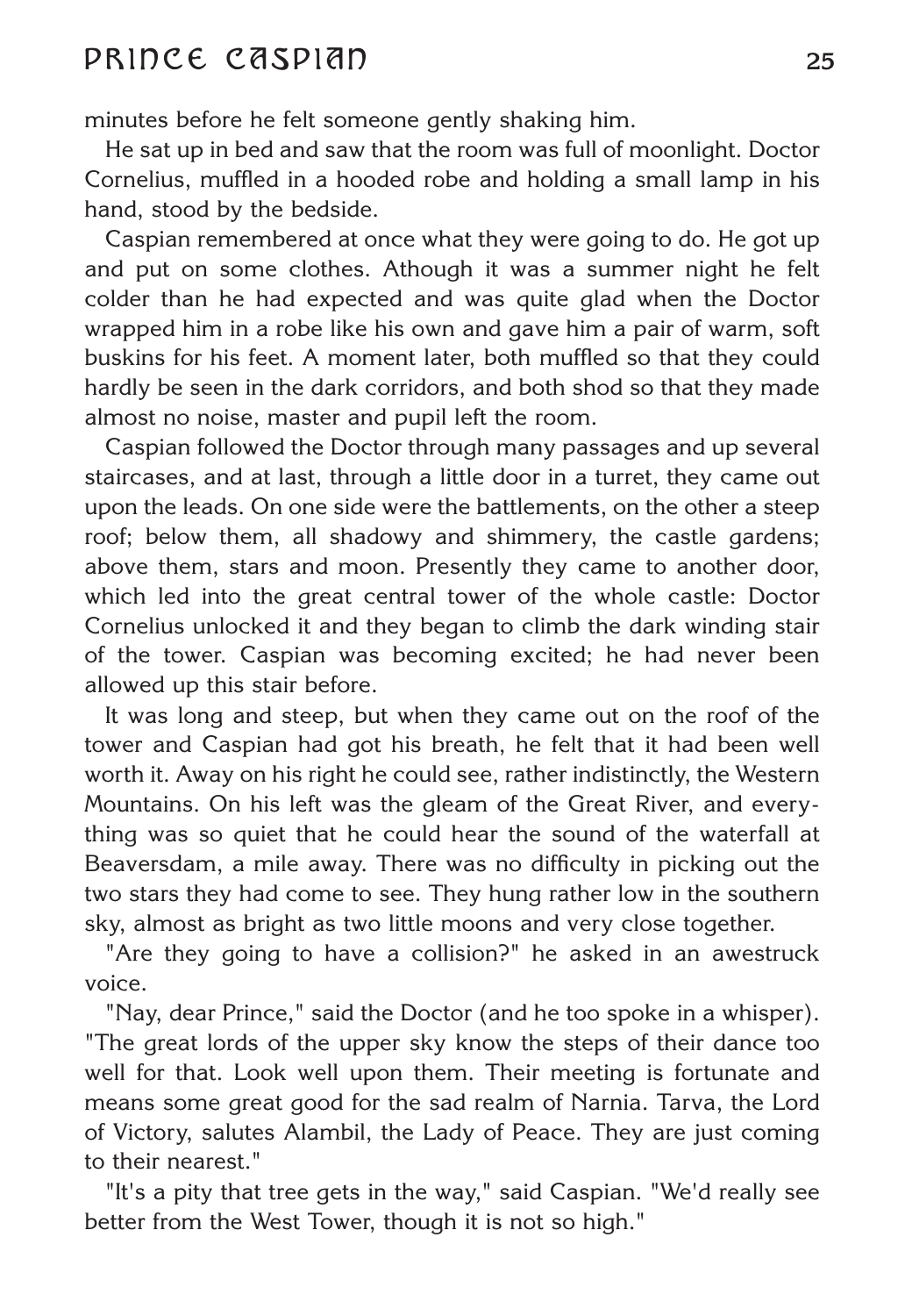minutes before he felt someone gently shaking him.

He sat up in bed and saw that the room was full of moonlight. Doctor Cornelius, muffled in a hooded robe and holding a small lamp in his hand, stood by the bedside.

Caspian remembered at once what they were going to do. He got up and put on some clothes. Athough it was a summer night he felt colder than he had expected and was quite glad when the Doctor wrapped him in a robe like his own and gave him a pair of warm, soft buskins for his feet. A moment later, both muffled so that they could hardly be seen in the dark corridors, and both shod so that they made almost no noise, master and pupil left the room.

Caspian followed the Doctor through many passages and up several staircases, and at last, through a little door in a turret, they came out upon the leads. On one side were the battlements, on the other a steep roof; below them, all shadowy and shimmery, the castle gardens; above them, stars and moon. Presently they came to another door, which led into the great central tower of the whole castle: Doctor Cornelius unlocked it and they began to climb the dark winding stair of the tower. Caspian was becoming excited; he had never been allowed up this stair before.

It was long and steep, but when they came out on the roof of the tower and Caspian had got his breath, he felt that it had been well worth it. Away on his right he could see, rather indistinctly, the Western Mountains. On his left was the gleam of the Great River, and everything was so quiet that he could hear the sound of the waterfall at Beaversdam, a mile away. There was no difficulty in picking out the two stars they had come to see. They hung rather low in the southern sky, almost as bright as two little moons and very close together.

"Are they going to have a collision?" he asked in an awestruck voice.

"Nay, dear Prince," said the Doctor (and he too spoke in a whisper). "The great lords of the upper sky know the steps of their dance too well for that. Look well upon them. Their meeting is fortunate and means some great good for the sad realm of Narnia. Tarva, the Lord of Victory, salutes Alambil, the Lady of Peace. They are just coming to their nearest."

"It's a pity that tree gets in the way," said Caspian. "We'd really see better from the West Tower, though it is not so high."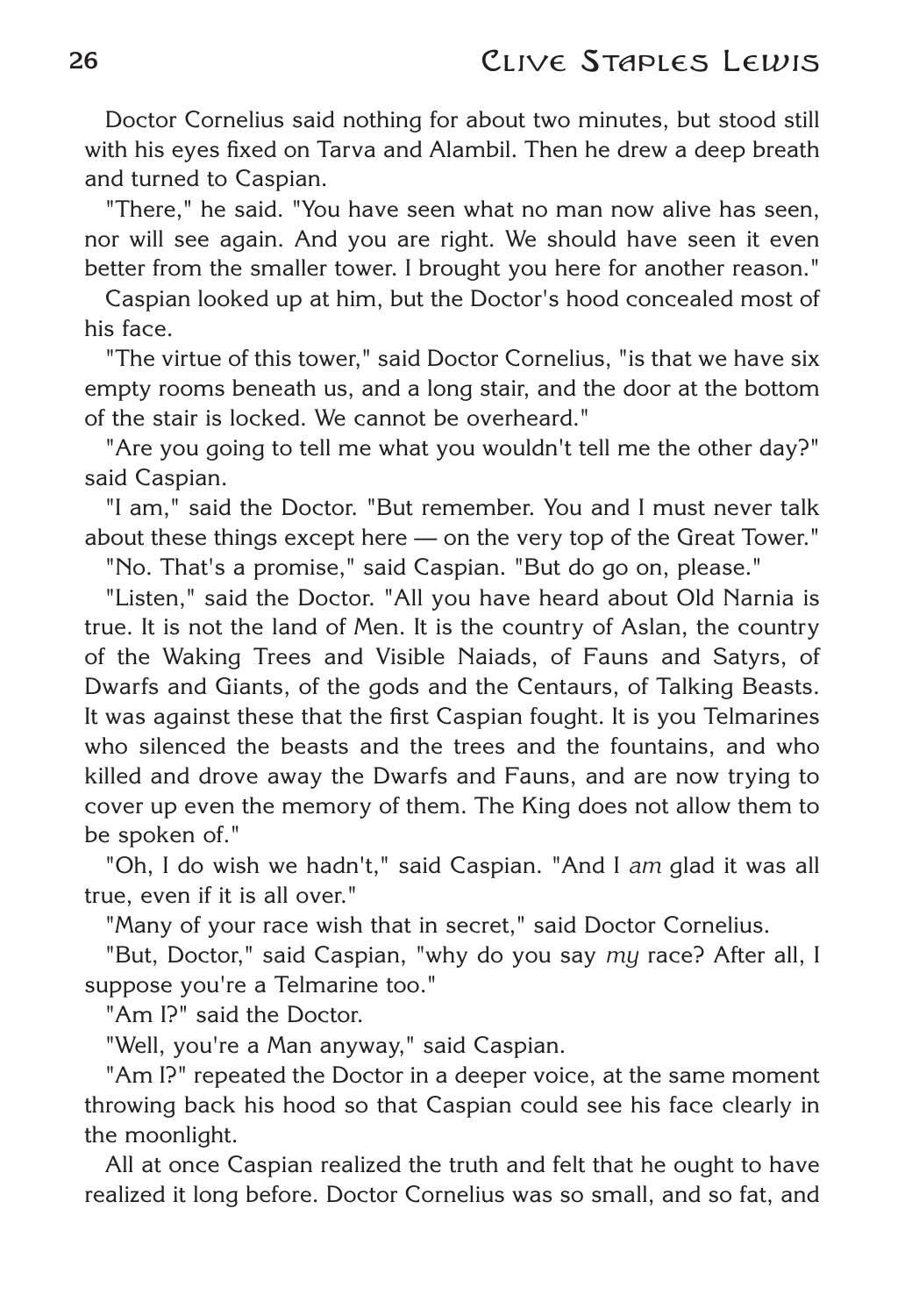Doctor Cornelius said nothing for about two minutes, but stood still with his eyes fixed on Tarva and Alambil. Then he drew a deep breath and turned to Caspian.

"There," he said. "You have seen what no man now alive has seen, nor will see again. And you are right. We should have seen it even better from the smaller tower. I brought you here for another reason."

Caspian looked up at him, but the Doctor's hood concealed most of his face.

"The virtue of this tower," said Doctor Cornelius, "is that we have six empty rooms beneath us, and a long stair, and the door at the bottom of the stair is locked. We cannot be overheard."

"Are you going to tell me what you wouldn't tell me the other day?" said Caspian.

"I am," said the Doctor. "But remember. You and I must never talk about these things except here — on the very top of the Great Tower."

"No. That's a promise," said Caspian. "But do go on, please."

"Listen," said the Doctor. "All you have heard about Old Narnia is true. It is not the land of Men. It is the country of Aslan, the country of the Waking Trees and Visible Naiads, of Fauns and Satyrs, of Dwarfs and Giants, of the gods and the Centaurs, of Talking Beasts. It was against these that the first Caspian fought. It is you Telmarines who silenced the beasts and the trees and the fountains, and who killed and drove away the Dwarfs and Fauns, and are now trying to cover up even the memory of them. The King does not allow them to be spoken of."

"Oh, I do wish we hadn't," said Caspian. "And I *am* glad it was all true, even if it is all over."

"Many of your race wish that in secret," said Doctor Cornelius.

"But, Doctor," said Caspian, "why do you say *my* race? After all, I suppose you're a Telmarine too."

"Am I?" said the Doctor.

"Well, you're a Man anyway," said Caspian.

"Am I?" repeated the Doctor in a deeper voice, at the same moment throwing back his hood so that Caspian could see his face clearly in the moonlight.

All at once Caspian realized the truth and felt that he ought to have realized it long before. Doctor Cornelius was so small, and so fat, and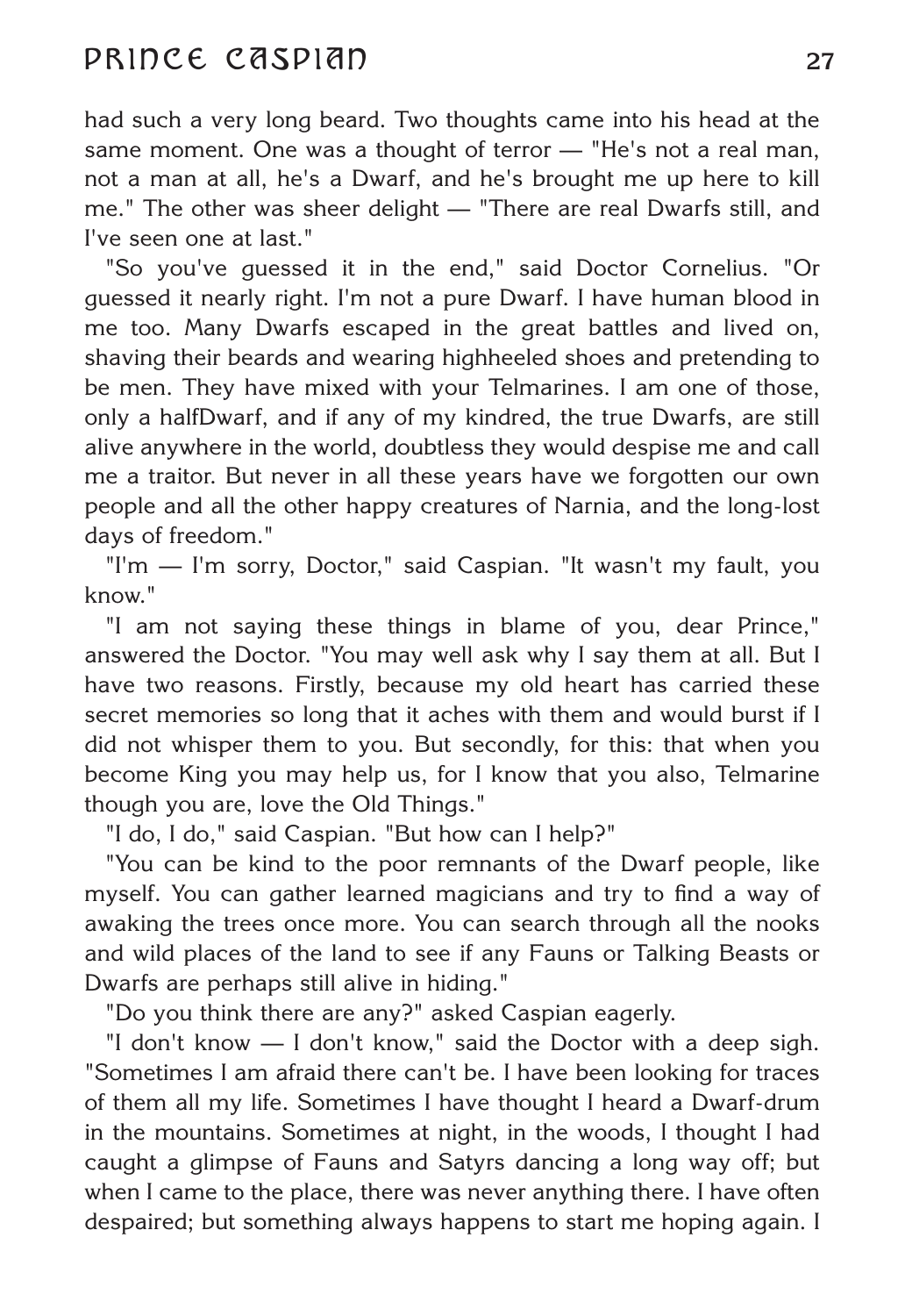had such a very long beard. Two thoughts came into his head at the same moment. One was a thought of terror — "He's not a real man, not a man at all, he's a Dwarf, and he's brought me up here to kill me." The other was sheer delight — "There are real Dwarfs still, and I've seen one at last."

"So you've guessed it in the end," said Doctor Cornelius. "Or guessed it nearly right. I'm not a pure Dwarf. I have human blood in me too. Many Dwarfs escaped in the great battles and lived on, shaving their beards and wearing highheeled shoes and pretending to be men. They have mixed with your Telmarines. I am one of those, only a halfDwarf, and if any of my kindred, the true Dwarfs, are still alive anywhere in the world, doubtless they would despise me and call me a traitor. But never in all these years have we forgotten our own people and all the other happy creatures of Narnia, and the long-lost days of freedom."

"I'm — I'm sorry, Doctor," said Caspian. "It wasn't my fault, you know."

"I am not saying these things in blame of you, dear Prince," answered the Doctor. "You may well ask why I say them at all. But I have two reasons. Firstly, because my old heart has carried these secret memories so long that it aches with them and would burst if I did not whisper them to you. But secondly, for this: that when you become King you may help us, for I know that you also, Telmarine though you are, love the Old Things."

"I do, I do," said Caspian. "But how can I help?"

"You can be kind to the poor remnants of the Dwarf people, like myself. You can gather learned magicians and try to find a way of awaking the trees once more. You can search through all the nooks and wild places of the land to see if any Fauns or Talking Beasts or Dwarfs are perhaps still alive in hiding."

"Do you think there are any?" asked Caspian eagerly.

"I don't know — I don't know," said the Doctor with a deep sigh. "Sometimes I am afraid there can't be. I have been looking for traces of them all my life. Sometimes I have thought I heard a Dwarf-drum in the mountains. Sometimes at night, in the woods, I thought I had caught a glimpse of Fauns and Satyrs dancing a long way off; but when I came to the place, there was never anything there. I have often despaired; but something always happens to start me hoping again. I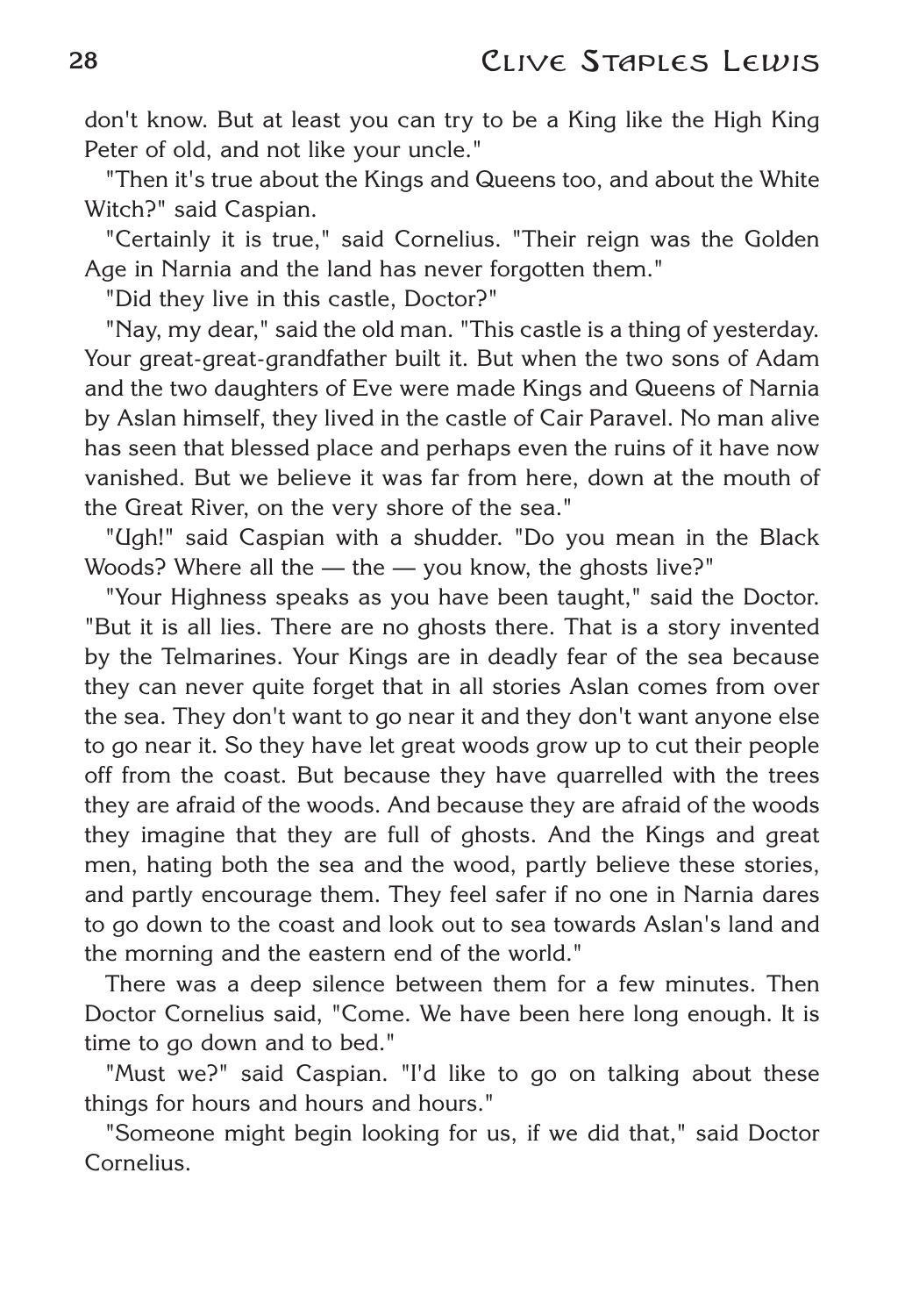don't know. But at least you can try to be a King like the High King Peter of old, and not like your uncle."

"Then it's true about the Kings and Queens too, and about the White Witch?" said Caspian.

"Certainly it is true," said Cornelius. "Their reign was the Golden Age in Narnia and the land has never forgotten them."

"Did they live in this castle, Doctor?"

"Nay, my dear," said the old man. "This castle is a thing of yesterday. Your great-great-grandfather built it. But when the two sons of Adam and the two daughters of Eve were made Kings and Queens of Narnia by Aslan himself, they lived in the castle of Cair Paravel. No man alive has seen that blessed place and perhaps even the ruins of it have now vanished. But we believe it was far from here, down at the mouth of the Great River, on the very shore of the sea."

"Ugh!" said Caspian with a shudder. "Do you mean in the Black Woods? Where all the — the — you know, the ghosts live?"

"Your Highness speaks as you have been taught," said the Doctor. "But it is all lies. There are no ghosts there. That is a story invented by the Telmarines. Your Kings are in deadly fear of the sea because they can never quite forget that in all stories Aslan comes from over the sea. They don't want to go near it and they don't want anyone else to go near it. So they have let great woods grow up to cut their people off from the coast. But because they have quarrelled with the trees they are afraid of the woods. And because they are afraid of the woods they imagine that they are full of ghosts. And the Kings and great men, hating both the sea and the wood, partly believe these stories, and partly encourage them. They feel safer if no one in Narnia dares to go down to the coast and look out to sea towards Aslan's land and the morning and the eastern end of the world."

There was a deep silence between them for a few minutes. Then Doctor Cornelius said, "Come. We have been here long enough. It is time to go down and to bed."

"Must we?" said Caspian. "I'd like to go on talking about these things for hours and hours and hours."

"Someone might begin looking for us, if we did that," said Doctor Cornelius.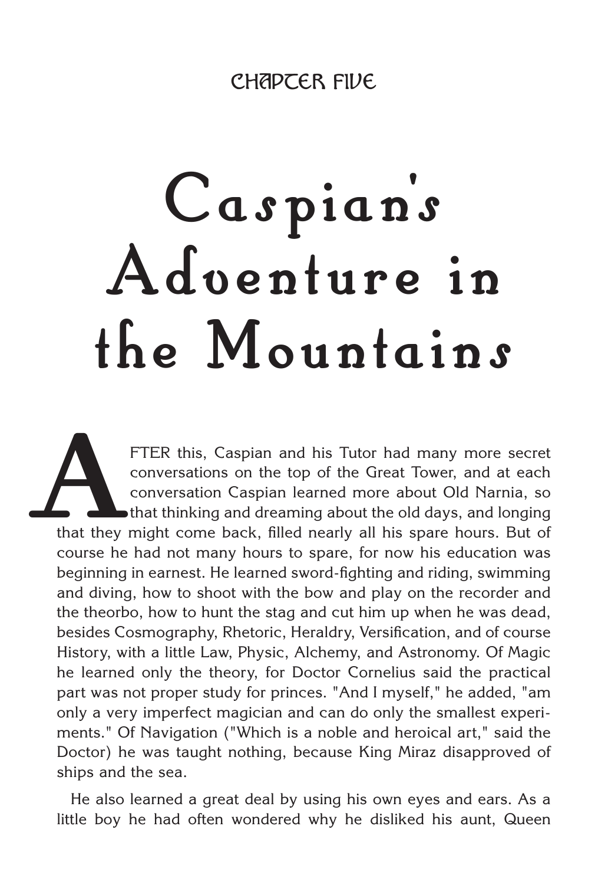CHAPTER FIVE

# Caspian's Adventure in the Mountains

AFTER this, Caspian and his Tutor had many more secret conversations on the top of the Great Tower, and at each conversation Caspian learned more about Old Narnia, so that thinking and dreaming about the old days, and longing that they might come back, filled nearly all his spare hours. But of course he had not many hours to spare, for now his education was beginning in earnest. He learned sword-fighting and riding, swimming and diving, how to shoot with the bow and play on the recorder and the theorbo, how to hunt the stag and cut him up when he was dead, besides Cosmography, Rhetoric, Heraldry, Versification, and of course History, with a little Law, Physic, Alchemy, and Astronomy. Of Magic he learned only the theory, for Doctor Cornelius said the practical part was not proper study for princes. "And I myself," he added, "am only a very imperfect magician and can do only the smallest experiments." Of Navigation ("Which is a noble and heroical art," said the Doctor) he was taught nothing, because King Miraz disapproved of ships and the sea.

He also learned a great deal by using his own eyes and ears. As a little boy he had often wondered why he disliked his aunt, Queen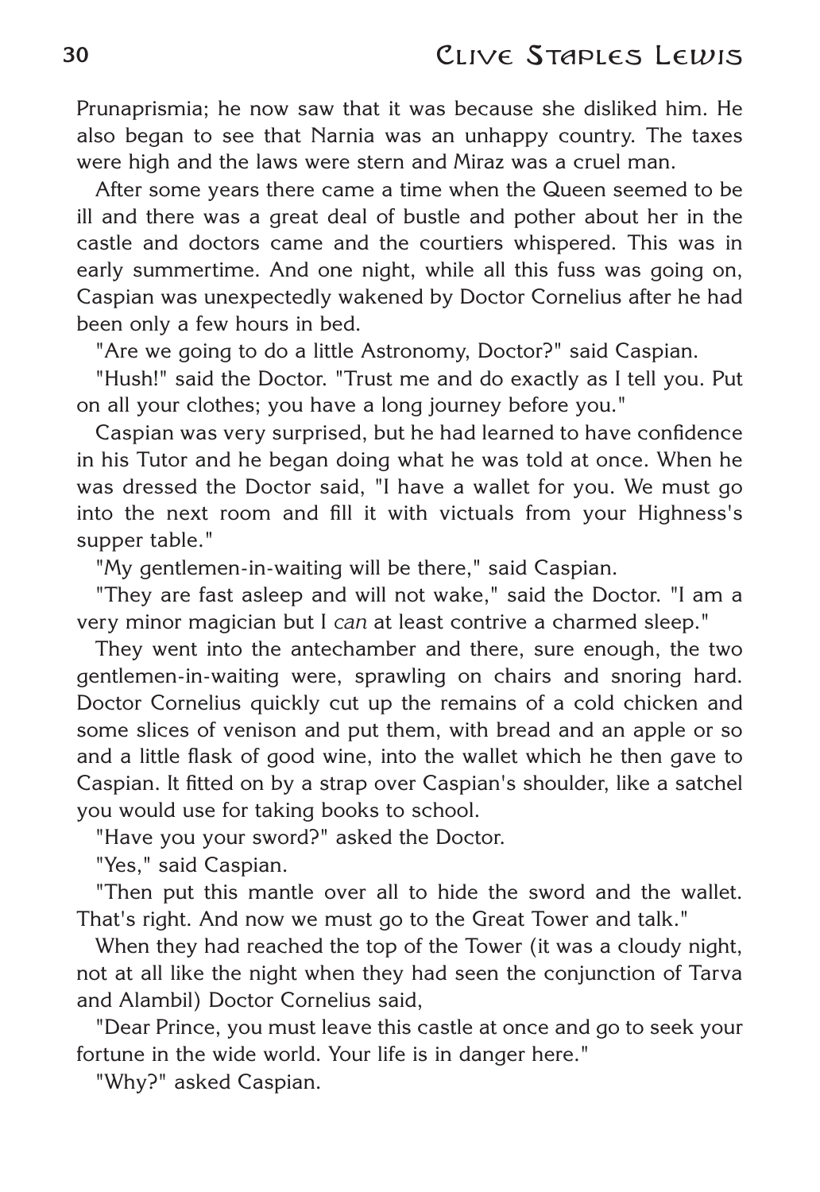Prunaprismia; he now saw that it was because she disliked him. He also began to see that Narnia was an unhappy country. The taxes were high and the laws were stern and Miraz was a cruel man.

After some years there came a time when the Queen seemed to be ill and there was a great deal of bustle and pother about her in the castle and doctors came and the courtiers whispered. This was in early summertime. And one night, while all this fuss was going on, Caspian was unexpectedly wakened by Doctor Cornelius after he had been only a few hours in bed.

"Are we going to do a little Astronomy, Doctor?" said Caspian.

"Hush!" said the Doctor. "Trust me and do exactly as I tell you. Put on all your clothes; you have a long journey before you."

Caspian was very surprised, but he had learned to have confidence in his Tutor and he began doing what he was told at once. When he was dressed the Doctor said, "I have a wallet for you. We must go into the next room and fill it with victuals from your Highness's supper table."

"My gentlemen-in-waiting will be there," said Caspian.

"They are fast asleep and will not wake," said the Doctor. "I am a very minor magician but I *can* at least contrive a charmed sleep."

They went into the antechamber and there, sure enough, the two gentlemen-in-waiting were, sprawling on chairs and snoring hard. Doctor Cornelius quickly cut up the remains of a cold chicken and some slices of venison and put them, with bread and an apple or so and a little flask of good wine, into the wallet which he then gave to Caspian. It fitted on by a strap over Caspian's shoulder, like a satchel you would use for taking books to school.

"Have you your sword?" asked the Doctor.

"Yes," said Caspian.

"Then put this mantle over all to hide the sword and the wallet. That's right. And now we must go to the Great Tower and talk."

When they had reached the top of the Tower (it was a cloudy night, not at all like the night when they had seen the conjunction of Tarva and Alambil) Doctor Cornelius said,

"Dear Prince, you must leave this castle at once and go to seek your fortune in the wide world. Your life is in danger here."

"Why?" asked Caspian.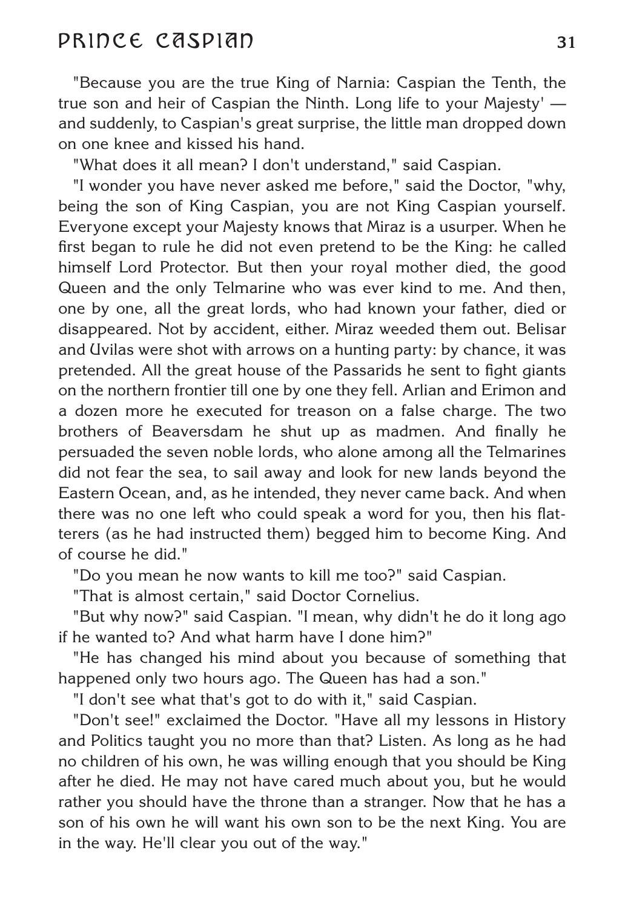"Because you are the true King of Narnia: Caspian the Tenth, the true son and heir of Caspian the Ninth. Long life to your Majesty' — and suddenly, to Caspian's great surprise, the little man dropped down on one knee and kissed his hand.

"What does it all mean? I don't understand," said Caspian.

"I wonder you have never asked me before," said the Doctor, "why, being the son of King Caspian, you are not King Caspian yourself. Everyone except your Majesty knows that Miraz is a usurper. When he first began to rule he did not even pretend to be the King: he called himself Lord Protector. But then your royal mother died, the good Queen and the only Telmarine who was ever kind to me. And then, one by one, all the great lords, who had known your father, died or disappeared. Not by accident, either. Miraz weeded them out. Belisar and Uvilas were shot with arrows on a hunting party: by chance, it was pretended. All the great house of the Passarids he sent to fight giants on the northern frontier till one by one they fell. Arlian and Erimon and a dozen more he executed for treason on a false charge. The two brothers of Beaversdam he shut up as madmen. And finally he persuaded the seven noble lords, who alone among all the Telmarines did not fear the sea, to sail away and look for new lands beyond the Eastern Ocean, and, as he intended, they never came back. And when there was no one left who could speak a word for you, then his flatterers (as he had instructed them) begged him to become King. And of course he did."

"Do you mean he now wants to kill me too?" said Caspian.

"That is almost certain," said Doctor Cornelius.

"But why now?" said Caspian. "I mean, why didn't he do it long ago if he wanted to? And what harm have I done him?"

"He has changed his mind about you because of something that happened only two hours ago. The Queen has had a son."

"I don't see what that's got to do with it," said Caspian.

"Don't see!" exclaimed the Doctor. "Have all my lessons in History and Politics taught you no more than that? Listen. As long as he had no children of his own, he was willing enough that you should be King after he died. He may not have cared much about you, but he would rather you should have the throne than a stranger. Now that he has a son of his own he will want his own son to be the next King. You are in the way. He'll clear you out of the way."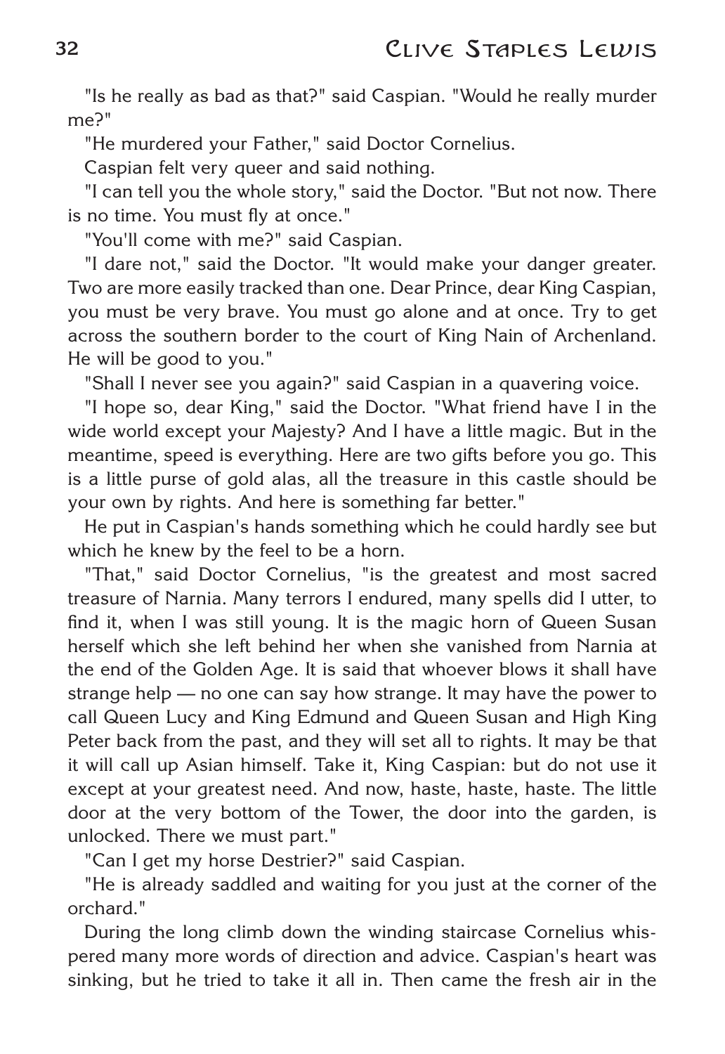"Is he really as bad as that?" said Caspian. "Would he really murder me?"

"He murdered your Father," said Doctor Cornelius.

Caspian felt very queer and said nothing.

"I can tell you the whole story," said the Doctor. "But not now. There is no time. You must fly at once."

"You'll come with me?" said Caspian.

"I dare not," said the Doctor. "It would make your danger greater. Two are more easily tracked than one. Dear Prince, dear King Caspian, you must be very brave. You must go alone and at once. Try to get across the southern border to the court of King Nain of Archenland. He will be good to you."

"Shall I never see you again?" said Caspian in a quavering voice.

"I hope so, dear King," said the Doctor. "What friend have I in the wide world except your Majesty? And I have a little magic. But in the meantime, speed is everything. Here are two gifts before you go. This is a little purse of gold alas, all the treasure in this castle should be your own by rights. And here is something far better."

He put in Caspian's hands something which he could hardly see but which he knew by the feel to be a horn.

"That," said Doctor Cornelius, "is the greatest and most sacred treasure of Narnia. Many terrors I endured, many spells did I utter, to find it, when I was still young. It is the magic horn of Queen Susan herself which she left behind her when she vanished from Narnia at the end of the Golden Age. It is said that whoever blows it shall have strange help — no one can say how strange. It may have the power to call Queen Lucy and King Edmund and Queen Susan and High King Peter back from the past, and they will set all to rights. It may be that it will call up Asian himself. Take it, King Caspian: but do not use it except at your greatest need. And now, haste, haste, haste. The little door at the very bottom of the Tower, the door into the garden, is unlocked. There we must part."

"Can I get my horse Destrier?" said Caspian.

"He is already saddled and waiting for you just at the corner of the orchard."

During the long climb down the winding staircase Cornelius whispered many more words of direction and advice. Caspian's heart was sinking, but he tried to take it all in. Then came the fresh air in the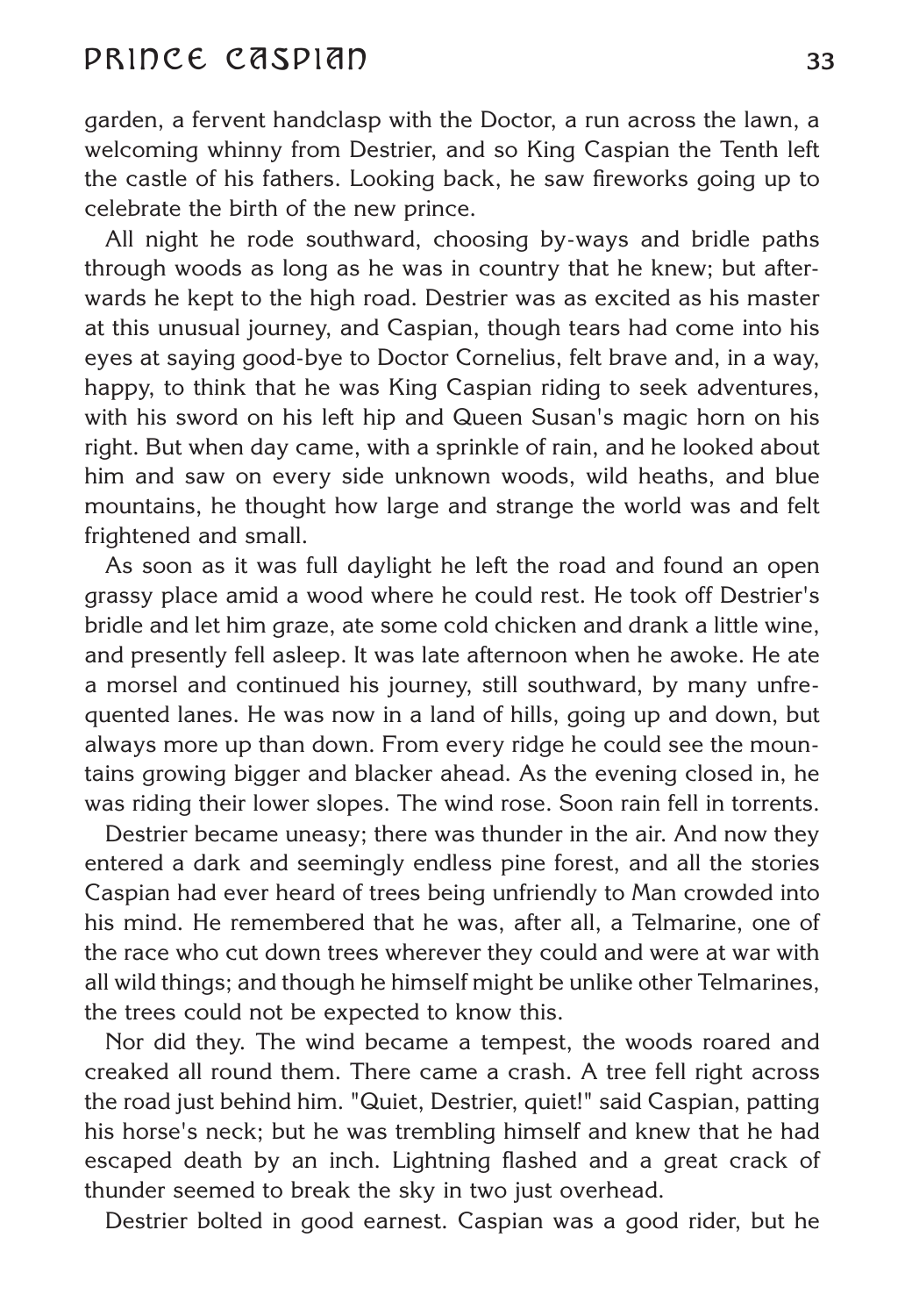garden, a fervent handclasp with the Doctor, a run across the lawn, a welcoming whinny from Destrier, and so King Caspian the Tenth left the castle of his fathers. Looking back, he saw fireworks going up to celebrate the birth of the new prince.

All night he rode southward, choosing by-ways and bridle paths through woods as long as he was in country that he knew; but afterwards he kept to the high road. Destrier was as excited as his master at this unusual journey, and Caspian, though tears had come into his eyes at saying good-bye to Doctor Cornelius, felt brave and, in a way, happy, to think that he was King Caspian riding to seek adventures, with his sword on his left hip and Queen Susan's magic horn on his right. But when day came, with a sprinkle of rain, and he looked about him and saw on every side unknown woods, wild heaths, and blue mountains, he thought how large and strange the world was and felt frightened and small.

As soon as it was full daylight he left the road and found an open grassy place amid a wood where he could rest. He took off Destrier's bridle and let him graze, ate some cold chicken and drank a little wine, and presently fell asleep. It was late afternoon when he awoke. He ate a morsel and continued his journey, still southward, by many unfrequented lanes. He was now in a land of hills, going up and down, but always more up than down. From every ridge he could see the mountains growing bigger and blacker ahead. As the evening closed in, he was riding their lower slopes. The wind rose. Soon rain fell in torrents.

Destrier became uneasy; there was thunder in the air. And now they entered a dark and seemingly endless pine forest, and all the stories Caspian had ever heard of trees being unfriendly to Man crowded into his mind. He remembered that he was, after all, a Telmarine, one of the race who cut down trees wherever they could and were at war with all wild things; and though he himself might be unlike other Telmarines, the trees could not be expected to know this.

Nor did they. The wind became a tempest, the woods roared and creaked all round them. There came a crash. A tree fell right across the road just behind him. "Quiet, Destrier, quiet!" said Caspian, patting his horse's neck; but he was trembling himself and knew that he had escaped death by an inch. Lightning flashed and a great crack of thunder seemed to break the sky in two just overhead.

Destrier bolted in good earnest. Caspian was a good rider, but he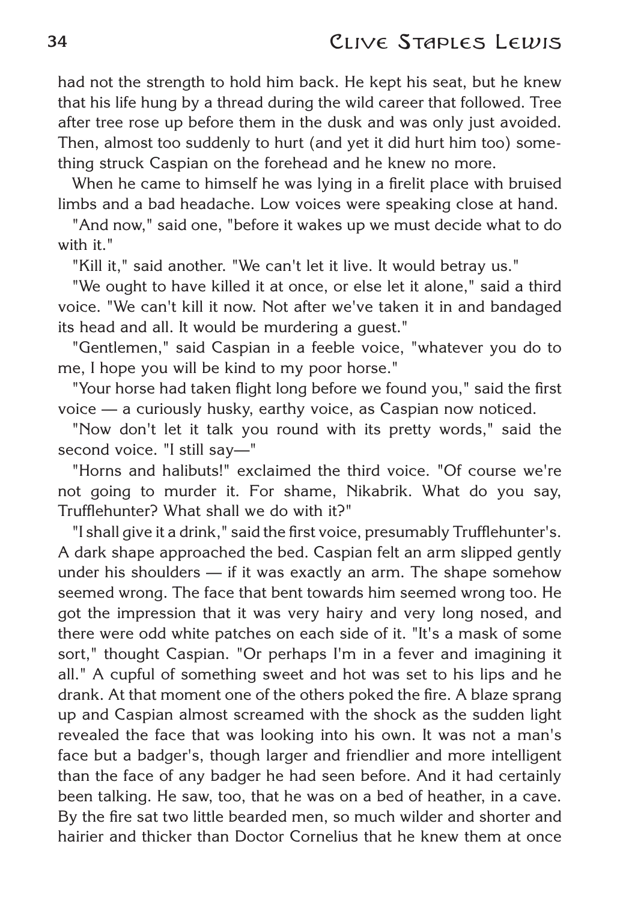had not the strength to hold him back. He kept his seat, but he knew that his life hung by a thread during the wild career that followed. Tree after tree rose up before them in the dusk and was only just avoided. Then, almost too suddenly to hurt (and yet it did hurt him too) something struck Caspian on the forehead and he knew no more.

When he came to himself he was lying in a firelit place with bruised limbs and a bad headache. Low voices were speaking close at hand.

"And now," said one, "before it wakes up we must decide what to do with it."

"Kill it," said another. "We can't let it live. It would betray us."

"We ought to have killed it at once, or else let it alone," said a third voice. "We can't kill it now. Not after we've taken it in and bandaged its head and all. It would be murdering a guest."

"Gentlemen," said Caspian in a feeble voice, "whatever you do to me, I hope you will be kind to my poor horse."

"Your horse had taken flight long before we found you," said the first voice — a curiously husky, earthy voice, as Caspian now noticed.

"Now don't let it talk you round with its pretty words," said the second voice. "I still say—"

"Horns and halibuts!" exclaimed the third voice. "Of course we're not going to murder it. For shame, Nikabrik. What do you say, Trufflehunter? What shall we do with it?"

"I shall give it a drink," said the first voice, presumably Trufflehunter's. A dark shape approached the bed. Caspian felt an arm slipped gently under his shoulders — if it was exactly an arm. The shape somehow seemed wrong. The face that bent towards him seemed wrong too. He got the impression that it was very hairy and very long nosed, and there were odd white patches on each side of it. "It's a mask of some sort," thought Caspian. "Or perhaps I'm in a fever and imagining it all." A cupful of something sweet and hot was set to his lips and he drank. At that moment one of the others poked the fire. A blaze sprang up and Caspian almost screamed with the shock as the sudden light revealed the face that was looking into his own. It was not a man's face but a badger's, though larger and friendlier and more intelligent than the face of any badger he had seen before. And it had certainly been talking. He saw, too, that he was on a bed of heather, in a cave. By the fire sat two little bearded men, so much wilder and shorter and hairier and thicker than Doctor Cornelius that he knew them at once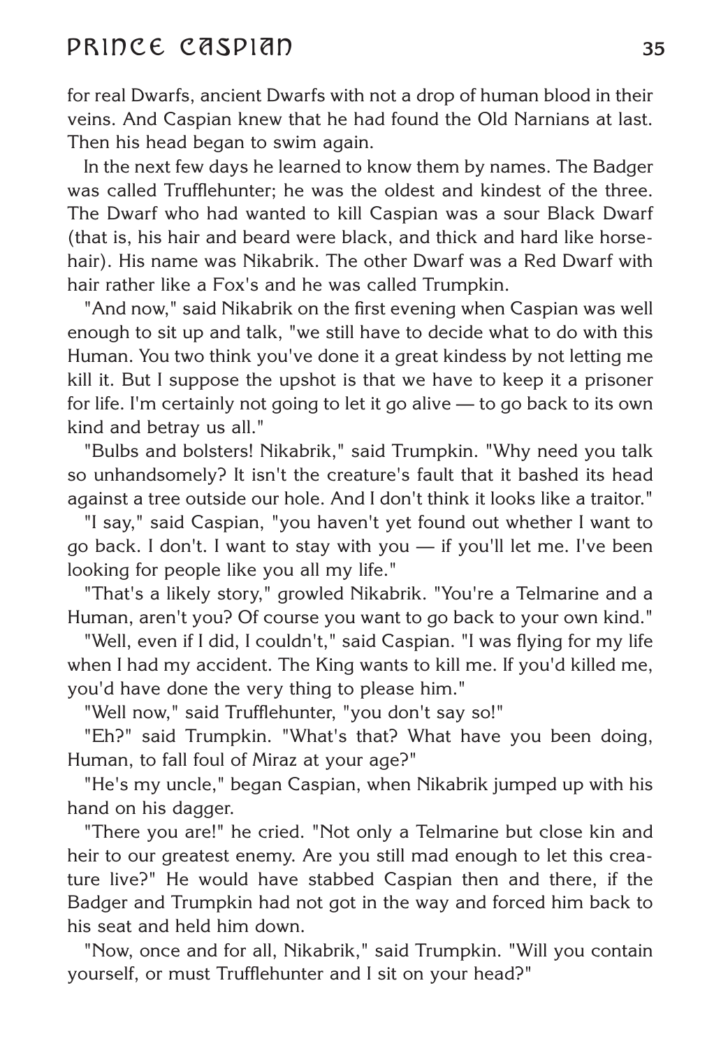for real Dwarfs, ancient Dwarfs with not a drop of human blood in their veins. And Caspian knew that he had found the Old Narnians at last. Then his head began to swim again.

In the next few days he learned to know them by names. The Badger was called Trufflehunter; he was the oldest and kindest of the three. The Dwarf who had wanted to kill Caspian was a sour Black Dwarf (that is, his hair and beard were black, and thick and hard like horsehair). His name was Nikabrik. The other Dwarf was a Red Dwarf with hair rather like a Fox's and he was called Trumpkin.

"And now," said Nikabrik on the first evening when Caspian was well enough to sit up and talk, "we still have to decide what to do with this Human. You two think you've done it a great kindess by not letting me kill it. But I suppose the upshot is that we have to keep it a prisoner for life. I'm certainly not going to let it go alive — to go back to its own kind and betray us all."

"Bulbs and bolsters! Nikabrik," said Trumpkin. "Why need you talk so unhandsomely? It isn't the creature's fault that it bashed its head against a tree outside our hole. And I don't think it looks like a traitor."

"I say," said Caspian, "you haven't yet found out whether I want to go back. I don't. I want to stay with you — if you'll let me. I've been looking for people like you all my life."

"That's a likely story," growled Nikabrik. "You're a Telmarine and a Human, aren't you? Of course you want to go back to your own kind."

"Well, even if I did, I couldn't," said Caspian. "I was flying for my life when I had my accident. The King wants to kill me. If you'd killed me, you'd have done the very thing to please him."

"Well now," said Trufflehunter, "you don't say so!"

"Eh?" said Trumpkin. "What's that? What have you been doing, Human, to fall foul of Miraz at your age?"

"He's my uncle," began Caspian, when Nikabrik jumped up with his hand on his dagger.

"There you are!" he cried. "Not only a Telmarine but close kin and heir to our greatest enemy. Are you still mad enough to let this creature live?" He would have stabbed Caspian then and there, if the Badger and Trumpkin had not got in the way and forced him back to his seat and held him down.

"Now, once and for all, Nikabrik," said Trumpkin. "Will you contain yourself, or must Trufflehunter and I sit on your head?"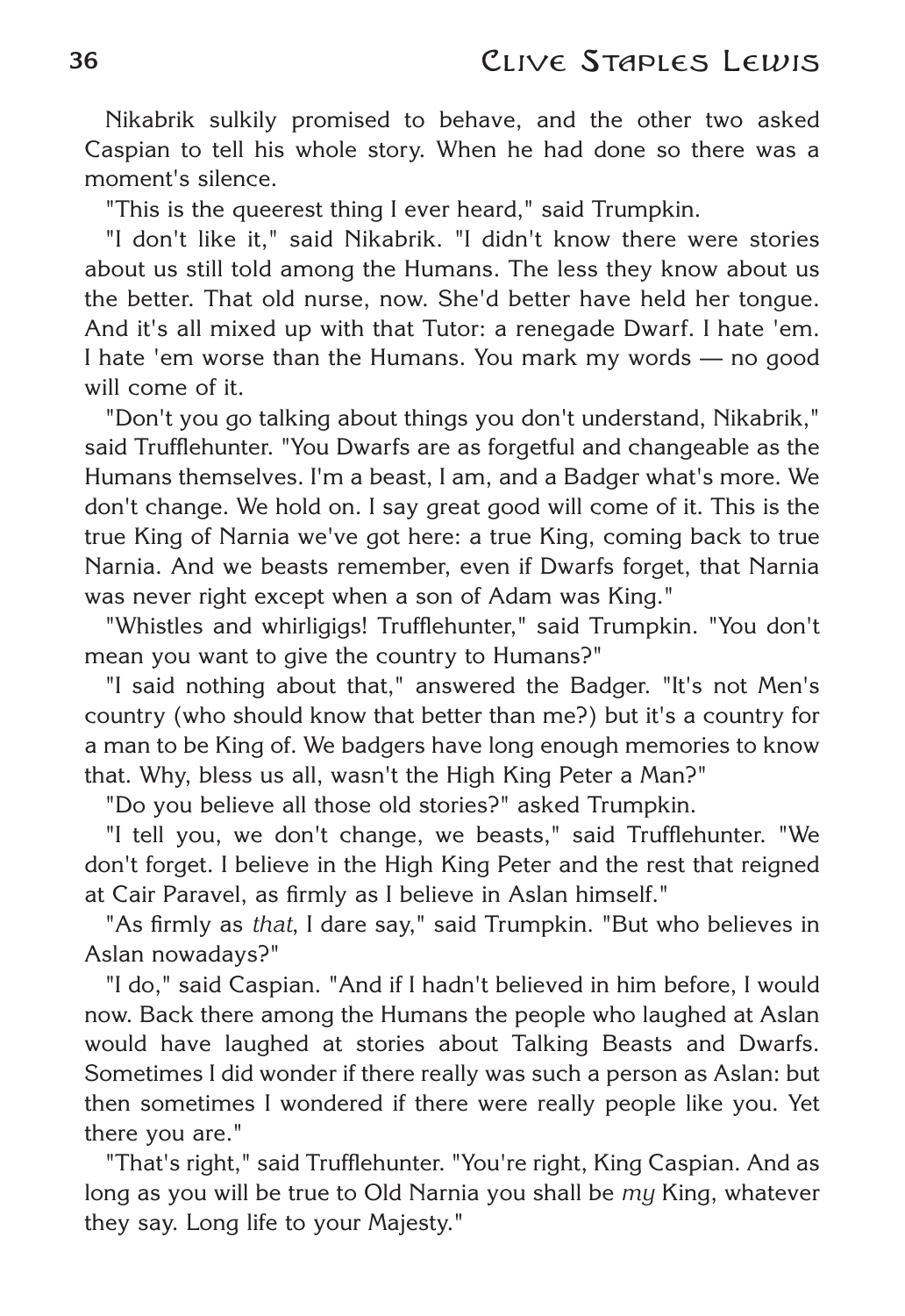Nikabrik sulkily promised to behave, and the other two asked Caspian to tell his whole story. When he had done so there was a moment's silence.

"This is the queerest thing I ever heard," said Trumpkin.

"I don't like it," said Nikabrik. "I didn't know there were stories about us still told among the Humans. The less they know about us the better. That old nurse, now. She'd better have held her tongue. And it's all mixed up with that Tutor: a renegade Dwarf. I hate 'em. I hate 'em worse than the Humans. You mark my words — no good will come of it.

"Don't you go talking about things you don't understand, Nikabrik," said Trufflehunter. "You Dwarfs are as forgetful and changeable as the Humans themselves. I'm a beast, I am, and a Badger what's more. We don't change. We hold on. I say great good will come of it. This is the true King of Narnia we've got here: a true King, coming back to true Narnia. And we beasts remember, even if Dwarfs forget, that Narnia was never right except when a son of Adam was King."

"Whistles and whirligigs! Trufflehunter," said Trumpkin. "You don't mean you want to give the country to Humans?"

"I said nothing about that," answered the Badger. "It's not Men's country (who should know that better than me?) but it's a country for a man to be King of. We badgers have long enough memories to know that. Why, bless us all, wasn't the High King Peter a Man?"

"Do you believe all those old stories?" asked Trumpkin.

"I tell you, we don't change, we beasts," said Trufflehunter. "We don't forget. I believe in the High King Peter and the rest that reigned at Cair Paravel, as firmly as I believe in Aslan himself."

"As firmly as *that*, I dare say," said Trumpkin. "But who believes in Aslan nowadays?"

"I do," said Caspian. "And if I hadn't believed in him before, I would now. Back there among the Humans the people who laughed at Aslan would have laughed at stories about Talking Beasts and Dwarfs. Sometimes I did wonder if there really was such a person as Aslan: but then sometimes I wondered if there were really people like you. Yet there you are."

"That's right," said Trufflehunter. "You're right, King Caspian. And as long as you will be true to Old Narnia you shall be *my* King, whatever they say. Long life to your Majesty."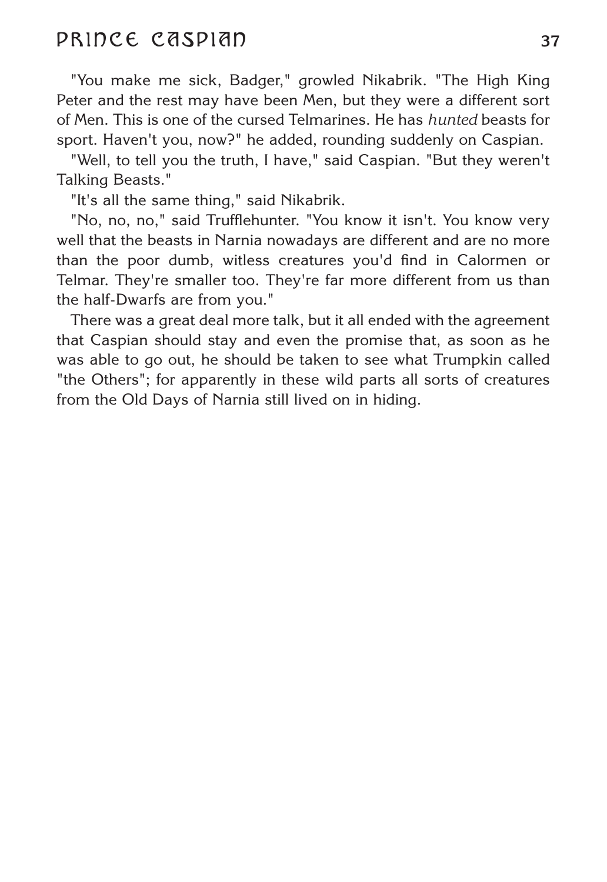"You make me sick, Badger," growled Nikabrik. "The High King Peter and the rest may have been Men, but they were a different sort of Men. This is one of the cursed Telmarines. He has *hunted* beasts for sport. Haven't you, now?" he added, rounding suddenly on Caspian.

"Well, to tell you the truth, I have," said Caspian. "But they weren't Talking Beasts."

"It's all the same thing," said Nikabrik.

"No, no, no," said Trufflehunter. "You know it isn't. You know very well that the beasts in Narnia nowadays are different and are no more than the poor dumb, witless creatures you'd find in Calormen or Telmar. They're smaller too. They're far more different from us than the half-Dwarfs are from you."

There was a great deal more talk, but it all ended with the agreement that Caspian should stay and even the promise that, as soon as he was able to go out, he should be taken to see what Trumpkin called "the Others"; for apparently in these wild parts all sorts of creatures from the Old Days of Narnia still lived on in hiding.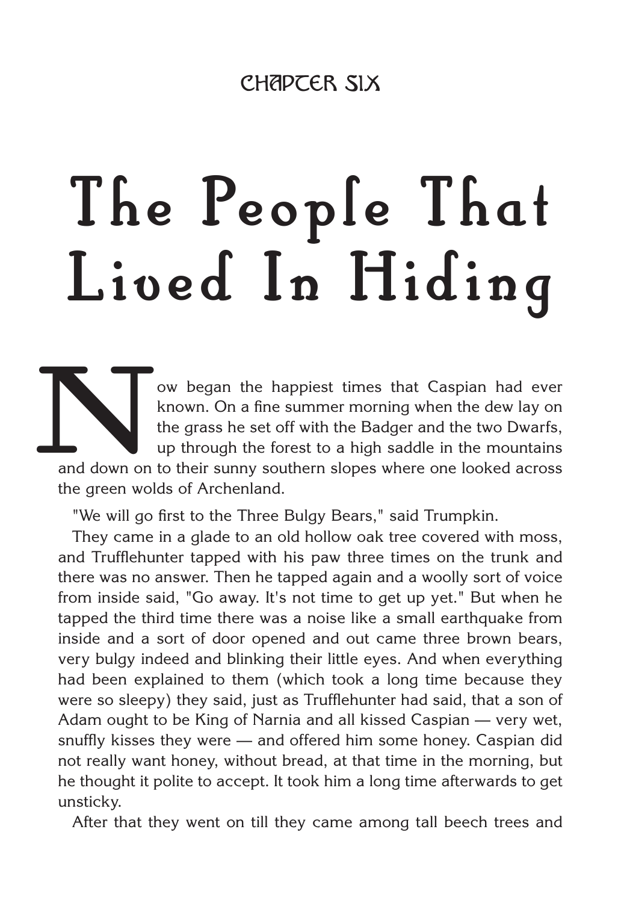## CHAPTER SIX

# The People That Lived In Hiding

Now began the happiest times that Caspian had ever known. On a fine summer morning when the dew lay on the grass he set off with the Badger and the two Dwarfs, up through the forest to a high saddle in the mountains and down on to their sunny southern slopes where one looked across the green wolds of Archenland.

"We will go first to the Three Bulgy Bears," said Trumpkin.

They came in a glade to an old hollow oak tree covered with moss, and Trufflehunter tapped with his paw three times on the trunk and there was no answer. Then he tapped again and a woolly sort of voice from inside said, "Go away. It's not time to get up yet." But when he tapped the third time there was a noise like a small earthquake from inside and a sort of door opened and out came three brown bears, very bulgy indeed and blinking their little eyes. And when everything had been explained to them (which took a long time because they were so sleepy) they said, just as Trufflehunter had said, that a son of Adam ought to be King of Narnia and all kissed Caspian — very wet, snuffly kisses they were — and offered him some honey. Caspian did not really want honey, without bread, at that time in the morning, but he thought it polite to accept. It took him a long time afterwards to get unsticky.

After that they went on till they came among tall beech trees and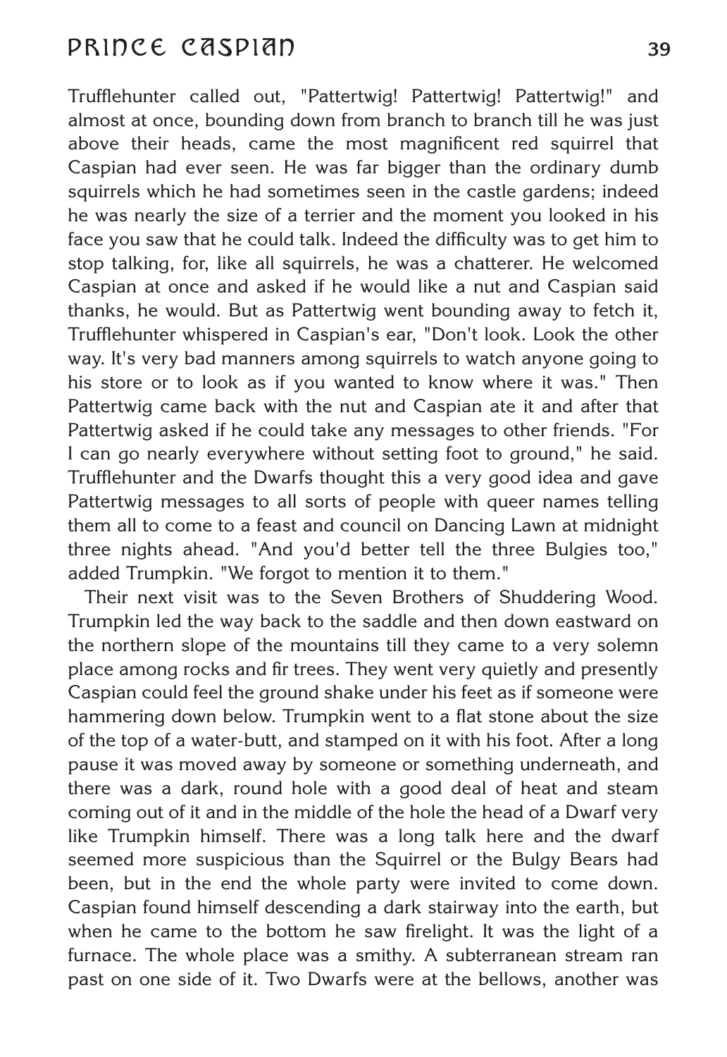Trufflehunter called out, "Pattertwig! Pattertwig! Pattertwig!" and almost at once, bounding down from branch to branch till he was just above their heads, came the most magnificent red squirrel that Caspian had ever seen. He was far bigger than the ordinary dumb squirrels which he had sometimes seen in the castle gardens; indeed he was nearly the size of a terrier and the moment you looked in his face you saw that he could talk. Indeed the difficulty was to get him to stop talking, for, like all squirrels, he was a chatterer. He welcomed Caspian at once and asked if he would like a nut and Caspian said thanks, he would. But as Pattertwig went bounding away to fetch it, Trufflehunter whispered in Caspian's ear, "Don't look. Look the other way. It's very bad manners among squirrels to watch anyone going to his store or to look as if you wanted to know where it was." Then Pattertwig came back with the nut and Caspian ate it and after that Pattertwig asked if he could take any messages to other friends. "For I can go nearly everywhere without setting foot to ground," he said. Trufflehunter and the Dwarfs thought this a very good idea and gave Pattertwig messages to all sorts of people with queer names telling them all to come to a feast and council on Dancing Lawn at midnight three nights ahead. "And you'd better tell the three Bulgies too," added Trumpkin. "We forgot to mention it to them."

Their next visit was to the Seven Brothers of Shuddering Wood. Trumpkin led the way back to the saddle and then down eastward on the northern slope of the mountains till they came to a very solemn place among rocks and fir trees. They went very quietly and presently Caspian could feel the ground shake under his feet as if someone were hammering down below. Trumpkin went to a flat stone about the size of the top of a water-butt, and stamped on it with his foot. After a long pause it was moved away by someone or something underneath, and there was a dark, round hole with a good deal of heat and steam coming out of it and in the middle of the hole the head of a Dwarf very like Trumpkin himself. There was a long talk here and the dwarf seemed more suspicious than the Squirrel or the Bulgy Bears had been, but in the end the whole party were invited to come down. Caspian found himself descending a dark stairway into the earth, but when he came to the bottom he saw firelight. It was the light of a furnace. The whole place was a smithy. A subterranean stream ran past on one side of it. Two Dwarfs were at the bellows, another was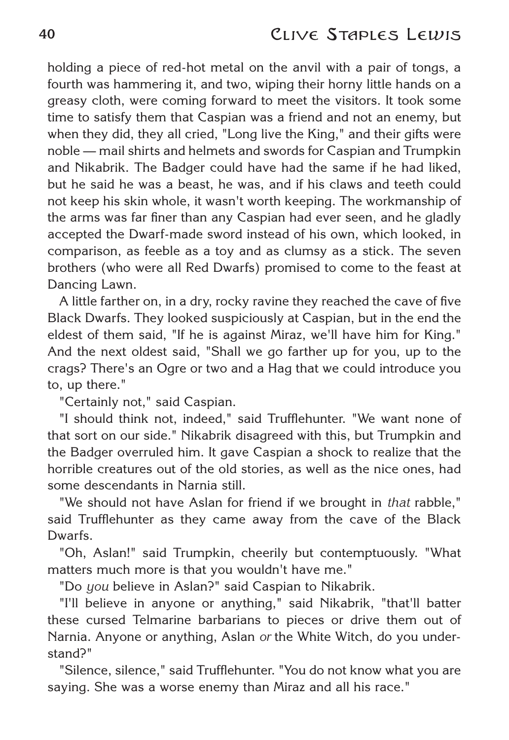holding a piece of red-hot metal on the anvil with a pair of tongs, a fourth was hammering it, and two, wiping their horny little hands on a greasy cloth, were coming forward to meet the visitors. It took some time to satisfy them that Caspian was a friend and not an enemy, but when they did, they all cried, "Long live the King," and their gifts were noble — mail shirts and helmets and swords for Caspian and Trumpkin and Nikabrik. The Badger could have had the same if he had liked, but he said he was a beast, he was, and if his claws and teeth could not keep his skin whole, it wasn't worth keeping. The workmanship of the arms was far finer than any Caspian had ever seen, and he gladly accepted the Dwarf-made sword instead of his own, which looked, in comparison, as feeble as a toy and as clumsy as a stick. The seven brothers (who were all Red Dwarfs) promised to come to the feast at Dancing Lawn.

A little farther on, in a dry, rocky ravine they reached the cave of five Black Dwarfs. They looked suspiciously at Caspian, but in the end the eldest of them said, "If he is against Miraz, we'll have him for King." And the next oldest said, "Shall we go farther up for you, up to the crags? There's an Ogre or two and a Hag that we could introduce you to, up there."

"Certainly not," said Caspian.

"I should think not, indeed," said Trufflehunter. "We want none of that sort on our side." Nikabrik disagreed with this, but Trumpkin and the Badger overruled him. It gave Caspian a shock to realize that the horrible creatures out of the old stories, as well as the nice ones, had some descendants in Narnia still.

"We should not have Aslan for friend if we brought in *that* rabble," said Trufflehunter as they came away from the cave of the Black Dwarfs.

"Oh, Aslan!" said Trumpkin, cheerily but contemptuously. "What matters much more is that you wouldn't have me."

"Do *you* believe in Aslan?" said Caspian to Nikabrik.

"I'll believe in anyone or anything," said Nikabrik, "that'll batter these cursed Telmarine barbarians to pieces or drive them out of Narnia. Anyone or anything, Aslan *or* the White Witch, do you understand?"

"Silence, silence," said Trufflehunter. "You do not know what you are saying. She was a worse enemy than Miraz and all his race."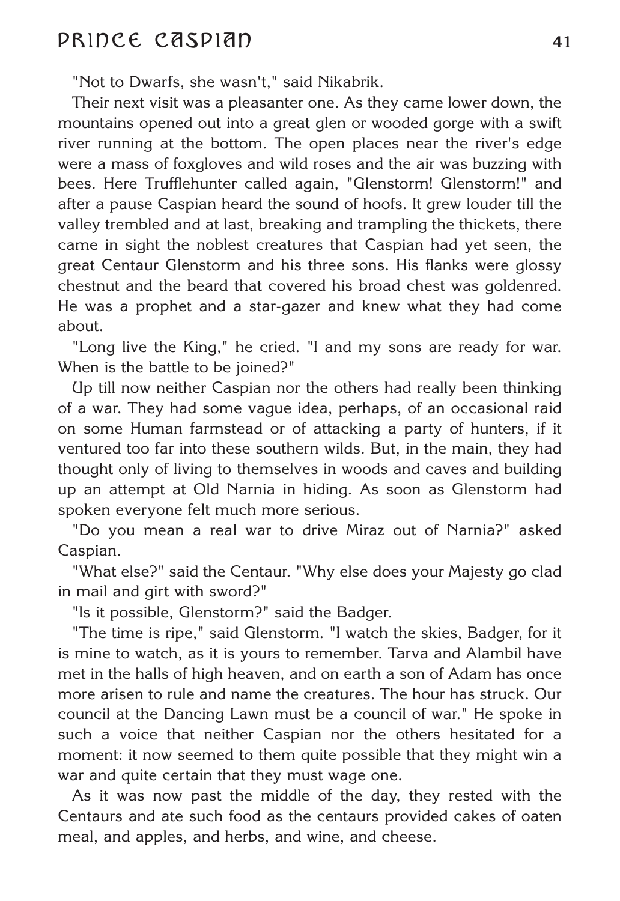"Not to Dwarfs, she wasn't," said Nikabrik.

Their next visit was a pleasanter one. As they came lower down, the mountains opened out into a great glen or wooded gorge with a swift river running at the bottom. The open places near the river's edge were a mass of foxgloves and wild roses and the air was buzzing with bees. Here Trufflehunter called again, "Glenstorm! Glenstorm!" and after a pause Caspian heard the sound of hoofs. It grew louder till the valley trembled and at last, breaking and trampling the thickets, there came in sight the noblest creatures that Caspian had yet seen, the great Centaur Glenstorm and his three sons. His flanks were glossy chestnut and the beard that covered his broad chest was goldenred. He was a prophet and a star-gazer and knew what they had come about.

"Long live the King," he cried. "I and my sons are ready for war. When is the battle to be joined?"

Up till now neither Caspian nor the others had really been thinking of a war. They had some vague idea, perhaps, of an occasional raid on some Human farmstead or of attacking a party of hunters, if it ventured too far into these southern wilds. But, in the main, they had thought only of living to themselves in woods and caves and building up an attempt at Old Narnia in hiding. As soon as Glenstorm had spoken everyone felt much more serious.

"Do you mean a real war to drive Miraz out of Narnia?" asked Caspian.

"What else?" said the Centaur. "Why else does your Majesty go clad in mail and girt with sword?"

"Is it possible, Glenstorm?" said the Badger.

"The time is ripe," said Glenstorm. "I watch the skies, Badger, for it is mine to watch, as it is yours to remember. Tarva and Alambil have met in the halls of high heaven, and on earth a son of Adam has once more arisen to rule and name the creatures. The hour has struck. Our council at the Dancing Lawn must be a council of war." He spoke in such a voice that neither Caspian nor the others hesitated for a moment: it now seemed to them quite possible that they might win a war and quite certain that they must wage one.

As it was now past the middle of the day, they rested with the Centaurs and ate such food as the centaurs provided cakes of oaten meal, and apples, and herbs, and wine, and cheese.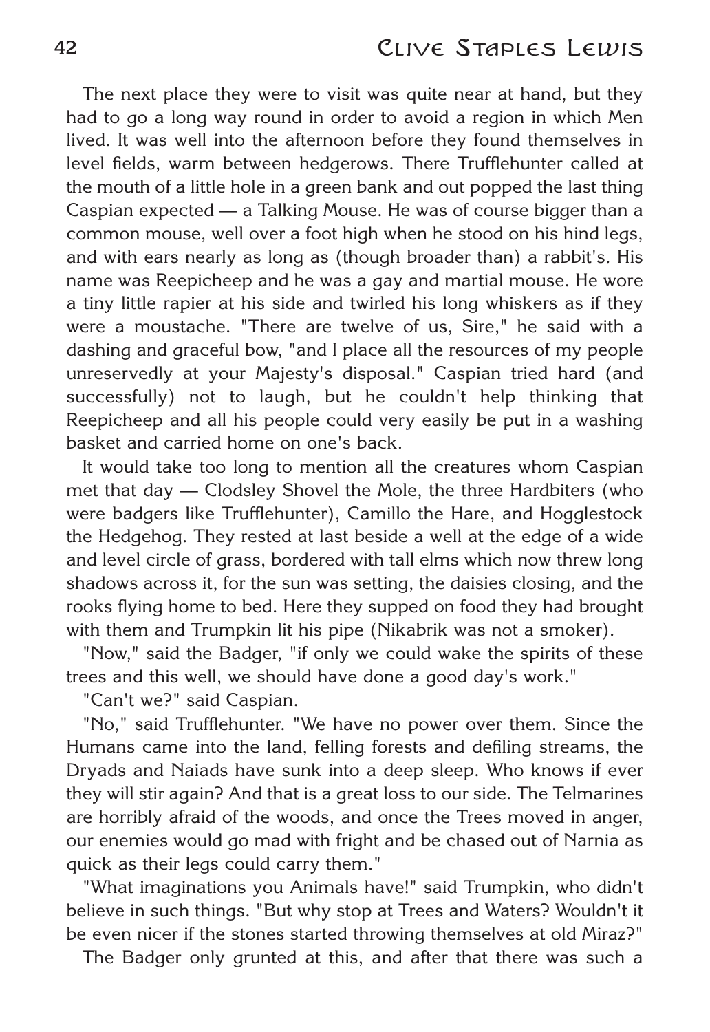The next place they were to visit was quite near at hand, but they had to go a long way round in order to avoid a region in which Men lived. It was well into the afternoon before they found themselves in level fields, warm between hedgerows. There Trufflehunter called at the mouth of a little hole in a green bank and out popped the last thing Caspian expected — a Talking Mouse. He was of course bigger than a common mouse, well over a foot high when he stood on his hind legs, and with ears nearly as long as (though broader than) a rabbit's. His name was Reepicheep and he was a gay and martial mouse. He wore a tiny little rapier at his side and twirled his long whiskers as if they were a moustache. "There are twelve of us, Sire," he said with a dashing and graceful bow, "and I place all the resources of my people unreservedly at your Majesty's disposal." Caspian tried hard (and successfully) not to laugh, but he couldn't help thinking that Reepicheep and all his people could very easily be put in a washing basket and carried home on one's back.

It would take too long to mention all the creatures whom Caspian met that day — Clodsley Shovel the Mole, the three Hardbiters (who were badgers like Trufflehunter), Camillo the Hare, and Hogglestock the Hedgehog. They rested at last beside a well at the edge of a wide and level circle of grass, bordered with tall elms which now threw long shadows across it, for the sun was setting, the daisies closing, and the rooks flying home to bed. Here they supped on food they had brought with them and Trumpkin lit his pipe (Nikabrik was not a smoker).

"Now," said the Badger, "if only we could wake the spirits of these trees and this well, we should have done a good day's work."

"Can't we?" said Caspian.

"No," said Trufflehunter. "We have no power over them. Since the Humans came into the land, felling forests and defiling streams, the Dryads and Naiads have sunk into a deep sleep. Who knows if ever they will stir again? And that is a great loss to our side. The Telmarines are horribly afraid of the woods, and once the Trees moved in anger, our enemies would go mad with fright and be chased out of Narnia as quick as their legs could carry them."

"What imaginations you Animals have!" said Trumpkin, who didn't believe in such things. "But why stop at Trees and Waters? Wouldn't it be even nicer if the stones started throwing themselves at old Miraz?"

The Badger only grunted at this, and after that there was such a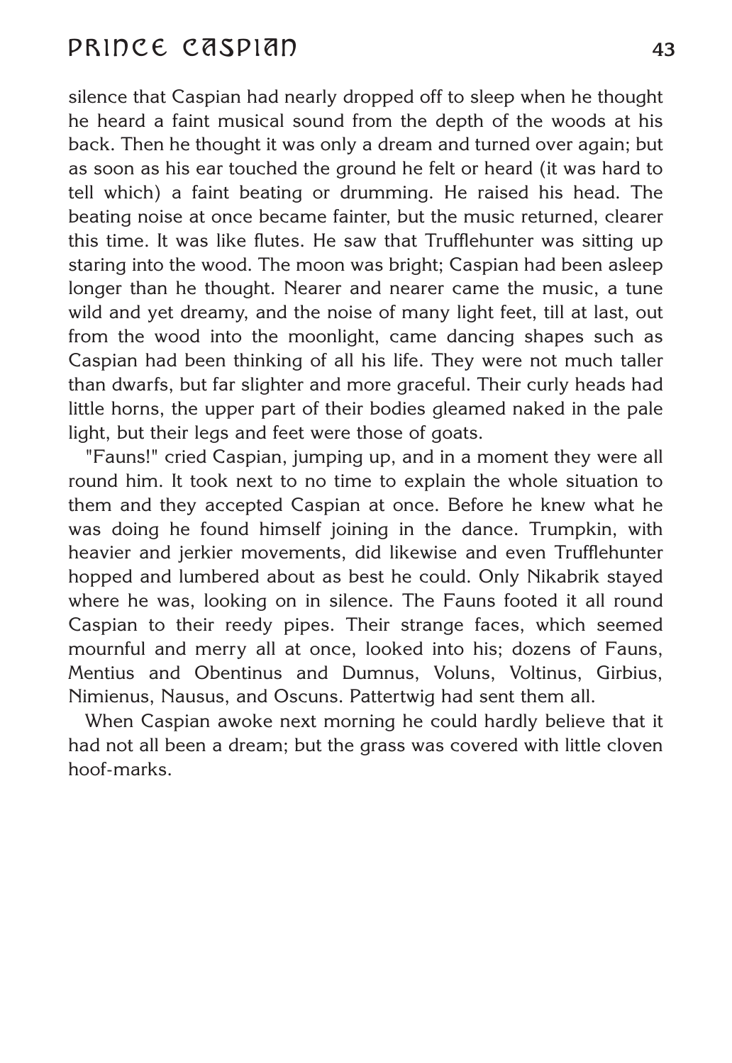silence that Caspian had nearly dropped off to sleep when he thought he heard a faint musical sound from the depth of the woods at his back. Then he thought it was only a dream and turned over again; but as soon as his ear touched the ground he felt or heard (it was hard to tell which) a faint beating or drumming. He raised his head. The beating noise at once became fainter, but the music returned, clearer this time. It was like flutes. He saw that Trufflehunter was sitting up staring into the wood. The moon was bright; Caspian had been asleep longer than he thought. Nearer and nearer came the music, a tune wild and yet dreamy, and the noise of many light feet, till at last, out from the wood into the moonlight, came dancing shapes such as Caspian had been thinking of all his life. They were not much taller than dwarfs, but far slighter and more graceful. Their curly heads had little horns, the upper part of their bodies gleamed naked in the pale light, but their legs and feet were those of goats.

"Fauns!" cried Caspian, jumping up, and in a moment they were all round him. It took next to no time to explain the whole situation to them and they accepted Caspian at once. Before he knew what he was doing he found himself joining in the dance. Trumpkin, with heavier and jerkier movements, did likewise and even Trufflehunter hopped and lumbered about as best he could. Only Nikabrik stayed where he was, looking on in silence. The Fauns footed it all round Caspian to their reedy pipes. Their strange faces, which seemed mournful and merry all at once, looked into his; dozens of Fauns, Mentius and Obentinus and Dumnus, Voluns, Voltinus, Girbius, Nimienus, Nausus, and Oscuns. Pattertwig had sent them all.

When Caspian awoke next morning he could hardly believe that it had not all been a dream; but the grass was covered with little cloven hoof-marks.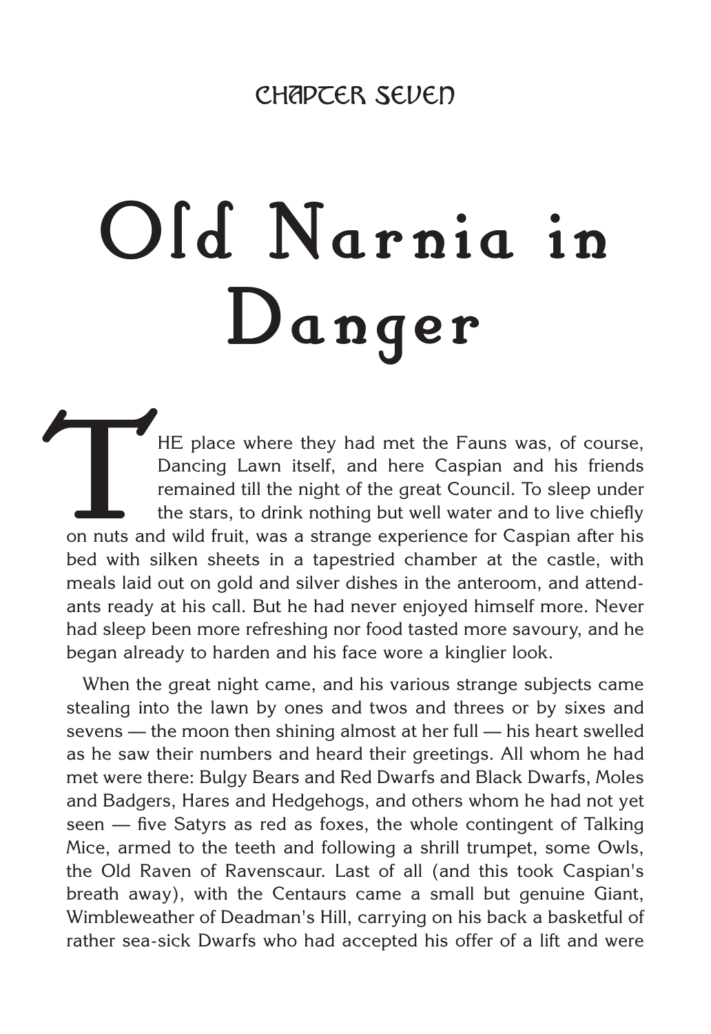CHAPTER SEVEN

# Old Narnia in Danger

THE place where they had met the Fauns was, of course, Dancing Lawn itself, and here Caspian and his friends remained till the night of the great Council. To sleep under the stars, to drink nothing but well water and to live chiefly on nuts and wild fruit, was a strange experience for Caspian after his bed with silken sheets in a tapestried chamber at the castle, with meals laid out on gold and silver dishes in the anteroom, and attendants ready at his call. But he had never enjoyed himself more. Never had sleep been more refreshing nor food tasted more savoury, and he began already to harden and his face wore a kinglier look.

When the great night came, and his various strange subjects came stealing into the lawn by ones and twos and threes or by sixes and sevens — the moon then shining almost at her full — his heart swelled as he saw their numbers and heard their greetings. All whom he had met were there: Bulgy Bears and Red Dwarfs and Black Dwarfs, Moles and Badgers, Hares and Hedgehogs, and others whom he had not yet seen — five Satyrs as red as foxes, the whole contingent of Talking Mice, armed to the teeth and following a shrill trumpet, some Owls, the Old Raven of Ravenscaur. Last of all (and this took Caspian's breath away), with the Centaurs came a small but genuine Giant, Wimbleweather of Deadman's Hill, carrying on his back a basketful of rather sea-sick Dwarfs who had accepted his offer of a lift and were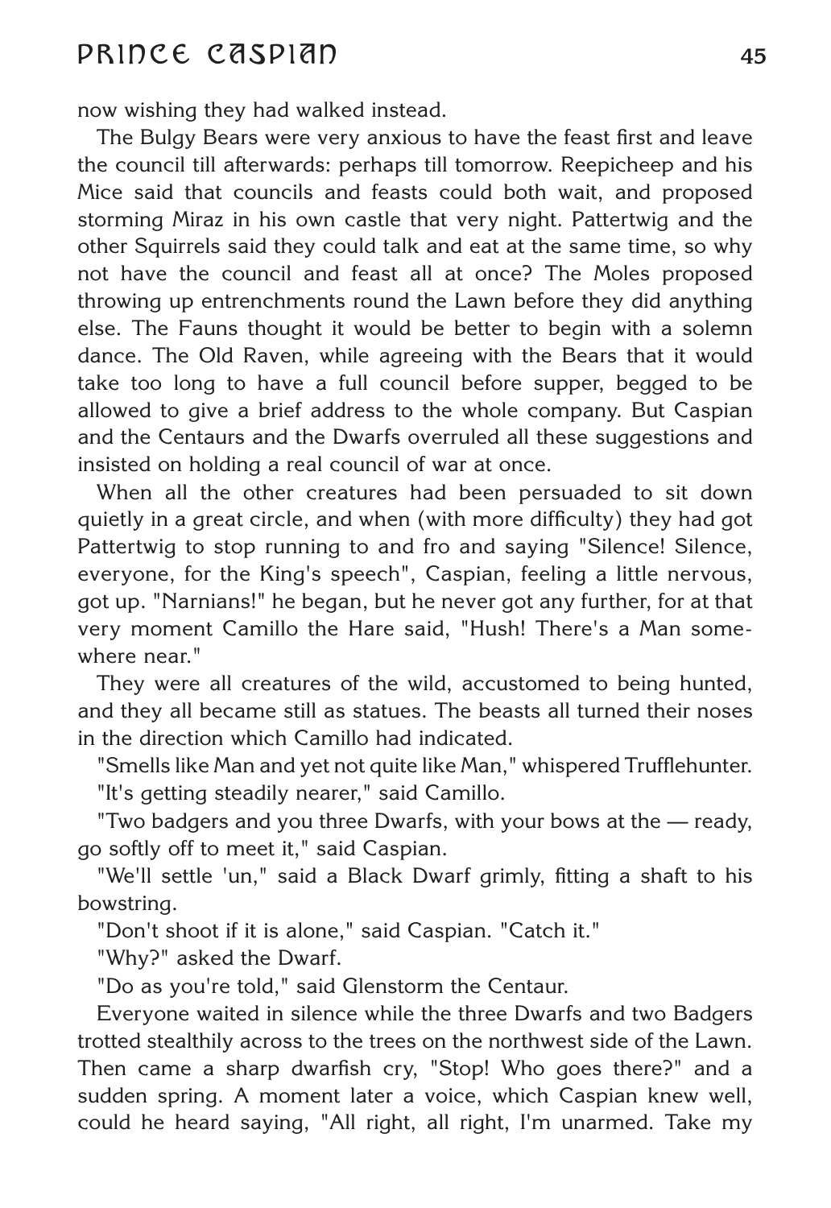now wishing they had walked instead.

The Bulgy Bears were very anxious to have the feast first and leave the council till afterwards: perhaps till tomorrow. Reepicheep and his Mice said that councils and feasts could both wait, and proposed storming Miraz in his own castle that very night. Pattertwig and the other Squirrels said they could talk and eat at the same time, so why not have the council and feast all at once? The Moles proposed throwing up entrenchments round the Lawn before they did anything else. The Fauns thought it would be better to begin with a solemn dance. The Old Raven, while agreeing with the Bears that it would take too long to have a full council before supper, begged to be allowed to give a brief address to the whole company. But Caspian and the Centaurs and the Dwarfs overruled all these suggestions and insisted on holding a real council of war at once.

When all the other creatures had been persuaded to sit down quietly in a great circle, and when (with more difficulty) they had got Pattertwig to stop running to and fro and saying "Silence! Silence, everyone, for the King's speech", Caspian, feeling a little nervous, got up. "Narnians!" he began, but he never got any further, for at that very moment Camillo the Hare said, "Hush! There's a Man somewhere near."

They were all creatures of the wild, accustomed to being hunted, and they all became still as statues. The beasts all turned their noses in the direction which Camillo had indicated.

"Smells like Man and yet not quite like Man," whispered Trufflehunter.

"It's getting steadily nearer," said Camillo.

"Two badgers and you three Dwarfs, with your bows at the — ready, go softly off to meet it," said Caspian.

"We'll settle 'un," said a Black Dwarf grimly, fitting a shaft to his bowstring.

"Don't shoot if it is alone," said Caspian. "Catch it."

"Why?" asked the Dwarf.

"Do as you're told," said Glenstorm the Centaur.

Everyone waited in silence while the three Dwarfs and two Badgers trotted stealthily across to the trees on the northwest side of the Lawn. Then came a sharp dwarfish cry, "Stop! Who goes there?" and a sudden spring. A moment later a voice, which Caspian knew well, could he heard saying, "All right, all right, I'm unarmed. Take my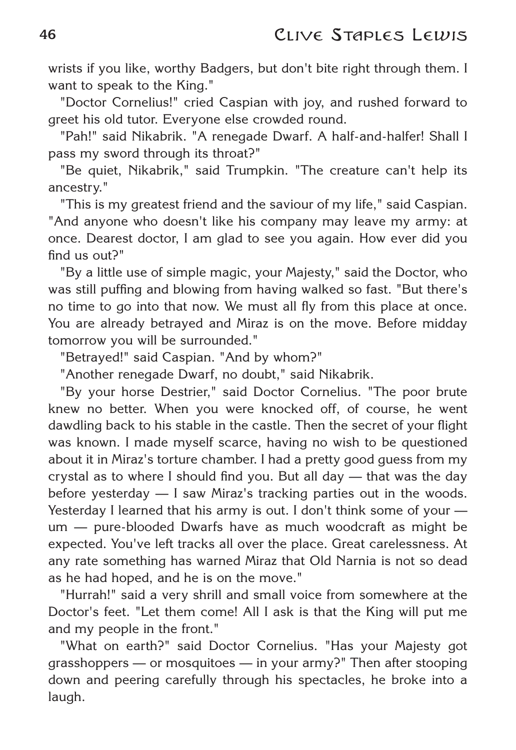wrists if you like, worthy Badgers, but don't bite right through them. I want to speak to the King."

"Doctor Cornelius!" cried Caspian with joy, and rushed forward to greet his old tutor. Everyone else crowded round.

"Pah!" said Nikabrik. "A renegade Dwarf. A half-and-halfer! Shall I pass my sword through its throat?"

"Be quiet, Nikabrik," said Trumpkin. "The creature can't help its ancestry."

"This is my greatest friend and the saviour of my life," said Caspian. "And anyone who doesn't like his company may leave my army: at once. Dearest doctor, I am glad to see you again. How ever did you find us out?"

"By a little use of simple magic, your Majesty," said the Doctor, who was still puffing and blowing from having walked so fast. "But there's no time to go into that now. We must all fly from this place at once. You are already betrayed and Miraz is on the move. Before midday tomorrow you will be surrounded."

"Betrayed!" said Caspian. "And by whom?"

"Another renegade Dwarf, no doubt," said Nikabrik.

"By your horse Destrier," said Doctor Cornelius. "The poor brute knew no better. When you were knocked off, of course, he went dawdling back to his stable in the castle. Then the secret of your flight was known. I made myself scarce, having no wish to be questioned about it in Miraz's torture chamber. I had a pretty good guess from my crystal as to where I should find you. But all day — that was the day before yesterday — I saw Miraz's tracking parties out in the woods. Yesterday I learned that his army is out. I don't think some of your — um — pure-blooded Dwarfs have as much woodcraft as might be expected. You've left tracks all over the place. Great carelessness. At any rate something has warned Miraz that Old Narnia is not so dead as he had hoped, and he is on the move."

"Hurrah!" said a very shrill and small voice from somewhere at the Doctor's feet. "Let them come! All I ask is that the King will put me and my people in the front."

"What on earth?" said Doctor Cornelius. "Has your Majesty got grasshoppers — or mosquitoes — in your army?" Then after stooping down and peering carefully through his spectacles, he broke into a laugh.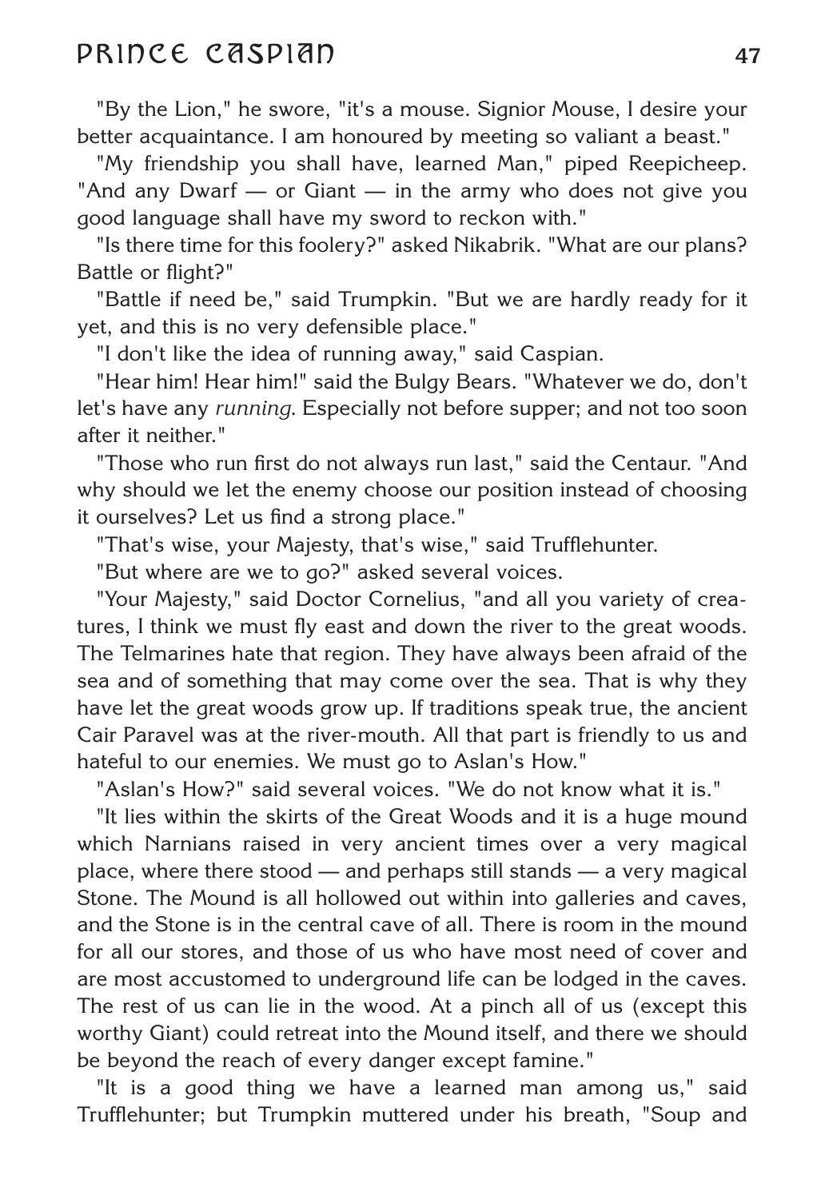"By the Lion," he swore, "it's a mouse. Signior Mouse, I desire your better acquaintance. I am honoured by meeting so valiant a beast."

"My friendship you shall have, learned Man," piped Reepicheep. "And any Dwarf — or Giant — in the army who does not give you good language shall have my sword to reckon with."

"Is there time for this foolery?" asked Nikabrik. "What are our plans? Battle or flight?"

"Battle if need be," said Trumpkin. "But we are hardly ready for it yet, and this is no very defensible place."

"I don't like the idea of running away," said Caspian.

"Hear him! Hear him!" said the Bulgy Bears. "Whatever we do, don't let's have any *running*. Especially not before supper; and not too soon after it neither."

"Those who run first do not always run last," said the Centaur. "And why should we let the enemy choose our position instead of choosing it ourselves? Let us find a strong place."

"That's wise, your Majesty, that's wise," said Trufflehunter.

"But where are we to go?" asked several voices.

"Your Majesty," said Doctor Cornelius, "and all you variety of creatures, I think we must fly east and down the river to the great woods. The Telmarines hate that region. They have always been afraid of the sea and of something that may come over the sea. That is why they have let the great woods grow up. If traditions speak true, the ancient Cair Paravel was at the river-mouth. All that part is friendly to us and hateful to our enemies. We must go to Aslan's How."

"Aslan's How?" said several voices. "We do not know what it is."

"It lies within the skirts of the Great Woods and it is a huge mound which Narnians raised in very ancient times over a very magical place, where there stood — and perhaps still stands — a very magical Stone. The Mound is all hollowed out within into galleries and caves, and the Stone is in the central cave of all. There is room in the mound for all our stores, and those of us who have most need of cover and are most accustomed to underground life can be lodged in the caves. The rest of us can lie in the wood. At a pinch all of us (except this worthy Giant) could retreat into the Mound itself, and there we should be beyond the reach of every danger except famine."

"It is a good thing we have a learned man among us," said Trufflehunter; but Trumpkin muttered under his breath, "Soup and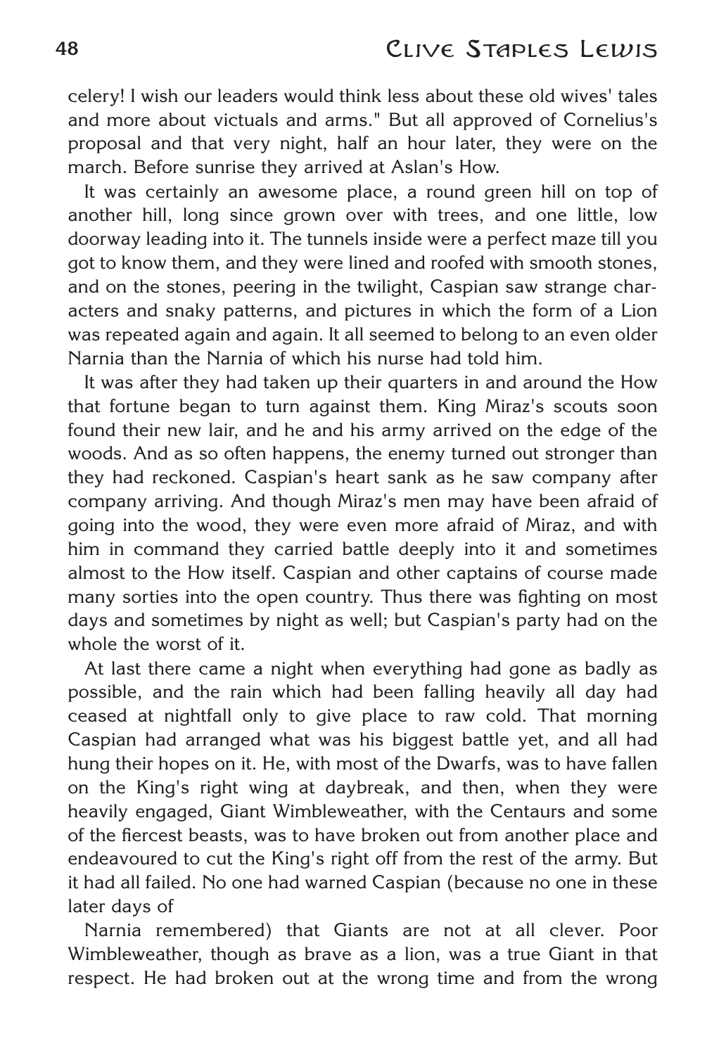celery! I wish our leaders would think less about these old wives' tales and more about victuals and arms." But all approved of Cornelius's proposal and that very night, half an hour later, they were on the march. Before sunrise they arrived at Aslan's How.

It was certainly an awesome place, a round green hill on top of another hill, long since grown over with trees, and one little, low doorway leading into it. The tunnels inside were a perfect maze till you got to know them, and they were lined and roofed with smooth stones, and on the stones, peering in the twilight, Caspian saw strange characters and snaky patterns, and pictures in which the form of a Lion was repeated again and again. It all seemed to belong to an even older Narnia than the Narnia of which his nurse had told him.

It was after they had taken up their quarters in and around the How that fortune began to turn against them. King Miraz's scouts soon found their new lair, and he and his army arrived on the edge of the woods. And as so often happens, the enemy turned out stronger than they had reckoned. Caspian's heart sank as he saw company after company arriving. And though Miraz's men may have been afraid of going into the wood, they were even more afraid of Miraz, and with him in command they carried battle deeply into it and sometimes almost to the How itself. Caspian and other captains of course made many sorties into the open country. Thus there was fighting on most days and sometimes by night as well; but Caspian's party had on the whole the worst of it.

At last there came a night when everything had gone as badly as possible, and the rain which had been falling heavily all day had ceased at nightfall only to give place to raw cold. That morning Caspian had arranged what was his biggest battle yet, and all had hung their hopes on it. He, with most of the Dwarfs, was to have fallen on the King's right wing at daybreak, and then, when they were heavily engaged, Giant Wimbleweather, with the Centaurs and some of the fiercest beasts, was to have broken out from another place and endeavoured to cut the King's right off from the rest of the army. But it had all failed. No one had warned Caspian (because no one in these later days of Narnia remembered) that Giants are not at all clever. Poor Wimbleweather, though as brave as a lion, was a true Giant in that respect. He had broken out at the wrong time and from the wrong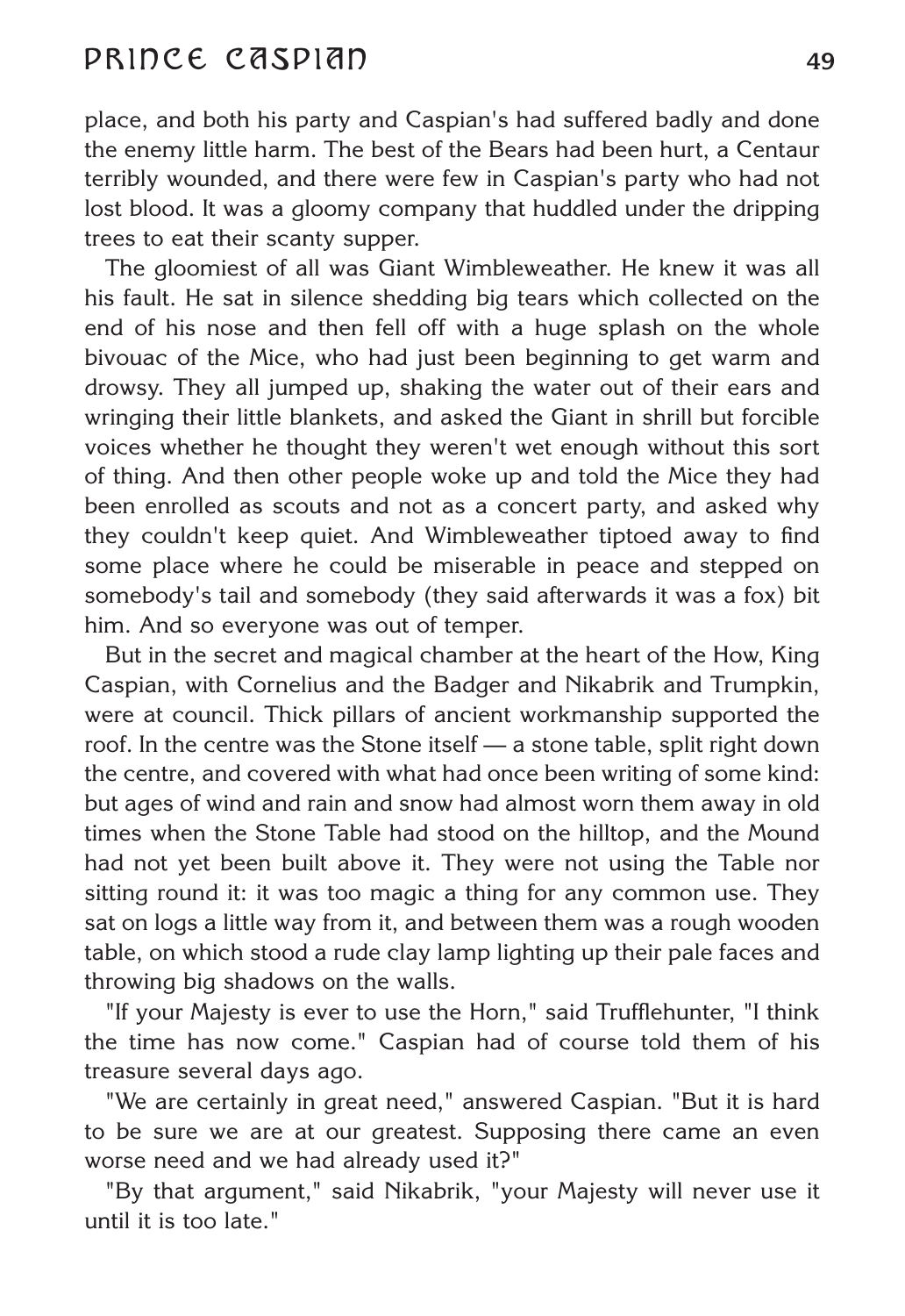place, and both his party and Caspian's had suffered badly and done the enemy little harm. The best of the Bears had been hurt, a Centaur terribly wounded, and there were few in Caspian's party who had not lost blood. It was a gloomy company that huddled under the dripping trees to eat their scanty supper.

The gloomiest of all was Giant Wimbleweather. He knew it was all his fault. He sat in silence shedding big tears which collected on the end of his nose and then fell off with a huge splash on the whole bivouac of the Mice, who had just been beginning to get warm and drowsy. They all jumped up, shaking the water out of their ears and wringing their little blankets, and asked the Giant in shrill but forcible voices whether he thought they weren't wet enough without this sort of thing. And then other people woke up and told the Mice they had been enrolled as scouts and not as a concert party, and asked why they couldn't keep quiet. And Wimbleweather tiptoed away to find some place where he could be miserable in peace and stepped on somebody's tail and somebody (they said afterwards it was a fox) bit him. And so everyone was out of temper.

But in the secret and magical chamber at the heart of the How, King Caspian, with Cornelius and the Badger and Nikabrik and Trumpkin, were at council. Thick pillars of ancient workmanship supported the roof. In the centre was the Stone itself — a stone table, split right down the centre, and covered with what had once been writing of some kind: but ages of wind and rain and snow had almost worn them away in old times when the Stone Table had stood on the hilltop, and the Mound had not yet been built above it. They were not using the Table nor sitting round it: it was too magic a thing for any common use. They sat on logs a little way from it, and between them was a rough wooden table, on which stood a rude clay lamp lighting up their pale faces and throwing big shadows on the walls.

"If your Majesty is ever to use the Horn," said Trufflehunter, "I think the time has now come." Caspian had of course told them of his treasure several days ago.

"We are certainly in great need," answered Caspian. "But it is hard to be sure we are at our greatest. Supposing there came an even worse need and we had already used it?"

"By that argument," said Nikabrik, "your Majesty will never use it until it is too late."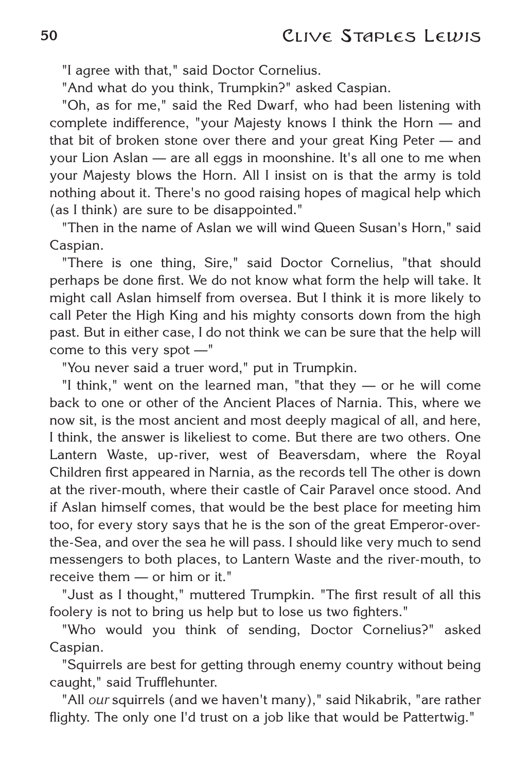"I agree with that," said Doctor Cornelius.

"And what do you think, Trumpkin?" asked Caspian.

"Oh, as for me," said the Red Dwarf, who had been listening with complete indifference, "your Majesty knows I think the Horn — and that bit of broken stone over there and your great King Peter — and your Lion Aslan — are all eggs in moonshine. It's all one to me when your Majesty blows the Horn. All I insist on is that the army is told nothing about it. There's no good raising hopes of magical help which (as I think) are sure to be disappointed."

"Then in the name of Aslan we will wind Queen Susan's Horn," said Caspian.

"There is one thing, Sire," said Doctor Cornelius, "that should perhaps be done first. We do not know what form the help will take. It might call Aslan himself from oversea. But I think it is more likely to call Peter the High King and his mighty consorts down from the high past. But in either case, I do not think we can be sure that the help will come to this very spot —"

"You never said a truer word," put in Trumpkin.

"I think," went on the learned man, "that they — or he will come back to one or other of the Ancient Places of Narnia. This, where we now sit, is the most ancient and most deeply magical of all, and here, I think, the answer is likeliest to come. But there are two others. One Lantern Waste, up-river, west of Beaversdam, where the Royal Children first appeared in Narnia, as the records tell The other is down at the river-mouth, where their castle of Cair Paravel once stood. And if Aslan himself comes, that would be the best place for meeting him too, for every story says that he is the son of the great Emperor-over-the-Sea, and over the sea he will pass. I should like very much to send messengers to both places, to Lantern Waste and the river-mouth, to receive them — or him or it."

"Just as I thought," muttered Trumpkin. "The first result of all this foolery is not to bring us help but to lose us two fighters."

"Who would you think of sending, Doctor Cornelius?" asked Caspian.

"Squirrels are best for getting through enemy country without being caught," said Trufflehunter.

"All *our* squirrels (and we haven't many)," said Nikabrik, "are rather flighty. The only one I'd trust on a job like that would be Pattertwig."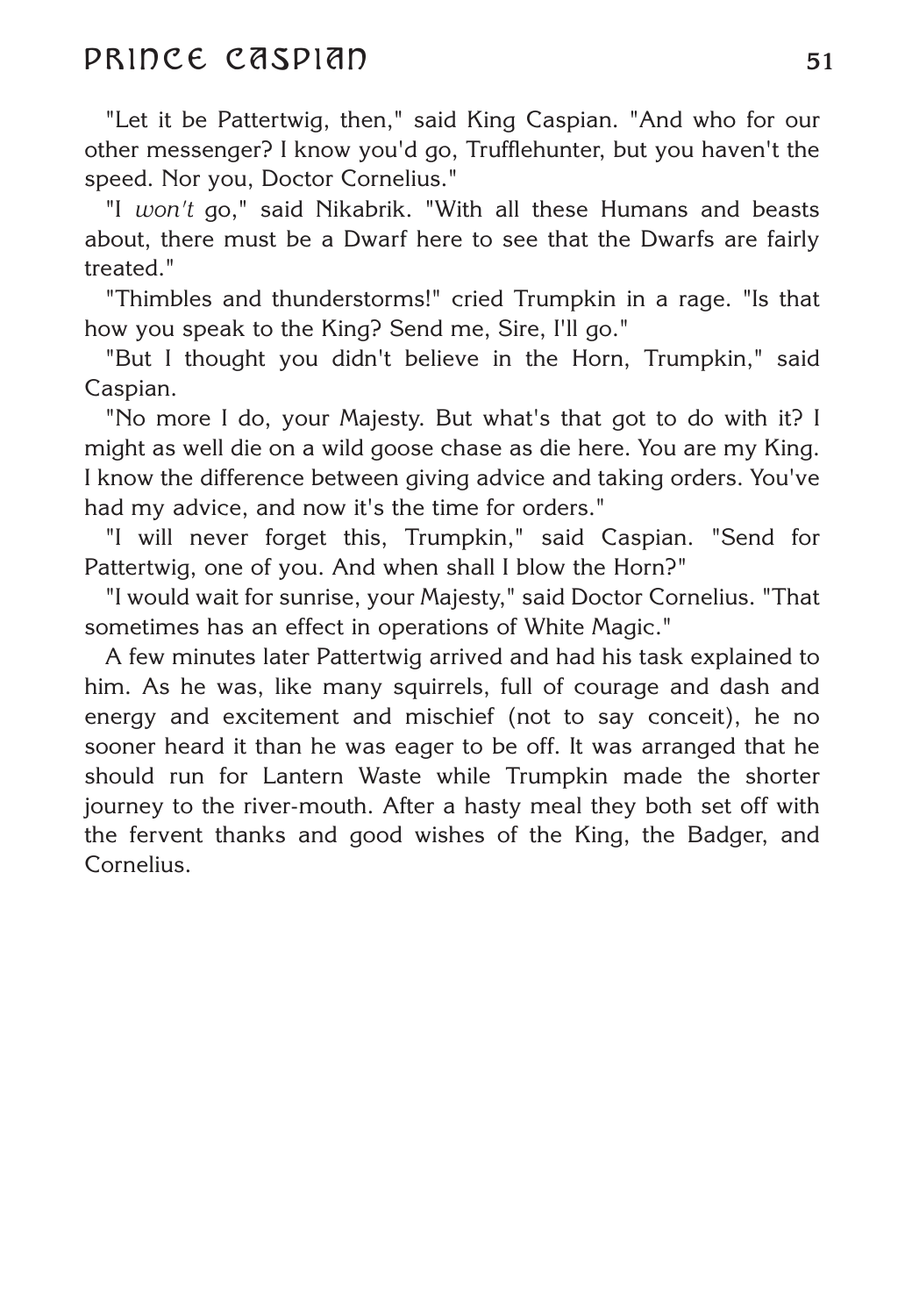"Let it be Pattertwig, then," said King Caspian. "And who for our other messenger? I know you'd go, Trufflehunter, but you haven't the speed. Nor you, Doctor Cornelius."

"I *won't* go," said Nikabrik. "With all these Humans and beasts about, there must be a Dwarf here to see that the Dwarfs are fairly treated."

"Thimbles and thunderstorms!" cried Trumpkin in a rage. "Is that how you speak to the King? Send me, Sire, I'll go."

"But I thought you didn't believe in the Horn, Trumpkin," said Caspian.

"No more I do, your Majesty. But what's that got to do with it? I might as well die on a wild goose chase as die here. You are my King. I know the difference between giving advice and taking orders. You've had my advice, and now it's the time for orders."

"I will never forget this, Trumpkin," said Caspian. "Send for Pattertwig, one of you. And when shall I blow the Horn?"

"I would wait for sunrise, your Majesty," said Doctor Cornelius. "That sometimes has an effect in operations of White Magic."

A few minutes later Pattertwig arrived and had his task explained to him. As he was, like many squirrels, full of courage and dash and energy and excitement and mischief (not to say conceit), he no sooner heard it than he was eager to be off. It was arranged that he should run for Lantern Waste while Trumpkin made the shorter journey to the river-mouth. After a hasty meal they both set off with the fervent thanks and good wishes of the King, the Badger, and Cornelius.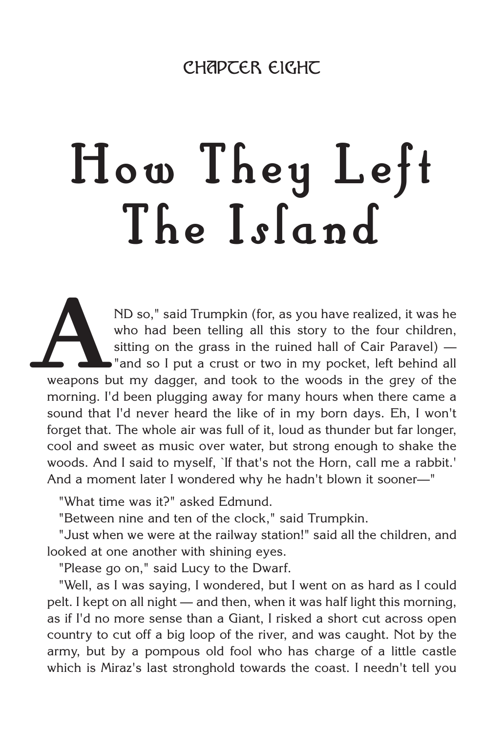CHAPTER EIGHT

# How They Left The Island

"AND so," said Trumpkin (for, as you have realized, it was he who had been telling all this story to the four children, sitting on the grass in the ruined hall of Cair Paravel) — "and so I put a crust or two in my pocket, left behind all weapons but my dagger, and took to the woods in the grey of the morning. I'd been plugging away for many hours when there came a sound that I'd never heard the like of in my born days. Eh, I won't forget that. The whole air was full of it, loud as thunder but far longer, cool and sweet as music over water, but strong enough to shake the woods. And I said to myself, `If that's not the Horn, call me a rabbit.' And a moment later I wondered why he hadn't blown it sooner—"

"What time was it?" asked Edmund.

"Between nine and ten of the clock," said Trumpkin.

"Just when we were at the railway station!" said all the children, and looked at one another with shining eyes.

"Please go on," said Lucy to the Dwarf.

"Well, as I was saying, I wondered, but I went on as hard as I could pelt. I kept on all night — and then, when it was half light this morning, as if I'd no more sense than a Giant, I risked a short cut across open country to cut off a big loop of the river, and was caught. Not by the army, but by a pompous old fool who has charge of a little castle which is Miraz's last stronghold towards the coast. I needn't tell you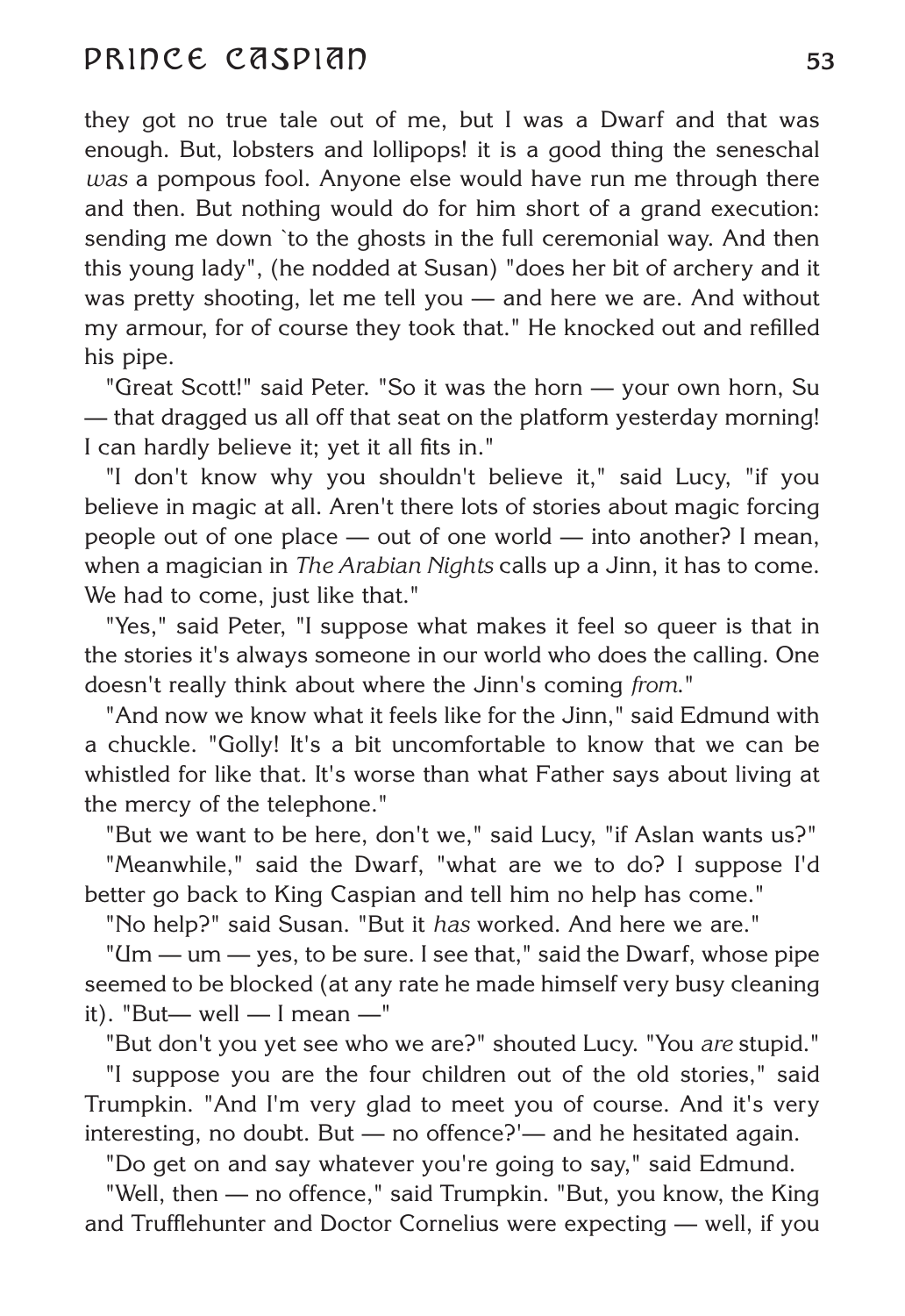they got no true tale out of me, but I was a Dwarf and that was enough. But, lobsters and lollipops! it is a good thing the seneschal *was* a pompous fool. Anyone else would have run me through there and then. But nothing would do for him short of a grand execution: sending me down `to the ghosts in the full ceremonial way. And then this young lady", (he nodded at Susan) "does her bit of archery and it was pretty shooting, let me tell you — and here we are. And without my armour, for of course they took that." He knocked out and refilled his pipe.

"Great Scott!" said Peter. "So it was the horn — your own horn, Su — that dragged us all off that seat on the platform yesterday morning! I can hardly believe it; yet it all fits in."

"I don't know why you shouldn't believe it," said Lucy, "if you believe in magic at all. Aren't there lots of stories about magic forcing people out of one place — out of one world — into another? I mean, when a magician in *The Arabian Nights* calls up a Jinn, it has to come. We had to come, just like that."

"Yes," said Peter, "I suppose what makes it feel so queer is that in the stories it's always someone in our world who does the calling. One doesn't really think about where the Jinn's coming *from*."

"And now we know what it feels like for the Jinn," said Edmund with a chuckle. "Golly! It's a bit uncomfortable to know that we can be whistled for like that. It's worse than what Father says about living at the mercy of the telephone."

"But we want to be here, don't we," said Lucy, "if Aslan wants us?"

"Meanwhile," said the Dwarf, "what are we to do? I suppose I'd better go back to King Caspian and tell him no help has come."

"No help?" said Susan. "But it *has* worked. And here we are."

"Um — um — yes, to be sure. I see that," said the Dwarf, whose pipe seemed to be blocked (at any rate he made himself very busy cleaning it). "But— well — I mean —"

"But don't you yet see who we are?" shouted Lucy. "You *are* stupid."

"I suppose you are the four children out of the old stories," said Trumpkin. "And I'm very glad to meet you of course. And it's very interesting, no doubt. But — no offence?'— and he hesitated again.

"Do get on and say whatever you're going to say," said Edmund.

"Well, then — no offence," said Trumpkin. "But, you know, the King and Trufflehunter and Doctor Cornelius were expecting — well, if you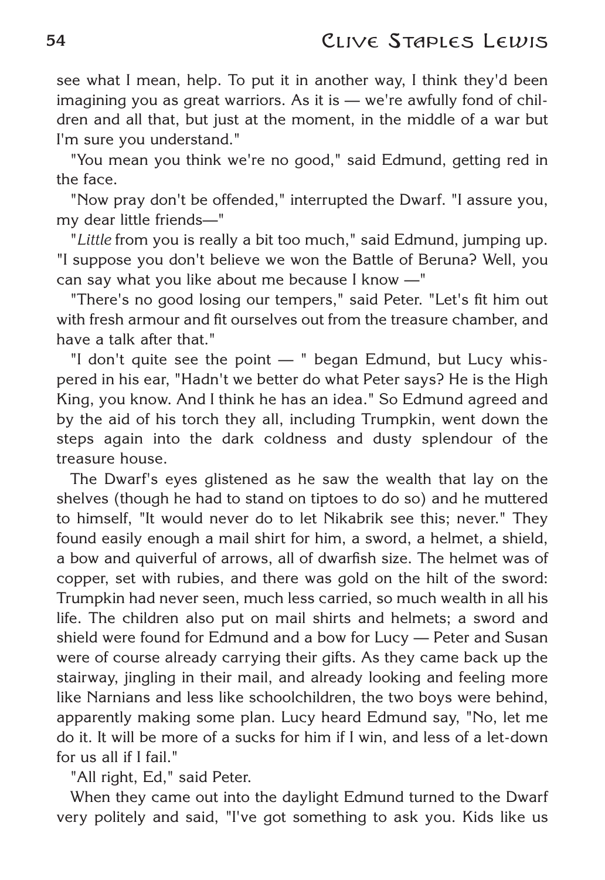see what I mean, help. To put it in another way, I think they'd been imagining you as great warriors. As it is — we're awfully fond of children and all that, but just at the moment, in the middle of a war but I'm sure you understand."

"You mean you think we're no good," said Edmund, getting red in the face.

"Now pray don't be offended," interrupted the Dwarf. "I assure you, my dear little friends—"

"*Little* from you is really a bit too much," said Edmund, jumping up. "I suppose you don't believe we won the Battle of Beruna? Well, you can say what you like about me because I know —"

"There's no good losing our tempers," said Peter. "Let's fit him out with fresh armour and fit ourselves out from the treasure chamber, and have a talk after that."

"I don't quite see the point — " began Edmund, but Lucy whispered in his ear, "Hadn't we better do what Peter says? He is the High King, you know. And I think he has an idea." So Edmund agreed and by the aid of his torch they all, including Trumpkin, went down the steps again into the dark coldness and dusty splendour of the treasure house.

The Dwarf's eyes glistened as he saw the wealth that lay on the shelves (though he had to stand on tiptoes to do so) and he muttered to himself, "It would never do to let Nikabrik see this; never." They found easily enough a mail shirt for him, a sword, a helmet, a shield, a bow and quiverful of arrows, all of dwarfish size. The helmet was of copper, set with rubies, and there was gold on the hilt of the sword: Trumpkin had never seen, much less carried, so much wealth in all his life. The children also put on mail shirts and helmets; a sword and shield were found for Edmund and a bow for Lucy — Peter and Susan were of course already carrying their gifts. As they came back up the stairway, jingling in their mail, and already looking and feeling more like Narnians and less like schoolchildren, the two boys were behind, apparently making some plan. Lucy heard Edmund say, "No, let me do it. It will be more of a sucks for him if I win, and less of a let-down for us all if I fail."

"All right, Ed," said Peter.

When they came out into the daylight Edmund turned to the Dwarf very politely and said, "I've got something to ask you. Kids like us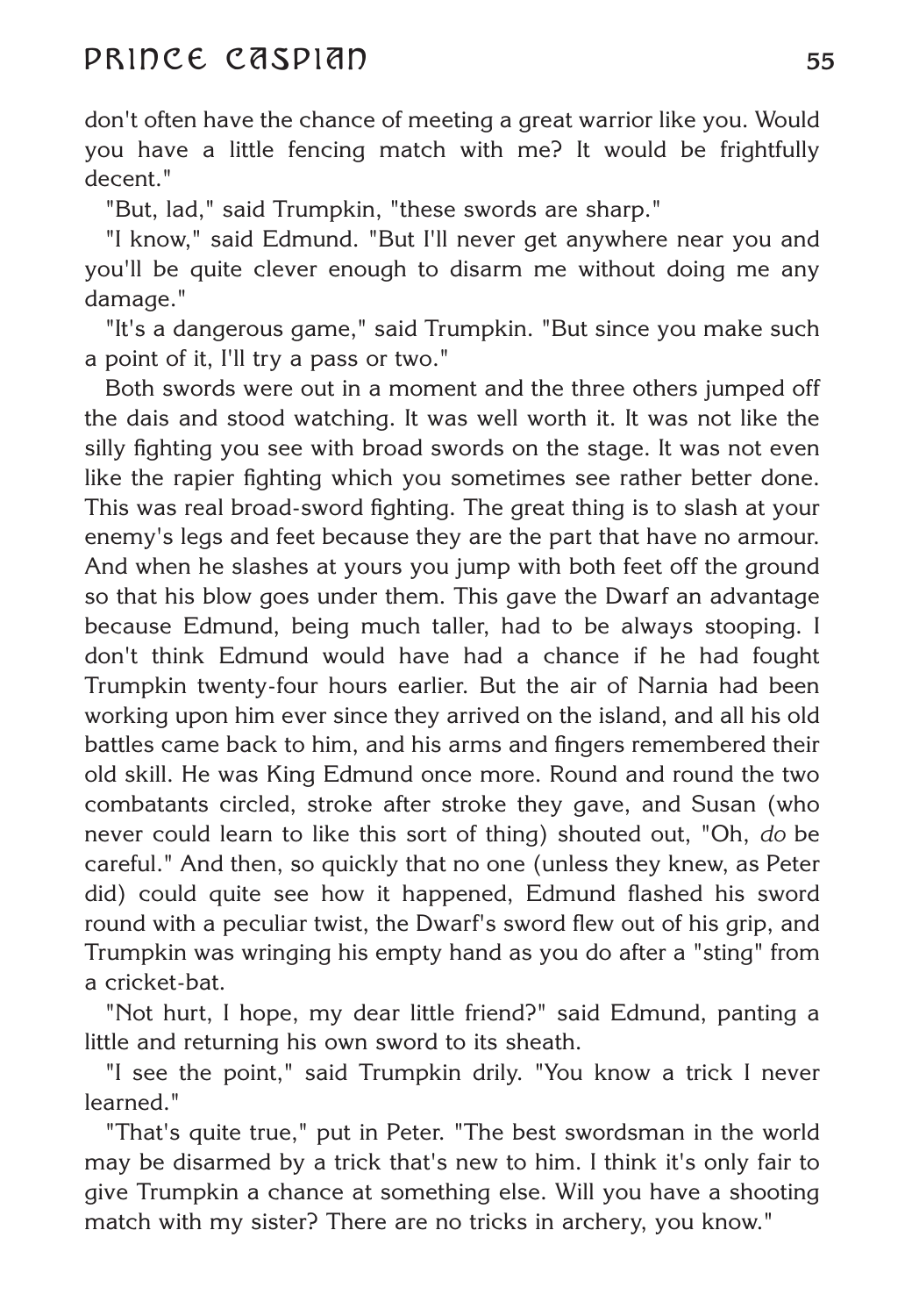don't often have the chance of meeting a great warrior like you. Would you have a little fencing match with me? It would be frightfully decent."

"But, lad," said Trumpkin, "these swords are sharp."

"I know," said Edmund. "But I'll never get anywhere near you and you'll be quite clever enough to disarm me without doing me any damage."

"It's a dangerous game," said Trumpkin. "But since you make such a point of it, I'll try a pass or two."

Both swords were out in a moment and the three others jumped off the dais and stood watching. It was well worth it. It was not like the silly fighting you see with broad swords on the stage. It was not even like the rapier fighting which you sometimes see rather better done. This was real broad-sword fighting. The great thing is to slash at your enemy's legs and feet because they are the part that have no armour. And when he slashes at yours you jump with both feet off the ground so that his blow goes under them. This gave the Dwarf an advantage because Edmund, being much taller, had to be always stooping. I don't think Edmund would have had a chance if he had fought Trumpkin twenty-four hours earlier. But the air of Narnia had been working upon him ever since they arrived on the island, and all his old battles came back to him, and his arms and fingers remembered their old skill. He was King Edmund once more. Round and round the two combatants circled, stroke after stroke they gave, and Susan (who never could learn to like this sort of thing) shouted out, "Oh, *do* be careful." And then, so quickly that no one (unless they knew, as Peter did) could quite see how it happened, Edmund flashed his sword round with a peculiar twist, the Dwarf's sword flew out of his grip, and Trumpkin was wringing his empty hand as you do after a "sting" from a cricket-bat.

"Not hurt, I hope, my dear little friend?" said Edmund, panting a little and returning his own sword to its sheath.

"I see the point," said Trumpkin drily. "You know a trick I never learned."

"That's quite true," put in Peter. "The best swordsman in the world may be disarmed by a trick that's new to him. I think it's only fair to give Trumpkin a chance at something else. Will you have a shooting match with my sister? There are no tricks in archery, you know."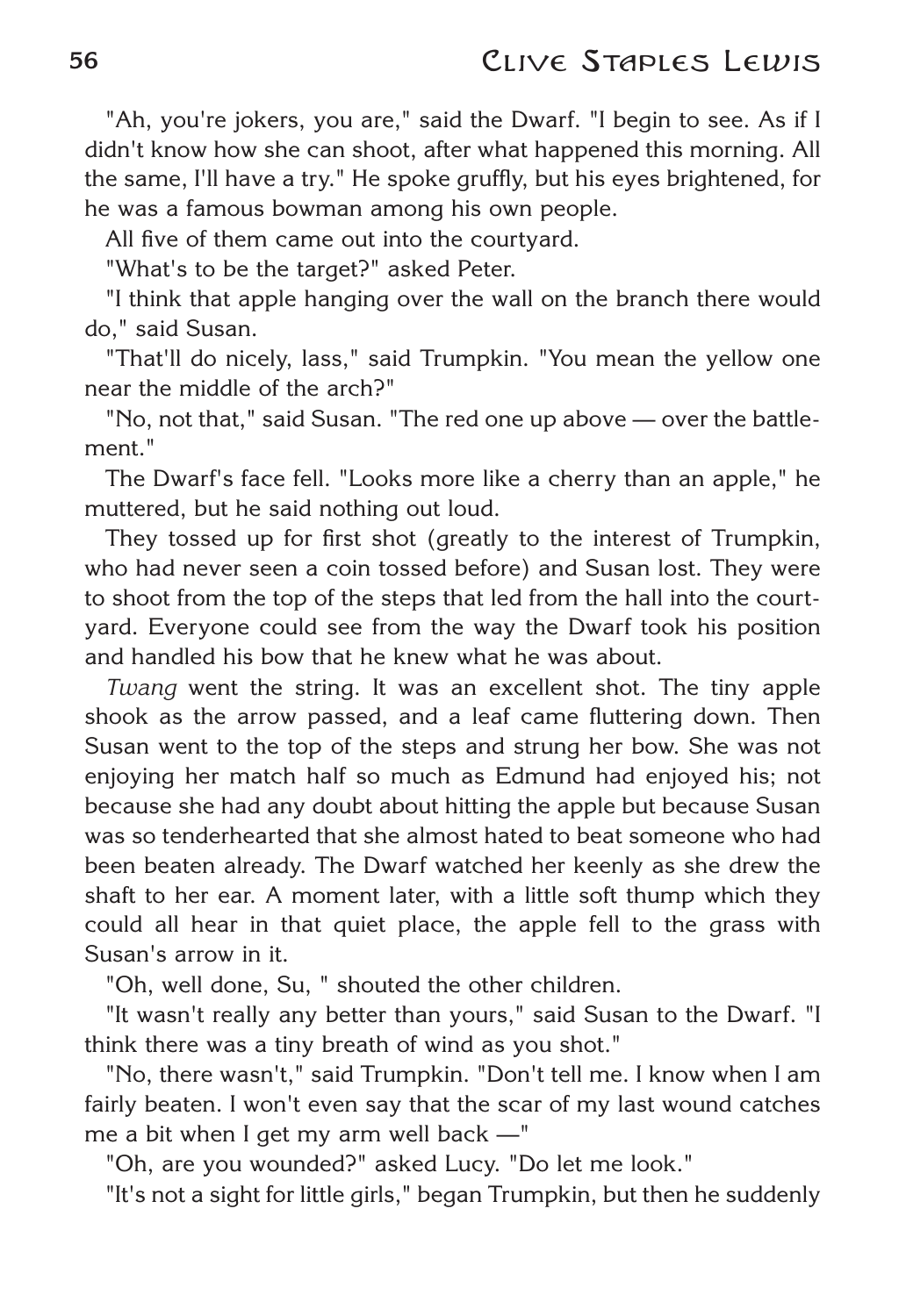"Ah, you're jokers, you are," said the Dwarf. "I begin to see. As if I didn't know how she can shoot, after what happened this morning. All the same, I'll have a try." He spoke gruffly, but his eyes brightened, for he was a famous bowman among his own people.

All five of them came out into the courtyard.

"What's to be the target?" asked Peter.

"I think that apple hanging over the wall on the branch there would do," said Susan.

"That'll do nicely, lass," said Trumpkin. "You mean the yellow one near the middle of the arch?"

"No, not that," said Susan. "The red one up above — over the battlement."

The Dwarf's face fell. "Looks more like a cherry than an apple," he muttered, but he said nothing out loud.

They tossed up for first shot (greatly to the interest of Trumpkin, who had never seen a coin tossed before) and Susan lost. They were to shoot from the top of the steps that led from the hall into the courtyard. Everyone could see from the way the Dwarf took his position and handled his bow that he knew what he was about.

*Twang* went the string. It was an excellent shot. The tiny apple shook as the arrow passed, and a leaf came fluttering down. Then Susan went to the top of the steps and strung her bow. She was not enjoying her match half so much as Edmund had enjoyed his; not because she had any doubt about hitting the apple but because Susan was so tenderhearted that she almost hated to beat someone who had been beaten already. The Dwarf watched her keenly as she drew the shaft to her ear. A moment later, with a little soft thump which they could all hear in that quiet place, the apple fell to the grass with Susan's arrow in it.

"Oh, well done, Su, " shouted the other children.

"It wasn't really any better than yours," said Susan to the Dwarf. "I think there was a tiny breath of wind as you shot."

"No, there wasn't," said Trumpkin. "Don't tell me. I know when I am fairly beaten. I won't even say that the scar of my last wound catches me a bit when I get my arm well back —"

"Oh, are you wounded?" asked Lucy. "Do let me look."

"It's not a sight for little girls," began Trumpkin, but then he suddenly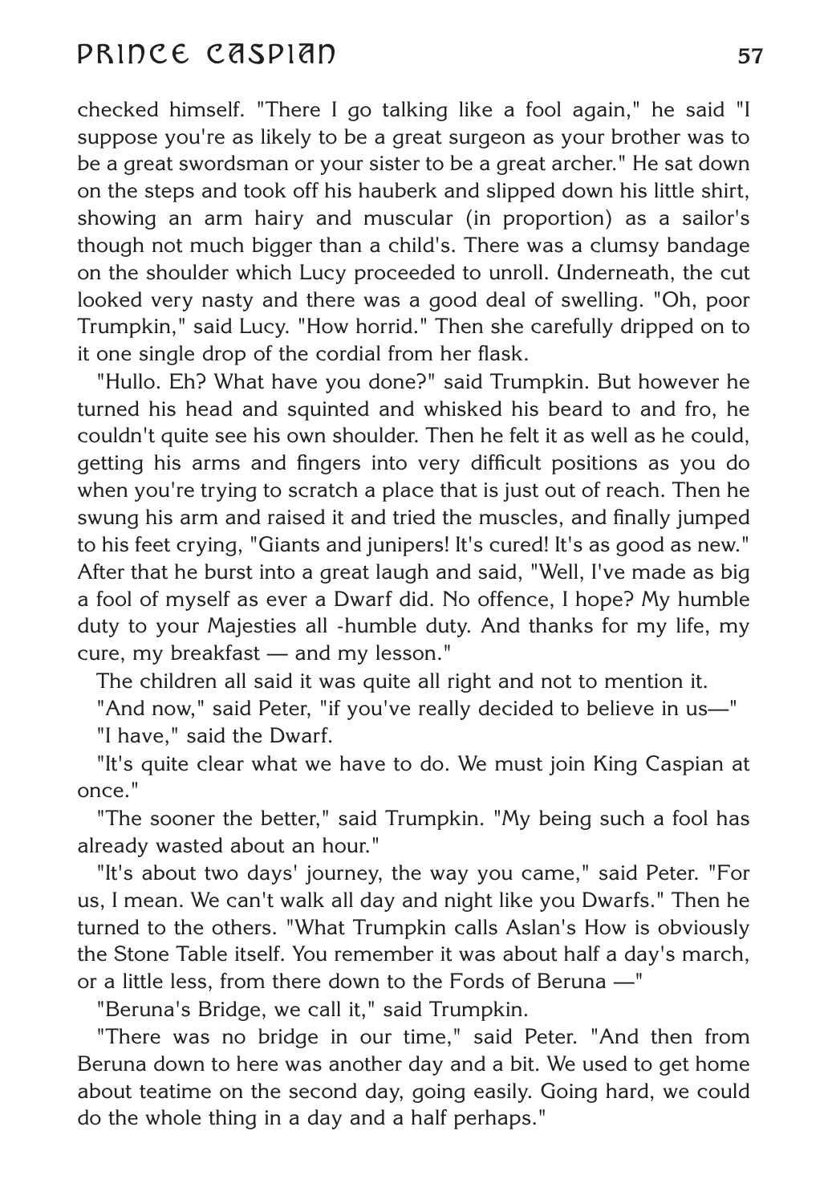checked himself. "There I go talking like a fool again," he said "I suppose you're as likely to be a great surgeon as your brother was to be a great swordsman or your sister to be a great archer." He sat down on the steps and took off his hauberk and slipped down his little shirt, showing an arm hairy and muscular (in proportion) as a sailor's though not much bigger than a child's. There was a clumsy bandage on the shoulder which Lucy proceeded to unroll. Underneath, the cut looked very nasty and there was a good deal of swelling. "Oh, poor Trumpkin," said Lucy. "How horrid." Then she carefully dripped on to it one single drop of the cordial from her flask.

"Hullo. Eh? What have you done?" said Trumpkin. But however he turned his head and squinted and whisked his beard to and fro, he couldn't quite see his own shoulder. Then he felt it as well as he could, getting his arms and fingers into very difficult positions as you do when you're trying to scratch a place that is just out of reach. Then he swung his arm and raised it and tried the muscles, and finally jumped to his feet crying, "Giants and junipers! It's cured! It's as good as new." After that he burst into a great laugh and said, "Well, I've made as big a fool of myself as ever a Dwarf did. No offence, I hope? My humble duty to your Majesties all -humble duty. And thanks for my life, my cure, my breakfast — and my lesson."

The children all said it was quite all right and not to mention it.

"And now," said Peter, "if you've really decided to believe in us—"

"I have," said the Dwarf.

"It's quite clear what we have to do. We must join King Caspian at once."

"The sooner the better," said Trumpkin. "My being such a fool has already wasted about an hour."

"It's about two days' journey, the way you came," said Peter. "For us, I mean. We can't walk all day and night like you Dwarfs." Then he turned to the others. "What Trumpkin calls Aslan's How is obviously the Stone Table itself. You remember it was about half a day's march, or a little less, from there down to the Fords of Beruna —"

"Beruna's Bridge, we call it," said Trumpkin.

"There was no bridge in our time," said Peter. "And then from Beruna down to here was another day and a bit. We used to get home about teatime on the second day, going easily. Going hard, we could do the whole thing in a day and a half perhaps."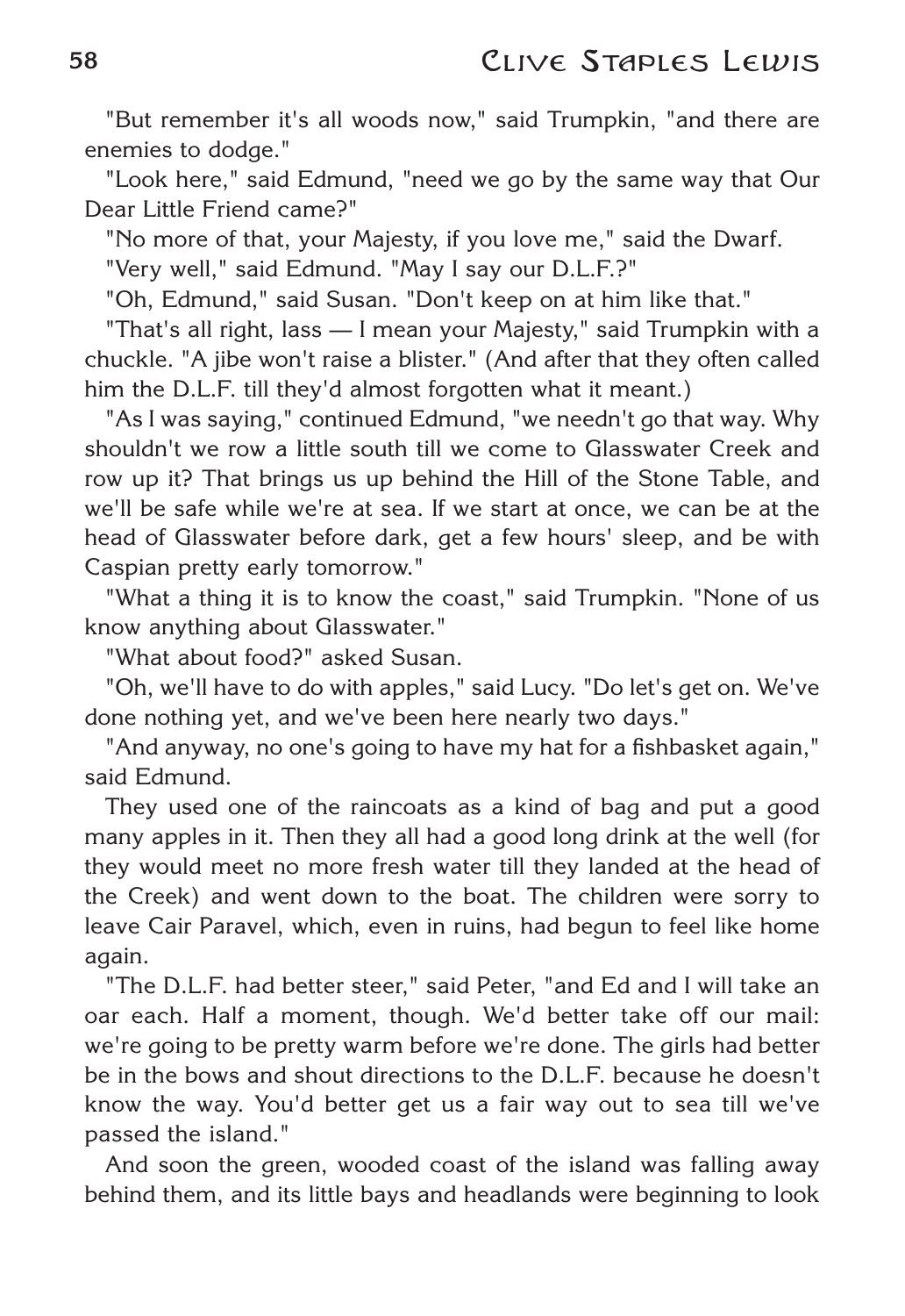"But remember it's all woods now," said Trumpkin, "and there are enemies to dodge."

"Look here," said Edmund, "need we go by the same way that Our Dear Little Friend came?"

"No more of that, your Majesty, if you love me," said the Dwarf.

"Very well," said Edmund. "May I say our D.L.F.?"

"Oh, Edmund," said Susan. "Don't keep on at him like that."

"That's all right, lass — I mean your Majesty," said Trumpkin with a chuckle. "A jibe won't raise a blister." (And after that they often called him the D.L.F. till they'd almost forgotten what it meant.)

"As I was saying," continued Edmund, "we needn't go that way. Why shouldn't we row a little south till we come to Glasswater Creek and row up it? That brings us up behind the Hill of the Stone Table, and we'll be safe while we're at sea. If we start at once, we can be at the head of Glasswater before dark, get a few hours' sleep, and be with Caspian pretty early tomorrow."

"What a thing it is to know the coast," said Trumpkin. "None of us know anything about Glasswater."

"What about food?" asked Susan.

"Oh, we'll have to do with apples," said Lucy. "Do let's get on. We've done nothing yet, and we've been here nearly two days."

"And anyway, no one's going to have my hat for a fishbasket again," said Edmund.

They used one of the raincoats as a kind of bag and put a good many apples in it. Then they all had a good long drink at the well (for they would meet no more fresh water till they landed at the head of the Creek) and went down to the boat. The children were sorry to leave Cair Paravel, which, even in ruins, had begun to feel like home again.

"The D.L.F. had better steer," said Peter, "and Ed and I will take an oar each. Half a moment, though. We'd better take off our mail: we're going to be pretty warm before we're done. The girls had better be in the bows and shout directions to the D.L.F. because he doesn't know the way. You'd better get us a fair way out to sea till we've passed the island."

And soon the green, wooded coast of the island was falling away behind them, and its little bays and headlands were beginning to look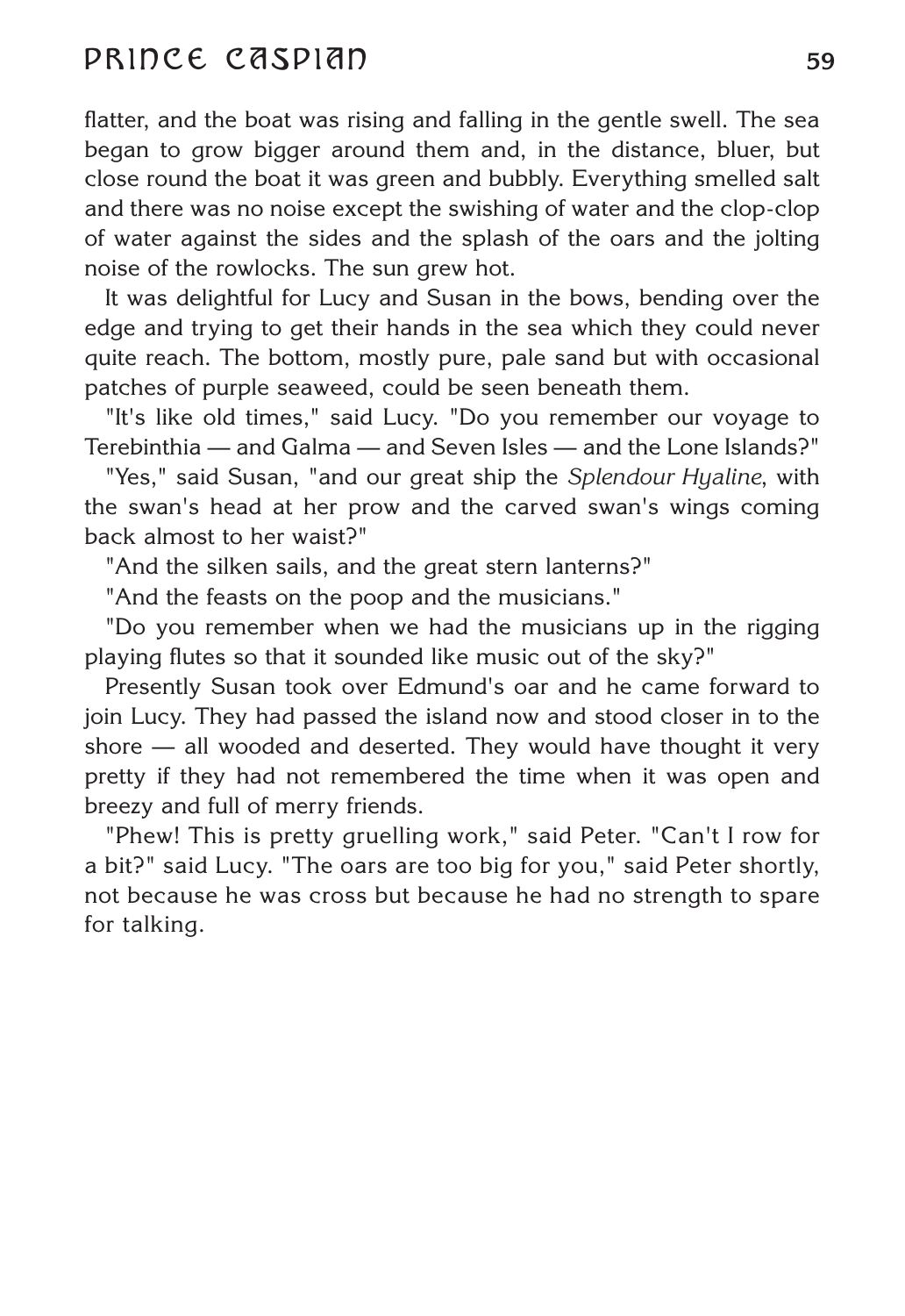flatter, and the boat was rising and falling in the gentle swell. The sea began to grow bigger around them and, in the distance, bluer, but close round the boat it was green and bubbly. Everything smelled salt and there was no noise except the swishing of water and the clop-clop of water against the sides and the splash of the oars and the jolting noise of the rowlocks. The sun grew hot.

It was delightful for Lucy and Susan in the bows, bending over the edge and trying to get their hands in the sea which they could never quite reach. The bottom, mostly pure, pale sand but with occasional patches of purple seaweed, could be seen beneath them.

"It's like old times," said Lucy. "Do you remember our voyage to Terebinthia — and Galma — and Seven Isles — and the Lone Islands?"

"Yes," said Susan, "and our great ship the *Splendour Hyaline*, with the swan's head at her prow and the carved swan's wings coming back almost to her waist?"

"And the silken sails, and the great stern lanterns?"

"And the feasts on the poop and the musicians."

"Do you remember when we had the musicians up in the rigging playing flutes so that it sounded like music out of the sky?"

Presently Susan took over Edmund's oar and he came forward to join Lucy. They had passed the island now and stood closer in to the shore — all wooded and deserted. They would have thought it very pretty if they had not remembered the time when it was open and breezy and full of merry friends.

"Phew! This is pretty gruelling work," said Peter. "Can't I row for a bit?" said Lucy. "The oars are too big for you," said Peter shortly, not because he was cross but because he had no strength to spare for talking.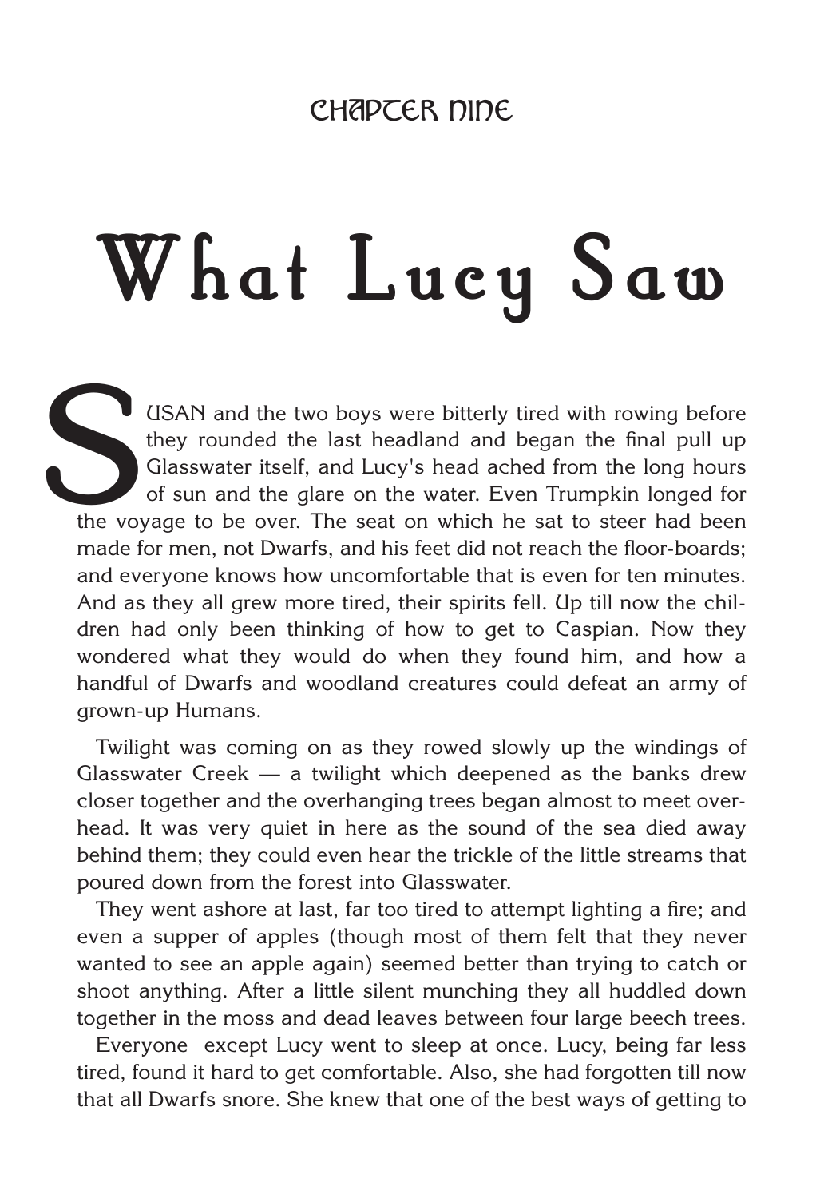CHAPTER NINE

# What Lucy Saw

SUSAN and the two boys were bitterly tired with rowing before they rounded the last headland and began the final pull up Glasswater itself, and Lucy's head ached from the long hours of sun and the glare on the water. Even Trumpkin longed for the voyage to be over. The seat on which he sat to steer had been made for men, not Dwarfs, and his feet did not reach the floor-boards; and everyone knows how uncomfortable that is even for ten minutes. And as they all grew more tired, their spirits fell. Up till now the children had only been thinking of how to get to Caspian. Now they wondered what they would do when they found him, and how a handful of Dwarfs and woodland creatures could defeat an army of grown-up Humans.

Twilight was coming on as they rowed slowly up the windings of Glasswater Creek — a twilight which deepened as the banks drew closer together and the overhanging trees began almost to meet overhead. It was very quiet in here as the sound of the sea died away behind them; they could even hear the trickle of the little streams that poured down from the forest into Glasswater.

They went ashore at last, far too tired to attempt lighting a fire; and even a supper of apples (though most of them felt that they never wanted to see an apple again) seemed better than trying to catch or shoot anything. After a little silent munching they all huddled down together in the moss and dead leaves between four large beech trees.

Everyone except Lucy went to sleep at once. Lucy, being far less tired, found it hard to get comfortable. Also, she had forgotten till now that all Dwarfs snore. She knew that one of the best ways of getting to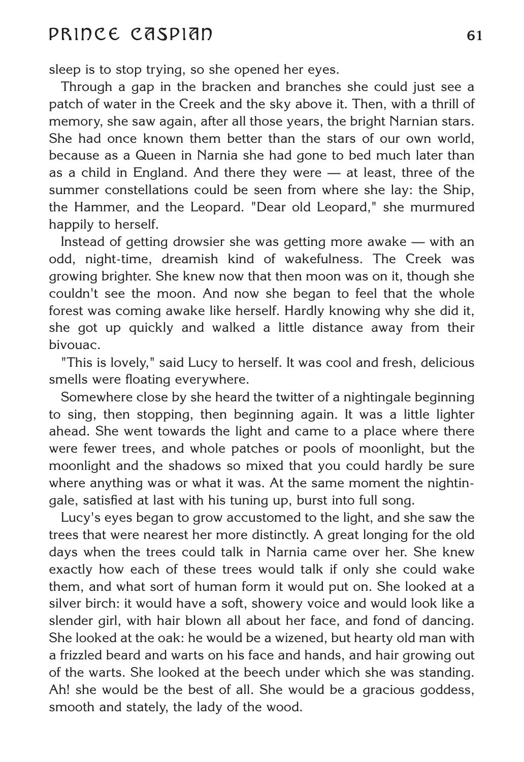sleep is to stop trying, so she opened her eyes.

Through a gap in the bracken and branches she could just see a patch of water in the Creek and the sky above it. Then, with a thrill of memory, she saw again, after all those years, the bright Narnian stars. She had once known them better than the stars of our own world, because as a Queen in Narnia she had gone to bed much later than as a child in England. And there they were — at least, three of the summer constellations could be seen from where she lay: the Ship, the Hammer, and the Leopard. "Dear old Leopard," she murmured happily to herself.

Instead of getting drowsier she was getting more awake — with an odd, night-time, dreamish kind of wakefulness. The Creek was growing brighter. She knew now that then moon was on it, though she couldn't see the moon. And now she began to feel that the whole forest was coming awake like herself. Hardly knowing why she did it, she got up quickly and walked a little distance away from their bivouac.

"This is lovely," said Lucy to herself. It was cool and fresh, delicious smells were floating everywhere.

Somewhere close by she heard the twitter of a nightingale beginning to sing, then stopping, then beginning again. It was a little lighter ahead. She went towards the light and came to a place where there were fewer trees, and whole patches or pools of moonlight, but the moonlight and the shadows so mixed that you could hardly be sure where anything was or what it was. At the same moment the nightingale, satisfied at last with his tuning up, burst into full song.

Lucy's eyes began to grow accustomed to the light, and she saw the trees that were nearest her more distinctly. A great longing for the old days when the trees could talk in Narnia came over her. She knew exactly how each of these trees would talk if only she could wake them, and what sort of human form it would put on. She looked at a silver birch: it would have a soft, showery voice and would look like a slender girl, with hair blown all about her face, and fond of dancing. She looked at the oak: he would be a wizened, but hearty old man with a frizzled beard and warts on his face and hands, and hair growing out of the warts. She looked at the beech under which she was standing. Ah! she would be the best of all. She would be a gracious goddess, smooth and stately, the lady of the wood.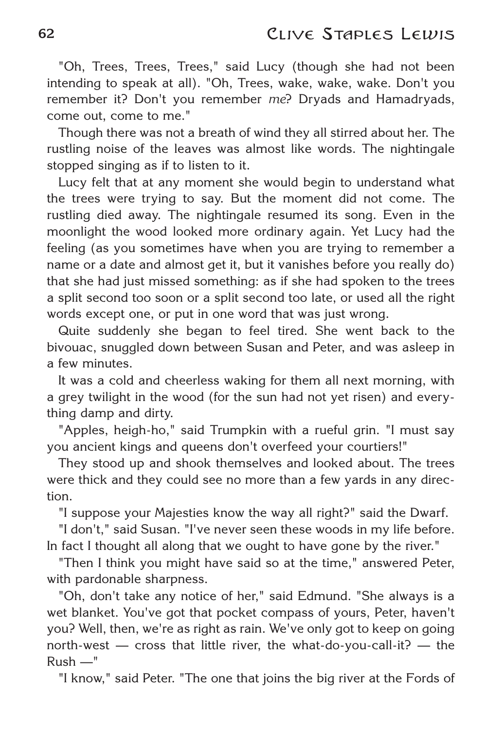"Oh, Trees, Trees, Trees," said Lucy (though she had not been intending to speak at all). "Oh, Trees, wake, wake, wake. Don't you remember it? Don't you remember *me*? Dryads and Hamadryads, come out, come to me."

Though there was not a breath of wind they all stirred about her. The rustling noise of the leaves was almost like words. The nightingale stopped singing as if to listen to it.

Lucy felt that at any moment she would begin to understand what the trees were trying to say. But the moment did not come. The rustling died away. The nightingale resumed its song. Even in the moonlight the wood looked more ordinary again. Yet Lucy had the feeling (as you sometimes have when you are trying to remember a name or a date and almost get it, but it vanishes before you really do) that she had just missed something: as if she had spoken to the trees a split second too soon or a split second too late, or used all the right words except one, or put in one word that was just wrong.

Quite suddenly she began to feel tired. She went back to the bivouac, snuggled down between Susan and Peter, and was asleep in a few minutes.

It was a cold and cheerless waking for them all next morning, with a grey twilight in the wood (for the sun had not yet risen) and everything damp and dirty.

"Apples, heigh-ho," said Trumpkin with a rueful grin. "I must say you ancient kings and queens don't overfeed your courtiers!"

They stood up and shook themselves and looked about. The trees were thick and they could see no more than a few yards in any direction.

"I suppose your Majesties know the way all right?" said the Dwarf.

"I don't," said Susan. "I've never seen these woods in my life before. In fact I thought all along that we ought to have gone by the river."

"Then I think you might have said so at the time," answered Peter, with pardonable sharpness.

"Oh, don't take any notice of her," said Edmund. "She always is a wet blanket. You've got that pocket compass of yours, Peter, haven't you? Well, then, we're as right as rain. We've only got to keep on going north-west — cross that little river, the what-do-you-call-it? — the Rush —"

"I know," said Peter. "The one that joins the big river at the Fords of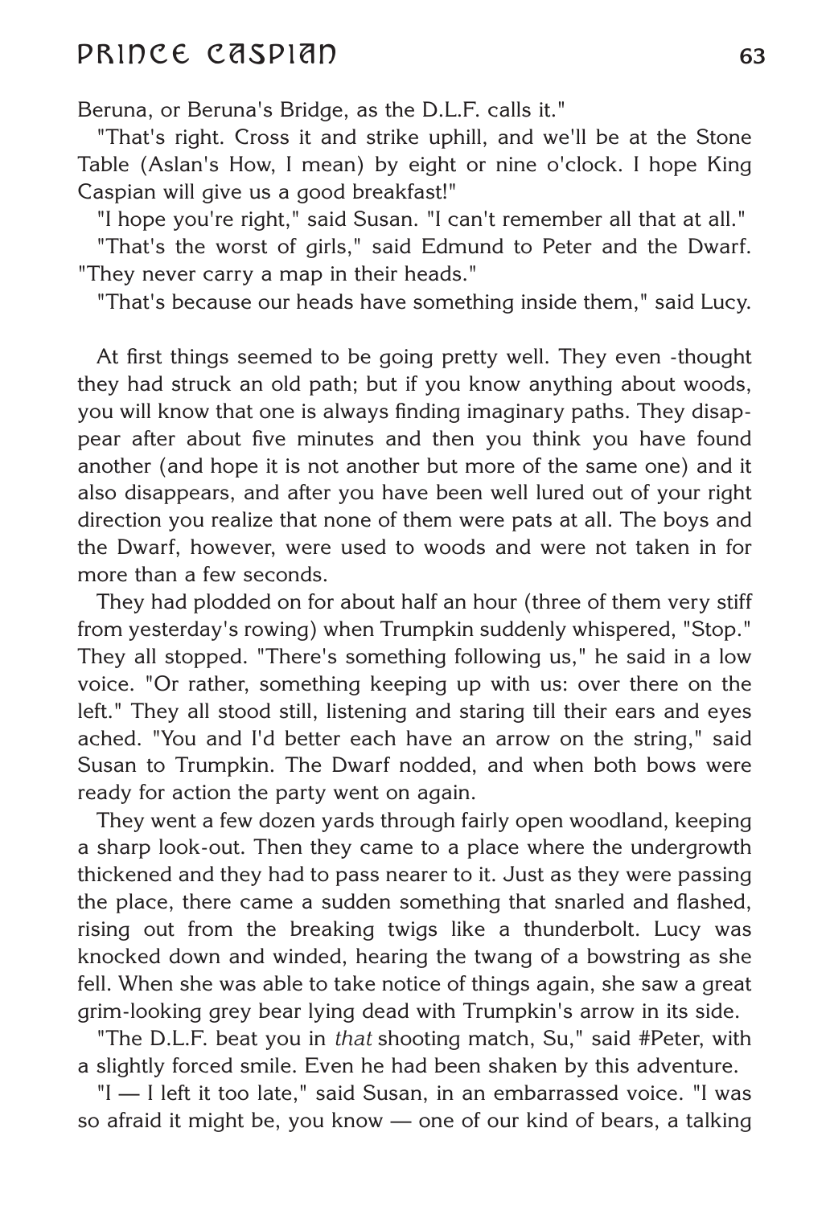Beruna, or Beruna's Bridge, as the D.L.F. calls it."

"That's right. Cross it and strike uphill, and we'll be at the Stone Table (Aslan's How, I mean) by eight or nine o'clock. I hope King Caspian will give us a good breakfast!"

"I hope you're right," said Susan. "I can't remember all that at all."

"That's the worst of girls," said Edmund to Peter and the Dwarf. "They never carry a map in their heads."

"That's because our heads have something inside them," said Lucy.

At first things seemed to be going pretty well. They even -thought they had struck an old path; but if you know anything about woods, you will know that one is always finding imaginary paths. They disappear after about five minutes and then you think you have found another (and hope it is not another but more of the same one) and it also disappears, and after you have been well lured out of your right direction you realize that none of them were pats at all. The boys and the Dwarf, however, were used to woods and were not taken in for more than a few seconds.

They had plodded on for about half an hour (three of them very stiff from yesterday's rowing) when Trumpkin suddenly whispered, "Stop." They all stopped. "There's something following us," he said in a low voice. "Or rather, something keeping up with us: over there on the left." They all stood still, listening and staring till their ears and eyes ached. "You and I'd better each have an arrow on the string," said Susan to Trumpkin. The Dwarf nodded, and when both bows were ready for action the party went on again.

They went a few dozen yards through fairly open woodland, keeping a sharp look-out. Then they came to a place where the undergrowth thickened and they had to pass nearer to it. Just as they were passing the place, there came a sudden something that snarled and flashed, rising out from the breaking twigs like a thunderbolt. Lucy was knocked down and winded, hearing the twang of a bowstring as she fell. When she was able to take notice of things again, she saw a great grim-looking grey bear lying dead with Trumpkin's arrow in its side.

"The D.L.F. beat you in *that* shooting match, Su," said #Peter, with a slightly forced smile. Even he had been shaken by this adventure.

"I — I left it too late," said Susan, in an embarrassed voice. "I was so afraid it might be, you know — one of our kind of bears, a talking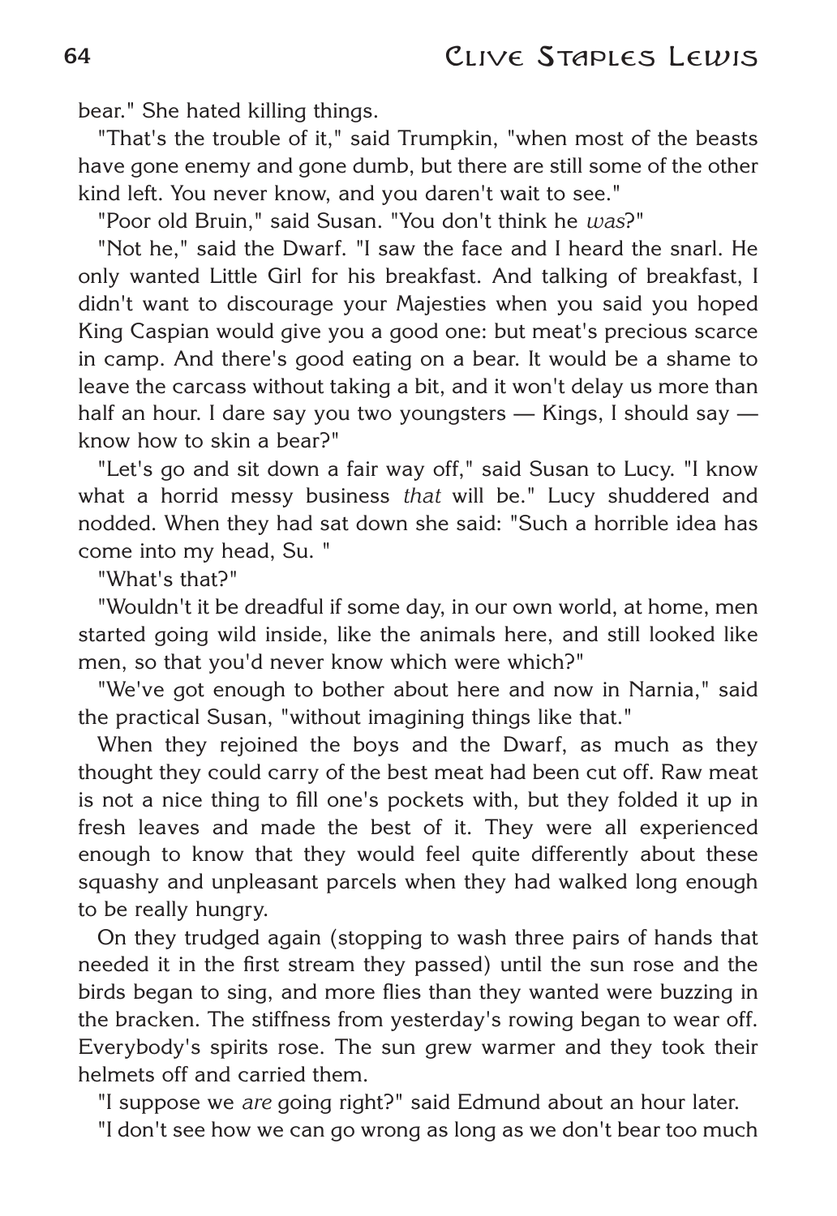bear." She hated killing things.

"That's the trouble of it," said Trumpkin, "when most of the beasts have gone enemy and gone dumb, but there are still some of the other kind left. You never know, and you daren't wait to see."

"Poor old Bruin," said Susan. "You don't think he *was*?"

"Not he," said the Dwarf. "I saw the face and I heard the snarl. He only wanted Little Girl for his breakfast. And talking of breakfast, I didn't want to discourage your Majesties when you said you hoped King Caspian would give you a good one: but meat's precious scarce in camp. And there's good eating on a bear. It would be a shame to leave the carcass without taking a bit, and it won't delay us more than half an hour. I dare say you two youngsters — Kings, I should say — know how to skin a bear?"

"Let's go and sit down a fair way off," said Susan to Lucy. "I know what a horrid messy business *that* will be." Lucy shuddered and nodded. When they had sat down she said: "Such a horrible idea has come into my head, Su. "

"What's that?"

"Wouldn't it be dreadful if some day, in our own world, at home, men started going wild inside, like the animals here, and still looked like men, so that you'd never know which were which?"

"We've got enough to bother about here and now in Narnia," said the practical Susan, "without imagining things like that."

When they rejoined the boys and the Dwarf, as much as they thought they could carry of the best meat had been cut off. Raw meat is not a nice thing to fill one's pockets with, but they folded it up in fresh leaves and made the best of it. They were all experienced enough to know that they would feel quite differently about these squashy and unpleasant parcels when they had walked long enough to be really hungry.

On they trudged again (stopping to wash three pairs of hands that needed it in the first stream they passed) until the sun rose and the birds began to sing, and more flies than they wanted were buzzing in the bracken. The stiffness from yesterday's rowing began to wear off. Everybody's spirits rose. The sun grew warmer and they took their helmets off and carried them.

"I suppose we *are* going right?" said Edmund about an hour later.

"I don't see how we can go wrong as long as we don't bear too much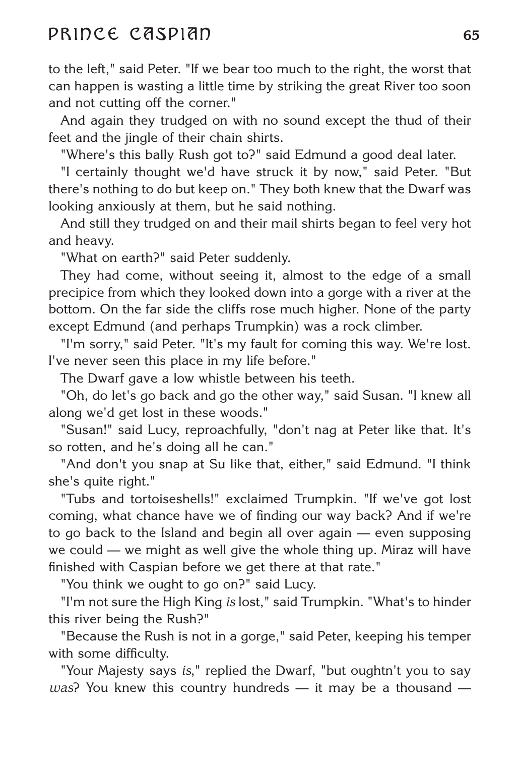to the left," said Peter. "If we bear too much to the right, the worst that can happen is wasting a little time by striking the great River too soon and not cutting off the corner."

And again they trudged on with no sound except the thud of their feet and the jingle of their chain shirts.

"Where's this bally Rush got to?" said Edmund a good deal later.

"I certainly thought we'd have struck it by now," said Peter. "But there's nothing to do but keep on." They both knew that the Dwarf was looking anxiously at them, but he said nothing.

And still they trudged on and their mail shirts began to feel very hot and heavy.

"What on earth?" said Peter suddenly.

They had come, without seeing it, almost to the edge of a small precipice from which they looked down into a gorge with a river at the bottom. On the far side the cliffs rose much higher. None of the party except Edmund (and perhaps Trumpkin) was a rock climber.

"I'm sorry," said Peter. "It's my fault for coming this way. We're lost. I've never seen this place in my life before."

The Dwarf gave a low whistle between his teeth.

"Oh, do let's go back and go the other way," said Susan. "I knew all along we'd get lost in these woods."

"Susan!" said Lucy, reproachfully, "don't nag at Peter like that. It's so rotten, and he's doing all he can."

"And don't you snap at Su like that, either," said Edmund. "I think she's quite right."

"Tubs and tortoiseshells!" exclaimed Trumpkin. "If we've got lost coming, what chance have we of finding our way back? And if we're to go back to the Island and begin all over again — even supposing we could — we might as well give the whole thing up. Miraz will have finished with Caspian before we get there at that rate."

"You think we ought to go on?" said Lucy.

"I'm not sure the High King *is* lost," said Trumpkin. "What's to hinder this river being the Rush?"

"Because the Rush is not in a gorge," said Peter, keeping his temper with some difficulty.

"Your Majesty says *is*," replied the Dwarf, "but oughtn't you to say *was*? You knew this country hundreds — it may be a thousand —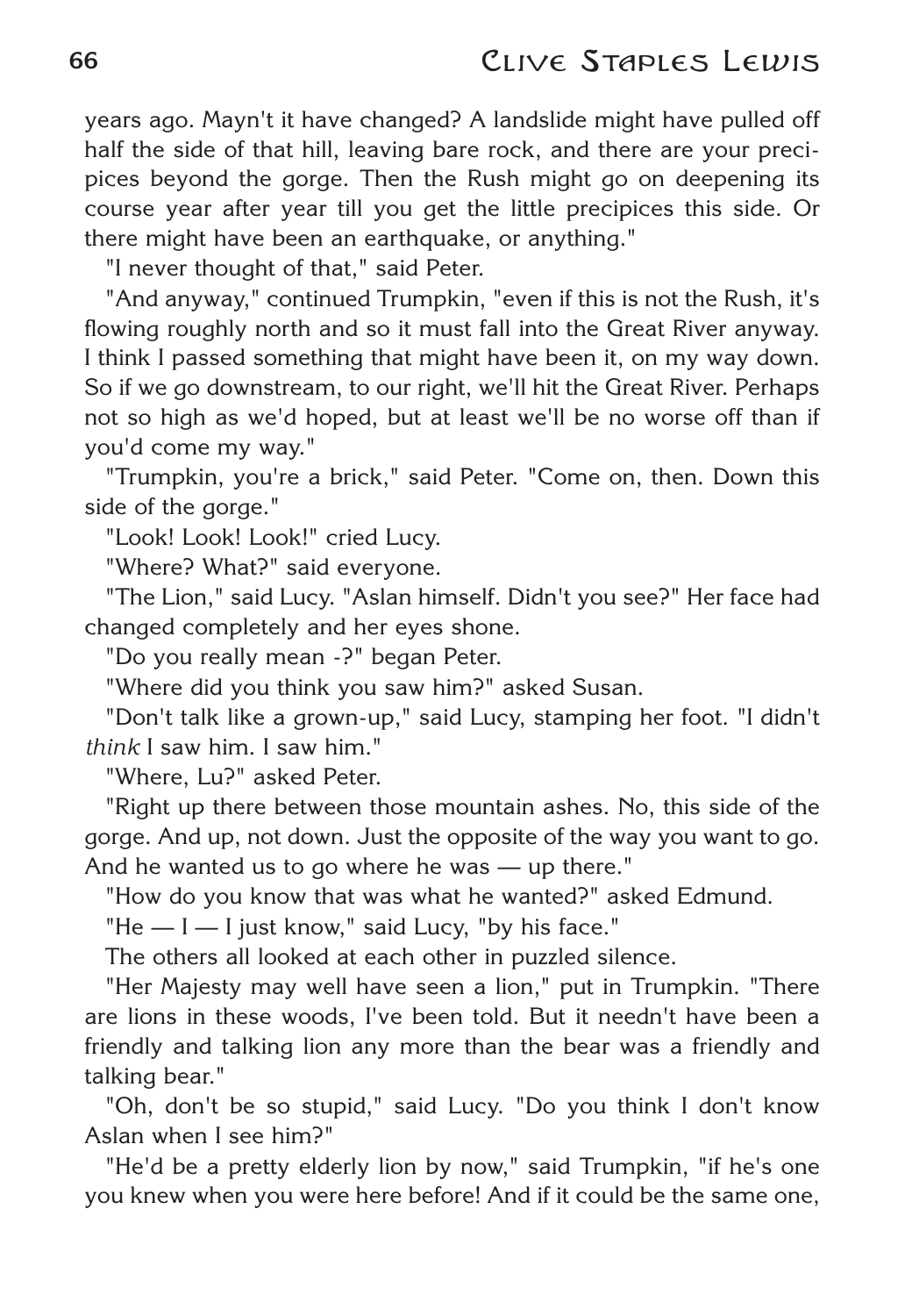years ago. Mayn't it have changed? A landslide might have pulled off half the side of that hill, leaving bare rock, and there are your precipices beyond the gorge. Then the Rush might go on deepening its course year after year till you get the little precipices this side. Or there might have been an earthquake, or anything."

"I never thought of that," said Peter.

"And anyway," continued Trumpkin, "even if this is not the Rush, it's flowing roughly north and so it must fall into the Great River anyway. I think I passed something that might have been it, on my way down. So if we go downstream, to our right, we'll hit the Great River. Perhaps not so high as we'd hoped, but at least we'll be no worse off than if you'd come my way."

"Trumpkin, you're a brick," said Peter. "Come on, then. Down this side of the gorge."

"Look! Look! Look!" cried Lucy.

"Where? What?" said everyone.

"The Lion," said Lucy. "Aslan himself. Didn't you see?" Her face had changed completely and her eyes shone.

"Do you really mean -?" began Peter.

"Where did you think you saw him?" asked Susan.

"Don't talk like a grown-up," said Lucy, stamping her foot. "I didn't *think* I saw him. I saw him."

"Where, Lu?" asked Peter.

"Right up there between those mountain ashes. No, this side of the gorge. And up, not down. Just the opposite of the way you want to go. And he wanted us to go where he was — up there."

"How do you know that was what he wanted?" asked Edmund.

"He — I — I just know," said Lucy, "by his face."

The others all looked at each other in puzzled silence.

"Her Majesty may well have seen a lion," put in Trumpkin. "There are lions in these woods, I've been told. But it needn't have been a friendly and talking lion any more than the bear was a friendly and talking bear."

"Oh, don't be so stupid," said Lucy. "Do you think I don't know Aslan when I see him?"

"He'd be a pretty elderly lion by now," said Trumpkin, "if he's one you knew when you were here before! And if it could be the same one,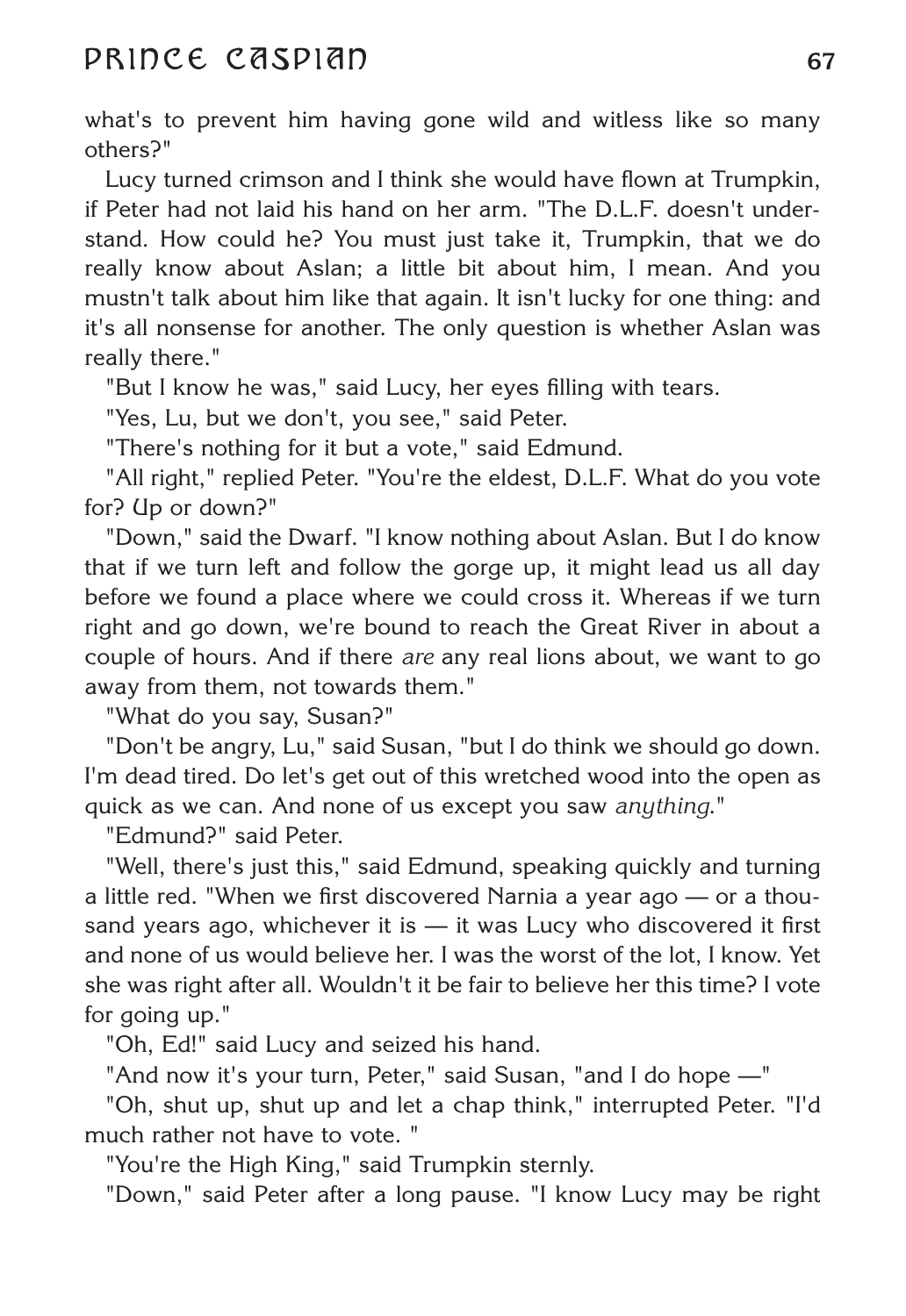what's to prevent him having gone wild and witless like so many others?"

Lucy turned crimson and I think she would have flown at Trumpkin, if Peter had not laid his hand on her arm. "The D.L.F. doesn't understand. How could he? You must just take it, Trumpkin, that we do really know about Aslan; a little bit about him, I mean. And you mustn't talk about him like that again. It isn't lucky for one thing: and it's all nonsense for another. The only question is whether Aslan was really there."

"But I know he was," said Lucy, her eyes filling with tears.

"Yes, Lu, but we don't, you see," said Peter.

"There's nothing for it but a vote," said Edmund.

"All right," replied Peter. "You're the eldest, D.L.F. What do you vote for? Up or down?"

"Down," said the Dwarf. "I know nothing about Aslan. But I do know that if we turn left and follow the gorge up, it might lead us all day before we found a place where we could cross it. Whereas if we turn right and go down, we're bound to reach the Great River in about a couple of hours. And if there *are* any real lions about, we want to go away from them, not towards them."

"What do you say, Susan?"

"Don't be angry, Lu," said Susan, "but I do think we should go down. I'm dead tired. Do let's get out of this wretched wood into the open as quick as we can. And none of us except you saw *anything*."

"Edmund?" said Peter.

"Well, there's just this," said Edmund, speaking quickly and turning a little red. "When we first discovered Narnia a year ago — or a thousand years ago, whichever it is — it was Lucy who discovered it first and none of us would believe her. I was the worst of the lot, I know. Yet she was right after all. Wouldn't it be fair to believe her this time? I vote for going up."

"Oh, Ed!" said Lucy and seized his hand.

"And now it's your turn, Peter," said Susan, "and I do hope —"

"Oh, shut up, shut up and let a chap think," interrupted Peter. "I'd much rather not have to vote. "

"You're the High King," said Trumpkin sternly.

"Down," said Peter after a long pause. "I know Lucy may be right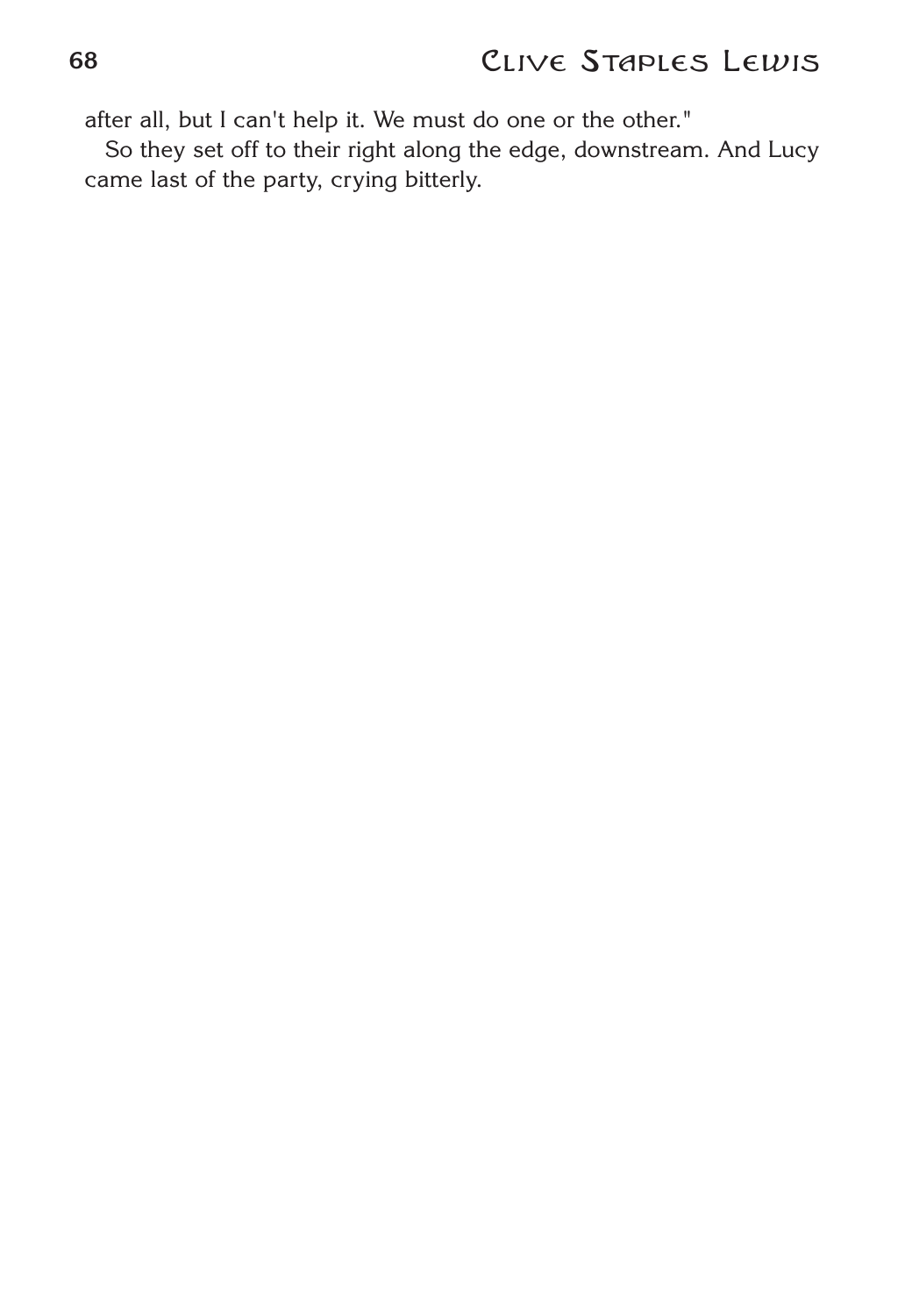after all, but I can't help it. We must do one or the other."

So they set off to their right along the edge, downstream. And Lucy came last of the party, crying bitterly.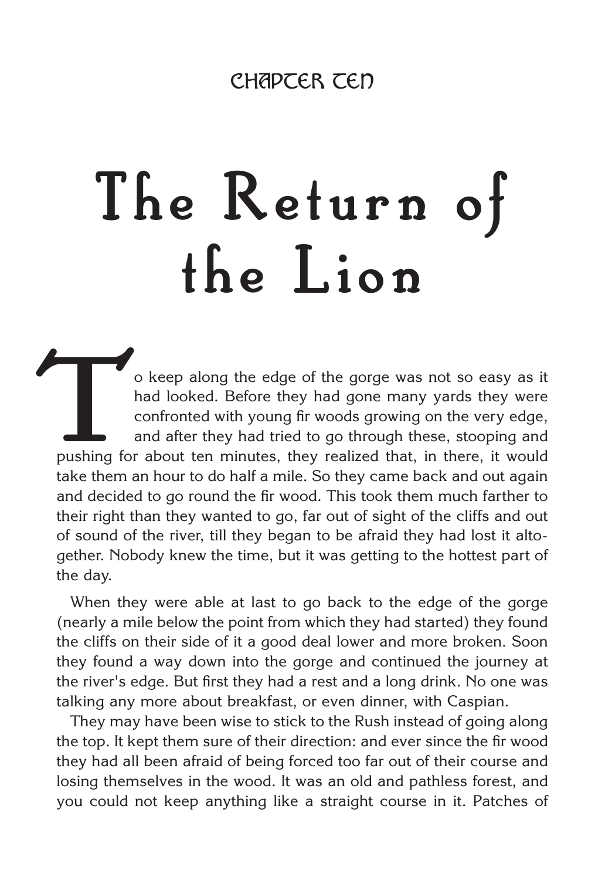CHAPTER TEN

# The Return of the Lion

To keep along the edge of the gorge was not so easy as it had looked. Before they had gone many yards they were confronted with young fir woods growing on the very edge, and after they had tried to go through these, stooping and pushing for about ten minutes, they realized that, in there, it would take them an hour to do half a mile. So they came back and out again and decided to go round the fir wood. This took them much farther to their right than they wanted to go, far out of sight of the cliffs and out of sound of the river, till they began to be afraid they had lost it altogether. Nobody knew the time, but it was getting to the hottest part of the day.

When they were able at last to go back to the edge of the gorge (nearly a mile below the point from which they had started) they found the cliffs on their side of it a good deal lower and more broken. Soon they found a way down into the gorge and continued the journey at the river's edge. But first they had a rest and a long drink. No one was talking any more about breakfast, or even dinner, with Caspian.

They may have been wise to stick to the Rush instead of going along the top. It kept them sure of their direction: and ever since the fir wood they had all been afraid of being forced too far out of their course and losing themselves in the wood. It was an old and pathless forest, and you could not keep anything like a straight course in it. Patches of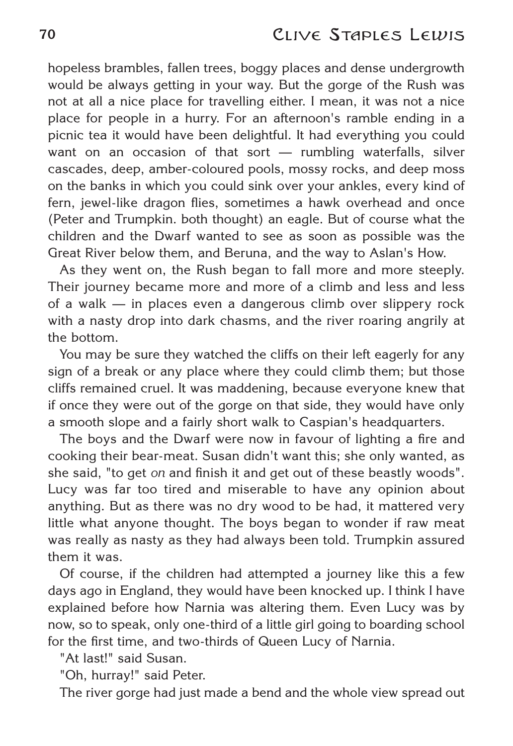hopeless brambles, fallen trees, boggy places and dense undergrowth would be always getting in your way. But the gorge of the Rush was not at all a nice place for travelling either. I mean, it was not a nice place for people in a hurry. For an afternoon's ramble ending in a picnic tea it would have been delightful. It had everything you could want on an occasion of that sort — rumbling waterfalls, silver cascades, deep, amber-coloured pools, mossy rocks, and deep moss on the banks in which you could sink over your ankles, every kind of fern, jewel-like dragon flies, sometimes a hawk overhead and once (Peter and Trumpkin. both thought) an eagle. But of course what the children and the Dwarf wanted to see as soon as possible was the Great River below them, and Beruna, and the way to Aslan's How.

As they went on, the Rush began to fall more and more steeply. Their journey became more and more of a climb and less and less of a walk — in places even a dangerous climb over slippery rock with a nasty drop into dark chasms, and the river roaring angrily at the bottom.

You may be sure they watched the cliffs on their left eagerly for any sign of a break or any place where they could climb them; but those cliffs remained cruel. It was maddening, because everyone knew that if once they were out of the gorge on that side, they would have only a smooth slope and a fairly short walk to Caspian's headquarters.

The boys and the Dwarf were now in favour of lighting a fire and cooking their bear-meat. Susan didn't want this; she only wanted, as she said, "to get *on* and finish it and get out of these beastly woods". Lucy was far too tired and miserable to have any opinion about anything. But as there was no dry wood to be had, it mattered very little what anyone thought. The boys began to wonder if raw meat was really as nasty as they had always been told. Trumpkin assured them it was.

Of course, if the children had attempted a journey like this a few days ago in England, they would have been knocked up. I think I have explained before how Narnia was altering them. Even Lucy was by now, so to speak, only one-third of a little girl going to boarding school for the first time, and two-thirds of Queen Lucy of Narnia.

"At last!" said Susan.

"Oh, hurray!" said Peter.

The river gorge had just made a bend and the whole view spread out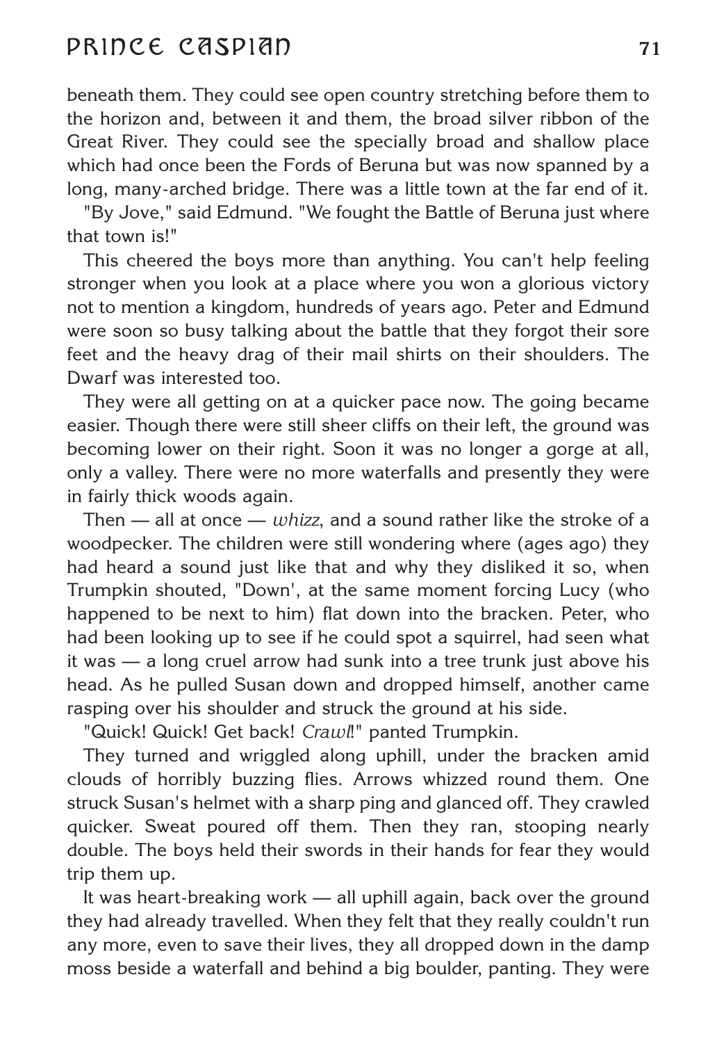beneath them. They could see open country stretching before them to the horizon and, between it and them, the broad silver ribbon of the Great River. They could see the specially broad and shallow place which had once been the Fords of Beruna but was now spanned by a long, many-arched bridge. There was a little town at the far end of it.

"By Jove," said Edmund. "We fought the Battle of Beruna just where that town is!"

This cheered the boys more than anything. You can't help feeling stronger when you look at a place where you won a glorious victory not to mention a kingdom, hundreds of years ago. Peter and Edmund were soon so busy talking about the battle that they forgot their sore feet and the heavy drag of their mail shirts on their shoulders. The Dwarf was interested too.

They were all getting on at a quicker pace now. The going became easier. Though there were still sheer cliffs on their left, the ground was becoming lower on their right. Soon it was no longer a gorge at all, only a valley. There were no more waterfalls and presently they were in fairly thick woods again.

Then — all at once — *whizz*, and a sound rather like the stroke of a woodpecker. The children were still wondering where (ages ago) they had heard a sound just like that and why they disliked it so, when Trumpkin shouted, "Down', at the same moment forcing Lucy (who happened to be next to him) flat down into the bracken. Peter, who had been looking up to see if he could spot a squirrel, had seen what it was — a long cruel arrow had sunk into a tree trunk just above his head. As he pulled Susan down and dropped himself, another came rasping over his shoulder and struck the ground at his side.

"Quick! Quick! Get back! *Crawl*!" panted Trumpkin.

They turned and wriggled along uphill, under the bracken amid clouds of horribly buzzing flies. Arrows whizzed round them. One struck Susan's helmet with a sharp ping and glanced off. They crawled quicker. Sweat poured off them. Then they ran, stooping nearly double. The boys held their swords in their hands for fear they would trip them up.

It was heart-breaking work — all uphill again, back over the ground they had already travelled. When they felt that they really couldn't run any more, even to save their lives, they all dropped down in the damp moss beside a waterfall and behind a big boulder, panting. They were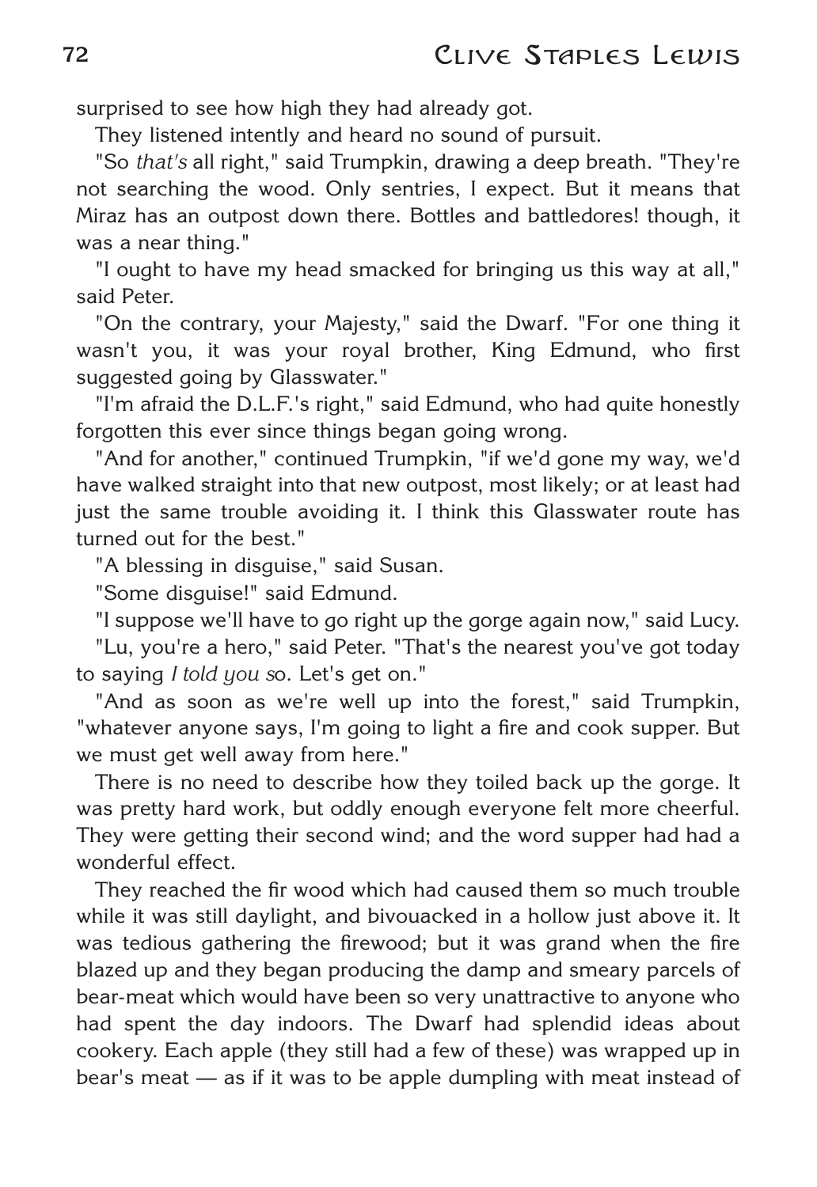surprised to see how high they had already got.

They listened intently and heard no sound of pursuit.

"So *that's* all right," said Trumpkin, drawing a deep breath. "They're not searching the wood. Only sentries, I expect. But it means that Miraz has an outpost down there. Bottles and battledores! though, it was a near thing."

"I ought to have my head smacked for bringing us this way at all," said Peter.

"On the contrary, your Majesty," said the Dwarf. "For one thing it wasn't you, it was your royal brother, King Edmund, who first suggested going by Glasswater."

"I'm afraid the D.L.F.'s right," said Edmund, who had quite honestly forgotten this ever since things began going wrong.

"And for another," continued Trumpkin, "if we'd gone my way, we'd have walked straight into that new outpost, most likely; or at least had just the same trouble avoiding it. I think this Glasswater route has turned out for the best."

"A blessing in disguise," said Susan.

"Some disguise!" said Edmund.

"I suppose we'll have to go right up the gorge again now," said Lucy.

"Lu, you're a hero," said Peter. "That's the nearest you've got today to saying *I told you so*. Let's get on."

"And as soon as we're well up into the forest," said Trumpkin, "whatever anyone says, I'm going to light a fire and cook supper. But we must get well away from here."

There is no need to describe how they toiled back up the gorge. It was pretty hard work, but oddly enough everyone felt more cheerful. They were getting their second wind; and the word supper had had a wonderful effect.

They reached the fir wood which had caused them so much trouble while it was still daylight, and bivouacked in a hollow just above it. It was tedious gathering the firewood; but it was grand when the fire blazed up and they began producing the damp and smeary parcels of bear-meat which would have been so very unattractive to anyone who had spent the day indoors. The Dwarf had splendid ideas about cookery. Each apple (they still had a few of these) was wrapped up in bear's meat — as if it was to be apple dumpling with meat instead of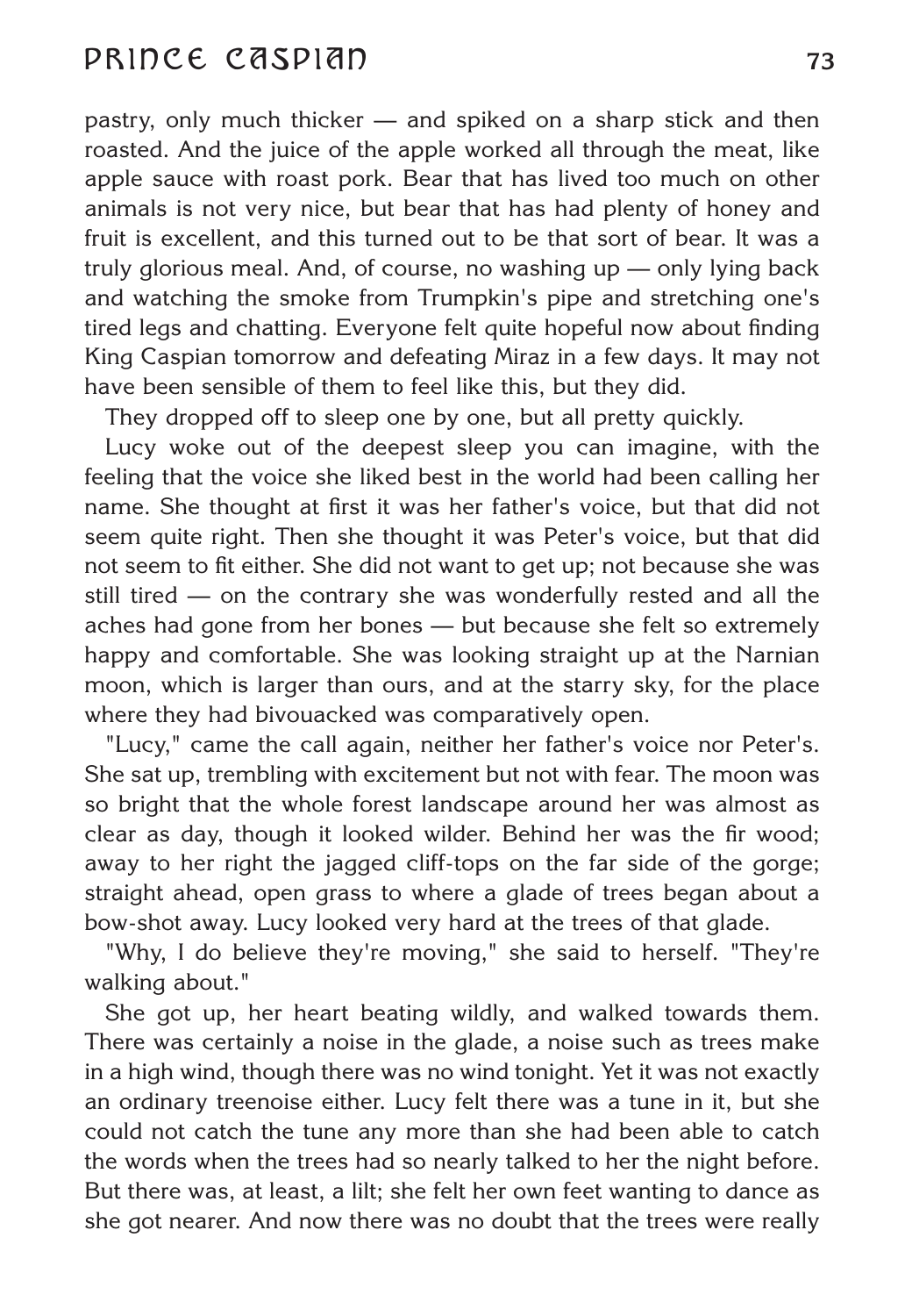pastry, only much thicker — and spiked on a sharp stick and then roasted. And the juice of the apple worked all through the meat, like apple sauce with roast pork. Bear that has lived too much on other animals is not very nice, but bear that has had plenty of honey and fruit is excellent, and this turned out to be that sort of bear. It was a truly glorious meal. And, of course, no washing up — only lying back and watching the smoke from Trumpkin's pipe and stretching one's tired legs and chatting. Everyone felt quite hopeful now about finding King Caspian tomorrow and defeating Miraz in a few days. It may not have been sensible of them to feel like this, but they did.

They dropped off to sleep one by one, but all pretty quickly.

Lucy woke out of the deepest sleep you can imagine, with the feeling that the voice she liked best in the world had been calling her name. She thought at first it was her father's voice, but that did not seem quite right. Then she thought it was Peter's voice, but that did not seem to fit either. She did not want to get up; not because she was still tired — on the contrary she was wonderfully rested and all the aches had gone from her bones — but because she felt so extremely happy and comfortable. She was looking straight up at the Narnian moon, which is larger than ours, and at the starry sky, for the place where they had bivouacked was comparatively open.

"Lucy," came the call again, neither her father's voice nor Peter's. She sat up, trembling with excitement but not with fear. The moon was so bright that the whole forest landscape around her was almost as clear as day, though it looked wilder. Behind her was the fir wood; away to her right the jagged cliff-tops on the far side of the gorge; straight ahead, open grass to where a glade of trees began about a bow-shot away. Lucy looked very hard at the trees of that glade.

"Why, I do believe they're moving," she said to herself. "They're walking about."

She got up, her heart beating wildly, and walked towards them. There was certainly a noise in the glade, a noise such as trees make in a high wind, though there was no wind tonight. Yet it was not exactly an ordinary treenoise either. Lucy felt there was a tune in it, but she could not catch the tune any more than she had been able to catch the words when the trees had so nearly talked to her the night before. But there was, at least, a lilt; she felt her own feet wanting to dance as she got nearer. And now there was no doubt that the trees were really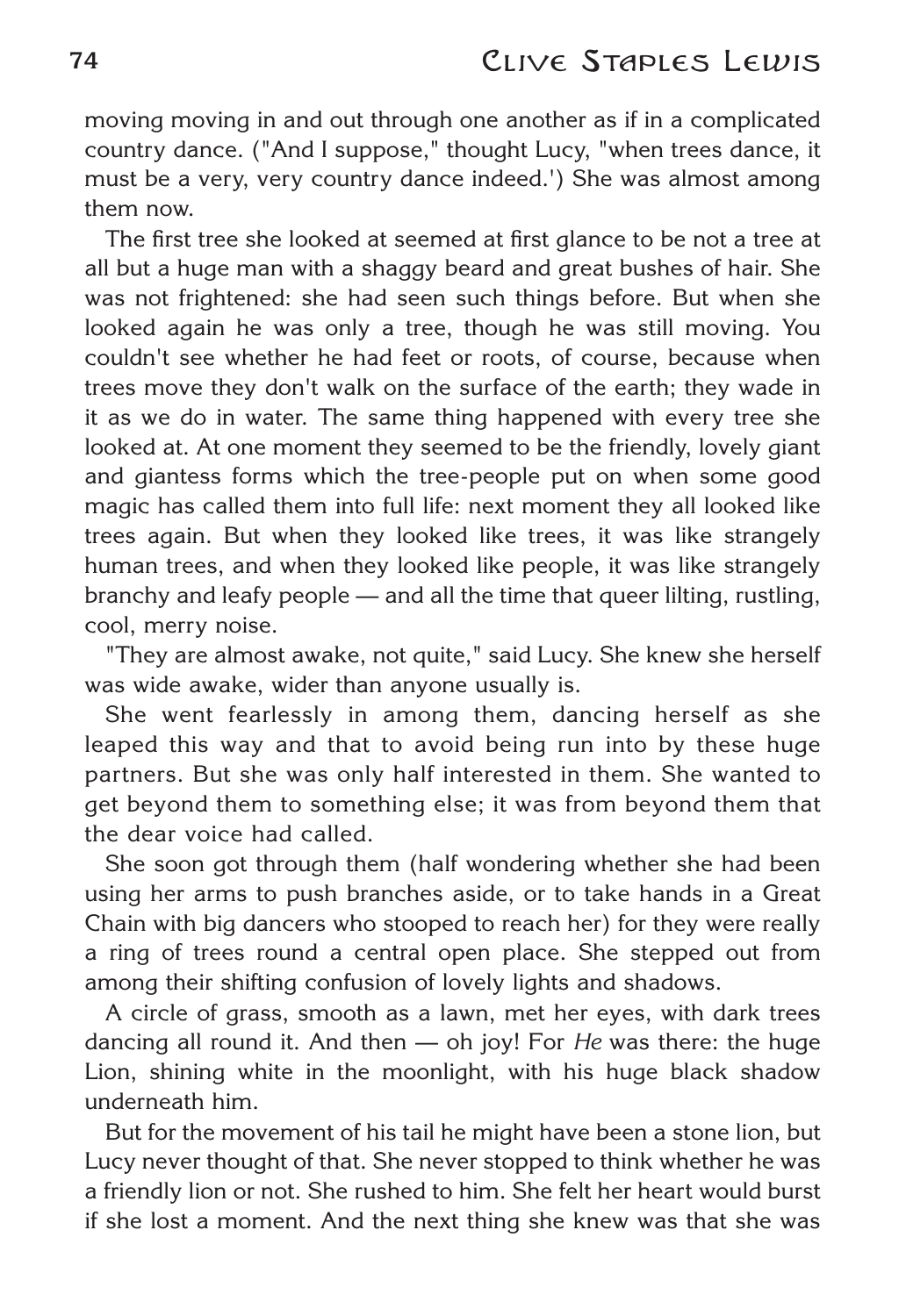moving moving in and out through one another as if in a complicated country dance. ("And I suppose," thought Lucy, "when trees dance, it must be a very, very country dance indeed.') She was almost among them now.

The first tree she looked at seemed at first glance to be not a tree at all but a huge man with a shaggy beard and great bushes of hair. She was not frightened: she had seen such things before. But when she looked again he was only a tree, though he was still moving. You couldn't see whether he had feet or roots, of course, because when trees move they don't walk on the surface of the earth; they wade in it as we do in water. The same thing happened with every tree she looked at. At one moment they seemed to be the friendly, lovely giant and giantess forms which the tree-people put on when some good magic has called them into full life: next moment they all looked like trees again. But when they looked like trees, it was like strangely human trees, and when they looked like people, it was like strangely branchy and leafy people — and all the time that queer lilting, rustling, cool, merry noise.

"They are almost awake, not quite," said Lucy. She knew she herself was wide awake, wider than anyone usually is.

She went fearlessly in among them, dancing herself as she leaped this way and that to avoid being run into by these huge partners. But she was only half interested in them. She wanted to get beyond them to something else; it was from beyond them that the dear voice had called.

She soon got through them (half wondering whether she had been using her arms to push branches aside, or to take hands in a Great Chain with big dancers who stooped to reach her) for they were really a ring of trees round a central open place. She stepped out from among their shifting confusion of lovely lights and shadows.

A circle of grass, smooth as a lawn, met her eyes, with dark trees dancing all round it. And then — oh joy! For *He* was there: the huge Lion, shining white in the moonlight, with his huge black shadow underneath him.

But for the movement of his tail he might have been a stone lion, but Lucy never thought of that. She never stopped to think whether he was a friendly lion or not. She rushed to him. She felt her heart would burst if she lost a moment. And the next thing she knew was that she was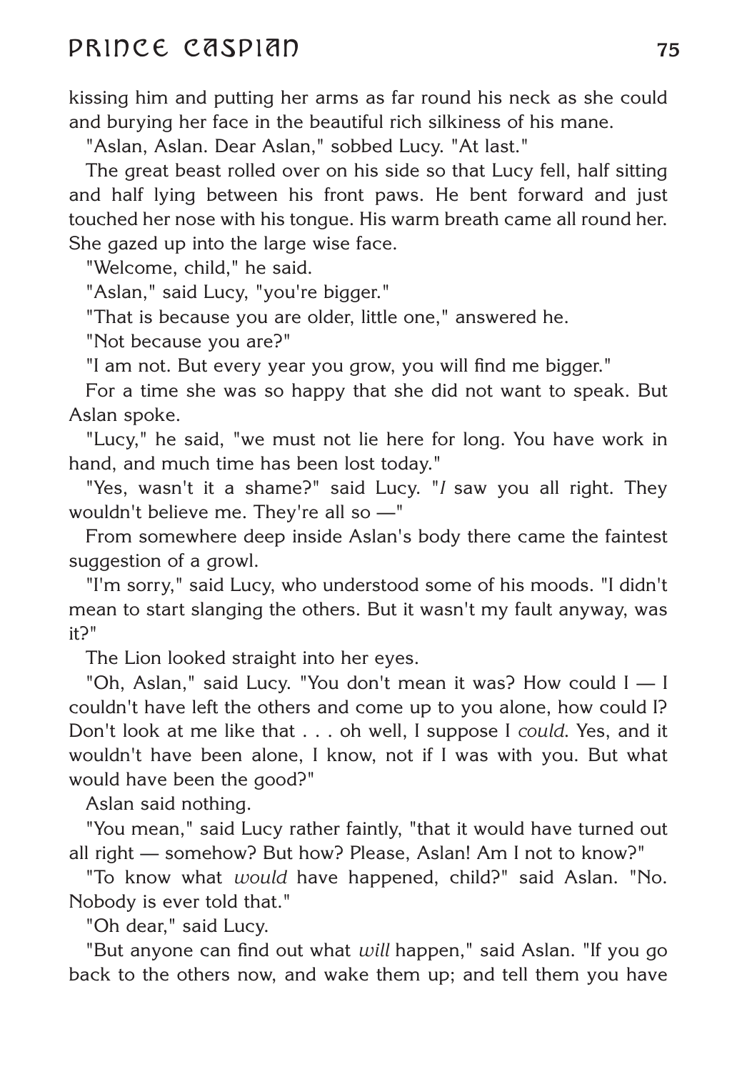kissing him and putting her arms as far round his neck as she could and burying her face in the beautiful rich silkiness of his mane.

"Aslan, Aslan. Dear Aslan," sobbed Lucy. "At last."

The great beast rolled over on his side so that Lucy fell, half sitting and half lying between his front paws. He bent forward and just touched her nose with his tongue. His warm breath came all round her. She gazed up into the large wise face.

"Welcome, child," he said.

"Aslan," said Lucy, "you're bigger."

"That is because you are older, little one," answered he.

"Not because you are?"

"I am not. But every year you grow, you will find me bigger."

For a time she was so happy that she did not want to speak. But Aslan spoke.

"Lucy," he said, "we must not lie here for long. You have work in hand, and much time has been lost today."

"Yes, wasn't it a shame?" said Lucy. "*I* saw you all right. They wouldn't believe me. They're all so —"

From somewhere deep inside Aslan's body there came the faintest suggestion of a growl.

"I'm sorry," said Lucy, who understood some of his moods. "I didn't mean to start slanging the others. But it wasn't my fault anyway, was it?"

The Lion looked straight into her eyes.

"Oh, Aslan," said Lucy. "You don't mean it was? How could I — I couldn't have left the others and come up to you alone, how could I? Don't look at me like that . . . oh well, I suppose I *could*. Yes, and it wouldn't have been alone, I know, not if I was with you. But what would have been the good?"

Aslan said nothing.

"You mean," said Lucy rather faintly, "that it would have turned out all right — somehow? But how? Please, Aslan! Am I not to know?"

"To know what *would* have happened, child?" said Aslan. "No. Nobody is ever told that."

"Oh dear," said Lucy.

"But anyone can find out what *will* happen," said Aslan. "If you go back to the others now, and wake them up; and tell them you have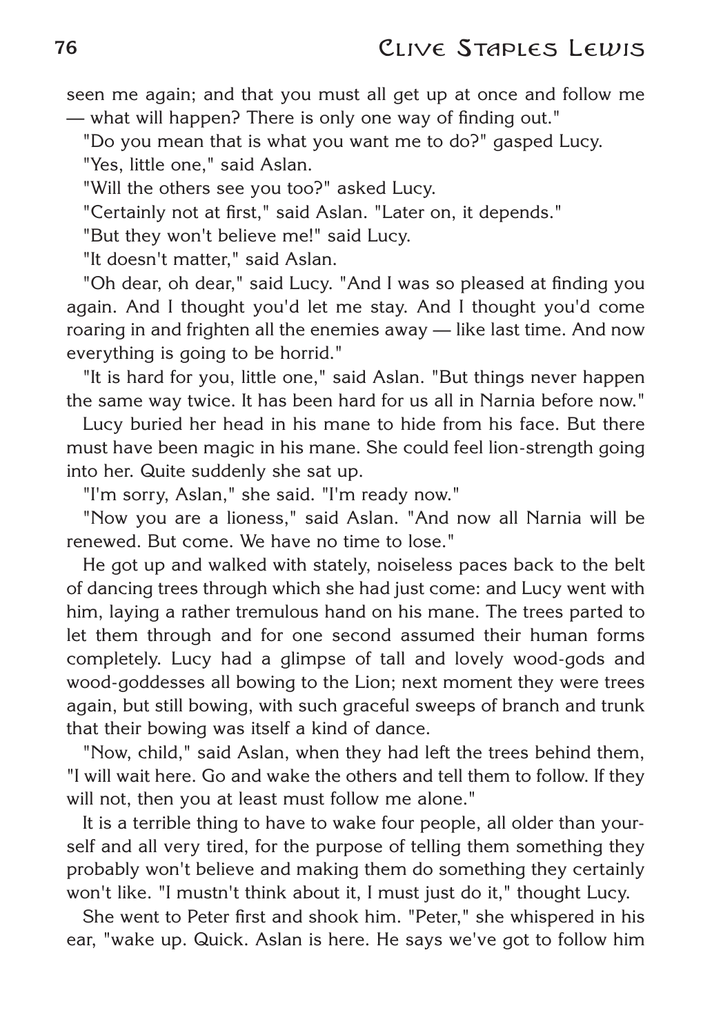seen me again; and that you must all get up at once and follow me — what will happen? There is only one way of finding out."

"Do you mean that is what you want me to do?" gasped Lucy.

"Yes, little one," said Aslan.

"Will the others see you too?" asked Lucy.

"Certainly not at first," said Aslan. "Later on, it depends."

"But they won't believe me!" said Lucy.

"It doesn't matter," said Aslan.

"Oh dear, oh dear," said Lucy. "And I was so pleased at finding you again. And I thought you'd let me stay. And I thought you'd come roaring in and frighten all the enemies away — like last time. And now everything is going to be horrid."

"It is hard for you, little one," said Aslan. "But things never happen the same way twice. It has been hard for us all in Narnia before now."

Lucy buried her head in his mane to hide from his face. But there must have been magic in his mane. She could feel lion-strength going into her. Quite suddenly she sat up.

"I'm sorry, Aslan," she said. "I'm ready now."

"Now you are a lioness," said Aslan. "And now all Narnia will be renewed. But come. We have no time to lose."

He got up and walked with stately, noiseless paces back to the belt of dancing trees through which she had just come: and Lucy went with him, laying a rather tremulous hand on his mane. The trees parted to let them through and for one second assumed their human forms completely. Lucy had a glimpse of tall and lovely wood-gods and wood-goddesses all bowing to the Lion; next moment they were trees again, but still bowing, with such graceful sweeps of branch and trunk that their bowing was itself a kind of dance.

"Now, child," said Aslan, when they had left the trees behind them, "I will wait here. Go and wake the others and tell them to follow. If they will not, then you at least must follow me alone."

It is a terrible thing to have to wake four people, all older than yourself and all very tired, for the purpose of telling them something they probably won't believe and making them do something they certainly won't like. "I mustn't think about it, I must just do it," thought Lucy.

She went to Peter first and shook him. "Peter," she whispered in his ear, "wake up. Quick. Aslan is here. He says we've got to follow him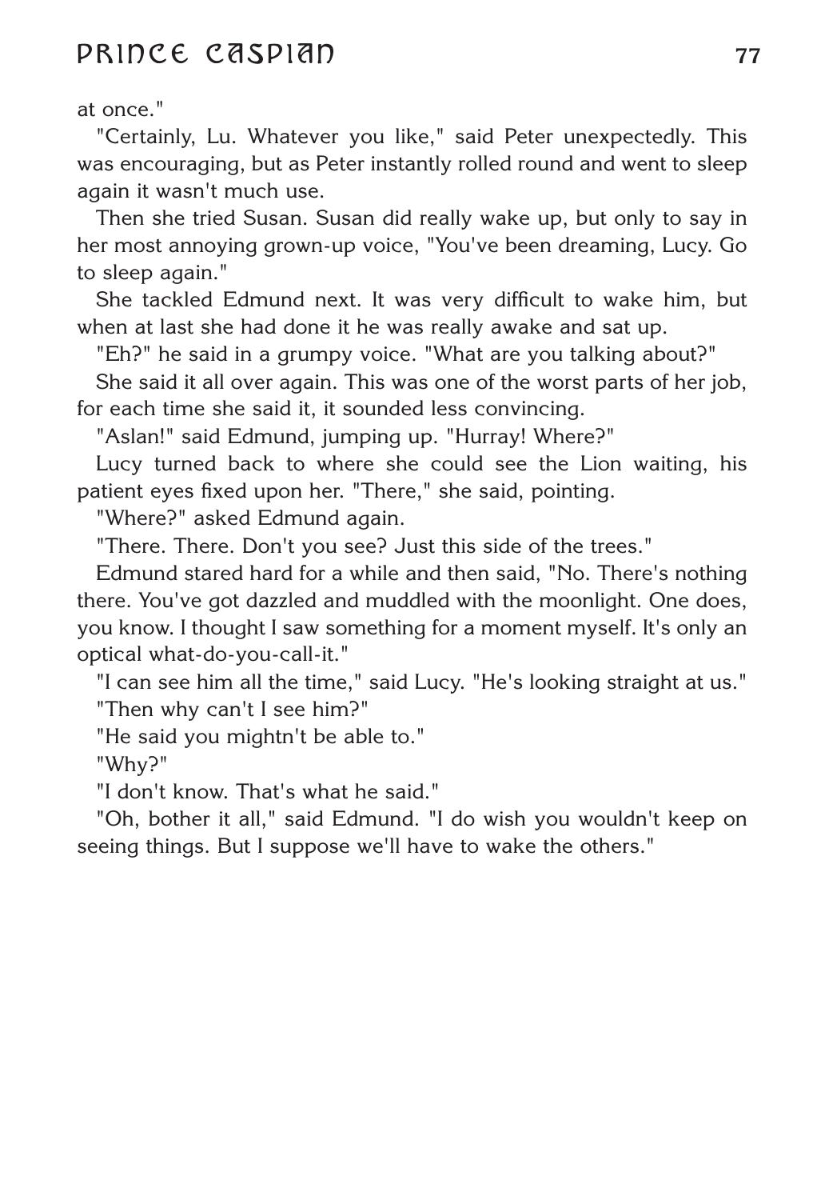at once."

"Certainly, Lu. Whatever you like," said Peter unexpectedly. This was encouraging, but as Peter instantly rolled round and went to sleep again it wasn't much use.

Then she tried Susan. Susan did really wake up, but only to say in her most annoying grown-up voice, "You've been dreaming, Lucy. Go to sleep again."

She tackled Edmund next. It was very difficult to wake him, but when at last she had done it he was really awake and sat up.

"Eh?" he said in a grumpy voice. "What are you talking about?"

She said it all over again. This was one of the worst parts of her job, for each time she said it, it sounded less convincing.

"Aslan!" said Edmund, jumping up. "Hurray! Where?"

Lucy turned back to where she could see the Lion waiting, his patient eyes fixed upon her. "There," she said, pointing.

"Where?" asked Edmund again.

"There. There. Don't you see? Just this side of the trees."

Edmund stared hard for a while and then said, "No. There's nothing there. You've got dazzled and muddled with the moonlight. One does, you know. I thought I saw something for a moment myself. It's only an optical what-do-you-call-it."

"I can see him all the time," said Lucy. "He's looking straight at us."

"Then why can't I see him?"

"He said you mightn't be able to."

"Why?"

"I don't know. That's what he said."

"Oh, bother it all," said Edmund. "I do wish you wouldn't keep on seeing things. But I suppose we'll have to wake the others."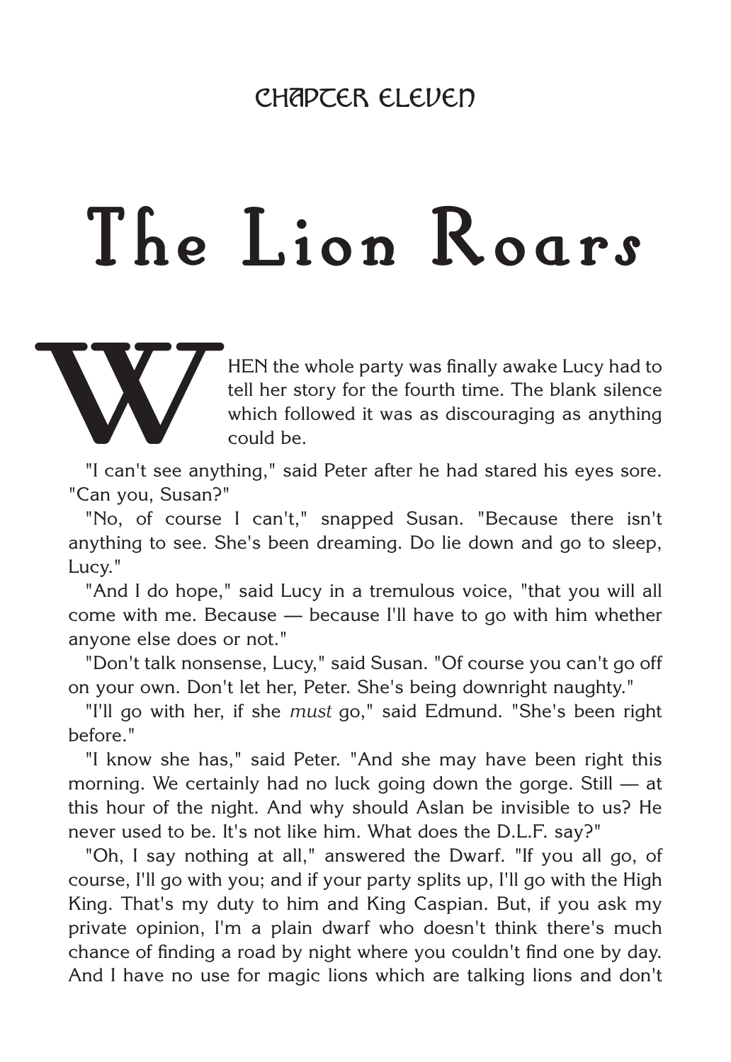CHAPTER ELEVEN

# The Lion Roars

WHEN the whole party was finally awake Lucy had to tell her story for the fourth time. The blank silence which followed it was as discouraging as anything could be.

"I can't see anything," said Peter after he had stared his eyes sore. "Can you, Susan?"

"No, of course I can't," snapped Susan. "Because there isn't anything to see. She's been dreaming. Do lie down and go to sleep, Lucy."

"And I do hope," said Lucy in a tremulous voice, "that you will all come with me. Because — because I'll have to go with him whether anyone else does or not."

"Don't talk nonsense, Lucy," said Susan. "Of course you can't go off on your own. Don't let her, Peter. She's being downright naughty."

"I'll go with her, if she *must* go," said Edmund. "She's been right before."

"I know she has," said Peter. "And she may have been right this morning. We certainly had no luck going down the gorge. Still — at this hour of the night. And why should Aslan be invisible to us? He never used to be. It's not like him. What does the D.L.F. say?"

"Oh, I say nothing at all," answered the Dwarf. "If you all go, of course, I'll go with you; and if your party splits up, I'll go with the High King. That's my duty to him and King Caspian. But, if you ask my private opinion, I'm a plain dwarf who doesn't think there's much chance of finding a road by night where you couldn't find one by day. And I have no use for magic lions which are talking lions and don't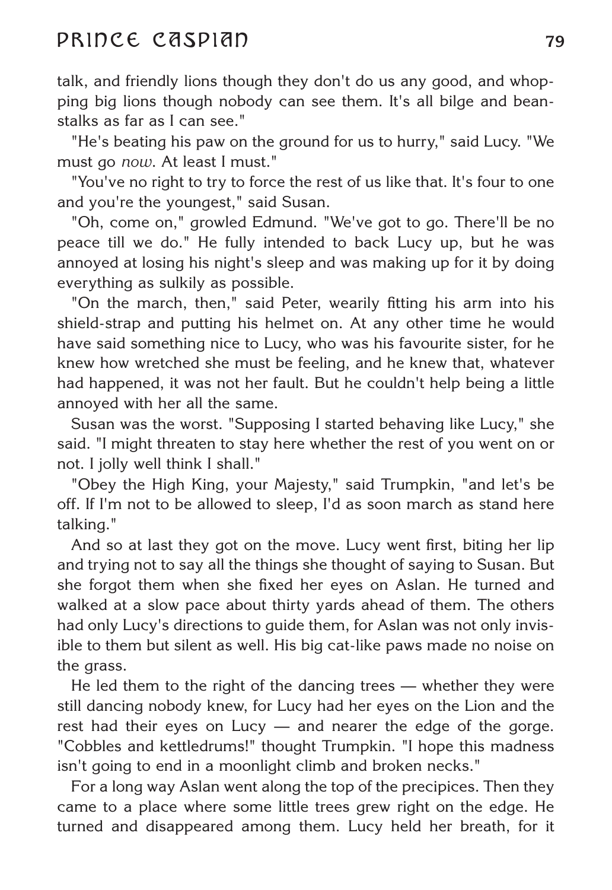talk, and friendly lions though they don't do us any good, and whopping big lions though nobody can see them. It's all bilge and beanstalks as far as I can see."

"He's beating his paw on the ground for us to hurry," said Lucy. "We must go *now*. At least I must."

"You've no right to try to force the rest of us like that. It's four to one and you're the youngest," said Susan.

"Oh, come on," growled Edmund. "We've got to go. There'll be no peace till we do." He fully intended to back Lucy up, but he was annoyed at losing his night's sleep and was making up for it by doing everything as sulkily as possible.

"On the march, then," said Peter, wearily fitting his arm into his shield-strap and putting his helmet on. At any other time he would have said something nice to Lucy, who was his favourite sister, for he knew how wretched she must be feeling, and he knew that, whatever had happened, it was not her fault. But he couldn't help being a little annoyed with her all the same.

Susan was the worst. "Supposing I started behaving like Lucy," she said. "I might threaten to stay here whether the rest of you went on or not. I jolly well think I shall."

"Obey the High King, your Majesty," said Trumpkin, "and let's be off. If I'm not to be allowed to sleep, I'd as soon march as stand here talking."

And so at last they got on the move. Lucy went first, biting her lip and trying not to say all the things she thought of saying to Susan. But she forgot them when she fixed her eyes on Aslan. He turned and walked at a slow pace about thirty yards ahead of them. The others had only Lucy's directions to guide them, for Aslan was not only invisible to them but silent as well. His big cat-like paws made no noise on the grass.

He led them to the right of the dancing trees — whether they were still dancing nobody knew, for Lucy had her eyes on the Lion and the rest had their eyes on Lucy — and nearer the edge of the gorge. "Cobbles and kettledrums!" thought Trumpkin. "I hope this madness isn't going to end in a moonlight climb and broken necks."

For a long way Aslan went along the top of the precipices. Then they came to a place where some little trees grew right on the edge. He turned and disappeared among them. Lucy held her breath, for it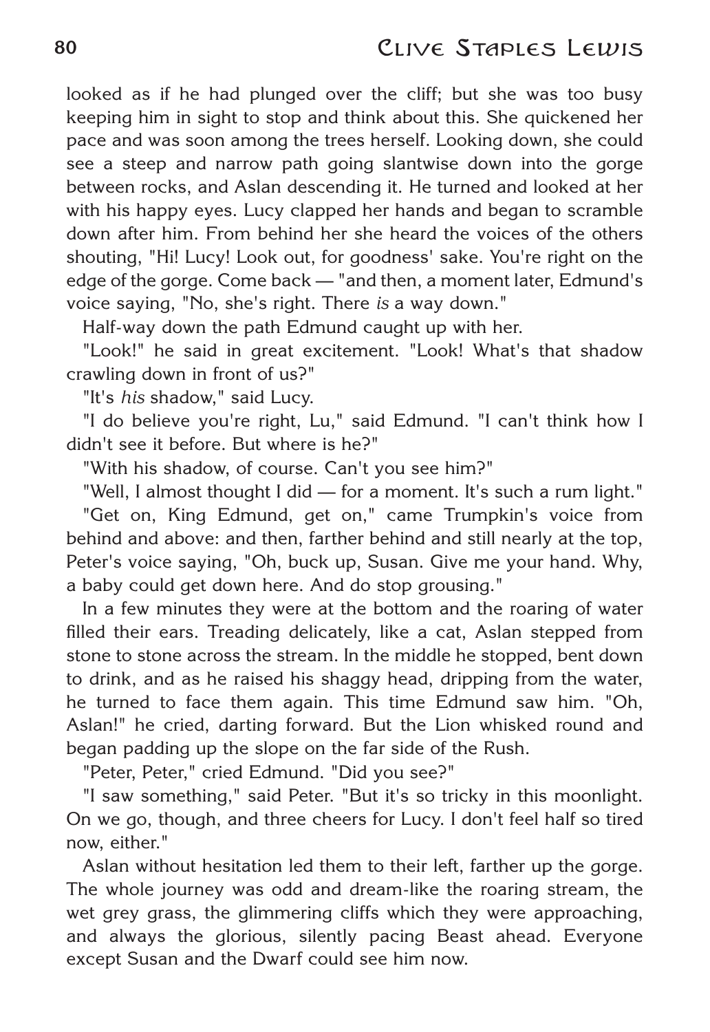looked as if he had plunged over the cliff; but she was too busy keeping him in sight to stop and think about this. She quickened her pace and was soon among the trees herself. Looking down, she could see a steep and narrow path going slantwise down into the gorge between rocks, and Aslan descending it. He turned and looked at her with his happy eyes. Lucy clapped her hands and began to scramble down after him. From behind her she heard the voices of the others shouting, "Hi! Lucy! Look out, for goodness' sake. You're right on the edge of the gorge. Come back — "and then, a moment later, Edmund's voice saying, "No, she's right. There *is* a way down."

Half-way down the path Edmund caught up with her.

"Look!" he said in great excitement. "Look! What's that shadow crawling down in front of us?"

"It's *his* shadow," said Lucy.

"I do believe you're right, Lu," said Edmund. "I can't think how I didn't see it before. But where is he?"

"With his shadow, of course. Can't you see him?"

"Well, I almost thought I did — for a moment. It's such a rum light."

"Get on, King Edmund, get on," came Trumpkin's voice from behind and above: and then, farther behind and still nearly at the top, Peter's voice saying, "Oh, buck up, Susan. Give me your hand. Why, a baby could get down here. And do stop grousing."

In a few minutes they were at the bottom and the roaring of water filled their ears. Treading delicately, like a cat, Aslan stepped from stone to stone across the stream. In the middle he stopped, bent down to drink, and as he raised his shaggy head, dripping from the water, he turned to face them again. This time Edmund saw him. "Oh, Aslan!" he cried, darting forward. But the Lion whisked round and began padding up the slope on the far side of the Rush.

"Peter, Peter," cried Edmund. "Did you see?"

"I saw something," said Peter. "But it's so tricky in this moonlight. On we go, though, and three cheers for Lucy. I don't feel half so tired now, either."

Aslan without hesitation led them to their left, farther up the gorge. The whole journey was odd and dream-like the roaring stream, the wet grey grass, the glimmering cliffs which they were approaching, and always the glorious, silently pacing Beast ahead. Everyone except Susan and the Dwarf could see him now.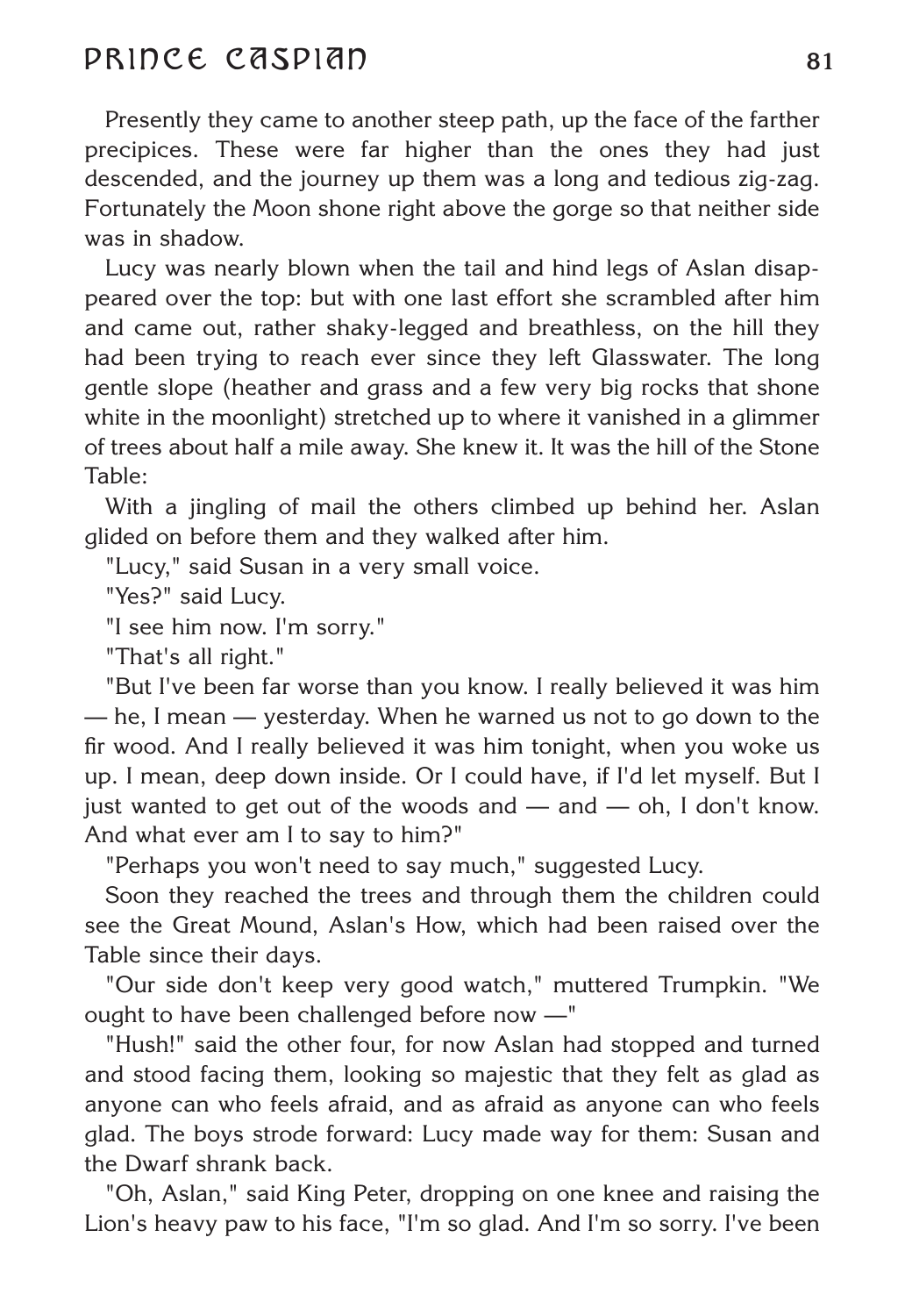Presently they came to another steep path, up the face of the farther precipices. These were far higher than the ones they had just descended, and the journey up them was a long and tedious zig-zag. Fortunately the Moon shone right above the gorge so that neither side was in shadow.

Lucy was nearly blown when the tail and hind legs of Aslan disappeared over the top: but with one last effort she scrambled after him and came out, rather shaky-legged and breathless, on the hill they had been trying to reach ever since they left Glasswater. The long gentle slope (heather and grass and a few very big rocks that shone white in the moonlight) stretched up to where it vanished in a glimmer of trees about half a mile away. She knew it. It was the hill of the Stone Table:

With a jingling of mail the others climbed up behind her. Aslan glided on before them and they walked after him.

"Lucy," said Susan in a very small voice.

"Yes?" said Lucy.

"I see him now. I'm sorry."

"That's all right."

"But I've been far worse than you know. I really believed it was him — he, I mean — yesterday. When he warned us not to go down to the fir wood. And I really believed it was him tonight, when you woke us up. I mean, deep down inside. Or I could have, if I'd let myself. But I just wanted to get out of the woods and — and — oh, I don't know. And what ever am I to say to him?"

"Perhaps you won't need to say much," suggested Lucy.

Soon they reached the trees and through them the children could see the Great Mound, Aslan's How, which had been raised over the Table since their days.

"Our side don't keep very good watch," muttered Trumpkin. "We ought to have been challenged before now —"

"Hush!" said the other four, for now Aslan had stopped and turned and stood facing them, looking so majestic that they felt as glad as anyone can who feels afraid, and as afraid as anyone can who feels glad. The boys strode forward: Lucy made way for them: Susan and the Dwarf shrank back.

"Oh, Aslan," said King Peter, dropping on one knee and raising the Lion's heavy paw to his face, "I'm so glad. And I'm so sorry. I've been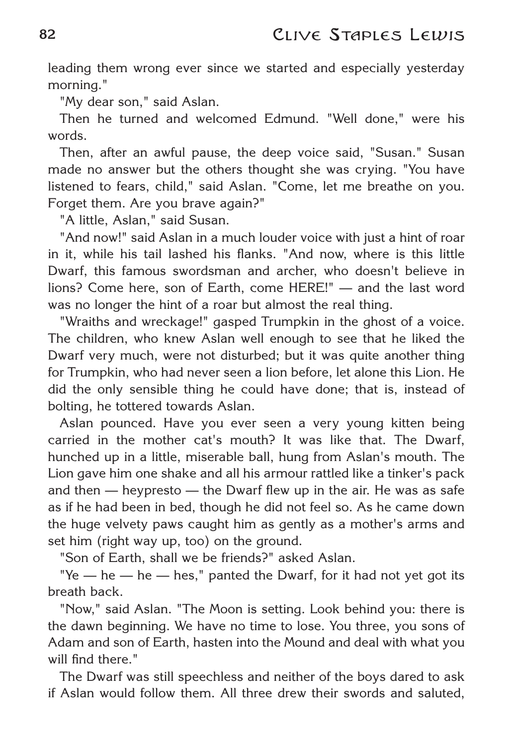leading them wrong ever since we started and especially yesterday morning."

"My dear son," said Aslan.

Then he turned and welcomed Edmund. "Well done," were his words.

Then, after an awful pause, the deep voice said, "Susan." Susan made no answer but the others thought she was crying. "You have listened to fears, child," said Aslan. "Come, let me breathe on you. Forget them. Are you brave again?"

"A little, Aslan," said Susan.

"And now!" said Aslan in a much louder voice with just a hint of roar in it, while his tail lashed his flanks. "And now, where is this little Dwarf, this famous swordsman and archer, who doesn't believe in lions? Come here, son of Earth, come HERE!" — and the last word was no longer the hint of a roar but almost the real thing.

"Wraiths and wreckage!" gasped Trumpkin in the ghost of a voice. The children, who knew Aslan well enough to see that he liked the Dwarf very much, were not disturbed; but it was quite another thing for Trumpkin, who had never seen a lion before, let alone this Lion. He did the only sensible thing he could have done; that is, instead of bolting, he tottered towards Aslan.

Aslan pounced. Have you ever seen a very young kitten being carried in the mother cat's mouth? It was like that. The Dwarf, hunched up in a little, miserable ball, hung from Aslan's mouth. The Lion gave him one shake and all his armour rattled like a tinker's pack and then — heypresto — the Dwarf flew up in the air. He was as safe as if he had been in bed, though he did not feel so. As he came down the huge velvety paws caught him as gently as a mother's arms and set him (right way up, too) on the ground.

"Son of Earth, shall we be friends?" asked Aslan.

"Ye — he — he — hes," panted the Dwarf, for it had not yet got its breath back.

"Now," said Aslan. "The Moon is setting. Look behind you: there is the dawn beginning. We have no time to lose. You three, you sons of Adam and son of Earth, hasten into the Mound and deal with what you will find there."

The Dwarf was still speechless and neither of the boys dared to ask if Aslan would follow them. All three drew their swords and saluted,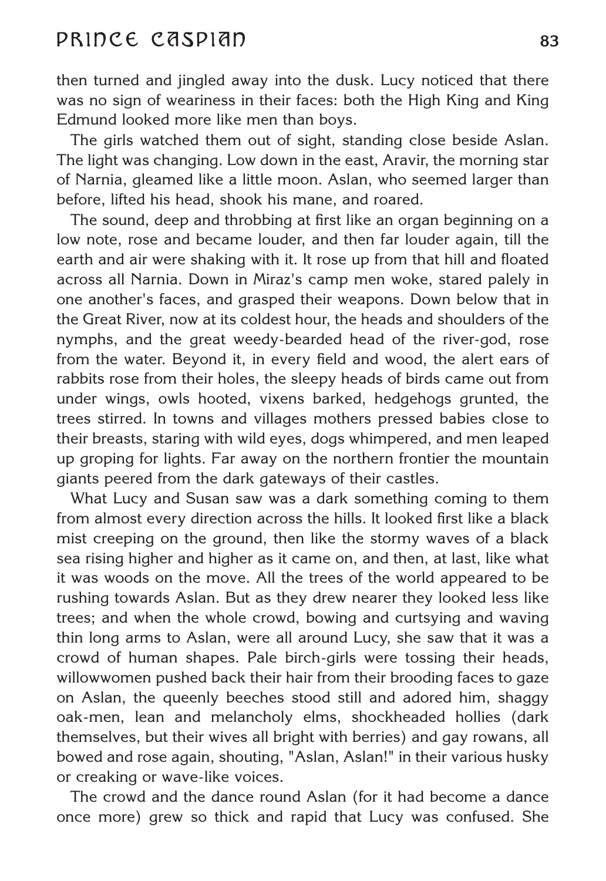then turned and jingled away into the dusk. Lucy noticed that there was no sign of weariness in their faces: both the High King and King Edmund looked more like men than boys.

The girls watched them out of sight, standing close beside Aslan. The light was changing. Low down in the east, Aravir, the morning star of Narnia, gleamed like a little moon. Aslan, who seemed larger than before, lifted his head, shook his mane, and roared.

The sound, deep and throbbing at first like an organ beginning on a low note, rose and became louder, and then far louder again, till the earth and air were shaking with it. It rose up from that hill and floated across all Narnia. Down in Miraz's camp men woke, stared palely in one another's faces, and grasped their weapons. Down below that in the Great River, now at its coldest hour, the heads and shoulders of the nymphs, and the great weedy-bearded head of the river-god, rose from the water. Beyond it, in every field and wood, the alert ears of rabbits rose from their holes, the sleepy heads of birds came out from under wings, owls hooted, vixens barked, hedgehogs grunted, the trees stirred. In towns and villages mothers pressed babies close to their breasts, staring with wild eyes, dogs whimpered, and men leaped up groping for lights. Far away on the northern frontier the mountain giants peered from the dark gateways of their castles.

What Lucy and Susan saw was a dark something coming to them from almost every direction across the hills. It looked first like a black mist creeping on the ground, then like the stormy waves of a black sea rising higher and higher as it came on, and then, at last, like what it was woods on the move. All the trees of the world appeared to be rushing towards Aslan. But as they drew nearer they looked less like trees; and when the whole crowd, bowing and curtsying and waving thin long arms to Aslan, were all around Lucy, she saw that it was a crowd of human shapes. Pale birch-girls were tossing their heads, willowwomen pushed back their hair from their brooding faces to gaze on Aslan, the queenly beeches stood still and adored him, shaggy oak-men, lean and melancholy elms, shockheaded hollies (dark themselves, but their wives all bright with berries) and gay rowans, all bowed and rose again, shouting, "Aslan, Aslan!" in their various husky or creaking or wave-like voices.

The crowd and the dance round Aslan (for it had become a dance once more) grew so thick and rapid that Lucy was confused. She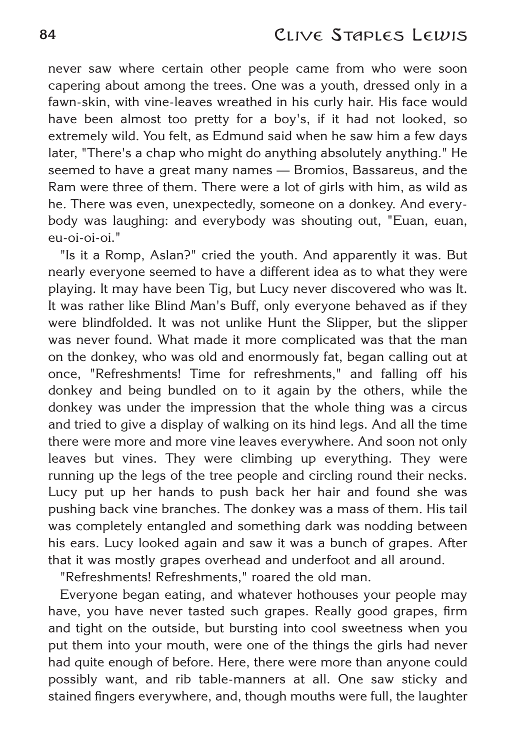never saw where certain other people came from who were soon capering about among the trees. One was a youth, dressed only in a fawn-skin, with vine-leaves wreathed in his curly hair. His face would have been almost too pretty for a boy's, if it had not looked, so extremely wild. You felt, as Edmund said when he saw him a few days later, "There's a chap who might do anything absolutely anything." He seemed to have a great many names — Bromios, Bassareus, and the Ram were three of them. There were a lot of girls with him, as wild as he. There was even, unexpectedly, someone on a donkey. And everybody was laughing: and everybody was shouting out, "Euan, euan, eu-oi-oi-oi."

"Is it a Romp, Aslan?" cried the youth. And apparently it was. But nearly everyone seemed to have a different idea as to what they were playing. It may have been Tig, but Lucy never discovered who was It. It was rather like Blind Man's Buff, only everyone behaved as if they were blindfolded. It was not unlike Hunt the Slipper, but the slipper was never found. What made it more complicated was that the man on the donkey, who was old and enormously fat, began calling out at once, "Refreshments! Time for refreshments," and falling off his donkey and being bundled on to it again by the others, while the donkey was under the impression that the whole thing was a circus and tried to give a display of walking on its hind legs. And all the time there were more and more vine leaves everywhere. And soon not only leaves but vines. They were climbing up everything. They were running up the legs of the tree people and circling round their necks. Lucy put up her hands to push back her hair and found she was pushing back vine branches. The donkey was a mass of them. His tail was completely entangled and something dark was nodding between his ears. Lucy looked again and saw it was a bunch of grapes. After that it was mostly grapes overhead and underfoot and all around.

"Refreshments! Refreshments," roared the old man.

Everyone began eating, and whatever hothouses your people may have, you have never tasted such grapes. Really good grapes, firm and tight on the outside, but bursting into cool sweetness when you put them into your mouth, were one of the things the girls had never had quite enough of before. Here, there were more than anyone could possibly want, and rib table-manners at all. One saw sticky and stained fingers everywhere, and, though mouths were full, the laughter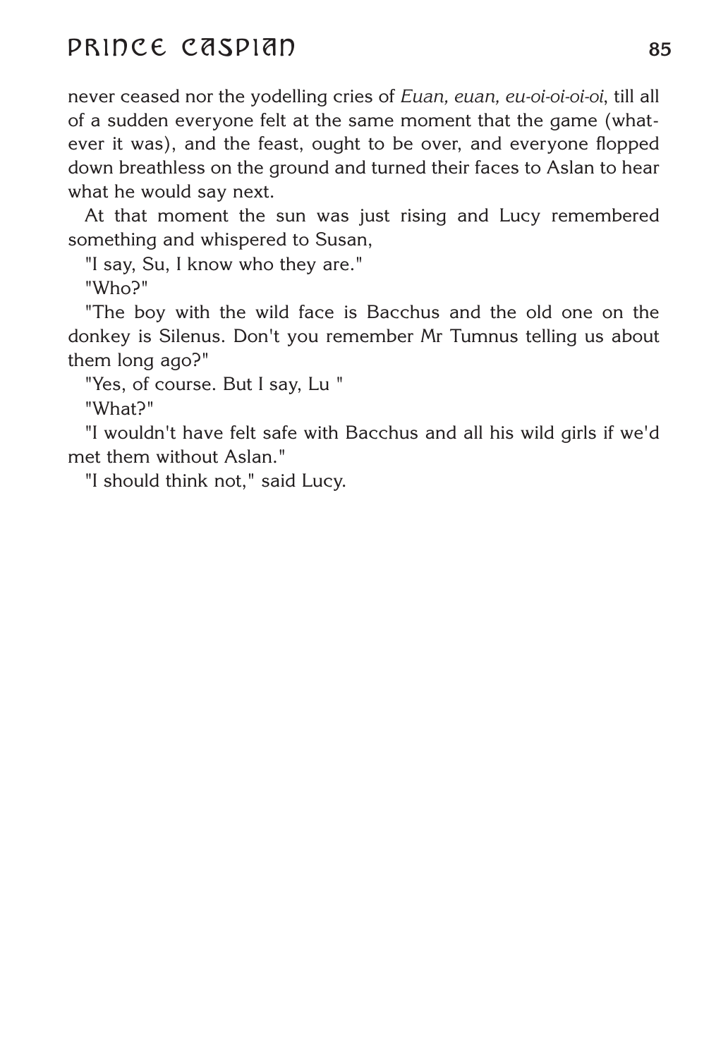never ceased nor the yodelling cries of *Euan, euan, eu-oi-oi-oi-oi*, till all of a sudden everyone felt at the same moment that the game (whatever it was), and the feast, ought to be over, and everyone flopped down breathless on the ground and turned their faces to Aslan to hear what he would say next.

At that moment the sun was just rising and Lucy remembered something and whispered to Susan,

"I say, Su, I know who they are."

"Who?"

"The boy with the wild face is Bacchus and the old one on the donkey is Silenus. Don't you remember Mr Tumnus telling us about them long ago?"

"Yes, of course. But I say, Lu "

"What?"

"I wouldn't have felt safe with Bacchus and all his wild girls if we'd met them without Aslan."

"I should think not," said Lucy.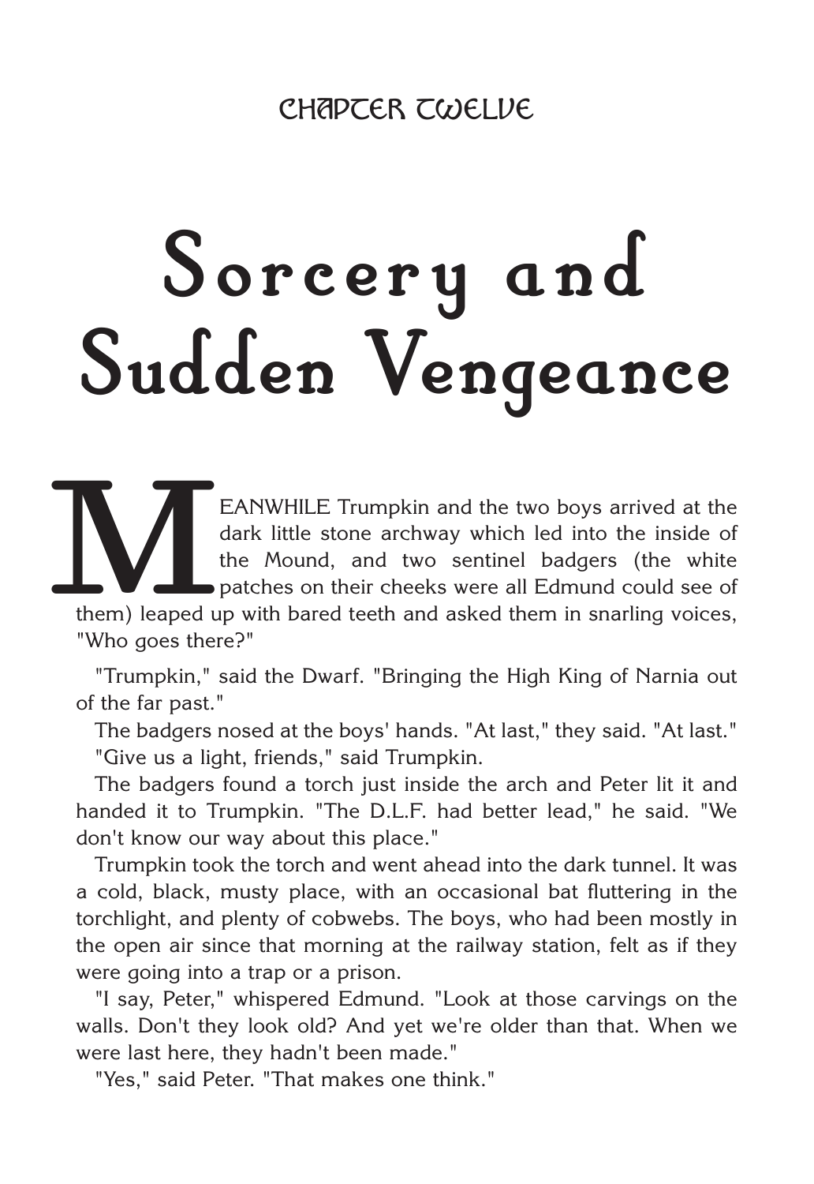CHAPTER TWELVE

# Sorcery and Sudden Vengeance

MEANWHILE Trumpkin and the two boys arrived at the dark little stone archway which led into the inside of the Mound, and two sentinel badgers (the white patches on their cheeks were all Edmund could see of them) leaped up with bared teeth and asked them in snarling voices, "Who goes there?"

"Trumpkin," said the Dwarf. "Bringing the High King of Narnia out of the far past."

The badgers nosed at the boys' hands. "At last," they said. "At last."

"Give us a light, friends," said Trumpkin.

The badgers found a torch just inside the arch and Peter lit it and handed it to Trumpkin. "The D.L.F. had better lead," he said. "We don't know our way about this place."

Trumpkin took the torch and went ahead into the dark tunnel. It was a cold, black, musty place, with an occasional bat fluttering in the torchlight, and plenty of cobwebs. The boys, who had been mostly in the open air since that morning at the railway station, felt as if they were going into a trap or a prison.

"I say, Peter," whispered Edmund. "Look at those carvings on the walls. Don't they look old? And yet we're older than that. When we were last here, they hadn't been made."

"Yes," said Peter. "That makes one think."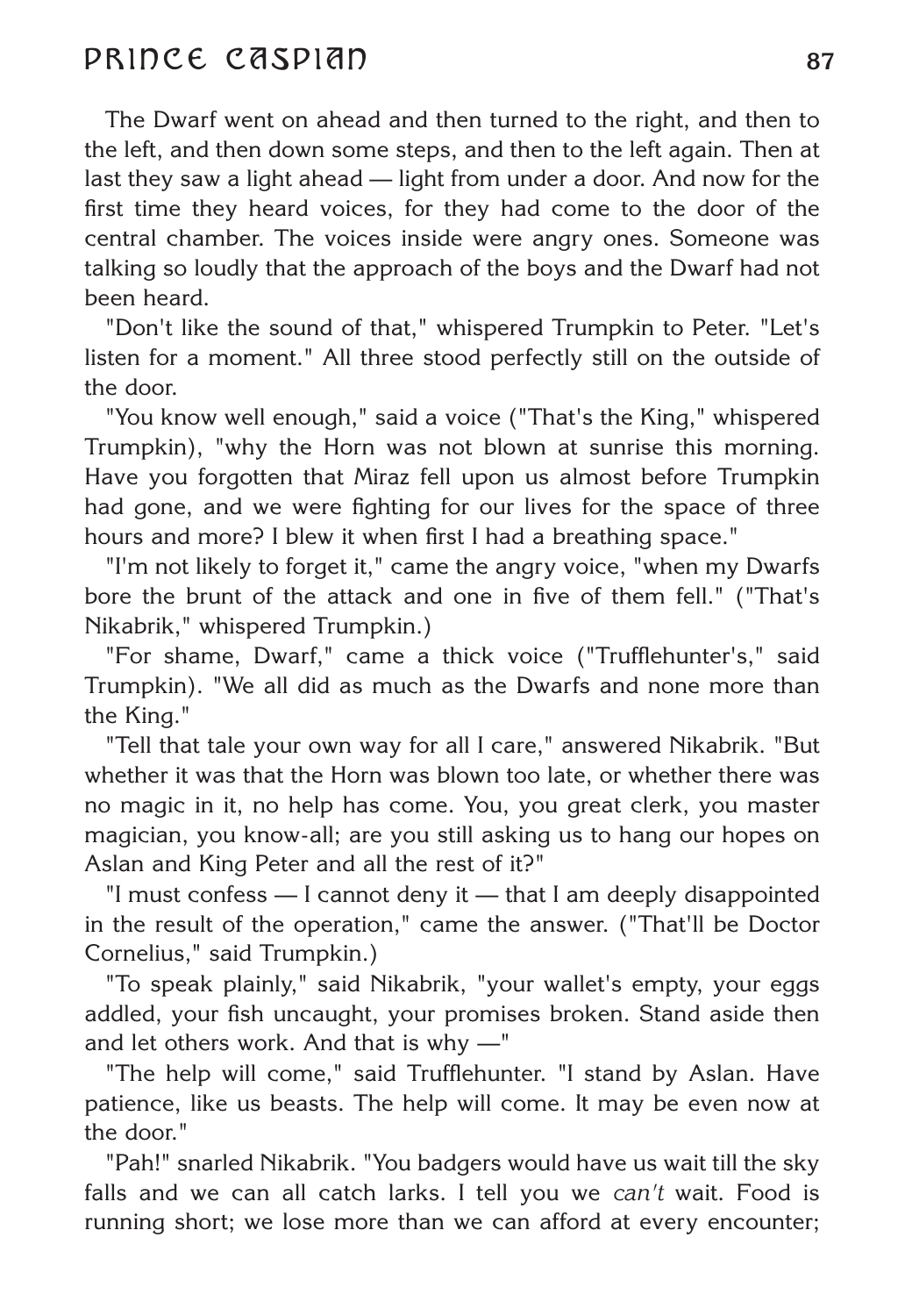The Dwarf went on ahead and then turned to the right, and then to the left, and then down some steps, and then to the left again. Then at last they saw a light ahead — light from under a door. And now for the first time they heard voices, for they had come to the door of the central chamber. The voices inside were angry ones. Someone was talking so loudly that the approach of the boys and the Dwarf had not been heard.

"Don't like the sound of that," whispered Trumpkin to Peter. "Let's listen for a moment." All three stood perfectly still on the outside of the door.

"You know well enough," said a voice ("That's the King," whispered Trumpkin), "why the Horn was not blown at sunrise this morning. Have you forgotten that Miraz fell upon us almost before Trumpkin had gone, and we were fighting for our lives for the space of three hours and more? I blew it when first I had a breathing space."

"I'm not likely to forget it," came the angry voice, "when my Dwarfs bore the brunt of the attack and one in five of them fell." ("That's Nikabrik," whispered Trumpkin.)

"For shame, Dwarf," came a thick voice ("Trufflehunter's," said Trumpkin). "We all did as much as the Dwarfs and none more than the King."

"Tell that tale your own way for all I care," answered Nikabrik. "But whether it was that the Horn was blown too late, or whether there was no magic in it, no help has come. You, you great clerk, you master magician, you know-all; are you still asking us to hang our hopes on Aslan and King Peter and all the rest of it?"

"I must confess — I cannot deny it — that I am deeply disappointed in the result of the operation," came the answer. ("That'll be Doctor Cornelius," said Trumpkin.)

"To speak plainly," said Nikabrik, "your wallet's empty, your eggs addled, your fish uncaught, your promises broken. Stand aside then and let others work. And that is why —"

"The help will come," said Trufflehunter. "I stand by Aslan. Have patience, like us beasts. The help will come. It may be even now at the door."

"Pah!" snarled Nikabrik. "You badgers would have us wait till the sky falls and we can all catch larks. I tell you we *can't* wait. Food is running short; we lose more than we can afford at every encounter;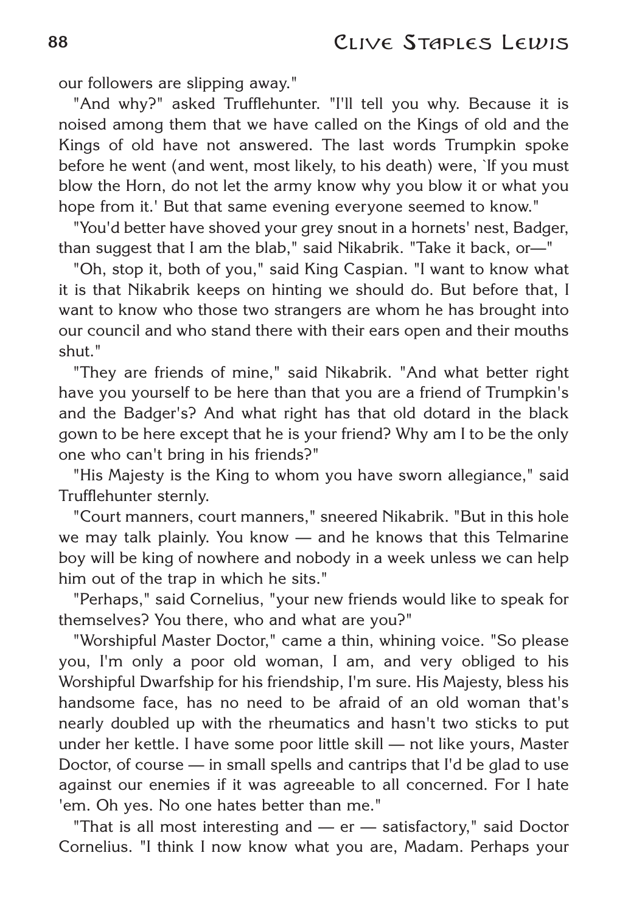our followers are slipping away."

"And why?" asked Trufflehunter. "I'll tell you why. Because it is noised among them that we have called on the Kings of old and the Kings of old have not answered. The last words Trumpkin spoke before he went (and went, most likely, to his death) were, `If you must blow the Horn, do not let the army know why you blow it or what you hope from it.' But that same evening everyone seemed to know."

"You'd better have shoved your grey snout in a hornets' nest, Badger, than suggest that I am the blab," said Nikabrik. "Take it back, or—"

"Oh, stop it, both of you," said King Caspian. "I want to know what it is that Nikabrik keeps on hinting we should do. But before that, I want to know who those two strangers are whom he has brought into our council and who stand there with their ears open and their mouths shut."

"They are friends of mine," said Nikabrik. "And what better right have you yourself to be here than that you are a friend of Trumpkin's and the Badger's? And what right has that old dotard in the black gown to be here except that he is your friend? Why am I to be the only one who can't bring in his friends?"

"His Majesty is the King to whom you have sworn allegiance," said Trufflehunter sternly.

"Court manners, court manners," sneered Nikabrik. "But in this hole we may talk plainly. You know — and he knows that this Telmarine boy will be king of nowhere and nobody in a week unless we can help him out of the trap in which he sits."

"Perhaps," said Cornelius, "your new friends would like to speak for themselves? You there, who and what are you?"

"Worshipful Master Doctor," came a thin, whining voice. "So please you, I'm only a poor old woman, I am, and very obliged to his Worshipful Dwarfship for his friendship, I'm sure. His Majesty, bless his handsome face, has no need to be afraid of an old woman that's nearly doubled up with the rheumatics and hasn't two sticks to put under her kettle. I have some poor little skill — not like yours, Master Doctor, of course — in small spells and cantrips that I'd be glad to use against our enemies if it was agreeable to all concerned. For I hate 'em. Oh yes. No one hates better than me."

"That is all most interesting and — er — satisfactory," said Doctor Cornelius. "I think I now know what you are, Madam. Perhaps your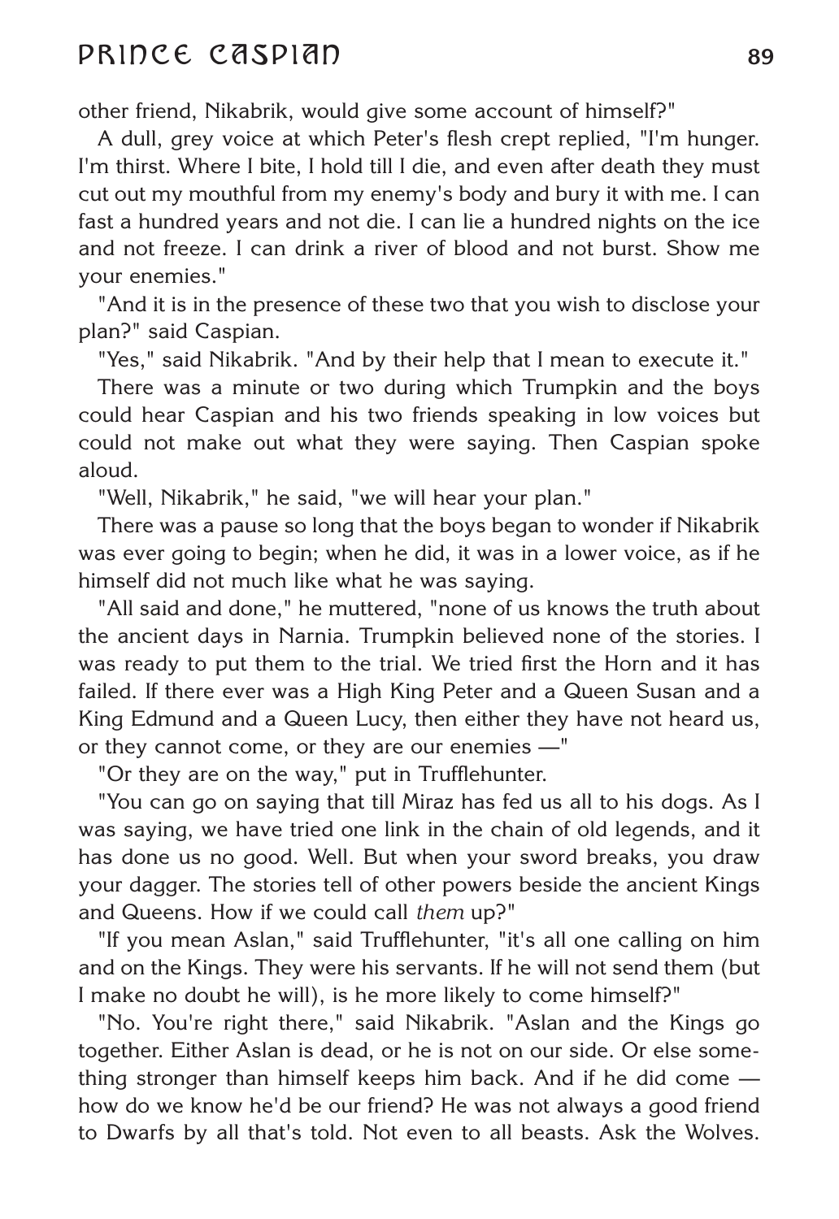other friend, Nikabrik, would give some account of himself?"

A dull, grey voice at which Peter's flesh crept replied, "I'm hunger. I'm thirst. Where I bite, I hold till I die, and even after death they must cut out my mouthful from my enemy's body and bury it with me. I can fast a hundred years and not die. I can lie a hundred nights on the ice and not freeze. I can drink a river of blood and not burst. Show me your enemies."

"And it is in the presence of these two that you wish to disclose your plan?" said Caspian.

"Yes," said Nikabrik. "And by their help that I mean to execute it."

There was a minute or two during which Trumpkin and the boys could hear Caspian and his two friends speaking in low voices but could not make out what they were saying. Then Caspian spoke aloud.

"Well, Nikabrik," he said, "we will hear your plan."

There was a pause so long that the boys began to wonder if Nikabrik was ever going to begin; when he did, it was in a lower voice, as if he himself did not much like what he was saying.

"All said and done," he muttered, "none of us knows the truth about the ancient days in Narnia. Trumpkin believed none of the stories. I was ready to put them to the trial. We tried first the Horn and it has failed. If there ever was a High King Peter and a Queen Susan and a King Edmund and a Queen Lucy, then either they have not heard us, or they cannot come, or they are our enemies —"

"Or they are on the way," put in Trufflehunter.

"You can go on saying that till Miraz has fed us all to his dogs. As I was saying, we have tried one link in the chain of old legends, and it has done us no good. Well. But when your sword breaks, you draw your dagger. The stories tell of other powers beside the ancient Kings and Queens. How if we could call *them* up?"

"If you mean Aslan," said Trufflehunter, "it's all one calling on him and on the Kings. They were his servants. If he will not send them (but I make no doubt he will), is he more likely to come himself?"

"No. You're right there," said Nikabrik. "Aslan and the Kings go together. Either Aslan is dead, or he is not on our side. Or else something stronger than himself keeps him back. And if he did come — how do we know he'd be our friend? He was not always a good friend to Dwarfs by all that's told. Not even to all beasts. Ask the Wolves.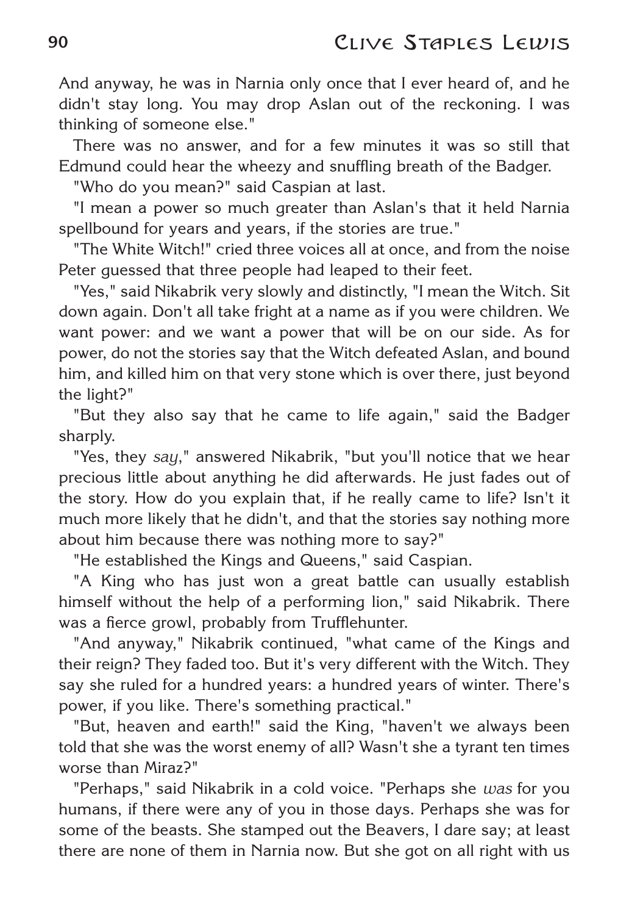And anyway, he was in Narnia only once that I ever heard of, and he didn't stay long. You may drop Aslan out of the reckoning. I was thinking of someone else."

There was no answer, and for a few minutes it was so still that Edmund could hear the wheezy and snuffling breath of the Badger.

"Who do you mean?" said Caspian at last.

"I mean a power so much greater than Aslan's that it held Narnia spellbound for years and years, if the stories are true."

"The White Witch!" cried three voices all at once, and from the noise Peter guessed that three people had leaped to their feet.

"Yes," said Nikabrik very slowly and distinctly, "I mean the Witch. Sit down again. Don't all take fright at a name as if you were children. We want power: and we want a power that will be on our side. As for power, do not the stories say that the Witch defeated Aslan, and bound him, and killed him on that very stone which is over there, just beyond the light?"

"But they also say that he came to life again," said the Badger sharply.

"Yes, they *say*," answered Nikabrik, "but you'll notice that we hear precious little about anything he did afterwards. He just fades out of the story. How do you explain that, if he really came to life? Isn't it much more likely that he didn't, and that the stories say nothing more about him because there was nothing more to say?"

"He established the Kings and Queens," said Caspian.

"A King who has just won a great battle can usually establish himself without the help of a performing lion," said Nikabrik. There was a fierce growl, probably from Trufflehunter.

"And anyway," Nikabrik continued, "what came of the Kings and their reign? They faded too. But it's very different with the Witch. They say she ruled for a hundred years: a hundred years of winter. There's power, if you like. There's something practical."

"But, heaven and earth!" said the King, "haven't we always been told that she was the worst enemy of all? Wasn't she a tyrant ten times worse than Miraz?"

"Perhaps," said Nikabrik in a cold voice. "Perhaps she *was* for you humans, if there were any of you in those days. Perhaps she was for some of the beasts. She stamped out the Beavers, I dare say; at least there are none of them in Narnia now. But she got on all right with us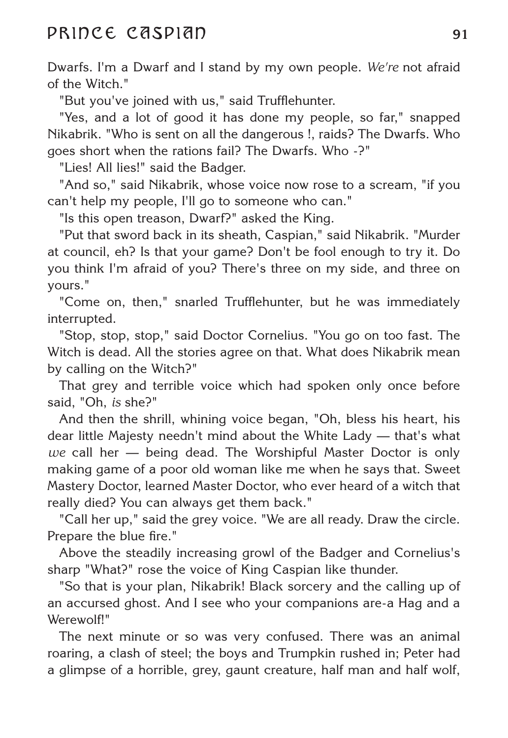Dwarfs. I'm a Dwarf and I stand by my own people. *We're* not afraid of the Witch."

"But you've joined with us," said Trufflehunter.

"Yes, and a lot of good it has done my people, so far," snapped Nikabrik. "Who is sent on all the dangerous !, raids? The Dwarfs. Who goes short when the rations fail? The Dwarfs. Who -?"

"Lies! All lies!" said the Badger.

"And so," said Nikabrik, whose voice now rose to a scream, "if you can't help my people, I'll go to someone who can."

"Is this open treason, Dwarf?" asked the King.

"Put that sword back in its sheath, Caspian," said Nikabrik. "Murder at council, eh? Is that your game? Don't be fool enough to try it. Do you think I'm afraid of you? There's three on my side, and three on yours."

"Come on, then," snarled Trufflehunter, but he was immediately interrupted.

"Stop, stop, stop," said Doctor Cornelius. "You go on too fast. The Witch is dead. All the stories agree on that. What does Nikabrik mean by calling on the Witch?"

That grey and terrible voice which had spoken only once before said, "Oh, *is* she?"

And then the shrill, whining voice began, "Oh, bless his heart, his dear little Majesty needn't mind about the White Lady — that's what *we* call her — being dead. The Worshipful Master Doctor is only making game of a poor old woman like me when he says that. Sweet Mastery Doctor, learned Master Doctor, who ever heard of a witch that really died? You can always get them back."

"Call her up," said the grey voice. "We are all ready. Draw the circle. Prepare the blue fire."

Above the steadily increasing growl of the Badger and Cornelius's sharp "What?" rose the voice of King Caspian like thunder.

"So that is your plan, Nikabrik! Black sorcery and the calling up of an accursed ghost. And I see who your companions are-a Hag and a Werewolf!"

The next minute or so was very confused. There was an animal roaring, a clash of steel; the boys and Trumpkin rushed in; Peter had a glimpse of a horrible, grey, gaunt creature, half man and half wolf,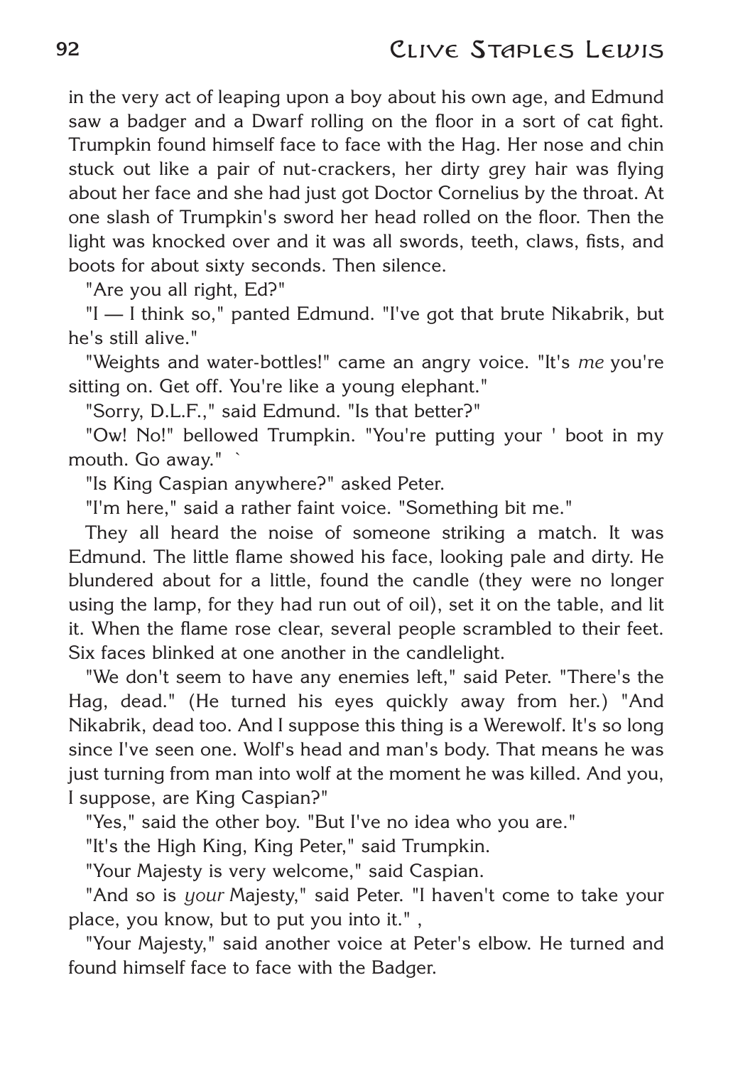in the very act of leaping upon a boy about his own age, and Edmund saw a badger and a Dwarf rolling on the floor in a sort of cat fight. Trumpkin found himself face to face with the Hag. Her nose and chin stuck out like a pair of nut-crackers, her dirty grey hair was flying about her face and she had just got Doctor Cornelius by the throat. At one slash of Trumpkin's sword her head rolled on the floor. Then the light was knocked over and it was all swords, teeth, claws, fists, and boots for about sixty seconds. Then silence.

"Are you all right, Ed?"

"I — I think so," panted Edmund. "I've got that brute Nikabrik, but he's still alive."

"Weights and water-bottles!" came an angry voice. "It's *me* you're sitting on. Get off. You're like a young elephant."

"Sorry, D.L.F.," said Edmund. "Is that better?"

"Ow! No!" bellowed Trumpkin. "You're putting your ' boot in my mouth. Go away." `

"Is King Caspian anywhere?" asked Peter.

"I'm here," said a rather faint voice. "Something bit me."

They all heard the noise of someone striking a match. It was Edmund. The little flame showed his face, looking pale and dirty. He blundered about for a little, found the candle (they were no longer using the lamp, for they had run out of oil), set it on the table, and lit it. When the flame rose clear, several people scrambled to their feet. Six faces blinked at one another in the candlelight.

"We don't seem to have any enemies left," said Peter. "There's the Hag, dead." (He turned his eyes quickly away from her.) "And Nikabrik, dead too. And I suppose this thing is a Werewolf. It's so long since I've seen one. Wolf's head and man's body. That means he was just turning from man into wolf at the moment he was killed. And you, I suppose, are King Caspian?"

"Yes," said the other boy. "But I've no idea who you are."

"It's the High King, King Peter," said Trumpkin.

"Your Majesty is very welcome," said Caspian.

"And so is *your* Majesty," said Peter. "I haven't come to take your place, you know, but to put you into it." ,

"Your Majesty," said another voice at Peter's elbow. He turned and found himself face to face with the Badger.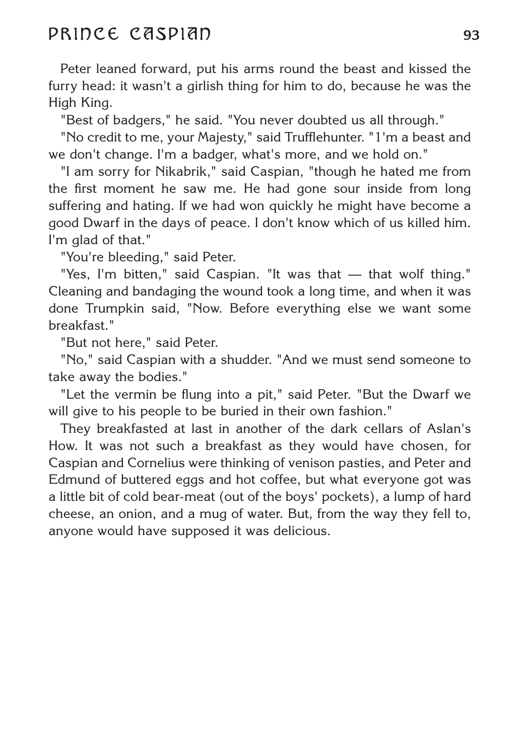Peter leaned forward, put his arms round the beast and kissed the furry head: it wasn't a girlish thing for him to do, because he was the High King.

"Best of badgers," he said. "You never doubted us all through."

"No credit to me, your Majesty," said Trufflehunter. "1'm a beast and we don't change. I'm a badger, what's more, and we hold on."

"I am sorry for Nikabrik," said Caspian, "though he hated me from the first moment he saw me. He had gone sour inside from long suffering and hating. If we had won quickly he might have become a good Dwarf in the days of peace. I don't know which of us killed him. I'm glad of that."

"You're bleeding," said Peter.

"Yes, I'm bitten," said Caspian. "It was that — that wolf thing." Cleaning and bandaging the wound took a long time, and when it was done Trumpkin said, "Now. Before everything else we want some breakfast."

"But not here," said Peter.

"No," said Caspian with a shudder. "And we must send someone to take away the bodies."

"Let the vermin be flung into a pit," said Peter. "But the Dwarf we will give to his people to be buried in their own fashion."

They breakfasted at last in another of the dark cellars of Aslan's How. It was not such a breakfast as they would have chosen, for Caspian and Cornelius were thinking of venison pasties, and Peter and Edmund of buttered eggs and hot coffee, but what everyone got was a little bit of cold bear-meat (out of the boys' pockets), a lump of hard cheese, an onion, and a mug of water. But, from the way they fell to, anyone would have supposed it was delicious.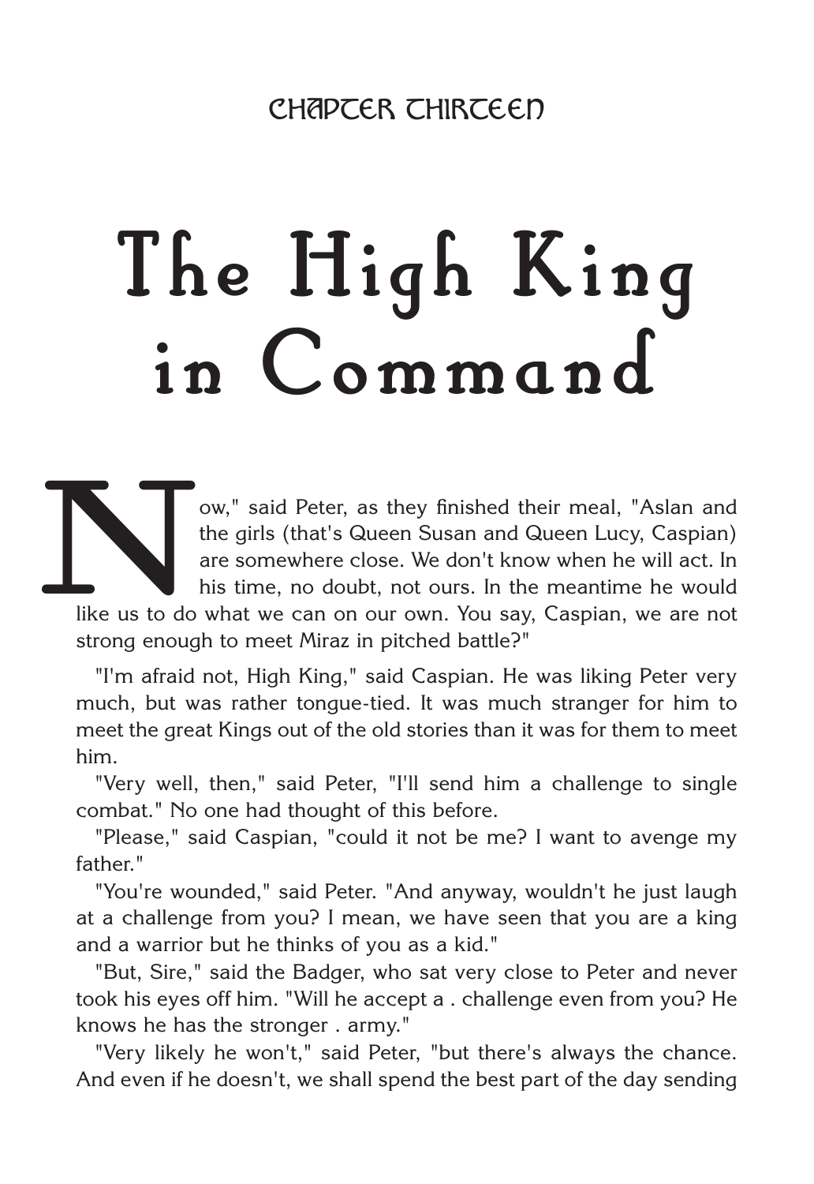CHAPTER THIRTEEN

# The High King in Command

"Now," said Peter, as they finished their meal, "Aslan and the girls (that's Queen Susan and Queen Lucy, Caspian) are somewhere close. We don't know when he will act. In his time, no doubt, not ours. In the meantime he would like us to do what we can on our own. You say, Caspian, we are not strong enough to meet Miraz in pitched battle?"

"I'm afraid not, High King," said Caspian. He was liking Peter very much, but was rather tongue-tied. It was much stranger for him to meet the great Kings out of the old stories than it was for them to meet him.

"Very well, then," said Peter, "I'll send him a challenge to single combat." No one had thought of this before.

"Please," said Caspian, "could it not be me? I want to avenge my father."

"You're wounded," said Peter. "And anyway, wouldn't he just laugh at a challenge from you? I mean, we have seen that you are a king and a warrior but he thinks of you as a kid."

"But, Sire," said the Badger, who sat very close to Peter and never took his eyes off him. "Will he accept a . challenge even from you? He knows he has the stronger . army."

"Very likely he won't," said Peter, "but there's always the chance. And even if he doesn't, we shall spend the best part of the day sending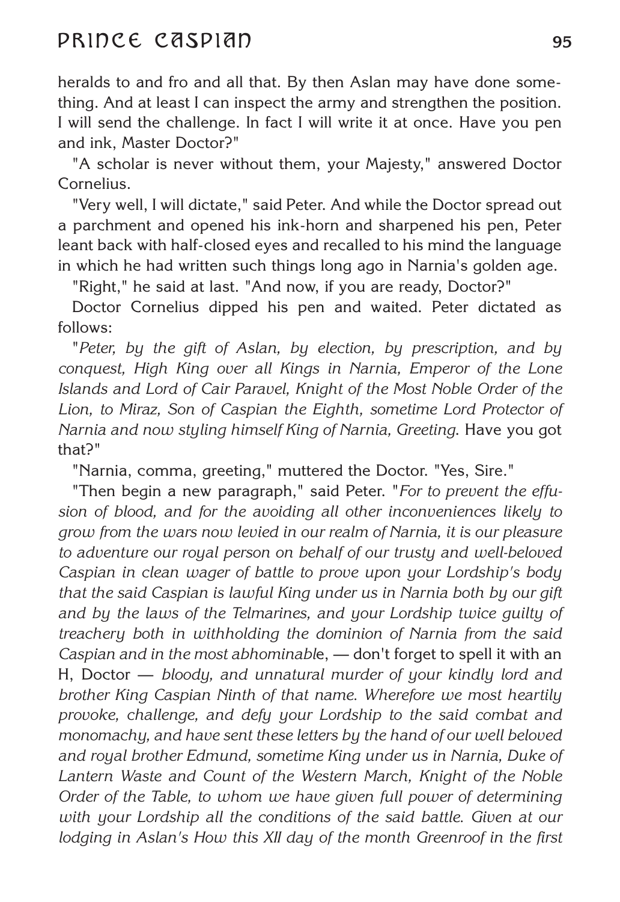heralds to and fro and all that. By then Aslan may have done something. And at least I can inspect the army and strengthen the position. I will send the challenge. In fact I will write it at once. Have you pen and ink, Master Doctor?"

"A scholar is never without them, your Majesty," answered Doctor Cornelius.

"Very well, I will dictate," said Peter. And while the Doctor spread out a parchment and opened his ink-horn and sharpened his pen, Peter leant back with half-closed eyes and recalled to his mind the language in which he had written such things long ago in Narnia's golden age.

"Right," he said at last. "And now, if you are ready, Doctor?"

Doctor Cornelius dipped his pen and waited. Peter dictated as follows:

"*Peter, by the gift of Aslan, by election, by prescription, and by conquest, High King over all Kings in Narnia, Emperor of the Lone Islands and Lord of Cair Paravel, Knight of the Most Noble Order of the Lion, to Miraz, Son of Caspian the Eighth, sometime Lord Protector of Narnia and now styling himself King of Narnia, Greeting*. Have you got that?"

"Narnia, comma, greeting," muttered the Doctor. "Yes, Sire."

"Then begin a new paragraph," said Peter. "*For to prevent the effusion of blood, and for the avoiding all other inconveniences likely to grow from the wars now levied in our realm of Narnia, it is our pleasure to adventure our royal person on behalf of our trusty and well-beloved Caspian in clean wager of battle to prove upon your Lordship's body that the said Caspian is lawful King under us in Narnia both by our gift and by the laws of the Telmarines, and your Lordship twice guilty of treachery both in withholding the dominion of Narnia from the said Caspian and in the most abhominabl*e, — don't forget to spell it with an H, Doctor — *bloody, and unnatural murder of your kindly lord and brother King Caspian Ninth of that name. Wherefore we most heartily provoke, challenge, and defy your Lordship to the said combat and monomachy, and have sent these letters by the hand of our well beloved and royal brother Edmund, sometime King under us in Narnia, Duke of Lantern Waste and Count of the Western March, Knight of the Noble Order of the Table, to whom we have given full power of determining with your Lordship all the conditions of the said battle. Given at our lodging in Aslan's How this XII day of the month Greenroof in the first*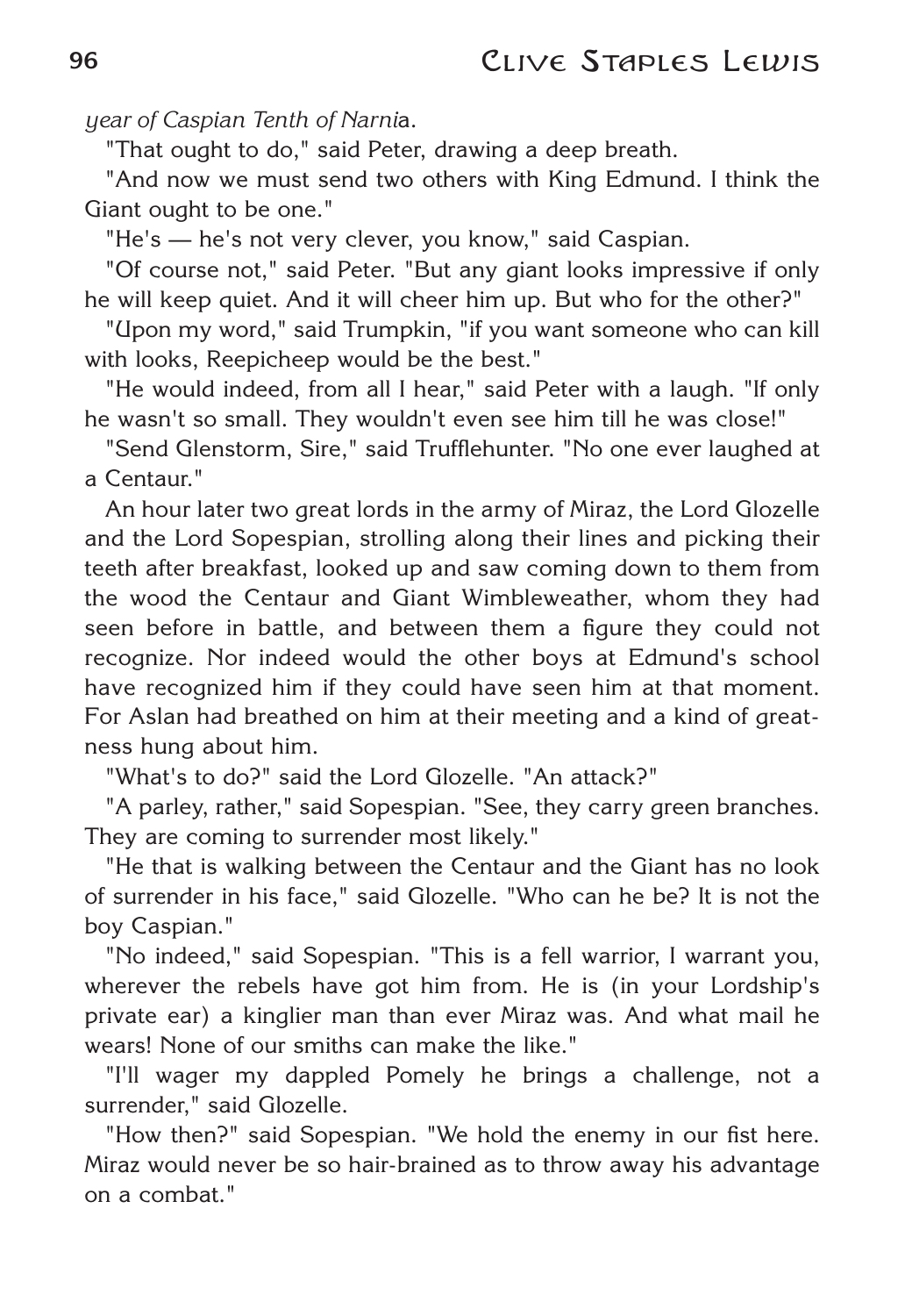*year of Caspian Tenth of Narni*a.

"That ought to do," said Peter, drawing a deep breath.

"And now we must send two others with King Edmund. I think the Giant ought to be one."

"He's — he's not very clever, you know," said Caspian.

"Of course not," said Peter. "But any giant looks impressive if only he will keep quiet. And it will cheer him up. But who for the other?"

"Upon my word," said Trumpkin, "if you want someone who can kill with looks, Reepicheep would be the best."

"He would indeed, from all I hear," said Peter with a laugh. "If only he wasn't so small. They wouldn't even see him till he was close!"

"Send Glenstorm, Sire," said Trufflehunter. "No one ever laughed at a Centaur."

An hour later two great lords in the army of Miraz, the Lord Glozelle and the Lord Sopespian, strolling along their lines and picking their teeth after breakfast, looked up and saw coming down to them from the wood the Centaur and Giant Wimbleweather, whom they had seen before in battle, and between them a figure they could not recognize. Nor indeed would the other boys at Edmund's school have recognized him if they could have seen him at that moment. For Aslan had breathed on him at their meeting and a kind of greatness hung about him.

"What's to do?" said the Lord Glozelle. "An attack?"

"A parley, rather," said Sopespian. "See, they carry green branches. They are coming to surrender most likely."

"He that is walking between the Centaur and the Giant has no look of surrender in his face," said Glozelle. "Who can he be? It is not the boy Caspian."

"No indeed," said Sopespian. "This is a fell warrior, I warrant you, wherever the rebels have got him from. He is (in your Lordship's private ear) a kinglier man than ever Miraz was. And what mail he wears! None of our smiths can make the like."

"I'll wager my dappled Pomely he brings a challenge, not a surrender," said Glozelle.

"How then?" said Sopespian. "We hold the enemy in our fist here. Miraz would never be so hair-brained as to throw away his advantage on a combat."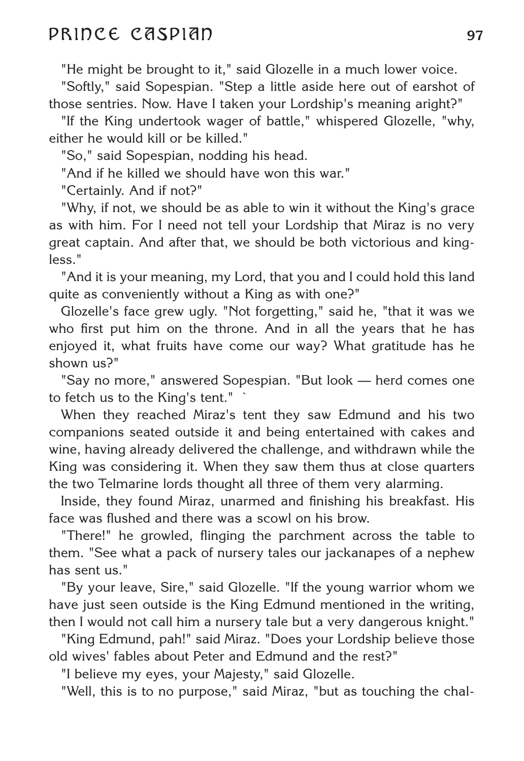"He might be brought to it," said Glozelle in a much lower voice.

"Softly," said Sopespian. "Step a little aside here out of earshot of those sentries. Now. Have I taken your Lordship's meaning aright?"

"If the King undertook wager of battle," whispered Glozelle, "why, either he would kill or be killed."

"So," said Sopespian, nodding his head.

"And if he killed we should have won this war."

"Certainly. And if not?"

"Why, if not, we should be as able to win it without the King's grace as with him. For I need not tell your Lordship that Miraz is no very great captain. And after that, we should be both victorious and kingless."

"And it is your meaning, my Lord, that you and I could hold this land quite as conveniently without a King as with one?"

Glozelle's face grew ugly. "Not forgetting," said he, "that it was we who first put him on the throne. And in all the years that he has enjoyed it, what fruits have come our way? What gratitude has he shown us?"

"Say no more," answered Sopespian. "But look — herd comes one to fetch us to the King's tent." `

When they reached Miraz's tent they saw Edmund and his two companions seated outside it and being entertained with cakes and wine, having already delivered the challenge, and withdrawn while the King was considering it. When they saw them thus at close quarters the two Telmarine lords thought all three of them very alarming.

Inside, they found Miraz, unarmed and finishing his breakfast. His face was flushed and there was a scowl on his brow.

"There!" he growled, flinging the parchment across the table to them. "See what a pack of nursery tales our jackanapes of a nephew has sent us."

"By your leave, Sire," said Glozelle. "If the young warrior whom we have just seen outside is the King Edmund mentioned in the writing, then I would not call him a nursery tale but a very dangerous knight."

"King Edmund, pah!" said Miraz. "Does your Lordship believe those old wives' fables about Peter and Edmund and the rest?"

"I believe my eyes, your Majesty," said Glozelle.

"Well, this is to no purpose," said Miraz, "but as touching the chal-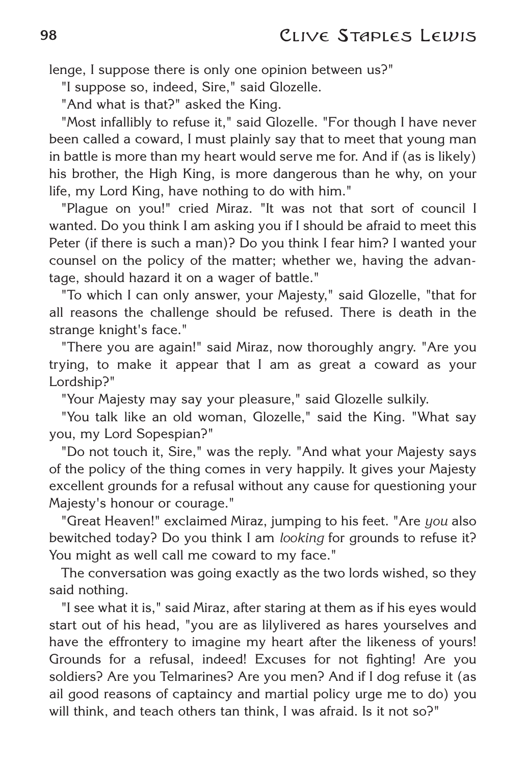lenge, I suppose there is only one opinion between us?"

"I suppose so, indeed, Sire," said Glozelle.

"And what is that?" asked the King.

"Most infallibly to refuse it," said Glozelle. "For though I have never been called a coward, I must plainly say that to meet that young man in battle is more than my heart would serve me for. And if (as is likely) his brother, the High King, is more dangerous than he why, on your life, my Lord King, have nothing to do with him."

"Plague on you!" cried Miraz. "It was not that sort of council I wanted. Do you think I am asking you if I should be afraid to meet this Peter (if there is such a man)? Do you think I fear him? I wanted your counsel on the policy of the matter; whether we, having the advantage, should hazard it on a wager of battle."

"To which I can only answer, your Majesty," said Glozelle, "that for all reasons the challenge should be refused. There is death in the strange knight's face."

"There you are again!" said Miraz, now thoroughly angry. "Are you trying, to make it appear that I am as great a coward as your Lordship?"

"Your Majesty may say your pleasure," said Glozelle sulkily.

"You talk like an old woman, Glozelle," said the King. "What say you, my Lord Sopespian?"

"Do not touch it, Sire," was the reply. "And what your Majesty says of the policy of the thing comes in very happily. It gives your Majesty excellent grounds for a refusal without any cause for questioning your Majesty's honour or courage."

"Great Heaven!" exclaimed Miraz, jumping to his feet. "Are *you* also bewitched today? Do you think I am *looking* for grounds to refuse it? You might as well call me coward to my face."

The conversation was going exactly as the two lords wished, so they said nothing.

"I see what it is," said Miraz, after staring at them as if his eyes would start out of his head, "you are as lilylivered as hares yourselves and have the effrontery to imagine my heart after the likeness of yours! Grounds for a refusal, indeed! Excuses for not fighting! Are you soldiers? Are you Telmarines? Are you men? And if I dog refuse it (as ail good reasons of captaincy and martial policy urge me to do) you will think, and teach others tan think, I was afraid. Is it not so?"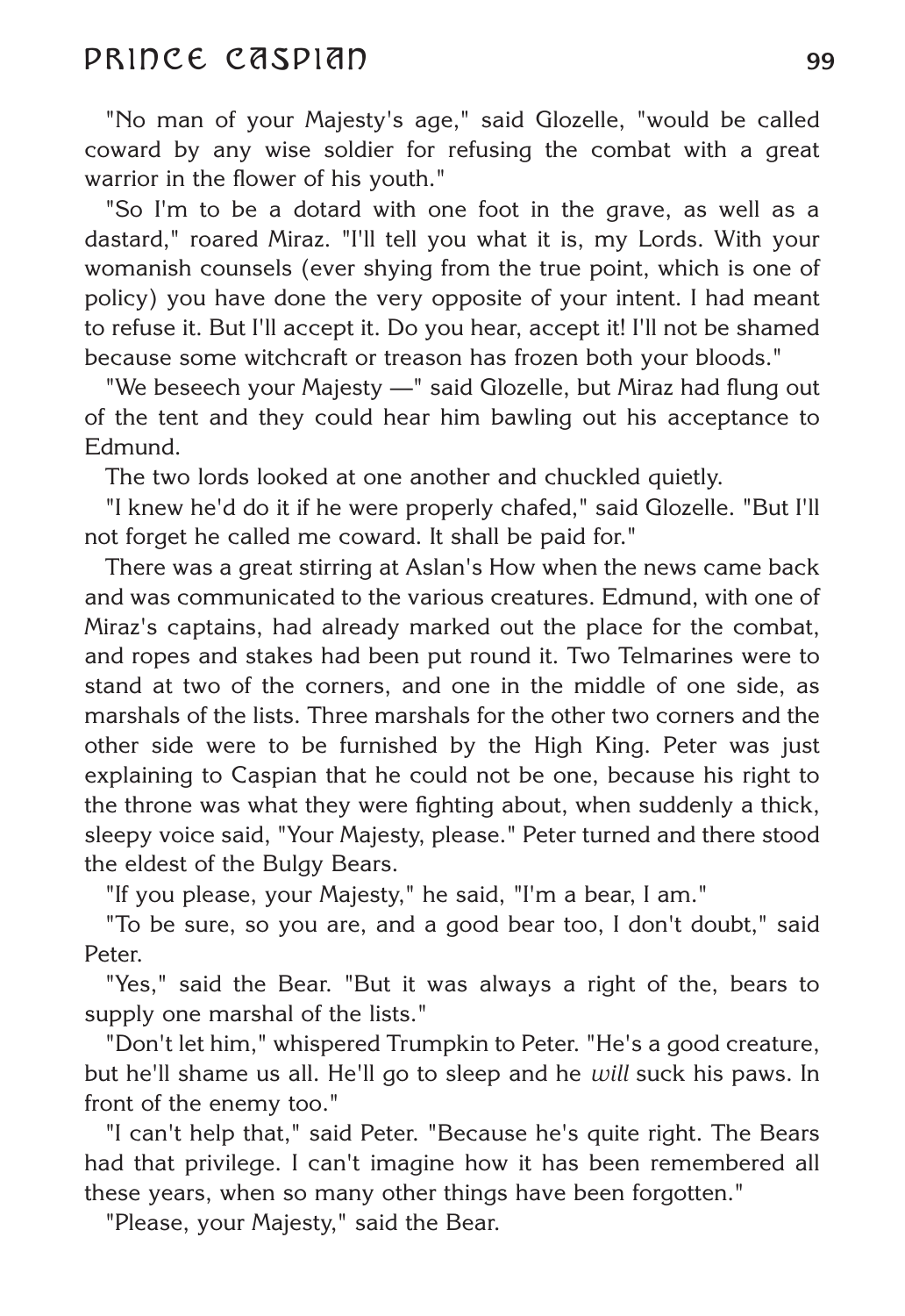"No man of your Majesty's age," said Glozelle, "would be called coward by any wise soldier for refusing the combat with a great warrior in the flower of his youth."

"So I'm to be a dotard with one foot in the grave, as well as a dastard," roared Miraz. "I'll tell you what it is, my Lords. With your womanish counsels (ever shying from the true point, which is one of policy) you have done the very opposite of your intent. I had meant to refuse it. But I'll accept it. Do you hear, accept it! I'll not be shamed because some witchcraft or treason has frozen both your bloods."

"We beseech your Majesty —" said Glozelle, but Miraz had flung out of the tent and they could hear him bawling out his acceptance to Edmund.

The two lords looked at one another and chuckled quietly.

"I knew he'd do it if he were properly chafed," said Glozelle. "But I'll not forget he called me coward. It shall be paid for."

There was a great stirring at Aslan's How when the news came back and was communicated to the various creatures. Edmund, with one of Miraz's captains, had already marked out the place for the combat, and ropes and stakes had been put round it. Two Telmarines were to stand at two of the corners, and one in the middle of one side, as marshals of the lists. Three marshals for the other two corners and the other side were to be furnished by the High King. Peter was just explaining to Caspian that he could not be one, because his right to the throne was what they were fighting about, when suddenly a thick, sleepy voice said, "Your Majesty, please." Peter turned and there stood the eldest of the Bulgy Bears.

"If you please, your Majesty," he said, "I'm a bear, I am."

"To be sure, so you are, and a good bear too, I don't doubt," said Peter.

"Yes," said the Bear. "But it was always a right of the, bears to supply one marshal of the lists."

"Don't let him," whispered Trumpkin to Peter. "He's a good creature, but he'll shame us all. He'll go to sleep and he *will* suck his paws. In front of the enemy too."

"I can't help that," said Peter. "Because he's quite right. The Bears had that privilege. I can't imagine how it has been remembered all these years, when so many other things have been forgotten."

"Please, your Majesty," said the Bear.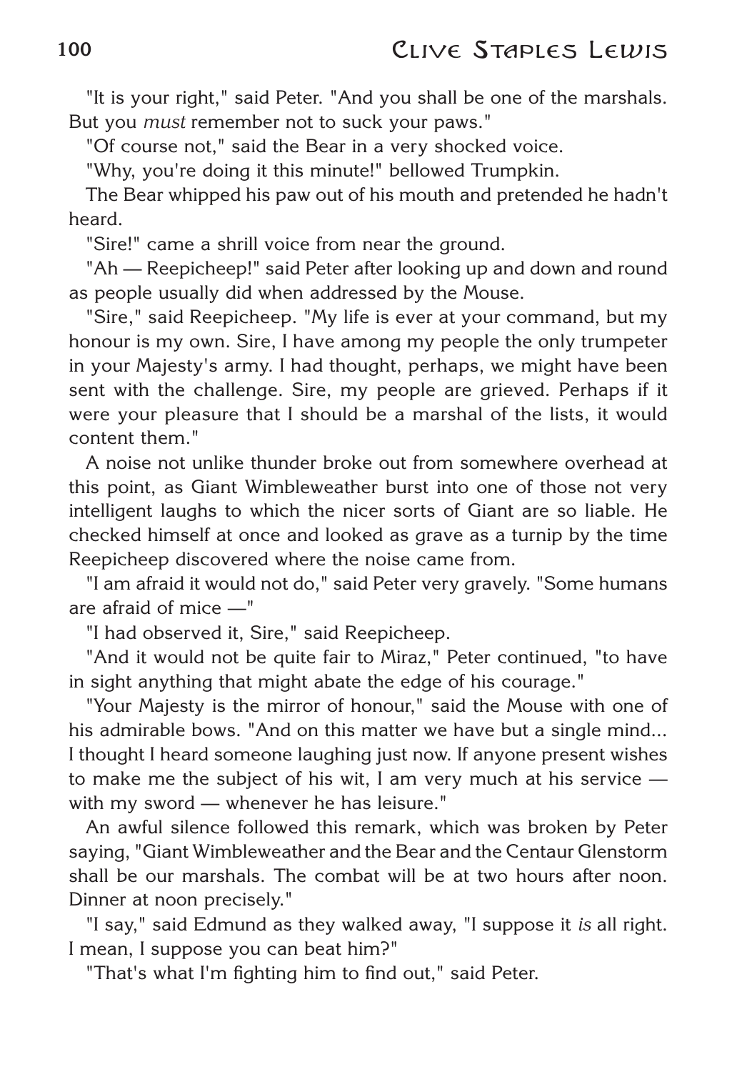"It is your right," said Peter. "And you shall be one of the marshals. But you *must* remember not to suck your paws."

"Of course not," said the Bear in a very shocked voice.

"Why, you're doing it this minute!" bellowed Trumpkin.

The Bear whipped his paw out of his mouth and pretended he hadn't heard.

"Sire!" came a shrill voice from near the ground.

"Ah — Reepicheep!" said Peter after looking up and down and round as people usually did when addressed by the Mouse.

"Sire," said Reepicheep. "My life is ever at your command, but my honour is my own. Sire, I have among my people the only trumpeter in your Majesty's army. I had thought, perhaps, we might have been sent with the challenge. Sire, my people are grieved. Perhaps if it were your pleasure that I should be a marshal of the lists, it would content them."

A noise not unlike thunder broke out from somewhere overhead at this point, as Giant Wimbleweather burst into one of those not very intelligent laughs to which the nicer sorts of Giant are so liable. He checked himself at once and looked as grave as a turnip by the time Reepicheep discovered where the noise came from.

"I am afraid it would not do," said Peter very gravely. "Some humans are afraid of mice —"

"I had observed it, Sire," said Reepicheep.

"And it would not be quite fair to Miraz," Peter continued, "to have in sight anything that might abate the edge of his courage."

"Your Majesty is the mirror of honour," said the Mouse with one of his admirable bows. "And on this matter we have but a single mind... I thought I heard someone laughing just now. If anyone present wishes to make me the subject of his wit, I am very much at his service — with my sword — whenever he has leisure."

An awful silence followed this remark, which was broken by Peter saying, "Giant Wimbleweather and the Bear and the Centaur Glenstorm shall be our marshals. The combat will be at two hours after noon. Dinner at noon precisely."

"I say," said Edmund as they walked away, "I suppose it *is* all right. I mean, I suppose you can beat him?"

"That's what I'm fighting him to find out," said Peter.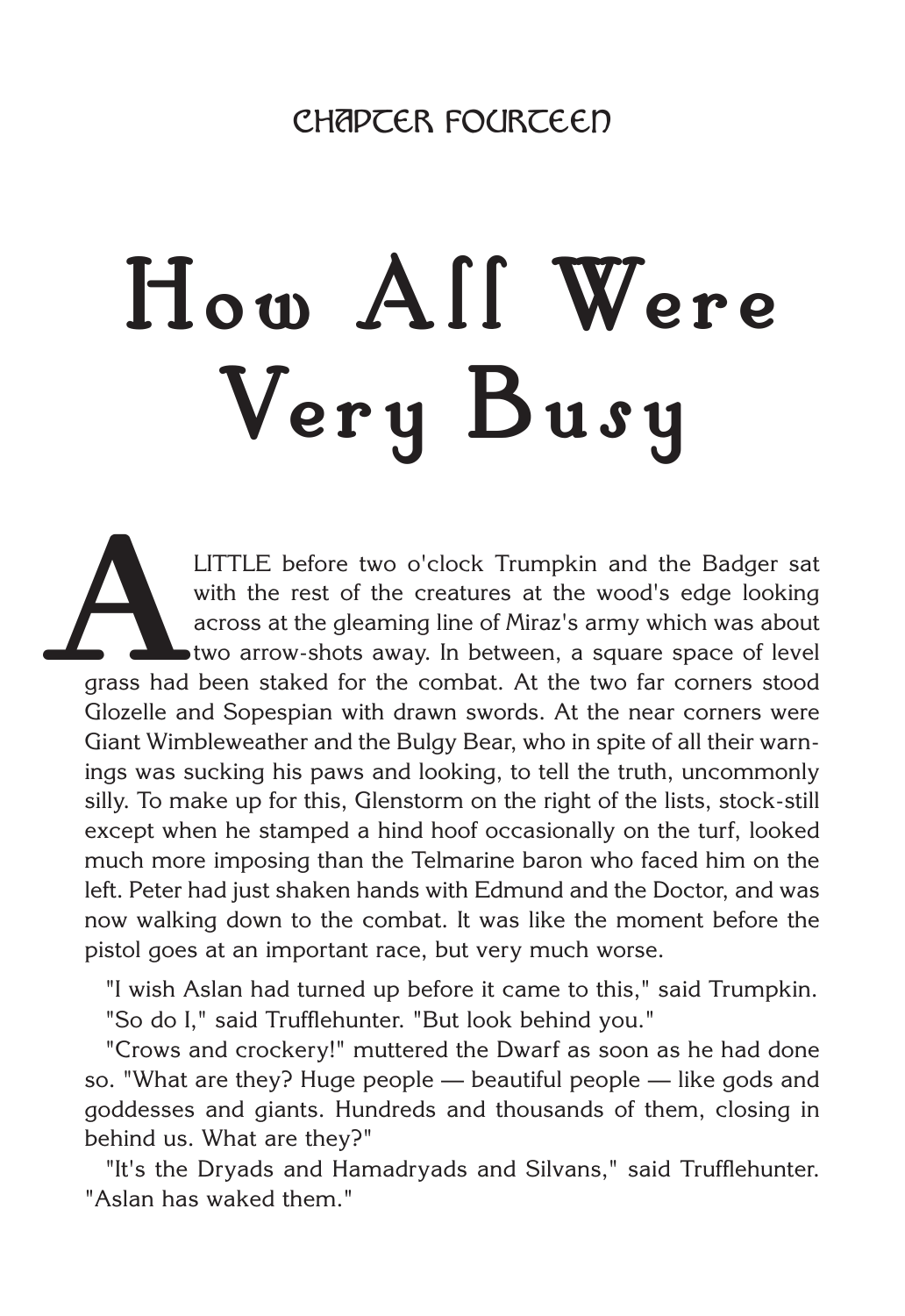## CHAPTER FOURTEEN

# How All Were Very Busy

A LITTLE before two o'clock Trumpkin and the Badger sat with the rest of the creatures at the wood's edge looking across at the gleaming line of Miraz's army which was about two arrow-shots away. In between, a square space of level grass had been staked for the combat. At the two far corners stood Glozelle and Sopespian with drawn swords. At the near corners were Giant Wimbleweather and the Bulgy Bear, who in spite of all their warnings was sucking his paws and looking, to tell the truth, uncommonly silly. To make up for this, Glenstorm on the right of the lists, stock-still except when he stamped a hind hoof occasionally on the turf, looked much more imposing than the Telmarine baron who faced him on the left. Peter had just shaken hands with Edmund and the Doctor, and was now walking down to the combat. It was like the moment before the pistol goes at an important race, but very much worse.

"I wish Aslan had turned up before it came to this," said Trumpkin.

"So do I," said Trufflehunter. "But look behind you."

"Crows and crockery!" muttered the Dwarf as soon as he had done so. "What are they? Huge people — beautiful people — like gods and goddesses and giants. Hundreds and thousands of them, closing in behind us. What are they?"

"It's the Dryads and Hamadryads and Silvans," said Trufflehunter. "Aslan has waked them."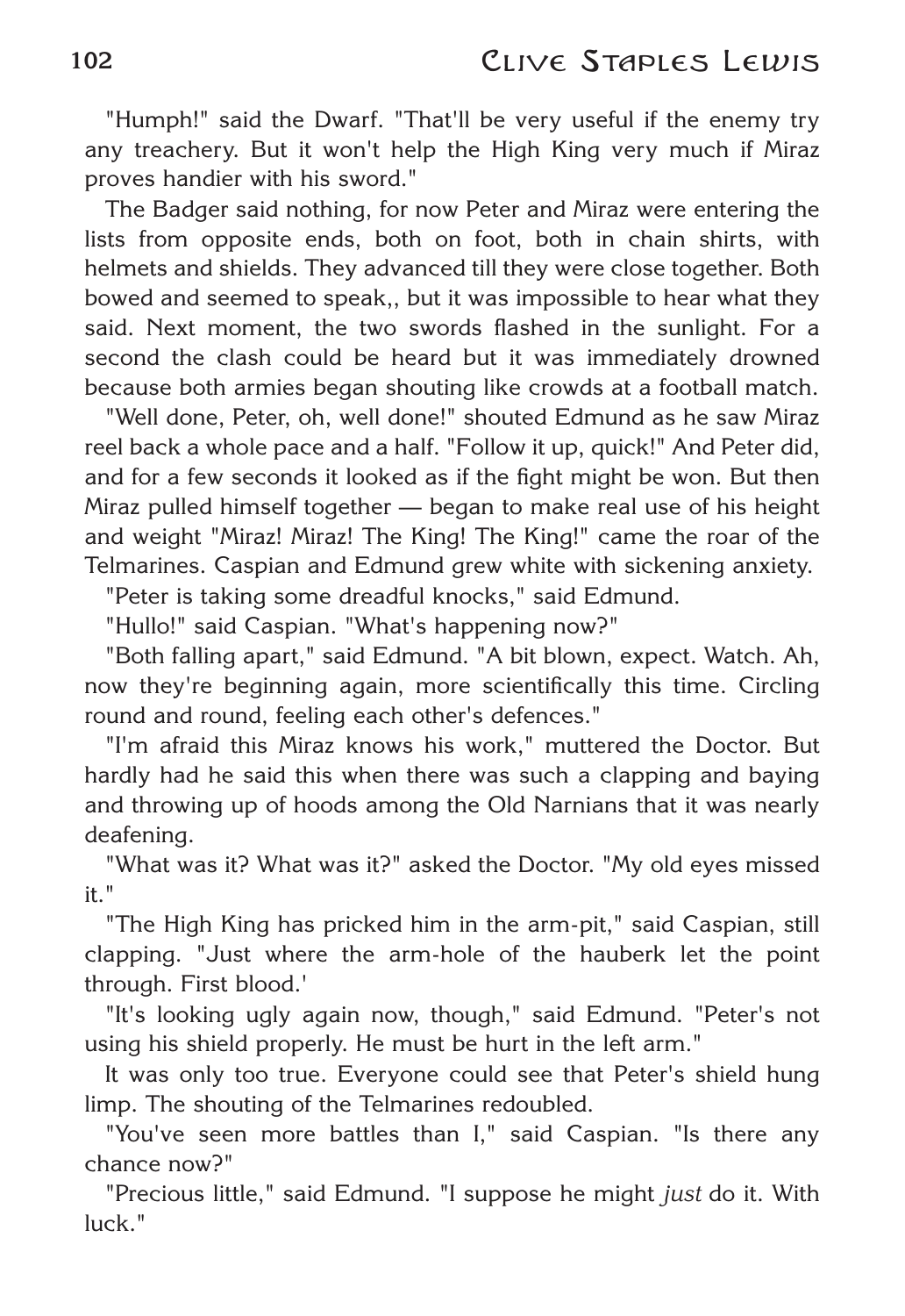"Humph!" said the Dwarf. "That'll be very useful if the enemy try any treachery. But it won't help the High King very much if Miraz proves handier with his sword."

The Badger said nothing, for now Peter and Miraz were entering the lists from opposite ends, both on foot, both in chain shirts, with helmets and shields. They advanced till they were close together. Both bowed and seemed to speak,, but it was impossible to hear what they said. Next moment, the two swords flashed in the sunlight. For a second the clash could be heard but it was immediately drowned because both armies began shouting like crowds at a football match.

"Well done, Peter, oh, well done!" shouted Edmund as he saw Miraz reel back a whole pace and a half. "Follow it up, quick!" And Peter did, and for a few seconds it looked as if the fight might be won. But then Miraz pulled himself together — began to make real use of his height and weight "Miraz! Miraz! The King! The King!" came the roar of the Telmarines. Caspian and Edmund grew white with sickening anxiety.

"Peter is taking some dreadful knocks," said Edmund.

"Hullo!" said Caspian. "What's happening now?"

"Both falling apart," said Edmund. "A bit blown, expect. Watch. Ah, now they're beginning again, more scientifically this time. Circling round and round, feeling each other's defences."

"I'm afraid this Miraz knows his work," muttered the Doctor. But hardly had he said this when there was such a clapping and baying and throwing up of hoods among the Old Narnians that it was nearly deafening.

"What was it? What was it?" asked the Doctor. "My old eyes missed it."

"The High King has pricked him in the arm-pit," said Caspian, still clapping. "Just where the arm-hole of the hauberk let the point through. First blood.'

"It's looking ugly again now, though," said Edmund. "Peter's not using his shield properly. He must be hurt in the left arm."

It was only too true. Everyone could see that Peter's shield hung limp. The shouting of the Telmarines redoubled.

"You've seen more battles than I," said Caspian. "Is there any chance now?"

"Precious little," said Edmund. "I suppose he might *just* do it. With luck."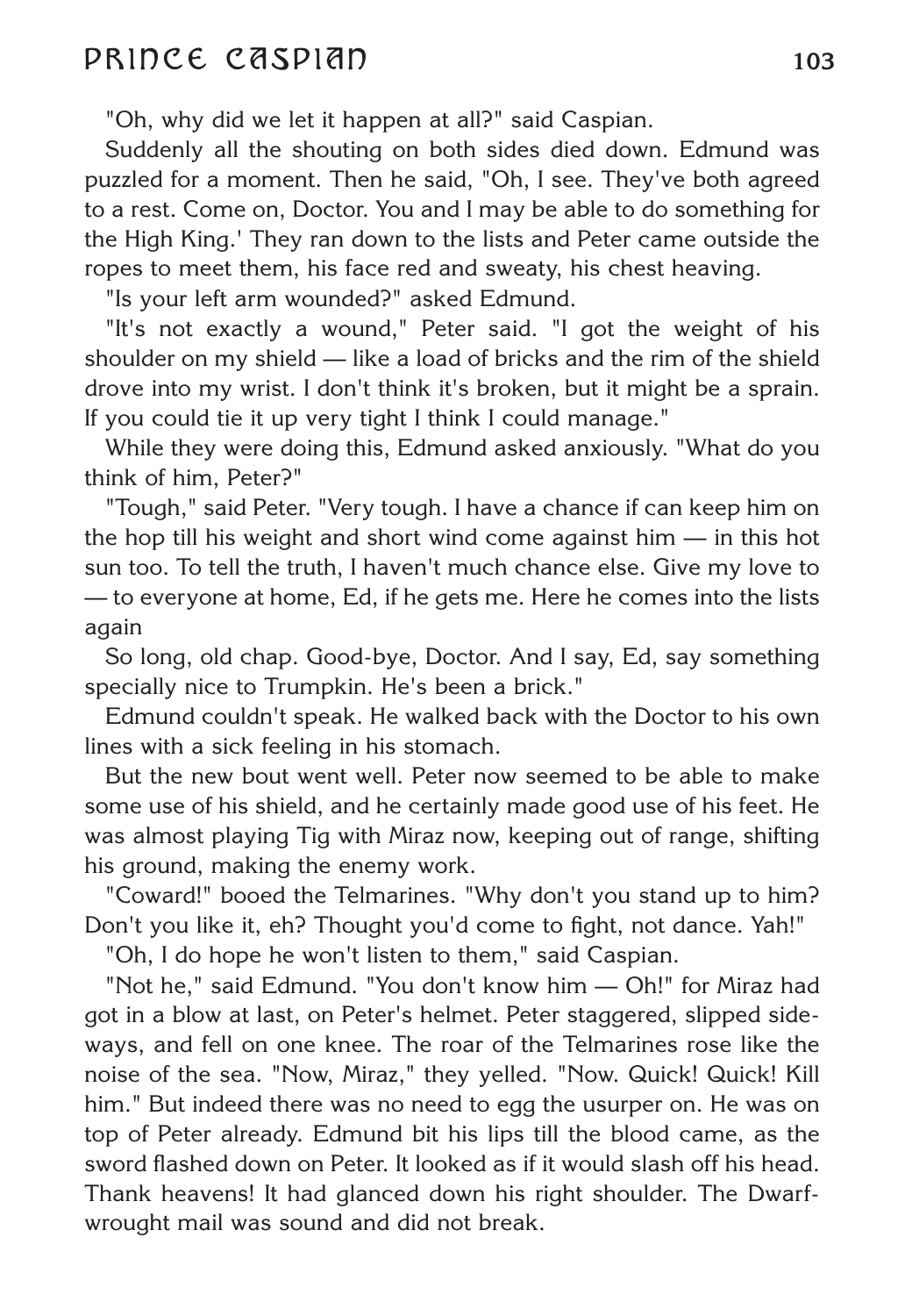"Oh, why did we let it happen at all?" said Caspian.

Suddenly all the shouting on both sides died down. Edmund was puzzled for a moment. Then he said, "Oh, I see. They've both agreed to a rest. Come on, Doctor. You and I may be able to do something for the High King.' They ran down to the lists and Peter came outside the ropes to meet them, his face red and sweaty, his chest heaving.

"Is your left arm wounded?" asked Edmund.

"It's not exactly a wound," Peter said. "I got the weight of his shoulder on my shield — like a load of bricks and the rim of the shield drove into my wrist. I don't think it's broken, but it might be a sprain. If you could tie it up very tight I think I could manage."

While they were doing this, Edmund asked anxiously. "What do you think of him, Peter?"

"Tough," said Peter. "Very tough. I have a chance if can keep him on the hop till his weight and short wind come against him — in this hot sun too. To tell the truth, I haven't much chance else. Give my love to — to everyone at home, Ed, if he gets me. Here he comes into the lists again

So long, old chap. Good-bye, Doctor. And I say, Ed, say something specially nice to Trumpkin. He's been a brick."

Edmund couldn't speak. He walked back with the Doctor to his own lines with a sick feeling in his stomach.

But the new bout went well. Peter now seemed to be able to make some use of his shield, and he certainly made good use of his feet. He was almost playing Tig with Miraz now, keeping out of range, shifting his ground, making the enemy work.

"Coward!" booed the Telmarines. "Why don't you stand up to him? Don't you like it, eh? Thought you'd come to fight, not dance. Yah!"

"Oh, I do hope he won't listen to them," said Caspian.

"Not he," said Edmund. "You don't know him — Oh!" for Miraz had got in a blow at last, on Peter's helmet. Peter staggered, slipped sideways, and fell on one knee. The roar of the Telmarines rose like the noise of the sea. "Now, Miraz," they yelled. "Now. Quick! Quick! Kill him." But indeed there was no need to egg the usurper on. He was on top of Peter already. Edmund bit his lips till the blood came, as the sword flashed down on Peter. It looked as if it would slash off his head. Thank heavens! It had glanced down his right shoulder. The Dwarf-wrought mail was sound and did not break.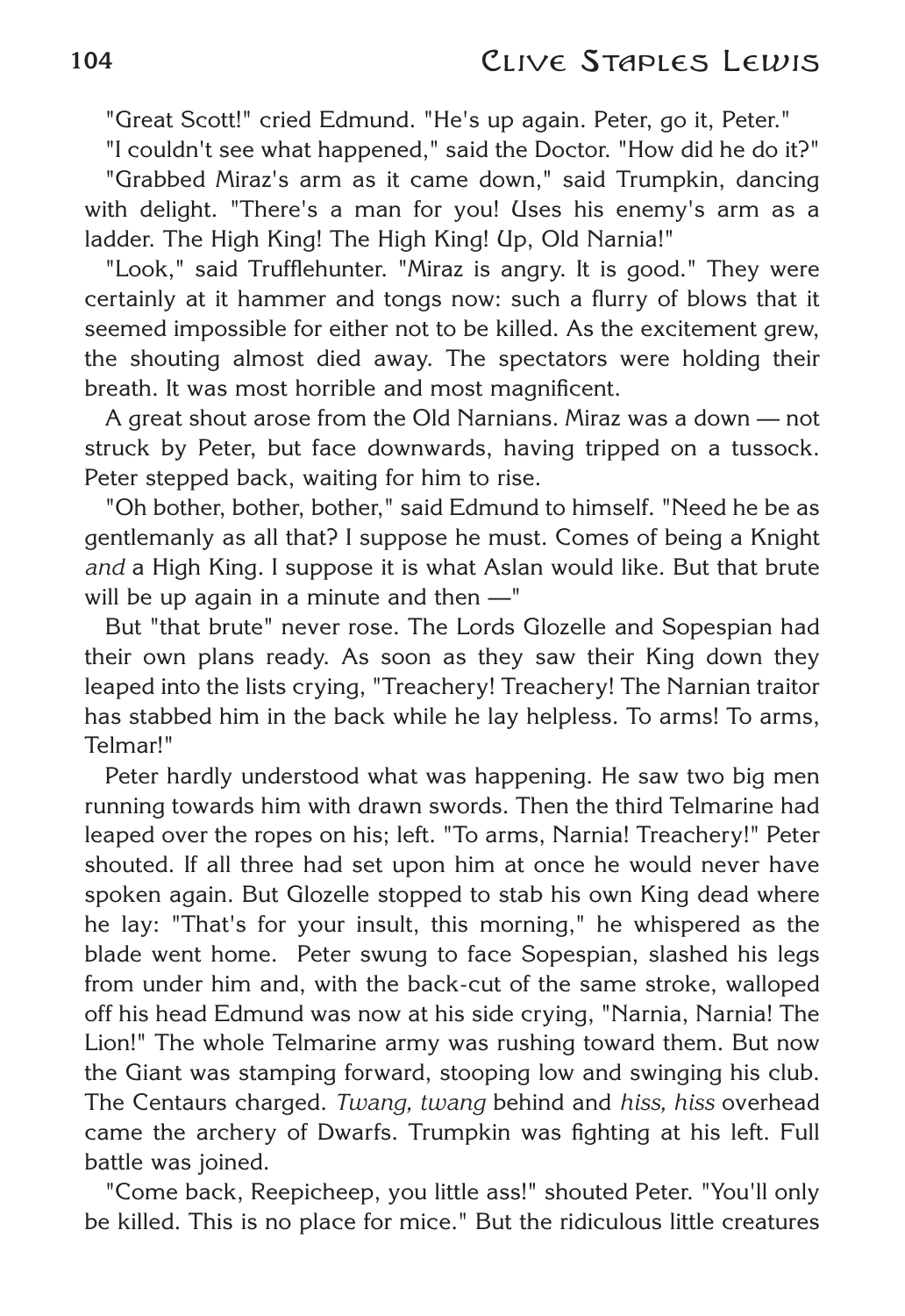"Great Scott!" cried Edmund. "He's up again. Peter, go it, Peter."

"I couldn't see what happened," said the Doctor. "How did he do it?"

"Grabbed Miraz's arm as it came down," said Trumpkin, dancing with delight. "There's a man for you! Uses his enemy's arm as a ladder. The High King! The High King! Up, Old Narnia!"

"Look," said Trufflehunter. "Miraz is angry. It is good." They were certainly at it hammer and tongs now: such a flurry of blows that it seemed impossible for either not to be killed. As the excitement grew, the shouting almost died away. The spectators were holding their breath. It was most horrible and most magnificent.

A great shout arose from the Old Narnians. Miraz was a down — not struck by Peter, but face downwards, having tripped on a tussock. Peter stepped back, waiting for him to rise.

"Oh bother, bother, bother," said Edmund to himself. "Need he be as gentlemanly as all that? I suppose he must. Comes of being a Knight *and* a High King. I suppose it is what Aslan would like. But that brute will be up again in a minute and then —"

But "that brute" never rose. The Lords Glozelle and Sopespian had their own plans ready. As soon as they saw their King down they leaped into the lists crying, "Treachery! Treachery! The Narnian traitor has stabbed him in the back while he lay helpless. To arms! To arms, Telmar!"

Peter hardly understood what was happening. He saw two big men running towards him with drawn swords. Then the third Telmarine had leaped over the ropes on his; left. "To arms, Narnia! Treachery!" Peter shouted. If all three had set upon him at once he would never have spoken again. But Glozelle stopped to stab his own King dead where he lay: "That's for your insult, this morning," he whispered as the blade went home. Peter swung to face Sopespian, slashed his legs from under him and, with the back-cut of the same stroke, walloped off his head Edmund was now at his side crying, "Narnia, Narnia! The Lion!" The whole Telmarine army was rushing toward them. But now the Giant was stamping forward, stooping low and swinging his club. The Centaurs charged. *Twang, twang* behind and *hiss, hiss* overhead came the archery of Dwarfs. Trumpkin was fighting at his left. Full battle was joined.

"Come back, Reepicheep, you little ass!" shouted Peter. "You'll only be killed. This is no place for mice." But the ridiculous little creatures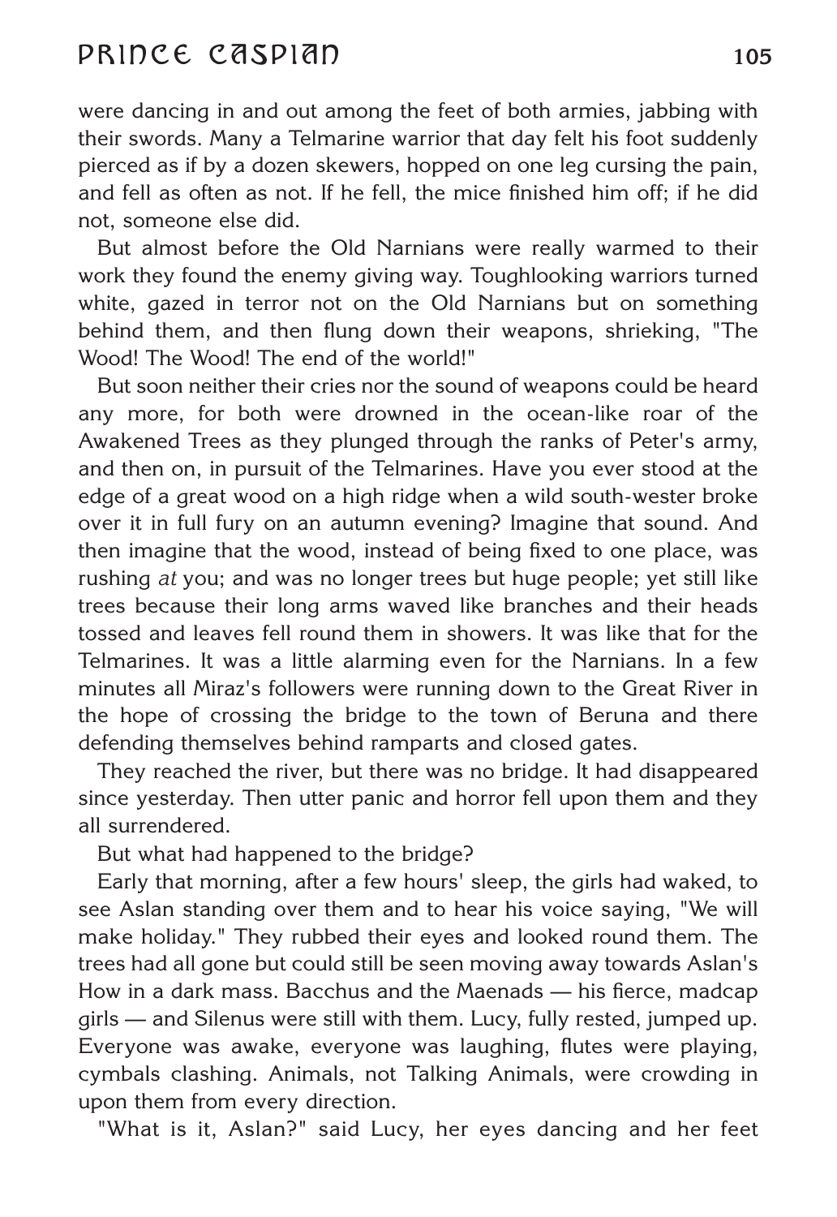were dancing in and out among the feet of both armies, jabbing with their swords. Many a Telmarine warrior that day felt his foot suddenly pierced as if by a dozen skewers, hopped on one leg cursing the pain, and fell as often as not. If he fell, the mice finished him off; if he did not, someone else did.

But almost before the Old Narnians were really warmed to their work they found the enemy giving way. Toughlooking warriors turned white, gazed in terror not on the Old Narnians but on something behind them, and then flung down their weapons, shrieking, "The Wood! The Wood! The end of the world!"

But soon neither their cries nor the sound of weapons could be heard any more, for both were drowned in the ocean-like roar of the Awakened Trees as they plunged through the ranks of Peter's army, and then on, in pursuit of the Telmarines. Have you ever stood at the edge of a great wood on a high ridge when a wild south-wester broke over it in full fury on an autumn evening? Imagine that sound. And then imagine that the wood, instead of being fixed to one place, was rushing *at* you; and was no longer trees but huge people; yet still like trees because their long arms waved like branches and their heads tossed and leaves fell round them in showers. It was like that for the Telmarines. It was a little alarming even for the Narnians. In a few minutes all Miraz's followers were running down to the Great River in the hope of crossing the bridge to the town of Beruna and there defending themselves behind ramparts and closed gates.

They reached the river, but there was no bridge. It had disappeared since yesterday. Then utter panic and horror fell upon them and they all surrendered.

But what had happened to the bridge?

Early that morning, after a few hours' sleep, the girls had waked, to see Aslan standing over them and to hear his voice saying, "We will make holiday." They rubbed their eyes and looked round them. The trees had all gone but could still be seen moving away towards Aslan's How in a dark mass. Bacchus and the Maenads — his fierce, madcap girls — and Silenus were still with them. Lucy, fully rested, jumped up. Everyone was awake, everyone was laughing, flutes were playing, cymbals clashing. Animals, not Talking Animals, were crowding in upon them from every direction.

"What is it, Aslan?" said Lucy, her eyes dancing and her feet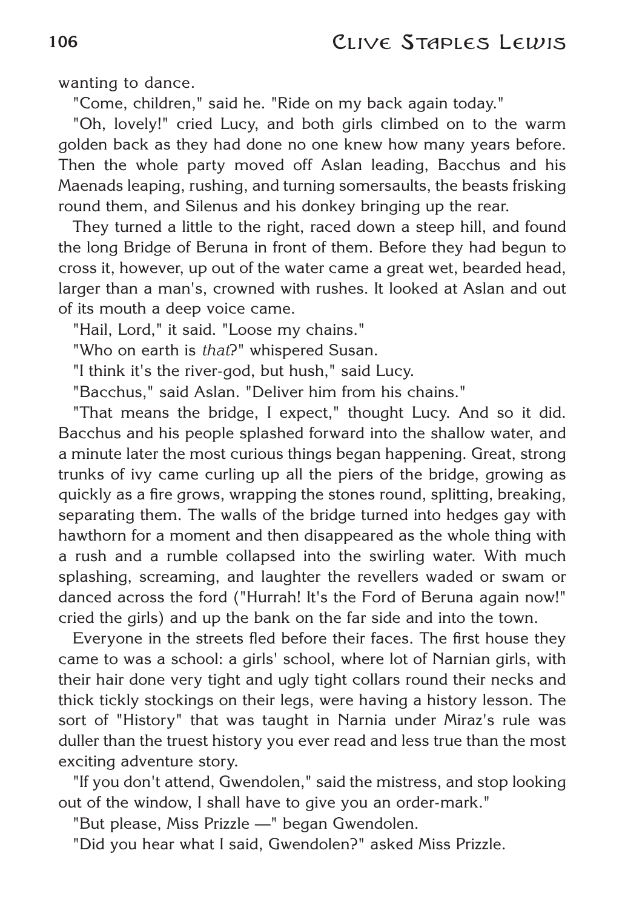wanting to dance.

"Come, children," said he. "Ride on my back again today."

"Oh, lovely!" cried Lucy, and both girls climbed on to the warm golden back as they had done no one knew how many years before. Then the whole party moved off Aslan leading, Bacchus and his Maenads leaping, rushing, and turning somersaults, the beasts frisking round them, and Silenus and his donkey bringing up the rear.

They turned a little to the right, raced down a steep hill, and found the long Bridge of Beruna in front of them. Before they had begun to cross it, however, up out of the water came a great wet, bearded head, larger than a man's, crowned with rushes. It looked at Aslan and out of its mouth a deep voice came.

"Hail, Lord," it said. "Loose my chains."

"Who on earth is *that*?" whispered Susan.

"I think it's the river-god, but hush," said Lucy.

"Bacchus," said Aslan. "Deliver him from his chains."

"That means the bridge, I expect," thought Lucy. And so it did. Bacchus and his people splashed forward into the shallow water, and a minute later the most curious things began happening. Great, strong trunks of ivy came curling up all the piers of the bridge, growing as quickly as a fire grows, wrapping the stones round, splitting, breaking, separating them. The walls of the bridge turned into hedges gay with hawthorn for a moment and then disappeared as the whole thing with a rush and a rumble collapsed into the swirling water. With much splashing, screaming, and laughter the revellers waded or swam or danced across the ford ("Hurrah! It's the Ford of Beruna again now!" cried the girls) and up the bank on the far side and into the town.

Everyone in the streets fled before their faces. The first house they came to was a school: a girls' school, where lot of Narnian girls, with their hair done very tight and ugly tight collars round their necks and thick tickly stockings on their legs, were having a history lesson. The sort of "History" that was taught in Narnia under Miraz's rule was duller than the truest history you ever read and less true than the most exciting adventure story.

"If you don't attend, Gwendolen," said the mistress, and stop looking out of the window, I shall have to give you an order-mark."

"But please, Miss Prizzle —" began Gwendolen.

"Did you hear what I said, Gwendolen?" asked Miss Prizzle.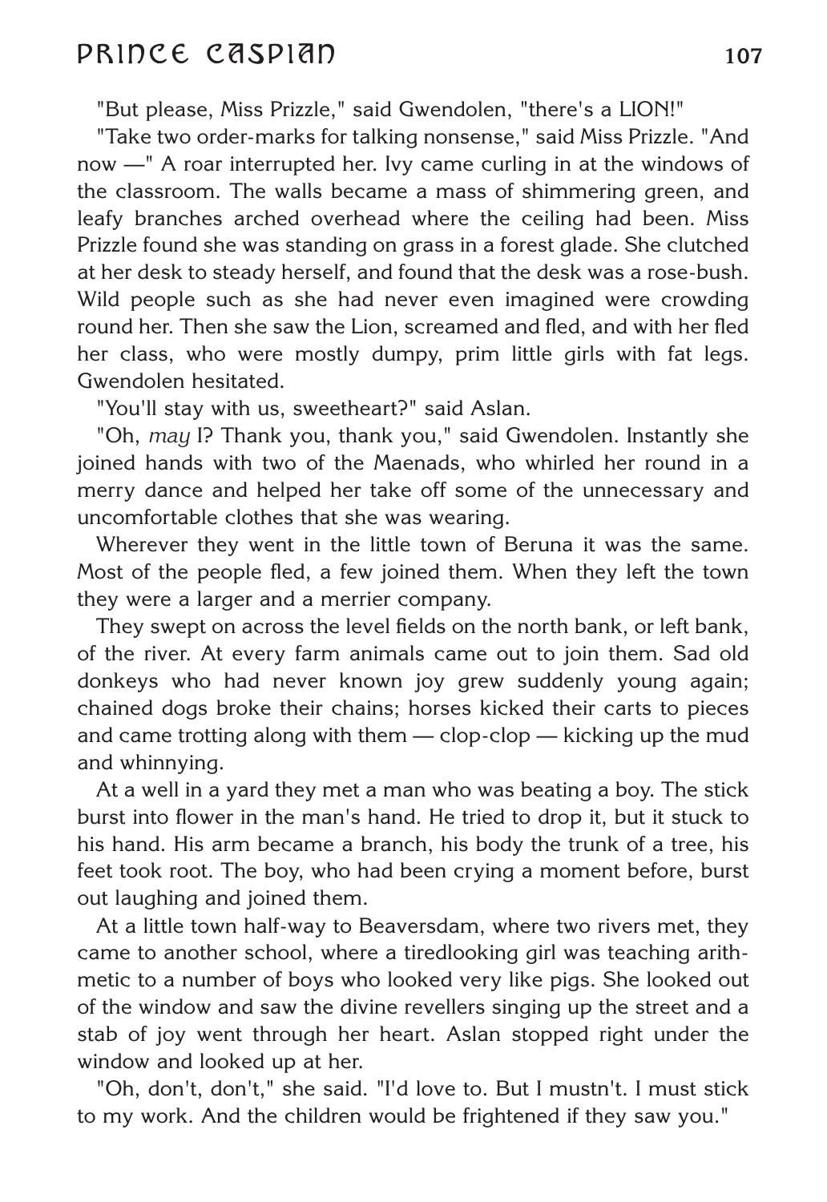"But please, Miss Prizzle," said Gwendolen, "there's a LION!"

"Take two order-marks for talking nonsense," said Miss Prizzle. "And now —" A roar interrupted her. Ivy came curling in at the windows of the classroom. The walls became a mass of shimmering green, and leafy branches arched overhead where the ceiling had been. Miss Prizzle found she was standing on grass in a forest glade. She clutched at her desk to steady herself, and found that the desk was a rose-bush. Wild people such as she had never even imagined were crowding round her. Then she saw the Lion, screamed and fled, and with her fled her class, who were mostly dumpy, prim little girls with fat legs. Gwendolen hesitated.

"You'll stay with us, sweetheart?" said Aslan.

"Oh, *may* I? Thank you, thank you," said Gwendolen. Instantly she joined hands with two of the Maenads, who whirled her round in a merry dance and helped her take off some of the unnecessary and uncomfortable clothes that she was wearing.

Wherever they went in the little town of Beruna it was the same. Most of the people fled, a few joined them. When they left the town they were a larger and a merrier company.

They swept on across the level fields on the north bank, or left bank, of the river. At every farm animals came out to join them. Sad old donkeys who had never known joy grew suddenly young again; chained dogs broke their chains; horses kicked their carts to pieces and came trotting along with them — clop-clop — kicking up the mud and whinnying.

At a well in a yard they met a man who was beating a boy. The stick burst into flower in the man's hand. He tried to drop it, but it stuck to his hand. His arm became a branch, his body the trunk of a tree, his feet took root. The boy, who had been crying a moment before, burst out laughing and joined them.

At a little town half-way to Beaversdam, where two rivers met, they came to another school, where a tiredlooking girl was teaching arithmetic to a number of boys who looked very like pigs. She looked out of the window and saw the divine revellers singing up the street and a stab of joy went through her heart. Aslan stopped right under the window and looked up at her.

"Oh, don't, don't," she said. "I'd love to. But I mustn't. I must stick to my work. And the children would be frightened if they saw you."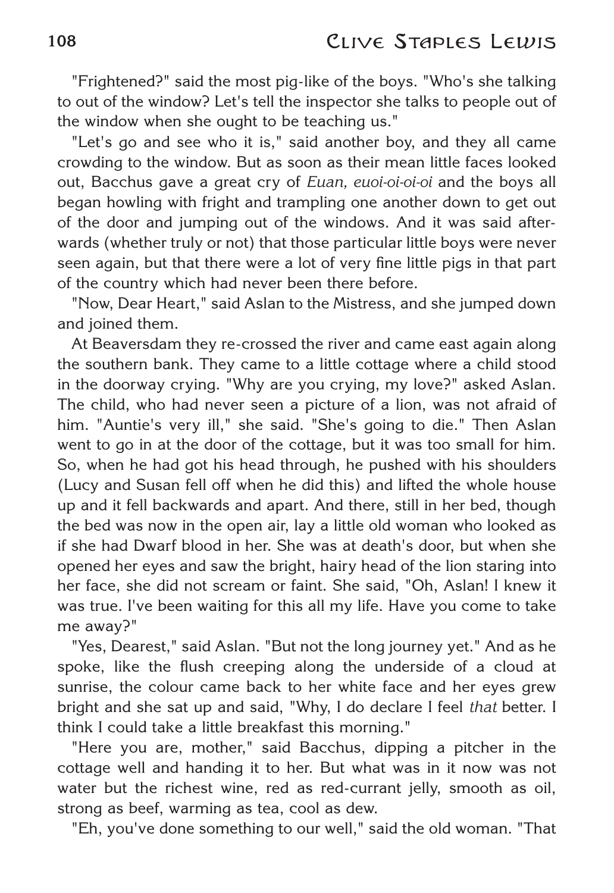"Frightened?" said the most pig-like of the boys. "Who's she talking to out of the window? Let's tell the inspector she talks to people out of the window when she ought to be teaching us."

"Let's go and see who it is," said another boy, and they all came crowding to the window. But as soon as their mean little faces looked out, Bacchus gave a great cry of *Euan, euoi-oi-oi-oi* and the boys all began howling with fright and trampling one another down to get out of the door and jumping out of the windows. And it was said afterwards (whether truly or not) that those particular little boys were never seen again, but that there were a lot of very fine little pigs in that part of the country which had never been there before.

"Now, Dear Heart," said Aslan to the Mistress, and she jumped down and joined them.

At Beaversdam they re-crossed the river and came east again along the southern bank. They came to a little cottage where a child stood in the doorway crying. "Why are you crying, my love?" asked Aslan. The child, who had never seen a picture of a lion, was not afraid of him. "Auntie's very ill," she said. "She's going to die." Then Aslan went to go in at the door of the cottage, but it was too small for him. So, when he had got his head through, he pushed with his shoulders (Lucy and Susan fell off when he did this) and lifted the whole house up and it fell backwards and apart. And there, still in her bed, though the bed was now in the open air, lay a little old woman who looked as if she had Dwarf blood in her. She was at death's door, but when she opened her eyes and saw the bright, hairy head of the lion staring into her face, she did not scream or faint. She said, "Oh, Aslan! I knew it was true. I've been waiting for this all my life. Have you come to take me away?"

"Yes, Dearest," said Aslan. "But not the long journey yet." And as he spoke, like the flush creeping along the underside of a cloud at sunrise, the colour came back to her white face and her eyes grew bright and she sat up and said, "Why, I do declare I feel *that* better. I think I could take a little breakfast this morning."

"Here you are, mother," said Bacchus, dipping a pitcher in the cottage well and handing it to her. But what was in it now was not water but the richest wine, red as red-currant jelly, smooth as oil, strong as beef, warming as tea, cool as dew.

"Eh, you've done something to our well," said the old woman. "That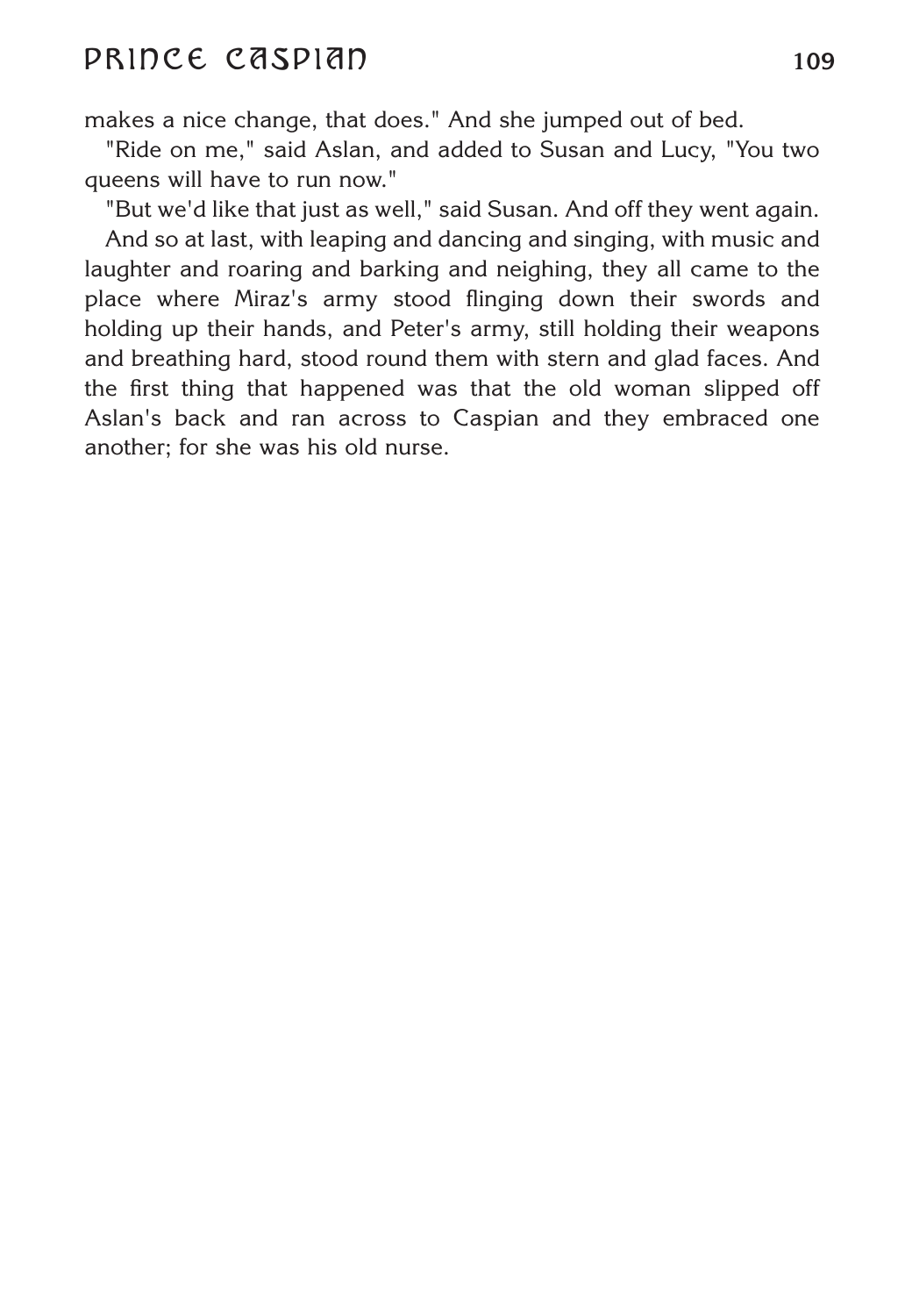makes a nice change, that does." And she jumped out of bed.

"Ride on me," said Aslan, and added to Susan and Lucy, "You two queens will have to run now."

"But we'd like that just as well," said Susan. And off they went again.

And so at last, with leaping and dancing and singing, with music and laughter and roaring and barking and neighing, they all came to the place where Miraz's army stood flinging down their swords and holding up their hands, and Peter's army, still holding their weapons and breathing hard, stood round them with stern and glad faces. And the first thing that happened was that the old woman slipped off Aslan's back and ran across to Caspian and they embraced one another; for she was his old nurse.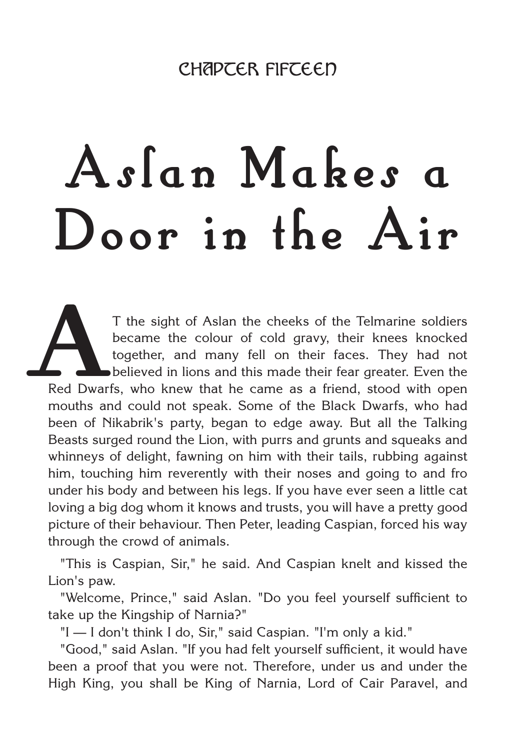CHAPTER FIFTEEN

# Aslan Makes a Door in the Air

AT the sight of Aslan the cheeks of the Telmarine soldiers became the colour of cold gravy, their knees knocked together, and many fell on their faces. They had not believed in lions and this made their fear greater. Even the Red Dwarfs, who knew that he came as a friend, stood with open mouths and could not speak. Some of the Black Dwarfs, who had been of Nikabrik's party, began to edge away. But all the Talking Beasts surged round the Lion, with purrs and grunts and squeaks and whinneys of delight, fawning on him with their tails, rubbing against him, touching him reverently with their noses and going to and fro under his body and between his legs. If you have ever seen a little cat loving a big dog whom it knows and trusts, you will have a pretty good picture of their behaviour. Then Peter, leading Caspian, forced his way through the crowd of animals.

"This is Caspian, Sir," he said. And Caspian knelt and kissed the Lion's paw.

"Welcome, Prince," said Aslan. "Do you feel yourself sufficient to take up the Kingship of Narnia?"

"I — I don't think I do, Sir," said Caspian. "I'm only a kid."

"Good," said Aslan. "If you had felt yourself sufficient, it would have been a proof that you were not. Therefore, under us and under the High King, you shall be King of Narnia, Lord of Cair Paravel, and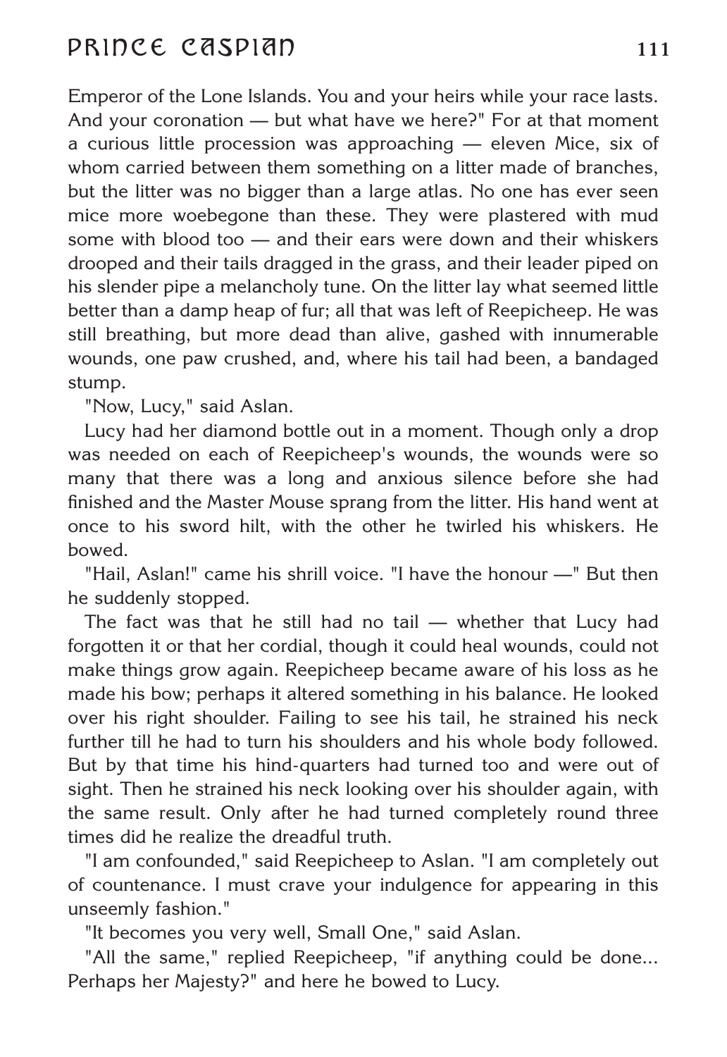Emperor of the Lone Islands. You and your heirs while your race lasts. And your coronation — but what have we here?" For at that moment a curious little procession was approaching — eleven Mice, six of whom carried between them something on a litter made of branches, but the litter was no bigger than a large atlas. No one has ever seen mice more woebegone than these. They were plastered with mud some with blood too — and their ears were down and their whiskers drooped and their tails dragged in the grass, and their leader piped on his slender pipe a melancholy tune. On the litter lay what seemed little better than a damp heap of fur; all that was left of Reepicheep. He was still breathing, but more dead than alive, gashed with innumerable wounds, one paw crushed, and, where his tail had been, a bandaged stump.

"Now, Lucy," said Aslan.

Lucy had her diamond bottle out in a moment. Though only a drop was needed on each of Reepicheep's wounds, the wounds were so many that there was a long and anxious silence before she had finished and the Master Mouse sprang from the litter. His hand went at once to his sword hilt, with the other he twirled his whiskers. He bowed.

"Hail, Aslan!" came his shrill voice. "I have the honour —" But then he suddenly stopped.

The fact was that he still had no tail — whether that Lucy had forgotten it or that her cordial, though it could heal wounds, could not make things grow again. Reepicheep became aware of his loss as he made his bow; perhaps it altered something in his balance. He looked over his right shoulder. Failing to see his tail, he strained his neck further till he had to turn his shoulders and his whole body followed. But by that time his hind-quarters had turned too and were out of sight. Then he strained his neck looking over his shoulder again, with the same result. Only after he had turned completely round three times did he realize the dreadful truth.

"I am confounded," said Reepicheep to Aslan. "I am completely out of countenance. I must crave your indulgence for appearing in this unseemly fashion."

"It becomes you very well, Small One," said Aslan.

"All the same," replied Reepicheep, "if anything could be done... Perhaps her Majesty?" and here he bowed to Lucy.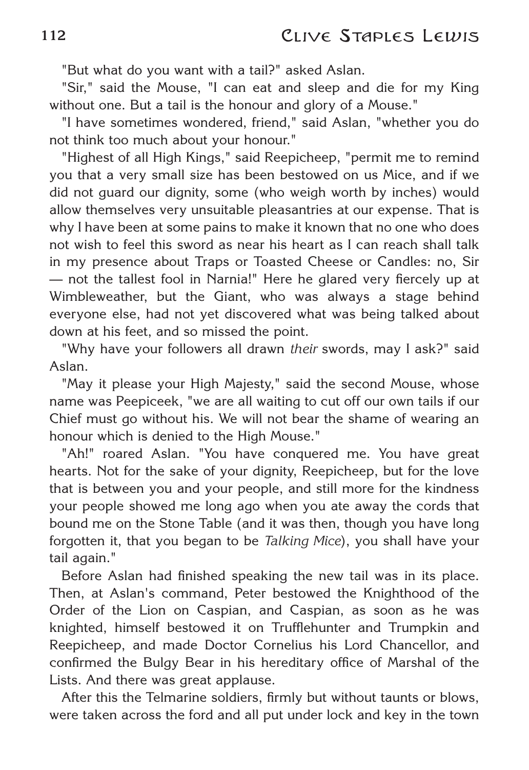"But what do you want with a tail?" asked Aslan.

"Sir," said the Mouse, "I can eat and sleep and die for my King without one. But a tail is the honour and glory of a Mouse."

"I have sometimes wondered, friend," said Aslan, "whether you do not think too much about your honour."

"Highest of all High Kings," said Reepicheep, "permit me to remind you that a very small size has been bestowed on us Mice, and if we did not guard our dignity, some (who weigh worth by inches) would allow themselves very unsuitable pleasantries at our expense. That is why I have been at some pains to make it known that no one who does not wish to feel this sword as near his heart as I can reach shall talk in my presence about Traps or Toasted Cheese or Candles: no, Sir — not the tallest fool in Narnia!" Here he glared very fiercely up at Wimbleweather, but the Giant, who was always a stage behind everyone else, had not yet discovered what was being talked about down at his feet, and so missed the point.

"Why have your followers all drawn *their* swords, may I ask?" said Aslan.

"May it please your High Majesty," said the second Mouse, whose name was Peepiceek, "we are all waiting to cut off our own tails if our Chief must go without his. We will not bear the shame of wearing an honour which is denied to the High Mouse."

"Ah!" roared Aslan. "You have conquered me. You have great hearts. Not for the sake of your dignity, Reepicheep, but for the love that is between you and your people, and still more for the kindness your people showed me long ago when you ate away the cords that bound me on the Stone Table (and it was then, though you have long forgotten it, that you began to be *Talking Mice*), you shall have your tail again."

Before Aslan had finished speaking the new tail was in its place. Then, at Aslan's command, Peter bestowed the Knighthood of the Order of the Lion on Caspian, and Caspian, as soon as he was knighted, himself bestowed it on Trufflehunter and Trumpkin and Reepicheep, and made Doctor Cornelius his Lord Chancellor, and confirmed the Bulgy Bear in his hereditary office of Marshal of the Lists. And there was great applause.

After this the Telmarine soldiers, firmly but without taunts or blows, were taken across the ford and all put under lock and key in the town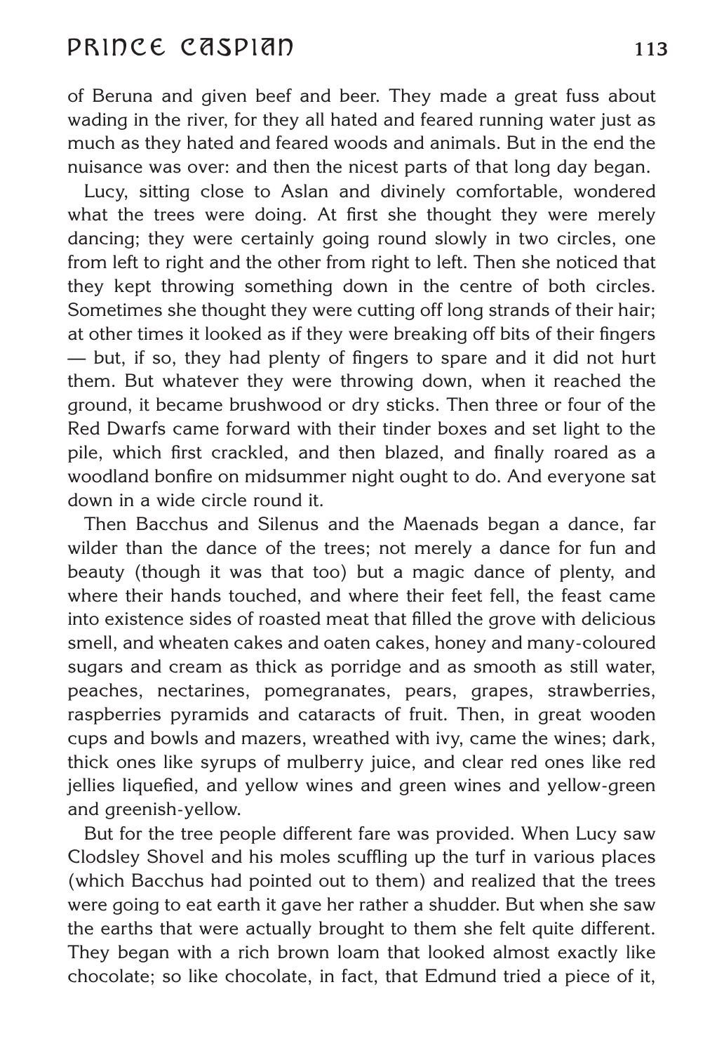of Beruna and given beef and beer. They made a great fuss about wading in the river, for they all hated and feared running water just as much as they hated and feared woods and animals. But in the end the nuisance was over: and then the nicest parts of that long day began.

Lucy, sitting close to Aslan and divinely comfortable, wondered what the trees were doing. At first she thought they were merely dancing; they were certainly going round slowly in two circles, one from left to right and the other from right to left. Then she noticed that they kept throwing something down in the centre of both circles. Sometimes she thought they were cutting off long strands of their hair; at other times it looked as if they were breaking off bits of their fingers — but, if so, they had plenty of fingers to spare and it did not hurt them. But whatever they were throwing down, when it reached the ground, it became brushwood or dry sticks. Then three or four of the Red Dwarfs came forward with their tinder boxes and set light to the pile, which first crackled, and then blazed, and finally roared as a woodland bonfire on midsummer night ought to do. And everyone sat down in a wide circle round it.

Then Bacchus and Silenus and the Maenads began a dance, far wilder than the dance of the trees; not merely a dance for fun and beauty (though it was that too) but a magic dance of plenty, and where their hands touched, and where their feet fell, the feast came into existence sides of roasted meat that filled the grove with delicious smell, and wheaten cakes and oaten cakes, honey and many-coloured sugars and cream as thick as porridge and as smooth as still water, peaches, nectarines, pomegranates, pears, grapes, strawberries, raspberries pyramids and cataracts of fruit. Then, in great wooden cups and bowls and mazers, wreathed with ivy, came the wines; dark, thick ones like syrups of mulberry juice, and clear red ones like red jellies liquefied, and yellow wines and green wines and yellow-green and greenish-yellow.

But for the tree people different fare was provided. When Lucy saw Clodsley Shovel and his moles scuffling up the turf in various places (which Bacchus had pointed out to them) and realized that the trees were going to eat earth it gave her rather a shudder. But when she saw the earths that were actually brought to them she felt quite different. They began with a rich brown loam that looked almost exactly like chocolate; so like chocolate, in fact, that Edmund tried a piece of it,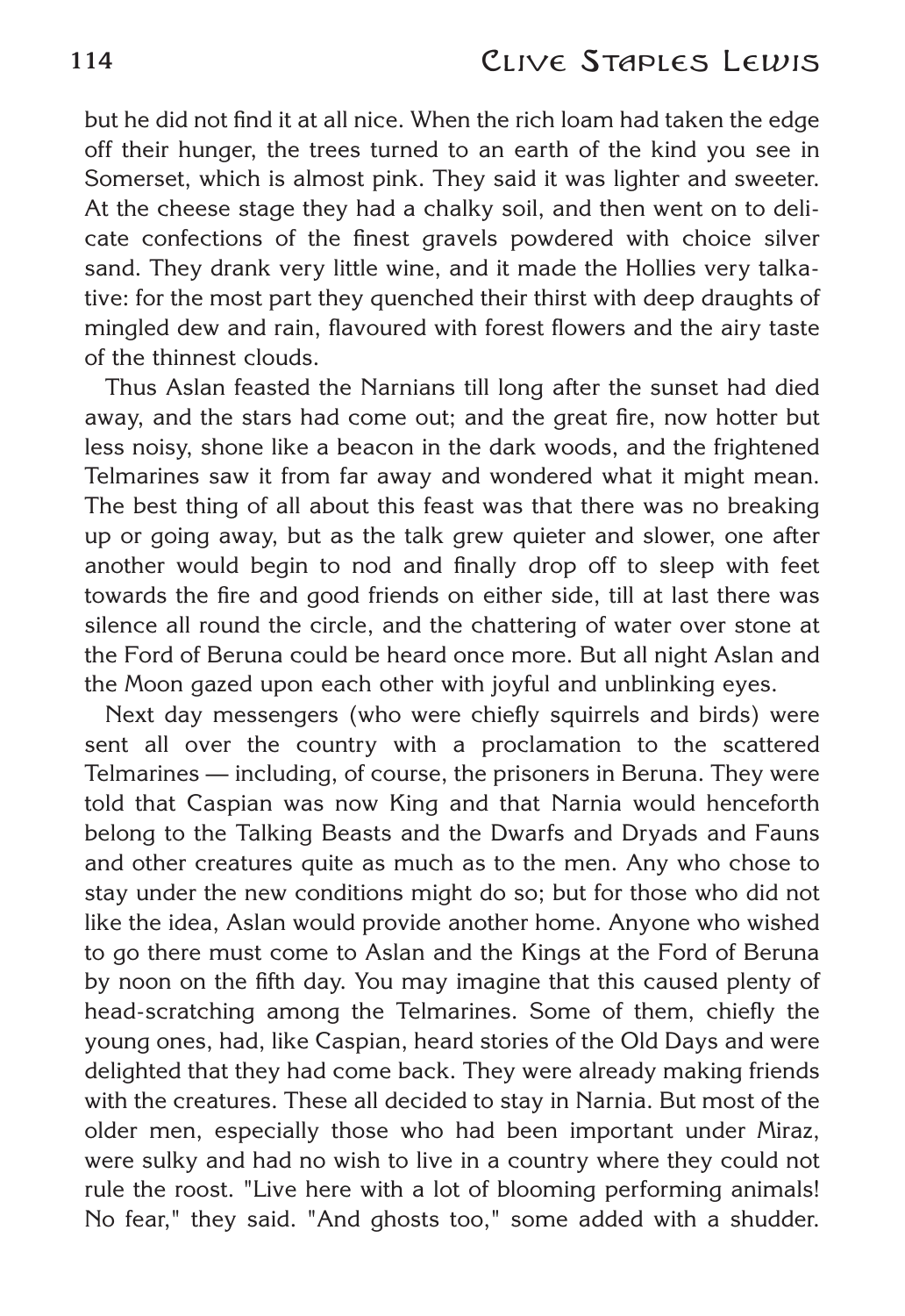but he did not find it at all nice. When the rich loam had taken the edge off their hunger, the trees turned to an earth of the kind you see in Somerset, which is almost pink. They said it was lighter and sweeter. At the cheese stage they had a chalky soil, and then went on to delicate confections of the finest gravels powdered with choice silver sand. They drank very little wine, and it made the Hollies very talkative: for the most part they quenched their thirst with deep draughts of mingled dew and rain, flavoured with forest flowers and the airy taste of the thinnest clouds.

Thus Aslan feasted the Narnians till long after the sunset had died away, and the stars had come out; and the great fire, now hotter but less noisy, shone like a beacon in the dark woods, and the frightened Telmarines saw it from far away and wondered what it might mean. The best thing of all about this feast was that there was no breaking up or going away, but as the talk grew quieter and slower, one after another would begin to nod and finally drop off to sleep with feet towards the fire and good friends on either side, till at last there was silence all round the circle, and the chattering of water over stone at the Ford of Beruna could be heard once more. But all night Aslan and the Moon gazed upon each other with joyful and unblinking eyes.

Next day messengers (who were chiefly squirrels and birds) were sent all over the country with a proclamation to the scattered Telmarines — including, of course, the prisoners in Beruna. They were told that Caspian was now King and that Narnia would henceforth belong to the Talking Beasts and the Dwarfs and Dryads and Fauns and other creatures quite as much as to the men. Any who chose to stay under the new conditions might do so; but for those who did not like the idea, Aslan would provide another home. Anyone who wished to go there must come to Aslan and the Kings at the Ford of Beruna by noon on the fifth day. You may imagine that this caused plenty of head-scratching among the Telmarines. Some of them, chiefly the young ones, had, like Caspian, heard stories of the Old Days and were delighted that they had come back. They were already making friends with the creatures. These all decided to stay in Narnia. But most of the older men, especially those who had been important under Miraz, were sulky and had no wish to live in a country where they could not rule the roost. "Live here with a lot of blooming performing animals! No fear," they said. "And ghosts too," some added with a shudder.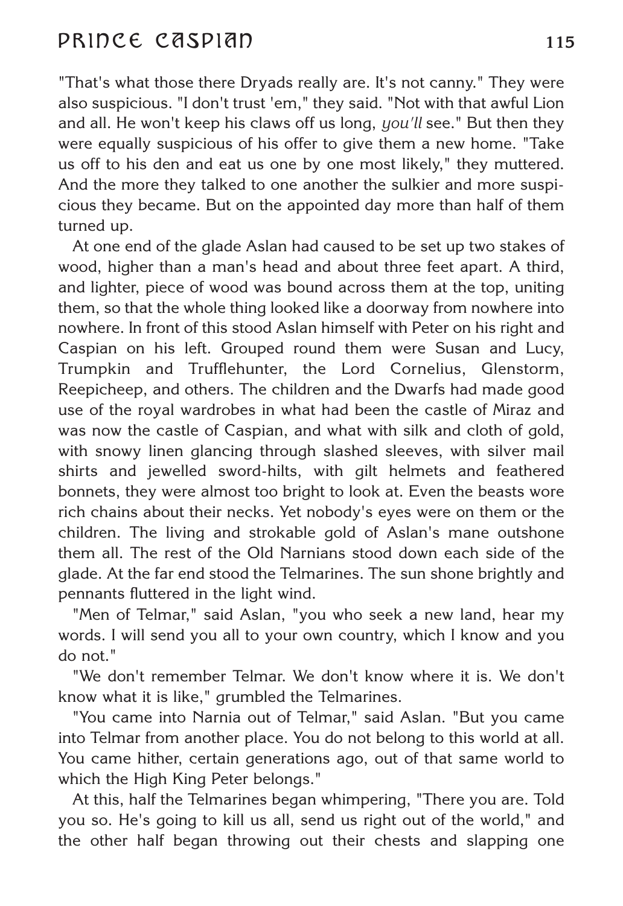"That's what those there Dryads really are. It's not canny." They were also suspicious. "I don't trust 'em," they said. "Not with that awful Lion and all. He won't keep his claws off us long, *you'll* see." But then they were equally suspicious of his offer to give them a new home. "Take us off to his den and eat us one by one most likely," they muttered. And the more they talked to one another the sulkier and more suspicious they became. But on the appointed day more than half of them turned up.

At one end of the glade Aslan had caused to be set up two stakes of wood, higher than a man's head and about three feet apart. A third, and lighter, piece of wood was bound across them at the top, uniting them, so that the whole thing looked like a doorway from nowhere into nowhere. In front of this stood Aslan himself with Peter on his right and Caspian on his left. Grouped round them were Susan and Lucy, Trumpkin and Trufflehunter, the Lord Cornelius, Glenstorm, Reepicheep, and others. The children and the Dwarfs had made good use of the royal wardrobes in what had been the castle of Miraz and was now the castle of Caspian, and what with silk and cloth of gold, with snowy linen glancing through slashed sleeves, with silver mail shirts and jewelled sword-hilts, with gilt helmets and feathered bonnets, they were almost too bright to look at. Even the beasts wore rich chains about their necks. Yet nobody's eyes were on them or the children. The living and strokable gold of Aslan's mane outshone them all. The rest of the Old Narnians stood down each side of the glade. At the far end stood the Telmarines. The sun shone brightly and pennants fluttered in the light wind.

"Men of Telmar," said Aslan, "you who seek a new land, hear my words. I will send you all to your own country, which I know and you do not."

"We don't remember Telmar. We don't know where it is. We don't know what it is like," grumbled the Telmarines.

"You came into Narnia out of Telmar," said Aslan. "But you came into Telmar from another place. You do not belong to this world at all. You came hither, certain generations ago, out of that same world to which the High King Peter belongs."

At this, half the Telmarines began whimpering, "There you are. Told you so. He's going to kill us all, send us right out of the world," and the other half began throwing out their chests and slapping one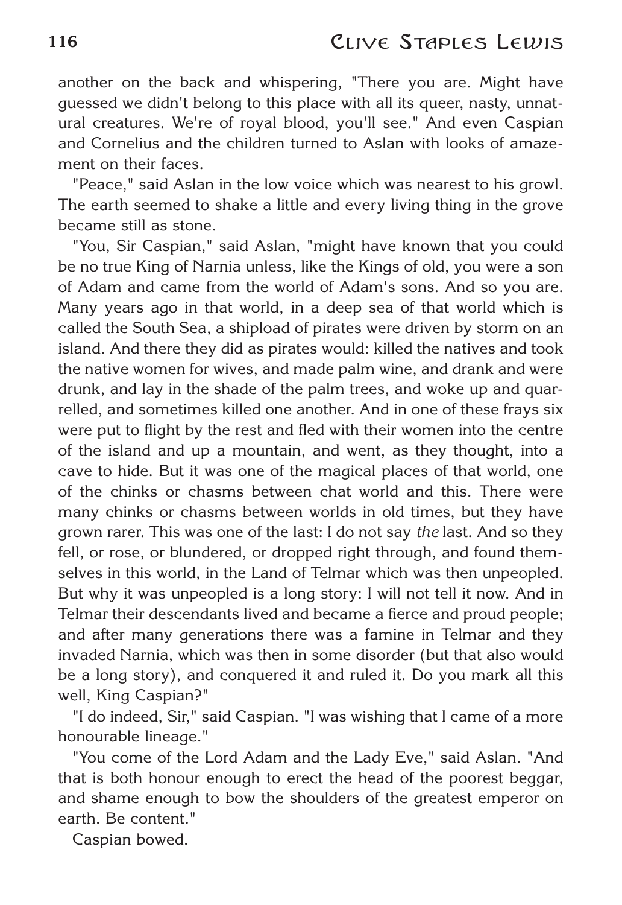another on the back and whispering, "There you are. Might have guessed we didn't belong to this place with all its queer, nasty, unnatural creatures. We're of royal blood, you'll see." And even Caspian and Cornelius and the children turned to Aslan with looks of amazement on their faces.

"Peace," said Aslan in the low voice which was nearest to his growl. The earth seemed to shake a little and every living thing in the grove became still as stone.

"You, Sir Caspian," said Aslan, "might have known that you could be no true King of Narnia unless, like the Kings of old, you were a son of Adam and came from the world of Adam's sons. And so you are. Many years ago in that world, in a deep sea of that world which is called the South Sea, a shipload of pirates were driven by storm on an island. And there they did as pirates would: killed the natives and took the native women for wives, and made palm wine, and drank and were drunk, and lay in the shade of the palm trees, and woke up and quarrelled, and sometimes killed one another. And in one of these frays six were put to flight by the rest and fled with their women into the centre of the island and up a mountain, and went, as they thought, into a cave to hide. But it was one of the magical places of that world, one of the chinks or chasms between chat world and this. There were many chinks or chasms between worlds in old times, but they have grown rarer. This was one of the last: I do not say *the* last. And so they fell, or rose, or blundered, or dropped right through, and found themselves in this world, in the Land of Telmar which was then unpeopled. But why it was unpeopled is a long story: I will not tell it now. And in Telmar their descendants lived and became a fierce and proud people; and after many generations there was a famine in Telmar and they invaded Narnia, which was then in some disorder (but that also would be a long story), and conquered it and ruled it. Do you mark all this well, King Caspian?"

"I do indeed, Sir," said Caspian. "I was wishing that I came of a more honourable lineage."

"You come of the Lord Adam and the Lady Eve," said Aslan. "And that is both honour enough to erect the head of the poorest beggar, and shame enough to bow the shoulders of the greatest emperor on earth. Be content."

Caspian bowed.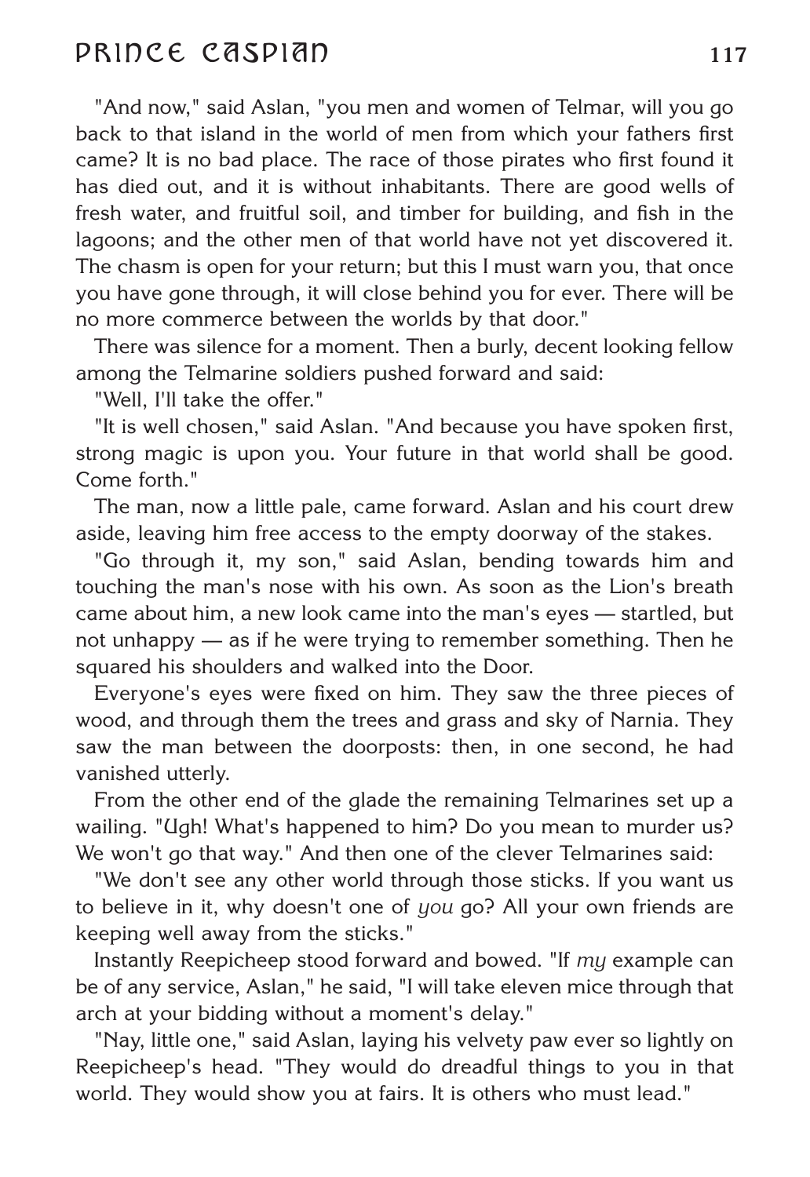"And now," said Aslan, "you men and women of Telmar, will you go back to that island in the world of men from which your fathers first came? It is no bad place. The race of those pirates who first found it has died out, and it is without inhabitants. There are good wells of fresh water, and fruitful soil, and timber for building, and fish in the lagoons; and the other men of that world have not yet discovered it. The chasm is open for your return; but this I must warn you, that once you have gone through, it will close behind you for ever. There will be no more commerce between the worlds by that door."

There was silence for a moment. Then a burly, decent looking fellow among the Telmarine soldiers pushed forward and said:

"Well, I'll take the offer."

"It is well chosen," said Aslan. "And because you have spoken first, strong magic is upon you. Your future in that world shall be good. Come forth."

The man, now a little pale, came forward. Aslan and his court drew aside, leaving him free access to the empty doorway of the stakes.

"Go through it, my son," said Aslan, bending towards him and touching the man's nose with his own. As soon as the Lion's breath came about him, a new look came into the man's eyes — startled, but not unhappy — as if he were trying to remember something. Then he squared his shoulders and walked into the Door.

Everyone's eyes were fixed on him. They saw the three pieces of wood, and through them the trees and grass and sky of Narnia. They saw the man between the doorposts: then, in one second, he had vanished utterly.

From the other end of the glade the remaining Telmarines set up a wailing. "Ugh! What's happened to him? Do you mean to murder us? We won't go that way." And then one of the clever Telmarines said:

"We don't see any other world through those sticks. If you want us to believe in it, why doesn't one of *you* go? All your own friends are keeping well away from the sticks."

Instantly Reepicheep stood forward and bowed. "If *my* example can be of any service, Aslan," he said, "I will take eleven mice through that arch at your bidding without a moment's delay."

"Nay, little one," said Aslan, laying his velvety paw ever so lightly on Reepicheep's head. "They would do dreadful things to you in that world. They would show you at fairs. It is others who must lead."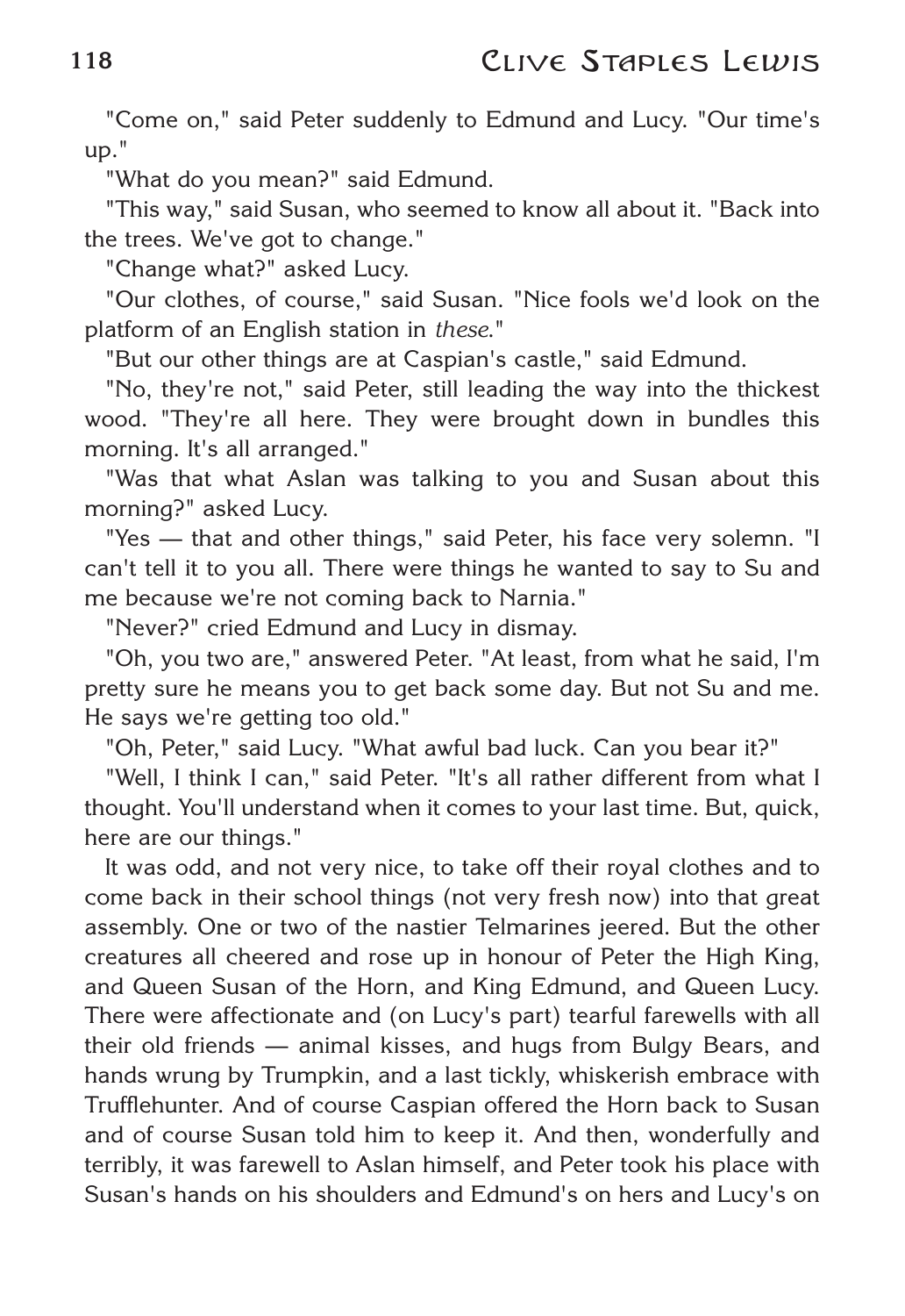"Come on," said Peter suddenly to Edmund and Lucy. "Our time's up."

"What do you mean?" said Edmund.

"This way," said Susan, who seemed to know all about it. "Back into the trees. We've got to change."

"Change what?" asked Lucy.

"Our clothes, of course," said Susan. "Nice fools we'd look on the platform of an English station in *these*."

"But our other things are at Caspian's castle," said Edmund.

"No, they're not," said Peter, still leading the way into the thickest wood. "They're all here. They were brought down in bundles this morning. It's all arranged."

"Was that what Aslan was talking to you and Susan about this morning?" asked Lucy.

"Yes — that and other things," said Peter, his face very solemn. "I can't tell it to you all. There were things he wanted to say to Su and me because we're not coming back to Narnia."

"Never?" cried Edmund and Lucy in dismay.

"Oh, you two are," answered Peter. "At least, from what he said, I'm pretty sure he means you to get back some day. But not Su and me. He says we're getting too old."

"Oh, Peter," said Lucy. "What awful bad luck. Can you bear it?"

"Well, I think I can," said Peter. "It's all rather different from what I thought. You'll understand when it comes to your last time. But, quick, here are our things."

It was odd, and not very nice, to take off their royal clothes and to come back in their school things (not very fresh now) into that great assembly. One or two of the nastier Telmarines jeered. But the other creatures all cheered and rose up in honour of Peter the High King, and Queen Susan of the Horn, and King Edmund, and Queen Lucy. There were affectionate and (on Lucy's part) tearful farewells with all their old friends — animal kisses, and hugs from Bulgy Bears, and hands wrung by Trumpkin, and a last tickly, whiskerish embrace with Trufflehunter. And of course Caspian offered the Horn back to Susan and of course Susan told him to keep it. And then, wonderfully and terribly, it was farewell to Aslan himself, and Peter took his place with Susan's hands on his shoulders and Edmund's on hers and Lucy's on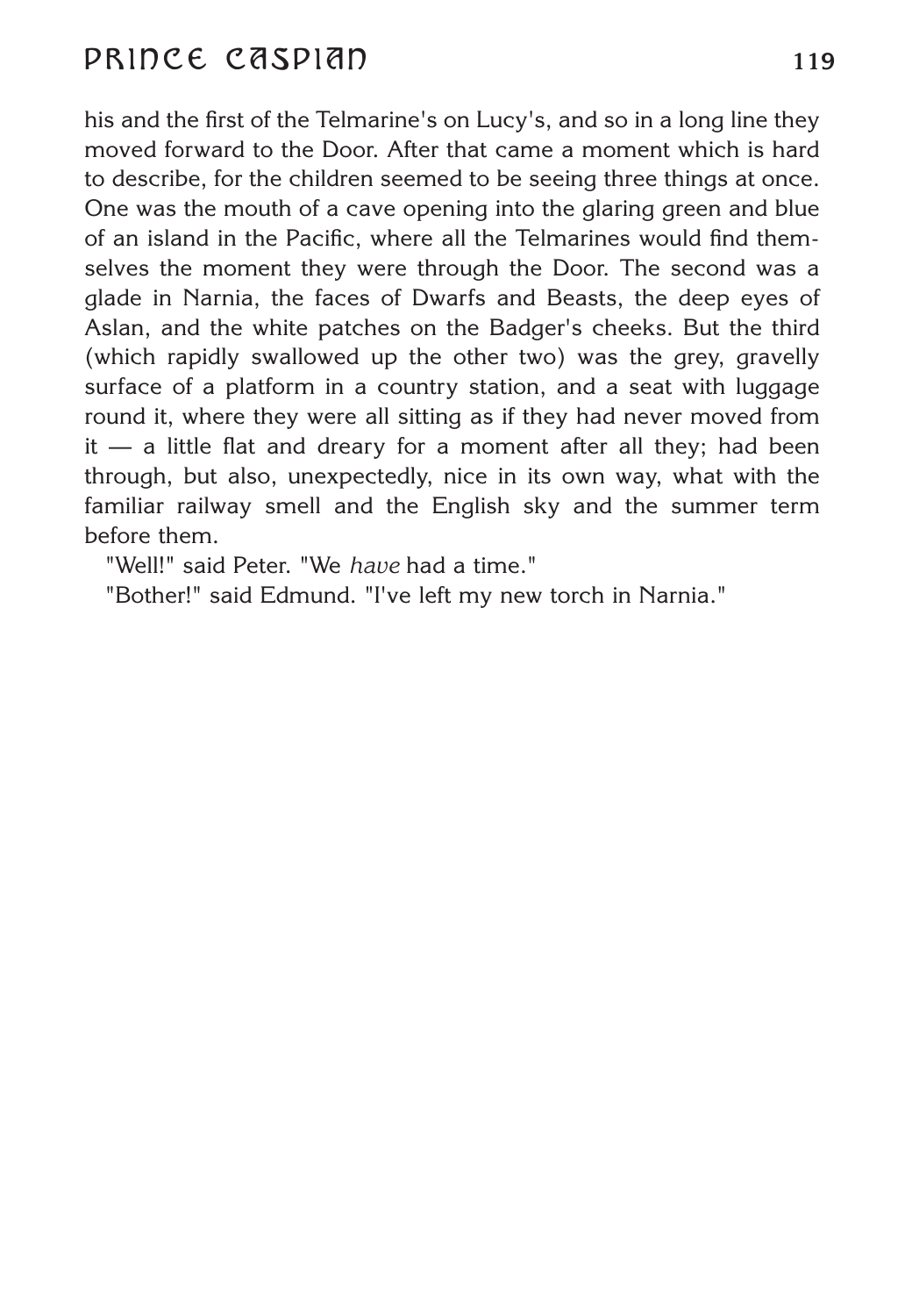his and the first of the Telmarine's on Lucy's, and so in a long line they moved forward to the Door. After that came a moment which is hard to describe, for the children seemed to be seeing three things at once. One was the mouth of a cave opening into the glaring green and blue of an island in the Pacific, where all the Telmarines would find themselves the moment they were through the Door. The second was a glade in Narnia, the faces of Dwarfs and Beasts, the deep eyes of Aslan, and the white patches on the Badger's cheeks. But the third (which rapidly swallowed up the other two) was the grey, gravelly surface of a platform in a country station, and a seat with luggage round it, where they were all sitting as if they had never moved from it — a little flat and dreary for a moment after all they; had been through, but also, unexpectedly, nice in its own way, what with the familiar railway smell and the English sky and the summer term before them.

"Well!" said Peter. "We *have* had a time."

"Bother!" said Edmund. "I've left my new torch in Narnia."